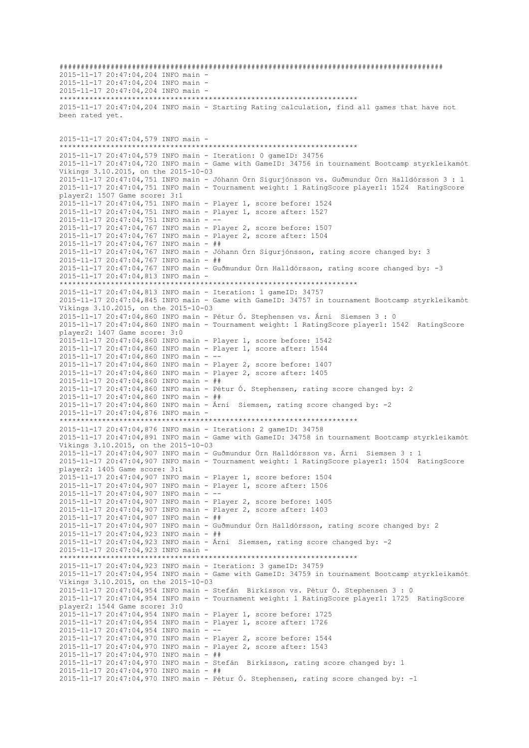```
######################################################################################
2015-11-17 20:47:04,204 INFO main - 
2015-11-17 20:47:04,204 INFO main - 
2015-11-17 20:47:04,204 INFO main - 
**********************************************************************
2015-11-17 20:47:04,204 INFO main - Starting Rating calculation, find all games that have not 
been rated yet.


2015-11-17 20:47:04,579 INFO main - 
**********************************************************************
2015-11-17 20:47:04,579 INFO main - Iteration: 0 gameID: 34756
2015-11-17 20:47:04,720 INFO main - Game with GameID: 34756 in tournament Bootcamp styrkleikamót 
Víkings 3.10.2015, on the 2015-10-03
2015-11-17 20:47:04,751 INFO main - Jóhann Örn Sigurjónsson vs. Guðmundur Örn Halldórsson 3 : 1
2015-11-17 20:47:04,751 INFO main - Tournament weight: 1 RatingScore player1: 1524  RatingScore 
player2: 1507 Game score: 3:1
2015-11-17 20:47:04,751 INFO main - Player 1, score before: 1524
2015-11-17 20:47:04,751 INFO main - Player 1, score after: 1527
2015-11-17 20:47:04,751 INFO main - --
2015-11-17 20:47:04,767 INFO main - Player 2, score before: 1507
2015-11-17 20:47:04,767 INFO main - Player 2, score after: 1504
2015-11-17 20:47:04,767 INFO main - ##
2015-11-17 20:47:04,767 INFO main - Jóhann Örn Sigurjónsson, rating score changed by: 3
2015-11-17 20:47:04,767 INFO main - ##
2015-11-17 20:47:04,767 INFO main - Guðmundur Örn Halldórsson, rating score changed by: -3
2015-11-17 20:47:04,813 INFO main - 
**********************************************************************
2015-11-17 20:47:04,813 INFO main - Iteration: 1 gameID: 34757
2015-11-17 20:47:04,845 INFO main - Game with GameID: 34757 in tournament Bootcamp styrkleikamót 
Víkings 3.10.2015, on the 2015-10-03
2015-11-17 20:47:04,860 INFO main - Pétur Ó. Stephensen vs. Árni  Siemsen 3 : 0
2015-11-17 20:47:04,860 INFO main - Tournament weight: 1 RatingScore player1: 1542  RatingScore 
player2: 1407 Game score: 3:0
2015-11-17 20:47:04,860 INFO main - Player 1, score before: 1542
2015-11-17 20:47:04,860 INFO main - Player 1, score after: 1544
2015-11-17 20:47:04,860 INFO main - --
2015-11-17 20:47:04,860 INFO main - Player 2, score before: 1407
2015-11-17 20:47:04,860 INFO main - Player 2, score after: 1405
2015-11-17 20:47:04,860 INFO main - ##
2015-11-17 20:47:04,860 INFO main - Pétur Ó. Stephensen, rating score changed by: 2
2015-11-17 20:47:04,860 INFO main - ##
2015-11-17 20:47:04,860 INFO main - Árni  Siemsen, rating score changed by: -2
2015-11-17 20:47:04,876 INFO main - 
**********************************************************************
2015-11-17 20:47:04,876 INFO main - Iteration: 2 gameID: 34758
2015-11-17 20:47:04,891 INFO main - Game with GameID: 34758 in tournament Bootcamp styrkleikamót 
Víkings 3.10.2015, on the 2015-10-03
2015-11-17 20:47:04,907 INFO main - Guðmundur Örn Halldórsson vs. Árni  Siemsen 3 : 1
2015-11-17 20:47:04,907 INFO main - Tournament weight: 1 RatingScore player1: 1504  RatingScore 
player2: 1405 Game score: 3:1
2015-11-17 20:47:04,907 INFO main - Player 1, score before: 1504
2015-11-17 20:47:04,907 INFO main - Player 1, score after: 1506
2015-11-17 20:47:04,907 INFO main - --
2015-11-17 20:47:04,907 INFO main - Player 2, score before: 1405
2015-11-17 20:47:04,907 INFO main - Player 2, score after: 1403
2015-11-17 20:47:04,907 INFO main - ##
2015-11-17 20:47:04,907 INFO main - Guðmundur Örn Halldórsson, rating score changed by: 2
2015-11-17 20:47:04,923 INFO main - ##
2015-11-17 20:47:04,923 INFO main - Árni  Siemsen, rating score changed by: -2
2015-11-17 20:47:04,923 INFO main - 
**********************************************************************
2015-11-17 20:47:04,923 INFO main - Iteration: 3 gameID: 34759
2015-11-17 20:47:04,954 INFO main - Game with GameID: 34759 in tournament Bootcamp styrkleikamót 
Víkings 3.10.2015, on the 2015-10-03
2015-11-17 20:47:04,954 INFO main - Stefán  Birkisson vs. Pétur Ó. Stephensen 3 : 0
2015-11-17 20:47:04,954 INFO main - Tournament weight: 1 RatingScore player1: 1725  RatingScore 
player2: 1544 Game score: 3:0
2015-11-17 20:47:04,954 INFO main - Player 1, score before: 1725
2015-11-17 20:47:04,954 INFO main - Player 1, score after: 1726
2015-11-17 20:47:04,954 INFO main - --
2015-11-17 20:47:04,970 INFO main - Player 2, score before: 1544
2015-11-17 20:47:04,970 INFO main - Player 2, score after: 1543
2015-11-17 20:47:04,970 INFO main - ##
2015-11-17 20:47:04,970 INFO main - Stefán  Birkisson, rating score changed by: 1
2015-11-17 20:47:04,970 INFO main - ##
2015-11-17 20:47:04,970 INFO main - Pétur Ó. Stephensen, rating score changed by: -1
```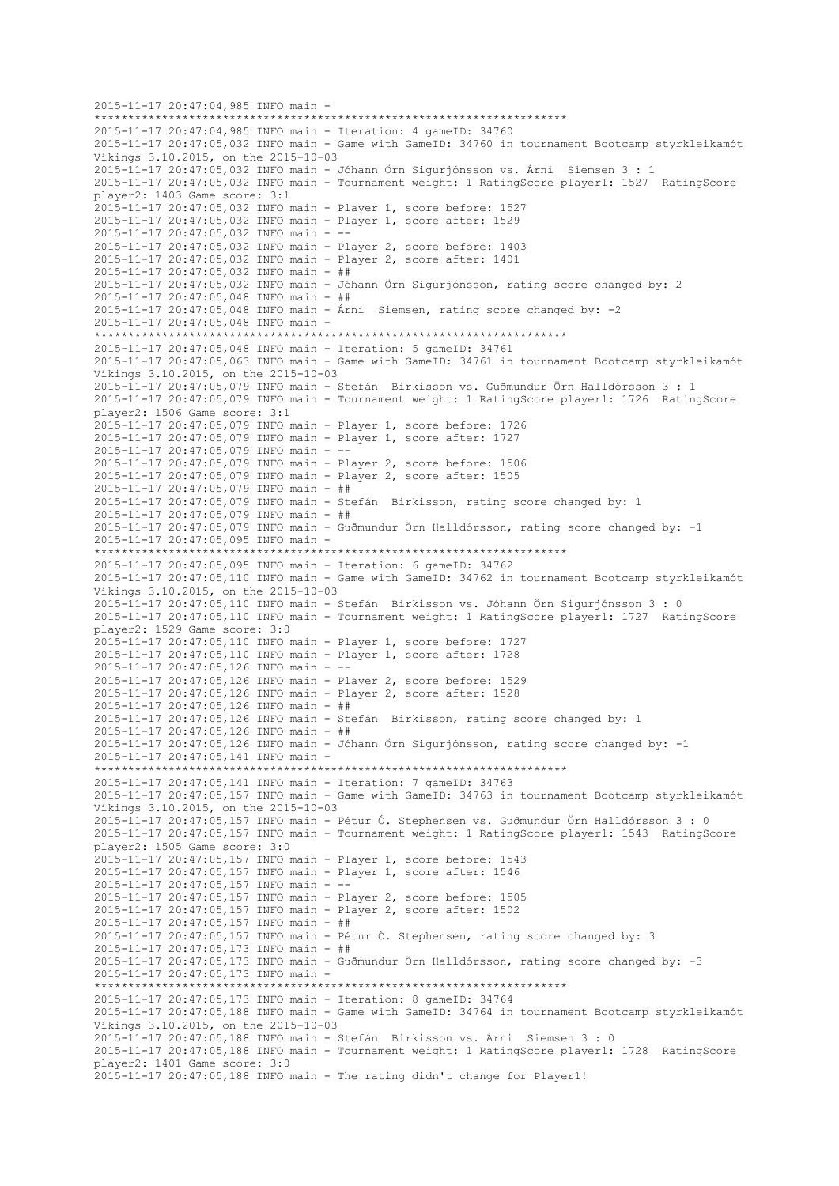```
2015-11-17 20:47:04,985 INFO main - 
*********************************************************************
2015-11-17 20:47:04,985 INFO main - Iteration: 4 gameID: 34760
2015-11-17 20:47:05,032 INFO main - Game with GameID: 34760 in tournament Bootcamp styrkleikamót Víkings 3.10.2015, on the 2015-10-03
2015-11-17 20:47:05,032 INFO main - Jóhann Örn Sigurjónsson vs. Árni  Siemsen 3 : 1
2015-11-17 20:47:05,032 INFO main - Tournament weight: 1 RatingScore player1: 1527  RatingScore player2: 1403 Game score: 3:1
2015-11-17 20:47:05,032 INFO main - Player 1, score before: 1527
2015-11-17 20:47:05,032 INFO main - Player 1, score after: 1529
2015-11-17 20:47:05,032 INFO main - --
2015-11-17 20:47:05,032 INFO main - Player 2, score before: 1403
2015-11-17 20:47:05,032 INFO main - Player 2, score after: 1401
2015-11-17 20:47:05,032 INFO main - ##
2015-11-17 20:47:05,032 INFO main - Jóhann Örn Sigurjónsson, rating score changed by: 2
2015-11-17 20:47:05,048 INFO main - ##
2015-11-17 20:47:05,048 INFO main - Árni  Siemsen, rating score changed by: -2
2015-11-17 20:47:05,048 INFO main - 
*********************************************************************
2015-11-17 20:47:05,048 INFO main - Iteration: 5 gameID: 34761
2015-11-17 20:47:05,063 INFO main - Game with GameID: 34761 in tournament Bootcamp styrkleikamót Víkings 3.10.2015, on the 2015-10-03
2015-11-17 20:47:05,079 INFO main - Stefán  Birkisson vs. Guðmundur Örn Halldórsson 3 : 1
2015-11-17 20:47:05,079 INFO main - Tournament weight: 1 RatingScore player1: 1726  RatingScore player2: 1506 Game score: 3:1
2015-11-17 20:47:05,079 INFO main - Player 1, score before: 1726
2015-11-17 20:47:05,079 INFO main - Player 1, score after: 1727
2015-11-17 20:47:05,079 INFO main - --
2015-11-17 20:47:05,079 INFO main - Player 2, score before: 1506
2015-11-17 20:47:05,079 INFO main - Player 2, score after: 1505
2015-11-17 20:47:05,079 INFO main - ##
2015-11-17 20:47:05,079 INFO main - Stefán  Birkisson, rating score changed by: 1
2015-11-17 20:47:05,079 INFO main - ##
2015-11-17 20:47:05,079 INFO main - Guðmundur Örn Halldórsson, rating score changed by: -1
2015-11-17 20:47:05,095 INFO main - 
*********************************************************************
2015-11-17 20:47:05,095 INFO main - Iteration: 6 gameID: 34762
2015-11-17 20:47:05,110 INFO main - Game with GameID: 34762 in tournament Bootcamp styrkleikamót Víkings 3.10.2015, on the 2015-10-03
2015-11-17 20:47:05,110 INFO main - Stefán  Birkisson vs. Jóhann Örn Sigurjónsson 3 : 0
2015-11-17 20:47:05,110 INFO main - Tournament weight: 1 RatingScore player1: 1727  RatingScore player2: 1529 Game score: 3:0
2015-11-17 20:47:05,110 INFO main - Player 1, score before: 1727
2015-11-17 20:47:05,110 INFO main - Player 1, score after: 1728
2015-11-17 20:47:05,126 INFO main - --
2015-11-17 20:47:05,126 INFO main - Player 2, score before: 1529
2015-11-17 20:47:05,126 INFO main - Player 2, score after: 1528
2015-11-17 20:47:05,126 INFO main - ##
2015-11-17 20:47:05,126 INFO main - Stefán  Birkisson, rating score changed by: 1
2015-11-17 20:47:05,126 INFO main - ##
2015-11-17 20:47:05,126 INFO main - Jóhann Örn Sigurjónsson, rating score changed by: -1
2015-11-17 20:47:05,141 INFO main - 
*********************************************************************
2015-11-17 20:47:05,141 INFO main - Iteration: 7 gameID: 34763
2015-11-17 20:47:05,157 INFO main - Game with GameID: 34763 in tournament Bootcamp styrkleikamót Víkings 3.10.2015, on the 2015-10-03
2015-11-17 20:47:05,157 INFO main - Pétur Ó. Stephensen vs. Guðmundur Örn Halldórsson 3 : 0
2015-11-17 20:47:05,157 INFO main - Tournament weight: 1 RatingScore player1: 1543  RatingScore player2: 1505 Game score: 3:0
2015-11-17 20:47:05,157 INFO main - Player 1, score before: 1543
2015-11-17 20:47:05,157 INFO main - Player 1, score after: 1546
2015-11-17 20:47:05,157 INFO main - --
2015-11-17 20:47:05,157 INFO main - Player 2, score before: 1505
2015-11-17 20:47:05,157 INFO main - Player 2, score after: 1502
2015-11-17 20:47:05,157 INFO main - ##
2015-11-17 20:47:05,157 INFO main - Pétur Ó. Stephensen, rating score changed by: 3
2015-11-17 20:47:05,173 INFO main - ##
2015-11-17 20:47:05,173 INFO main - Guðmundur Örn Halldórsson, rating score changed by: -3
2015-11-17 20:47:05,173 INFO main - 
*********************************************************************
2015-11-17 20:47:05,173 INFO main - Iteration: 8 gameID: 34764
2015-11-17 20:47:05,188 INFO main - Game with GameID: 34764 in tournament Bootcamp styrkleikamót Víkings 3.10.2015, on the 2015-10-03
2015-11-17 20:47:05,188 INFO main - Stefán  Birkisson vs. Árni  Siemsen 3 : 0
2015-11-17 20:47:05,188 INFO main - Tournament weight: 1 RatingScore player1: 1728  RatingScore player2: 1401 Game score: 3:0
2015-11-17 20:47:05,188 INFO main - The rating didn't change for Player1!
```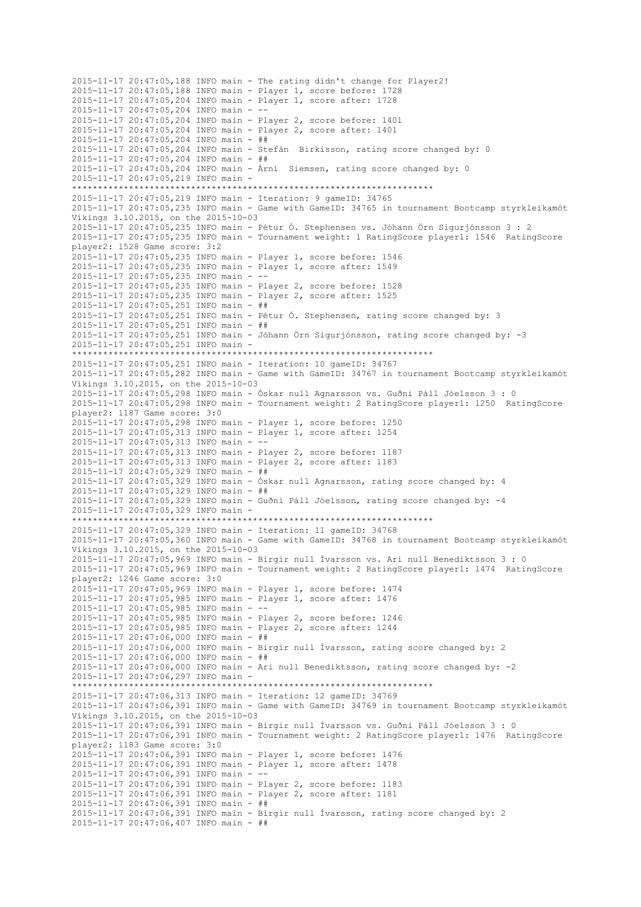```
2015-11-17 20:47:05,188 INFO main - The rating didn't change for Player2!
2015-11-17 20:47:05,188 INFO main - Player 1, score before: 1728
2015-11-17 20:47:05,204 INFO main - Player 1, score after: 1728
2015-11-17 20:47:05,204 INFO main - --
2015-11-17 20:47:05,204 INFO main - Player 2, score before: 1401
2015-11-17 20:47:05,204 INFO main - Player 2, score after: 1401
2015-11-17 20:47:05,204 INFO main - ##
2015-11-17 20:47:05,204 INFO main - Stefán  Birkisson, rating score changed by: 0
2015-11-17 20:47:05,204 INFO main - ##
2015-11-17 20:47:05,204 INFO main - Árni  Siemsen, rating score changed by: 0
2015-11-17 20:47:05,219 INFO main - 
**********************************************************************
2015-11-17 20:47:05,219 INFO main - Iteration: 9 gameID: 34765
2015-11-17 20:47:05,235 INFO main - Game with GameID: 34765 in tournament Bootcamp styrkleikamót
Víkings 3.10.2015, on the 2015-10-03
2015-11-17 20:47:05,235 INFO main - Pétur Ó. Stephensen vs. Jóhann Örn Sigurjónsson 3 : 2
2015-11-17 20:47:05,235 INFO main - Tournament weight: 1 RatingScore player1: 1546  RatingScore
player2: 1528 Game score: 3:2
2015-11-17 20:47:05,235 INFO main - Player 1, score before: 1546
2015-11-17 20:47:05,235 INFO main - Player 1, score after: 1549
2015-11-17 20:47:05,235 INFO main - --
2015-11-17 20:47:05,235 INFO main - Player 2, score before: 1528
2015-11-17 20:47:05,235 INFO main - Player 2, score after: 1525
2015-11-17 20:47:05,251 INFO main - ##
2015-11-17 20:47:05,251 INFO main - Pétur Ó. Stephensen, rating score changed by: 3
2015-11-17 20:47:05,251 INFO main - ##
2015-11-17 20:47:05,251 INFO main - Jóhann Örn Sigurjónsson, rating score changed by: -3
2015-11-17 20:47:05,251 INFO main - 
**********************************************************************
2015-11-17 20:47:05,251 INFO main - Iteration: 10 gameID: 34767
2015-11-17 20:47:05,282 INFO main - Game with GameID: 34767 in tournament Bootcamp styrkleikamót
Víkings 3.10.2015, on the 2015-10-03
2015-11-17 20:47:05,298 INFO main - Óskar null Agnarsson vs. Guðni Páll Jóelsson 3 : 0
2015-11-17 20:47:05,298 INFO main - Tournament weight: 2 RatingScore player1: 1250  RatingScore
player2: 1187 Game score: 3:0
2015-11-17 20:47:05,298 INFO main - Player 1, score before: 1250
2015-11-17 20:47:05,313 INFO main - Player 1, score after: 1254
2015-11-17 20:47:05,313 INFO main - --
2015-11-17 20:47:05,313 INFO main - Player 2, score before: 1187
2015-11-17 20:47:05,313 INFO main - Player 2, score after: 1183
2015-11-17 20:47:05,329 INFO main - ##
2015-11-17 20:47:05,329 INFO main - Óskar null Agnarsson, rating score changed by: 4
2015-11-17 20:47:05,329 INFO main - ##
2015-11-17 20:47:05,329 INFO main - Guðni Páll Jóelsson, rating score changed by: -4
2015-11-17 20:47:05,329 INFO main - 
**********************************************************************
2015-11-17 20:47:05,329 INFO main - Iteration: 11 gameID: 34768
2015-11-17 20:47:05,360 INFO main - Game with GameID: 34768 in tournament Bootcamp styrkleikamót
Víkings 3.10.2015, on the 2015-10-03
2015-11-17 20:47:05,969 INFO main - Birgir null Ívarsson vs. Ari null Benediktsson 3 : 0
2015-11-17 20:47:05,969 INFO main - Tournament weight: 2 RatingScore player1: 1474  RatingScore
player2: 1246 Game score: 3:0
2015-11-17 20:47:05,969 INFO main - Player 1, score before: 1474
2015-11-17 20:47:05,985 INFO main - Player 1, score after: 1476
2015-11-17 20:47:05,985 INFO main - --
2015-11-17 20:47:05,985 INFO main - Player 2, score before: 1246
2015-11-17 20:47:05,985 INFO main - Player 2, score after: 1244
2015-11-17 20:47:06,000 INFO main - ##
2015-11-17 20:47:06,000 INFO main - Birgir null Ívarsson, rating score changed by: 2
2015-11-17 20:47:06,000 INFO main - ##
2015-11-17 20:47:06,000 INFO main - Ari null Benediktsson, rating score changed by: -2
2015-11-17 20:47:06,297 INFO main - 
**********************************************************************
2015-11-17 20:47:06,313 INFO main - Iteration: 12 gameID: 34769
2015-11-17 20:47:06,391 INFO main - Game with GameID: 34769 in tournament Bootcamp styrkleikamót
Víkings 3.10.2015, on the 2015-10-03
2015-11-17 20:47:06,391 INFO main - Birgir null Ívarsson vs. Guðni Páll Jóelsson 3 : 0
2015-11-17 20:47:06,391 INFO main - Tournament weight: 2 RatingScore player1: 1476  RatingScore
player2: 1183 Game score: 3:0
2015-11-17 20:47:06,391 INFO main - Player 1, score before: 1476
2015-11-17 20:47:06,391 INFO main - Player 1, score after: 1478
2015-11-17 20:47:06,391 INFO main - --
2015-11-17 20:47:06,391 INFO main - Player 2, score before: 1183
2015-11-17 20:47:06,391 INFO main - Player 2, score after: 1181
2015-11-17 20:47:06,391 INFO main - ##
2015-11-17 20:47:06,391 INFO main - Birgir null Ívarsson, rating score changed by: 2
2015-11-17 20:47:06,407 INFO main - ##
```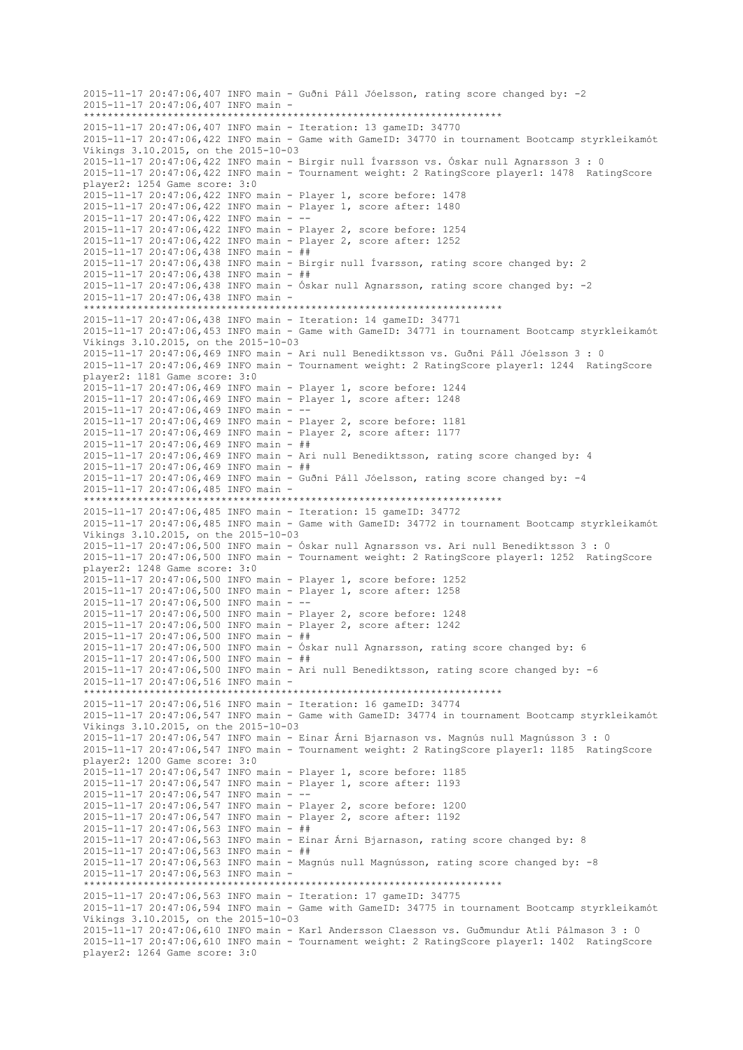```
2015-11-17 20:47:06,407 INFO main - Guðni Páll Jóelsson, rating score changed by: -2
2015-11-17 20:47:06,407 INFO main - 
**********************************************************************
2015-11-17 20:47:06,407 INFO main - Iteration: 13 gameID: 34770
2015-11-17 20:47:06,422 INFO main - Game with GameID: 34770 in tournament Bootcamp styrkleikamót Víkings 3.10.2015, on the 2015-10-03
2015-11-17 20:47:06,422 INFO main - Birgir null Ívarsson vs. Óskar null Agnarsson 3 : 0
2015-11-17 20:47:06,422 INFO main - Tournament weight: 2 RatingScore player1: 1478  RatingScore player2: 1254 Game score: 3:0
2015-11-17 20:47:06,422 INFO main - Player 1, score before: 1478
2015-11-17 20:47:06,422 INFO main - Player 1, score after: 1480
2015-11-17 20:47:06,422 INFO main - --
2015-11-17 20:47:06,422 INFO main - Player 2, score before: 1254
2015-11-17 20:47:06,422 INFO main - Player 2, score after: 1252
2015-11-17 20:47:06,438 INFO main - ##
2015-11-17 20:47:06,438 INFO main - Birgir null Ívarsson, rating score changed by: 2
2015-11-17 20:47:06,438 INFO main - ##
2015-11-17 20:47:06,438 INFO main - Óskar null Agnarsson, rating score changed by: -2
2015-11-17 20:47:06,438 INFO main - 
**********************************************************************
2015-11-17 20:47:06,438 INFO main - Iteration: 14 gameID: 34771
2015-11-17 20:47:06,453 INFO main - Game with GameID: 34771 in tournament Bootcamp styrkleikamót Víkings 3.10.2015, on the 2015-10-03
2015-11-17 20:47:06,469 INFO main - Ari null Benediktsson vs. Guðni Páll Jóelsson 3 : 0
2015-11-17 20:47:06,469 INFO main - Tournament weight: 2 RatingScore player1: 1244  RatingScore player2: 1181 Game score: 3:0
2015-11-17 20:47:06,469 INFO main - Player 1, score before: 1244
2015-11-17 20:47:06,469 INFO main - Player 1, score after: 1248
2015-11-17 20:47:06,469 INFO main - --
2015-11-17 20:47:06,469 INFO main - Player 2, score before: 1181
2015-11-17 20:47:06,469 INFO main - Player 2, score after: 1177
2015-11-17 20:47:06,469 INFO main - ##
2015-11-17 20:47:06,469 INFO main - Ari null Benediktsson, rating score changed by: 4
2015-11-17 20:47:06,469 INFO main - ##
2015-11-17 20:47:06,469 INFO main - Guðni Páll Jóelsson, rating score changed by: -4
2015-11-17 20:47:06,485 INFO main - 
**********************************************************************
2015-11-17 20:47:06,485 INFO main - Iteration: 15 gameID: 34772
2015-11-17 20:47:06,485 INFO main - Game with GameID: 34772 in tournament Bootcamp styrkleikamót Víkings 3.10.2015, on the 2015-10-03
2015-11-17 20:47:06,500 INFO main - Óskar null Agnarsson vs. Ari null Benediktsson 3 : 0
2015-11-17 20:47:06,500 INFO main - Tournament weight: 2 RatingScore player1: 1252  RatingScore player2: 1248 Game score: 3:0
2015-11-17 20:47:06,500 INFO main - Player 1, score before: 1252
2015-11-17 20:47:06,500 INFO main - Player 1, score after: 1258
2015-11-17 20:47:06,500 INFO main - --
2015-11-17 20:47:06,500 INFO main - Player 2, score before: 1248
2015-11-17 20:47:06,500 INFO main - Player 2, score after: 1242
2015-11-17 20:47:06,500 INFO main - ##
2015-11-17 20:47:06,500 INFO main - Óskar null Agnarsson, rating score changed by: 6
2015-11-17 20:47:06,500 INFO main - ##
2015-11-17 20:47:06,500 INFO main - Ari null Benediktsson, rating score changed by: -6
2015-11-17 20:47:06,516 INFO main - 
**********************************************************************
2015-11-17 20:47:06,516 INFO main - Iteration: 16 gameID: 34774
2015-11-17 20:47:06,547 INFO main - Game with GameID: 34774 in tournament Bootcamp styrkleikamót Víkings 3.10.2015, on the 2015-10-03
2015-11-17 20:47:06,547 INFO main - Einar Árni Bjarnason vs. Magnús null Magnússon 3 : 0
2015-11-17 20:47:06,547 INFO main - Tournament weight: 2 RatingScore player1: 1185  RatingScore player2: 1200 Game score: 3:0
2015-11-17 20:47:06,547 INFO main - Player 1, score before: 1185
2015-11-17 20:47:06,547 INFO main - Player 1, score after: 1193
2015-11-17 20:47:06,547 INFO main - --
2015-11-17 20:47:06,547 INFO main - Player 2, score before: 1200
2015-11-17 20:47:06,547 INFO main - Player 2, score after: 1192
2015-11-17 20:47:06,563 INFO main - ##
2015-11-17 20:47:06,563 INFO main - Einar Árni Bjarnason, rating score changed by: 8
2015-11-17 20:47:06,563 INFO main - ##
2015-11-17 20:47:06,563 INFO main - Magnús null Magnússon, rating score changed by: -8
2015-11-17 20:47:06,563 INFO main - 
**********************************************************************
2015-11-17 20:47:06,563 INFO main - Iteration: 17 gameID: 34775
2015-11-17 20:47:06,594 INFO main - Game with GameID: 34775 in tournament Bootcamp styrkleikamót Víkings 3.10.2015, on the 2015-10-03
2015-11-17 20:47:06,610 INFO main - Karl Andersson Claesson vs. Guðmundur Atli Pálmason 3 : 0
2015-11-17 20:47:06,610 INFO main - Tournament weight: 2 RatingScore player1: 1402  RatingScore player2: 1264 Game score: 3:0
```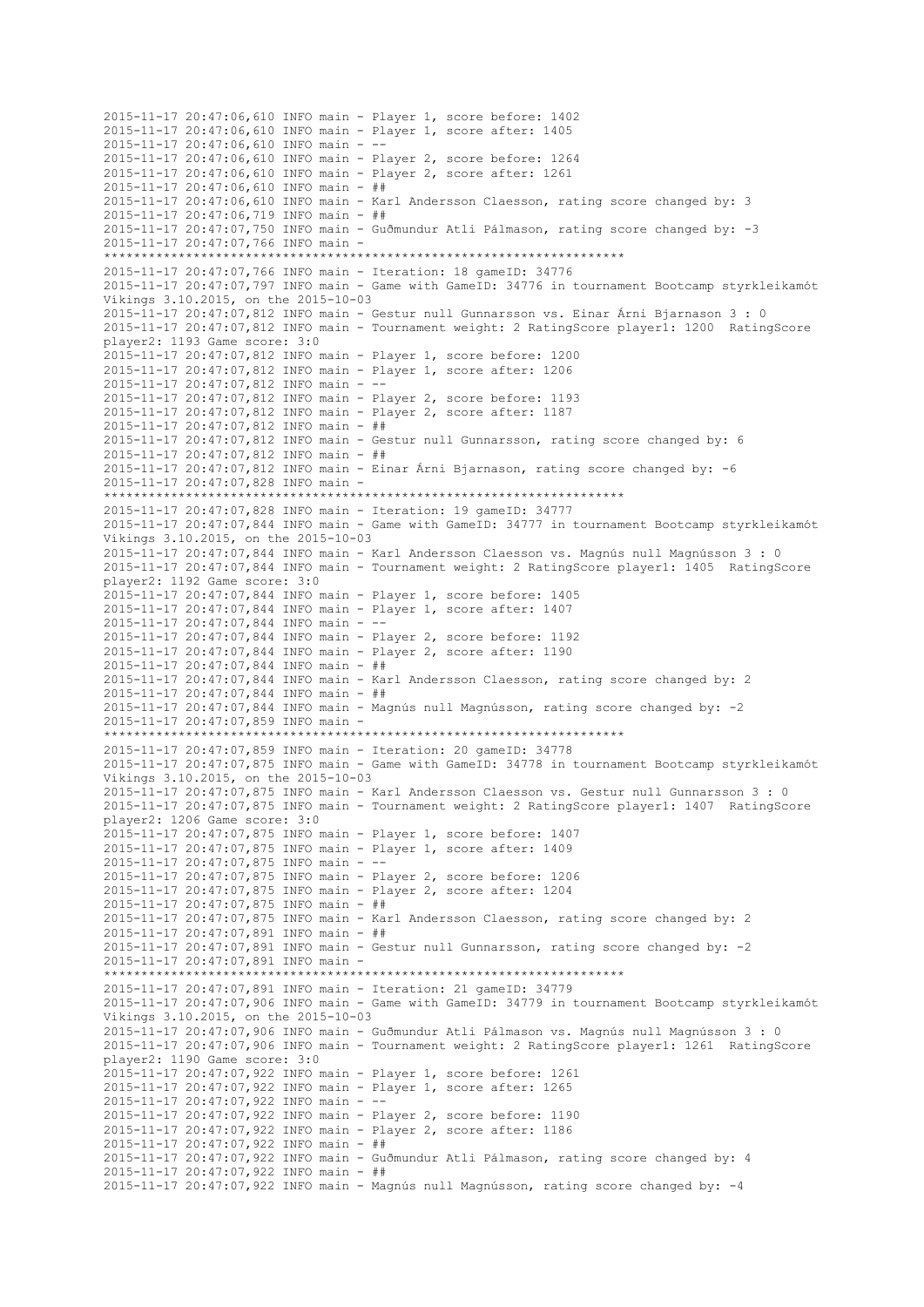```
2015-11-17 20:47:06,610 INFO main - Player 1, score before: 1402
2015-11-17 20:47:06,610 INFO main - Player 1, score after: 1405
2015-11-17 20:47:06,610 INFO main - --
2015-11-17 20:47:06,610 INFO main - Player 2, score before: 1264
2015-11-17 20:47:06,610 INFO main - Player 2, score after: 1261
2015-11-17 20:47:06,610 INFO main - ##
2015-11-17 20:47:06,610 INFO main - Karl Andersson Claesson, rating score changed by: 3
2015-11-17 20:47:06,719 INFO main - ##
2015-11-17 20:47:07,750 INFO main - Guðmundur Atli Pálmason, rating score changed by: -3
2015-11-17 20:47:07,766 INFO main - 
**********************************************************************
2015-11-17 20:47:07,766 INFO main - Iteration: 18 gameID: 34776
2015-11-17 20:47:07,797 INFO main - Game with GameID: 34776 in tournament Bootcamp styrkleikamót Víkings 3.10.2015, on the 2015-10-03
2015-11-17 20:47:07,812 INFO main - Gestur null Gunnarsson vs. Einar Árni Bjarnason 3 : 0
2015-11-17 20:47:07,812 INFO main - Tournament weight: 2 RatingScore player1: 1200  RatingScore player2: 1193 Game score: 3:0
2015-11-17 20:47:07,812 INFO main - Player 1, score before: 1200
2015-11-17 20:47:07,812 INFO main - Player 1, score after: 1206
2015-11-17 20:47:07,812 INFO main - --
2015-11-17 20:47:07,812 INFO main - Player 2, score before: 1193
2015-11-17 20:47:07,812 INFO main - Player 2, score after: 1187
2015-11-17 20:47:07,812 INFO main - ##
2015-11-17 20:47:07,812 INFO main - Gestur null Gunnarsson, rating score changed by: 6
2015-11-17 20:47:07,812 INFO main - ##
2015-11-17 20:47:07,812 INFO main - Einar Árni Bjarnason, rating score changed by: -6
2015-11-17 20:47:07,828 INFO main - 
**********************************************************************
2015-11-17 20:47:07,828 INFO main - Iteration: 19 gameID: 34777
2015-11-17 20:47:07,844 INFO main - Game with GameID: 34777 in tournament Bootcamp styrkleikamót Víkings 3.10.2015, on the 2015-10-03
2015-11-17 20:47:07,844 INFO main - Karl Andersson Claesson vs. Magnús null Magnússon 3 : 0
2015-11-17 20:47:07,844 INFO main - Tournament weight: 2 RatingScore player1: 1405  RatingScore player2: 1192 Game score: 3:0
2015-11-17 20:47:07,844 INFO main - Player 1, score before: 1405
2015-11-17 20:47:07,844 INFO main - Player 1, score after: 1407
2015-11-17 20:47:07,844 INFO main - --
2015-11-17 20:47:07,844 INFO main - Player 2, score before: 1192
2015-11-17 20:47:07,844 INFO main - Player 2, score after: 1190
2015-11-17 20:47:07,844 INFO main - ##
2015-11-17 20:47:07,844 INFO main - Karl Andersson Claesson, rating score changed by: 2
2015-11-17 20:47:07,844 INFO main - ##
2015-11-17 20:47:07,844 INFO main - Magnús null Magnússon, rating score changed by: -2
2015-11-17 20:47:07,859 INFO main - 
**********************************************************************
2015-11-17 20:47:07,859 INFO main - Iteration: 20 gameID: 34778
2015-11-17 20:47:07,875 INFO main - Game with GameID: 34778 in tournament Bootcamp styrkleikamót Víkings 3.10.2015, on the 2015-10-03
2015-11-17 20:47:07,875 INFO main - Karl Andersson Claesson vs. Gestur null Gunnarsson 3 : 0
2015-11-17 20:47:07,875 INFO main - Tournament weight: 2 RatingScore player1: 1407  RatingScore player2: 1206 Game score: 3:0
2015-11-17 20:47:07,875 INFO main - Player 1, score before: 1407
2015-11-17 20:47:07,875 INFO main - Player 1, score after: 1409
2015-11-17 20:47:07,875 INFO main - --
2015-11-17 20:47:07,875 INFO main - Player 2, score before: 1206
2015-11-17 20:47:07,875 INFO main - Player 2, score after: 1204
2015-11-17 20:47:07,875 INFO main - ##
2015-11-17 20:47:07,875 INFO main - Karl Andersson Claesson, rating score changed by: 2
2015-11-17 20:47:07,891 INFO main - ##
2015-11-17 20:47:07,891 INFO main - Gestur null Gunnarsson, rating score changed by: -2
2015-11-17 20:47:07,891 INFO main - 
**********************************************************************
2015-11-17 20:47:07,891 INFO main - Iteration: 21 gameID: 34779
2015-11-17 20:47:07,906 INFO main - Game with GameID: 34779 in tournament Bootcamp styrkleikamót Víkings 3.10.2015, on the 2015-10-03
2015-11-17 20:47:07,906 INFO main - Guðmundur Atli Pálmason vs. Magnús null Magnússon 3 : 0
2015-11-17 20:47:07,906 INFO main - Tournament weight: 2 RatingScore player1: 1261  RatingScore player2: 1190 Game score: 3:0
2015-11-17 20:47:07,922 INFO main - Player 1, score before: 1261
2015-11-17 20:47:07,922 INFO main - Player 1, score after: 1265
2015-11-17 20:47:07,922 INFO main - --
2015-11-17 20:47:07,922 INFO main - Player 2, score before: 1190
2015-11-17 20:47:07,922 INFO main - Player 2, score after: 1186
2015-11-17 20:47:07,922 INFO main - ##
2015-11-17 20:47:07,922 INFO main - Guðmundur Atli Pálmason, rating score changed by: 4
2015-11-17 20:47:07,922 INFO main - ##
2015-11-17 20:47:07,922 INFO main - Magnús null Magnússon, rating score changed by: -4
```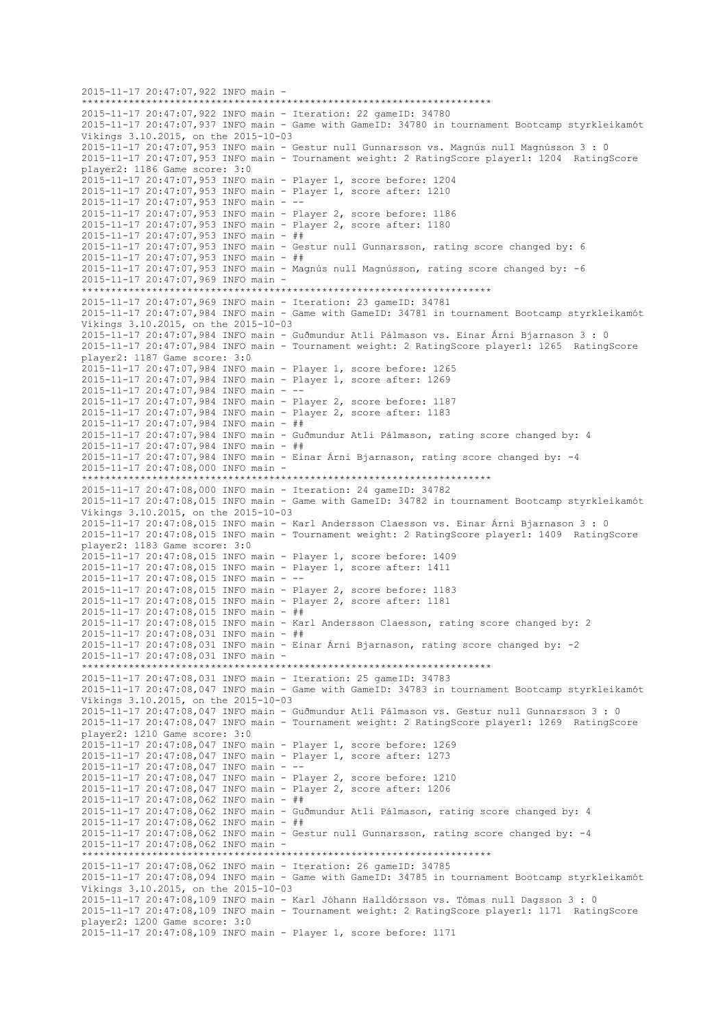```
2015-11-17 20:47:07,922 INFO main - 
*********************************************************************
2015-11-17 20:47:07,922 INFO main - Iteration: 22 gameID: 34780
2015-11-17 20:47:07,937 INFO main - Game with GameID: 34780 in tournament Bootcamp styrkleikamót
Víkings 3.10.2015, on the 2015-10-03
2015-11-17 20:47:07,953 INFO main - Gestur null Gunnarsson vs. Magnús null Magnússon 3 : 0
2015-11-17 20:47:07,953 INFO main - Tournament weight: 2 RatingScore player1: 1204  RatingScore
player2: 1186 Game score: 3:0
2015-11-17 20:47:07,953 INFO main - Player 1, score before: 1204
2015-11-17 20:47:07,953 INFO main - Player 1, score after: 1210
2015-11-17 20:47:07,953 INFO main - --
2015-11-17 20:47:07,953 INFO main - Player 2, score before: 1186
2015-11-17 20:47:07,953 INFO main - Player 2, score after: 1180
2015-11-17 20:47:07,953 INFO main - ##
2015-11-17 20:47:07,953 INFO main - Gestur null Gunnarsson, rating score changed by: 6
2015-11-17 20:47:07,953 INFO main - ##
2015-11-17 20:47:07,953 INFO main - Magnús null Magnússon, rating score changed by: -6
2015-11-17 20:47:07,969 INFO main - 
*********************************************************************
2015-11-17 20:47:07,969 INFO main - Iteration: 23 gameID: 34781
2015-11-17 20:47:07,984 INFO main - Game with GameID: 34781 in tournament Bootcamp styrkleikamót
Víkings 3.10.2015, on the 2015-10-03
2015-11-17 20:47:07,984 INFO main - Guðmundur Atli Pálmason vs. Einar Árni Bjarnason 3 : 0
2015-11-17 20:47:07,984 INFO main - Tournament weight: 2 RatingScore player1: 1265  RatingScore
player2: 1187 Game score: 3:0
2015-11-17 20:47:07,984 INFO main - Player 1, score before: 1265
2015-11-17 20:47:07,984 INFO main - Player 1, score after: 1269
2015-11-17 20:47:07,984 INFO main - --
2015-11-17 20:47:07,984 INFO main - Player 2, score before: 1187
2015-11-17 20:47:07,984 INFO main - Player 2, score after: 1183
2015-11-17 20:47:07,984 INFO main - ##
2015-11-17 20:47:07,984 INFO main - Guðmundur Atli Pálmason, rating score changed by: 4
2015-11-17 20:47:07,984 INFO main - ##
2015-11-17 20:47:07,984 INFO main - Einar Árni Bjarnason, rating score changed by: -4
2015-11-17 20:47:08,000 INFO main - 
*********************************************************************
2015-11-17 20:47:08,000 INFO main - Iteration: 24 gameID: 34782
2015-11-17 20:47:08,015 INFO main - Game with GameID: 34782 in tournament Bootcamp styrkleikamót
Víkings 3.10.2015, on the 2015-10-03
2015-11-17 20:47:08,015 INFO main - Karl Andersson Claesson vs. Einar Árni Bjarnason 3 : 0
2015-11-17 20:47:08,015 INFO main - Tournament weight: 2 RatingScore player1: 1409  RatingScore
player2: 1183 Game score: 3:0
2015-11-17 20:47:08,015 INFO main - Player 1, score before: 1409
2015-11-17 20:47:08,015 INFO main - Player 1, score after: 1411
2015-11-17 20:47:08,015 INFO main - --
2015-11-17 20:47:08,015 INFO main - Player 2, score before: 1183
2015-11-17 20:47:08,015 INFO main - Player 2, score after: 1181
2015-11-17 20:47:08,015 INFO main - ##
2015-11-17 20:47:08,015 INFO main - Karl Andersson Claesson, rating score changed by: 2
2015-11-17 20:47:08,031 INFO main - ##
2015-11-17 20:47:08,031 INFO main - Einar Árni Bjarnason, rating score changed by: -2
2015-11-17 20:47:08,031 INFO main - 
*********************************************************************
2015-11-17 20:47:08,031 INFO main - Iteration: 25 gameID: 34783
2015-11-17 20:47:08,047 INFO main - Game with GameID: 34783 in tournament Bootcamp styrkleikamót
Víkings 3.10.2015, on the 2015-10-03
2015-11-17 20:47:08,047 INFO main - Guðmundur Atli Pálmason vs. Gestur null Gunnarsson 3 : 0
2015-11-17 20:47:08,047 INFO main - Tournament weight: 2 RatingScore player1: 1269  RatingScore
player2: 1210 Game score: 3:0
2015-11-17 20:47:08,047 INFO main - Player 1, score before: 1269
2015-11-17 20:47:08,047 INFO main - Player 1, score after: 1273
2015-11-17 20:47:08,047 INFO main - --
2015-11-17 20:47:08,047 INFO main - Player 2, score before: 1210
2015-11-17 20:47:08,047 INFO main - Player 2, score after: 1206
2015-11-17 20:47:08,062 INFO main - ##
2015-11-17 20:47:08,062 INFO main - Guðmundur Atli Pálmason, rating score changed by: 4
2015-11-17 20:47:08,062 INFO main - ##
2015-11-17 20:47:08,062 INFO main - Gestur null Gunnarsson, rating score changed by: -4
2015-11-17 20:47:08,062 INFO main - 
*********************************************************************
2015-11-17 20:47:08,062 INFO main - Iteration: 26 gameID: 34785
2015-11-17 20:47:08,094 INFO main - Game with GameID: 34785 in tournament Bootcamp styrkleikamót
Víkings 3.10.2015, on the 2015-10-03
2015-11-17 20:47:08,109 INFO main - Karl Jóhann Halldórsson vs. Tómas null Dagsson 3 : 0
2015-11-17 20:47:08,109 INFO main - Tournament weight: 2 RatingScore player1: 1171  RatingScore
player2: 1200 Game score: 3:0
2015-11-17 20:47:08,109 INFO main - Player 1, score before: 1171
```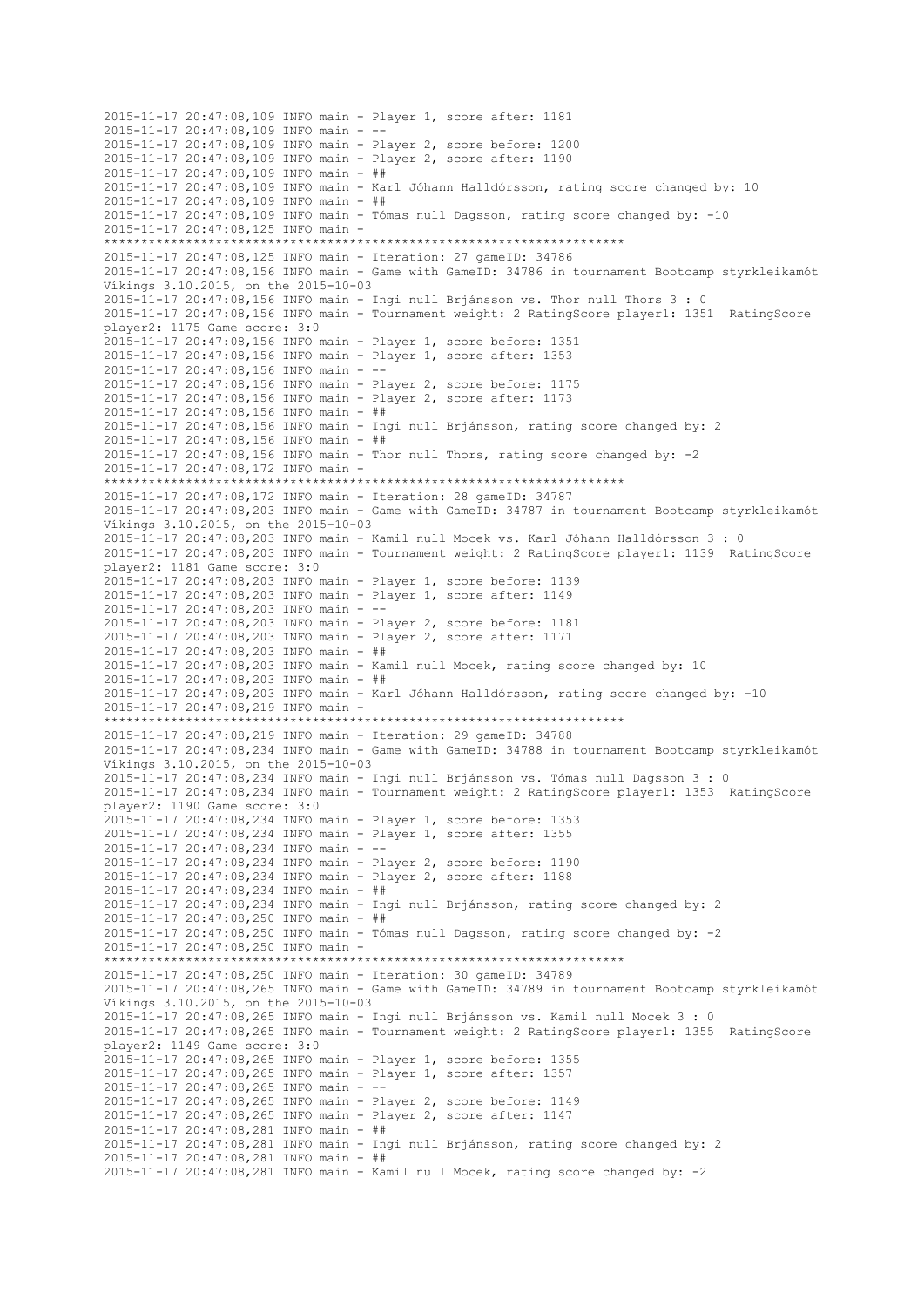```
2015-11-17 20:47:08,109 INFO main - Player 1, score after: 1181
2015-11-17 20:47:08,109 INFO main - --
2015-11-17 20:47:08,109 INFO main - Player 2, score before: 1200
2015-11-17 20:47:08,109 INFO main - Player 2, score after: 1190
2015-11-17 20:47:08,109 INFO main - ##
2015-11-17 20:47:08,109 INFO main - Karl Jóhann Halldórsson, rating score changed by: 10
2015-11-17 20:47:08,109 INFO main - ##
2015-11-17 20:47:08,109 INFO main - Tómas null Dagsson, rating score changed by: -10
2015-11-17 20:47:08,125 INFO main -
*********************************************************************
2015-11-17 20:47:08,125 INFO main - Iteration: 27 gameID: 34786
2015-11-17 20:47:08,156 INFO main - Game with GameID: 34786 in tournament Bootcamp styrkleikamót
Víkings 3.10.2015, on the 2015-10-03
2015-11-17 20:47:08,156 INFO main - Ingi null Brjánsson vs. Thor null Thors 3 : 0
2015-11-17 20:47:08,156 INFO main - Tournament weight: 2 RatingScore player1: 1351  RatingScore
player2: 1175 Game score: 3:0
2015-11-17 20:47:08,156 INFO main - Player 1, score before: 1351
2015-11-17 20:47:08,156 INFO main - Player 1, score after: 1353
2015-11-17 20:47:08,156 INFO main - --
2015-11-17 20:47:08,156 INFO main - Player 2, score before: 1175
2015-11-17 20:47:08,156 INFO main - Player 2, score after: 1173
2015-11-17 20:47:08,156 INFO main - ##
2015-11-17 20:47:08,156 INFO main - Ingi null Brjánsson, rating score changed by: 2
2015-11-17 20:47:08,156 INFO main - ##
2015-11-17 20:47:08,156 INFO main - Thor null Thors, rating score changed by: -2
2015-11-17 20:47:08,172 INFO main -
*********************************************************************
2015-11-17 20:47:08,172 INFO main - Iteration: 28 gameID: 34787
2015-11-17 20:47:08,203 INFO main - Game with GameID: 34787 in tournament Bootcamp styrkleikamót
Víkings 3.10.2015, on the 2015-10-03
2015-11-17 20:47:08,203 INFO main - Kamil null Mocek vs. Karl Jóhann Halldórsson 3 : 0
2015-11-17 20:47:08,203 INFO main - Tournament weight: 2 RatingScore player1: 1139  RatingScore
player2: 1181 Game score: 3:0
2015-11-17 20:47:08,203 INFO main - Player 1, score before: 1139
2015-11-17 20:47:08,203 INFO main - Player 1, score after: 1149
2015-11-17 20:47:08,203 INFO main - --
2015-11-17 20:47:08,203 INFO main - Player 2, score before: 1181
2015-11-17 20:47:08,203 INFO main - Player 2, score after: 1171
2015-11-17 20:47:08,203 INFO main - ##
2015-11-17 20:47:08,203 INFO main - Kamil null Mocek, rating score changed by: 10
2015-11-17 20:47:08,203 INFO main - ##
2015-11-17 20:47:08,203 INFO main - Karl Jóhann Halldórsson, rating score changed by: -10
2015-11-17 20:47:08,219 INFO main -
*********************************************************************
2015-11-17 20:47:08,219 INFO main - Iteration: 29 gameID: 34788
2015-11-17 20:47:08,234 INFO main - Game with GameID: 34788 in tournament Bootcamp styrkleikamót
Víkings 3.10.2015, on the 2015-10-03
2015-11-17 20:47:08,234 INFO main - Ingi null Brjánsson vs. Tómas null Dagsson 3 : 0
2015-11-17 20:47:08,234 INFO main - Tournament weight: 2 RatingScore player1: 1353  RatingScore
player2: 1190 Game score: 3:0
2015-11-17 20:47:08,234 INFO main - Player 1, score before: 1353
2015-11-17 20:47:08,234 INFO main - Player 1, score after: 1355
2015-11-17 20:47:08,234 INFO main - --
2015-11-17 20:47:08,234 INFO main - Player 2, score before: 1190
2015-11-17 20:47:08,234 INFO main - Player 2, score after: 1188
2015-11-17 20:47:08,234 INFO main - ##
2015-11-17 20:47:08,234 INFO main - Ingi null Brjánsson, rating score changed by: 2
2015-11-17 20:47:08,250 INFO main - ##
2015-11-17 20:47:08,250 INFO main - Tómas null Dagsson, rating score changed by: -2
2015-11-17 20:47:08,250 INFO main -
*********************************************************************
2015-11-17 20:47:08,250 INFO main - Iteration: 30 gameID: 34789
2015-11-17 20:47:08,265 INFO main - Game with GameID: 34789 in tournament Bootcamp styrkleikamót
Víkings 3.10.2015, on the 2015-10-03
2015-11-17 20:47:08,265 INFO main - Ingi null Brjánsson vs. Kamil null Mocek 3 : 0
2015-11-17 20:47:08,265 INFO main - Tournament weight: 2 RatingScore player1: 1355  RatingScore
player2: 1149 Game score: 3:0
2015-11-17 20:47:08,265 INFO main - Player 1, score before: 1355
2015-11-17 20:47:08,265 INFO main - Player 1, score after: 1357
2015-11-17 20:47:08,265 INFO main - --
2015-11-17 20:47:08,265 INFO main - Player 2, score before: 1149
2015-11-17 20:47:08,265 INFO main - Player 2, score after: 1147
2015-11-17 20:47:08,281 INFO main - ##
2015-11-17 20:47:08,281 INFO main - Ingi null Brjánsson, rating score changed by: 2
2015-11-17 20:47:08,281 INFO main - ##
2015-11-17 20:47:08,281 INFO main - Kamil null Mocek, rating score changed by: -2
```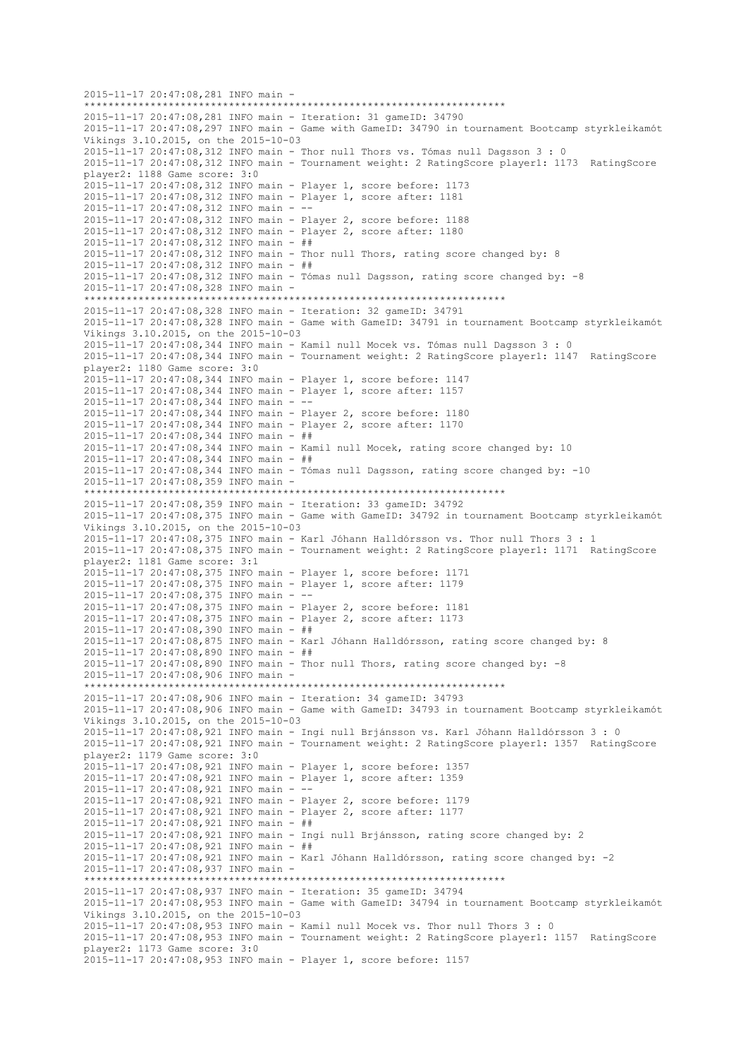```
2015-11-17 20:47:08,281 INFO main - 
**********************************************************************
2015-11-17 20:47:08,281 INFO main - Iteration: 31 gameID: 34790
2015-11-17 20:47:08,297 INFO main - Game with GameID: 34790 in tournament Bootcamp styrkleikamót 
Víkings 3.10.2015, on the 2015-10-03
2015-11-17 20:47:08,312 INFO main - Thor null Thors vs. Tómas null Dagsson 3 : 0
2015-11-17 20:47:08,312 INFO main - Tournament weight: 2 RatingScore player1: 1173  RatingScore 
player2: 1188 Game score: 3:0
2015-11-17 20:47:08,312 INFO main - Player 1, score before: 1173
2015-11-17 20:47:08,312 INFO main - Player 1, score after: 1181
2015-11-17 20:47:08,312 INFO main - --
2015-11-17 20:47:08,312 INFO main - Player 2, score before: 1188
2015-11-17 20:47:08,312 INFO main - Player 2, score after: 1180
2015-11-17 20:47:08,312 INFO main - ##
2015-11-17 20:47:08,312 INFO main - Thor null Thors, rating score changed by: 8
2015-11-17 20:47:08,312 INFO main - ##
2015-11-17 20:47:08,312 INFO main - Tómas null Dagsson, rating score changed by: -8
2015-11-17 20:47:08,328 INFO main - 
**********************************************************************
2015-11-17 20:47:08,328 INFO main - Iteration: 32 gameID: 34791
2015-11-17 20:47:08,328 INFO main - Game with GameID: 34791 in tournament Bootcamp styrkleikamót 
Víkings 3.10.2015, on the 2015-10-03
2015-11-17 20:47:08,344 INFO main - Kamil null Mocek vs. Tómas null Dagsson 3 : 0
2015-11-17 20:47:08,344 INFO main - Tournament weight: 2 RatingScore player1: 1147  RatingScore 
player2: 1180 Game score: 3:0
2015-11-17 20:47:08,344 INFO main - Player 1, score before: 1147
2015-11-17 20:47:08,344 INFO main - Player 1, score after: 1157
2015-11-17 20:47:08,344 INFO main - --
2015-11-17 20:47:08,344 INFO main - Player 2, score before: 1180
2015-11-17 20:47:08,344 INFO main - Player 2, score after: 1170
2015-11-17 20:47:08,344 INFO main - ##
2015-11-17 20:47:08,344 INFO main - Kamil null Mocek, rating score changed by: 10
2015-11-17 20:47:08,344 INFO main - ##
2015-11-17 20:47:08,344 INFO main - Tómas null Dagsson, rating score changed by: -10
2015-11-17 20:47:08,359 INFO main - 
**********************************************************************
2015-11-17 20:47:08,359 INFO main - Iteration: 33 gameID: 34792
2015-11-17 20:47:08,375 INFO main - Game with GameID: 34792 in tournament Bootcamp styrkleikamót 
Víkings 3.10.2015, on the 2015-10-03
2015-11-17 20:47:08,375 INFO main - Karl Jóhann Halldórsson vs. Thor null Thors 3 : 1
2015-11-17 20:47:08,375 INFO main - Tournament weight: 2 RatingScore player1: 1171  RatingScore 
player2: 1181 Game score: 3:1
2015-11-17 20:47:08,375 INFO main - Player 1, score before: 1171
2015-11-17 20:47:08,375 INFO main - Player 1, score after: 1179
2015-11-17 20:47:08,375 INFO main - --
2015-11-17 20:47:08,375 INFO main - Player 2, score before: 1181
2015-11-17 20:47:08,375 INFO main - Player 2, score after: 1173
2015-11-17 20:47:08,390 INFO main - ##
2015-11-17 20:47:08,875 INFO main - Karl Jóhann Halldórsson, rating score changed by: 8
2015-11-17 20:47:08,890 INFO main - ##
2015-11-17 20:47:08,890 INFO main - Thor null Thors, rating score changed by: -8
2015-11-17 20:47:08,906 INFO main - 
**********************************************************************
2015-11-17 20:47:08,906 INFO main - Iteration: 34 gameID: 34793
2015-11-17 20:47:08,906 INFO main - Game with GameID: 34793 in tournament Bootcamp styrkleikamót 
Víkings 3.10.2015, on the 2015-10-03
2015-11-17 20:47:08,921 INFO main - Ingi null Brjánsson vs. Karl Jóhann Halldórsson 3 : 0
2015-11-17 20:47:08,921 INFO main - Tournament weight: 2 RatingScore player1: 1357  RatingScore 
player2: 1179 Game score: 3:0
2015-11-17 20:47:08,921 INFO main - Player 1, score before: 1357
2015-11-17 20:47:08,921 INFO main - Player 1, score after: 1359
2015-11-17 20:47:08,921 INFO main - --
2015-11-17 20:47:08,921 INFO main - Player 2, score before: 1179
2015-11-17 20:47:08,921 INFO main - Player 2, score after: 1177
2015-11-17 20:47:08,921 INFO main - ##
2015-11-17 20:47:08,921 INFO main - Ingi null Brjánsson, rating score changed by: 2
2015-11-17 20:47:08,921 INFO main - ##
2015-11-17 20:47:08,921 INFO main - Karl Jóhann Halldórsson, rating score changed by: -2
2015-11-17 20:47:08,937 INFO main - 
**********************************************************************
2015-11-17 20:47:08,937 INFO main - Iteration: 35 gameID: 34794
2015-11-17 20:47:08,953 INFO main - Game with GameID: 34794 in tournament Bootcamp styrkleikamót 
Víkings 3.10.2015, on the 2015-10-03
2015-11-17 20:47:08,953 INFO main - Kamil null Mocek vs. Thor null Thors 3 : 0
2015-11-17 20:47:08,953 INFO main - Tournament weight: 2 RatingScore player1: 1157  RatingScore 
player2: 1173 Game score: 3:0
2015-11-17 20:47:08,953 INFO main - Player 1, score before: 1157
```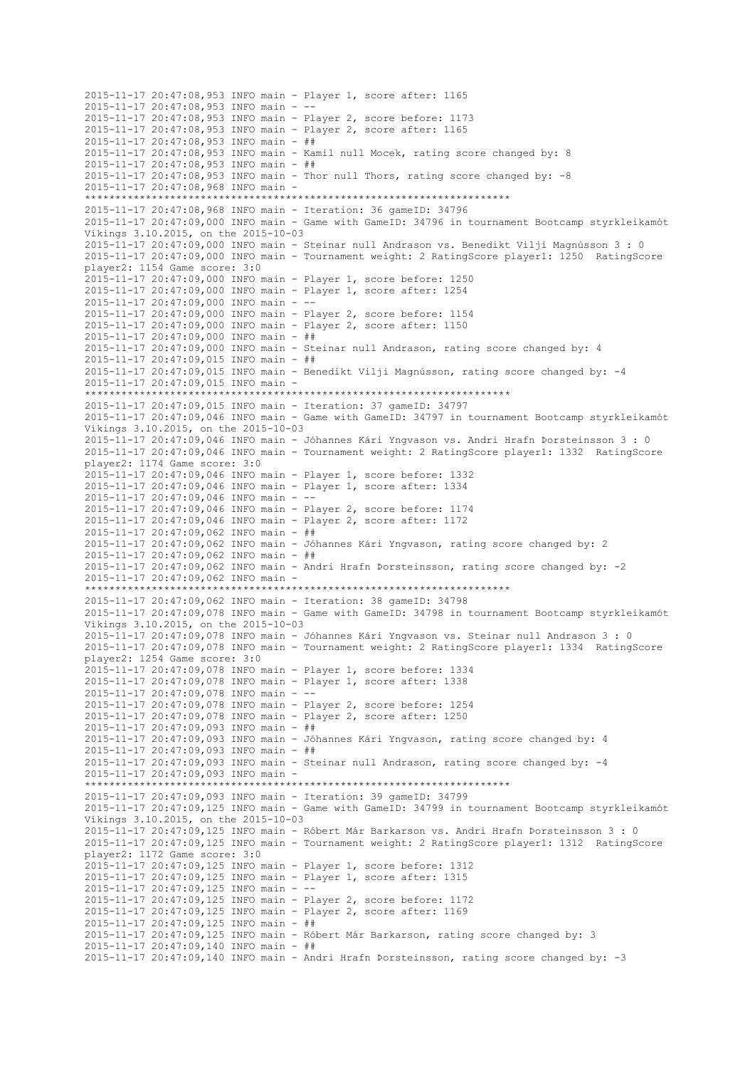```
2015-11-17 20:47:08,953 INFO main - Player 1, score after: 1165
2015-11-17 20:47:08,953 INFO main - --
2015-11-17 20:47:08,953 INFO main - Player 2, score before: 1173
2015-11-17 20:47:08,953 INFO main - Player 2, score after: 1165
2015-11-17 20:47:08,953 INFO main - ##
2015-11-17 20:47:08,953 INFO main - Kamil null Mocek, rating score changed by: 8
2015-11-17 20:47:08,953 INFO main - ##
2015-11-17 20:47:08,953 INFO main - Thor null Thors, rating score changed by: -8
2015-11-17 20:47:08,968 INFO main - 
**********************************************************************
2015-11-17 20:47:08,968 INFO main - Iteration: 36 gameID: 34796
2015-11-17 20:47:09,000 INFO main - Game with GameID: 34796 in tournament Bootcamp styrkleikamót 
Víkings 3.10.2015, on the 2015-10-03
2015-11-17 20:47:09,000 INFO main - Steinar null Andrason vs. Benedikt Vilji Magnússon 3 : 0
2015-11-17 20:47:09,000 INFO main - Tournament weight: 2 RatingScore player1: 1250  RatingScore 
player2: 1154 Game score: 3:0
2015-11-17 20:47:09,000 INFO main - Player 1, score before: 1250
2015-11-17 20:47:09,000 INFO main - Player 1, score after: 1254
2015-11-17 20:47:09,000 INFO main - --
2015-11-17 20:47:09,000 INFO main - Player 2, score before: 1154
2015-11-17 20:47:09,000 INFO main - Player 2, score after: 1150
2015-11-17 20:47:09,000 INFO main - ##
2015-11-17 20:47:09,000 INFO main - Steinar null Andrason, rating score changed by: 4
2015-11-17 20:47:09,015 INFO main - ##
2015-11-17 20:47:09,015 INFO main - Benedikt Vilji Magnússon, rating score changed by: -4
2015-11-17 20:47:09,015 INFO main - 
**********************************************************************
2015-11-17 20:47:09,015 INFO main - Iteration: 37 gameID: 34797
2015-11-17 20:47:09,046 INFO main - Game with GameID: 34797 in tournament Bootcamp styrkleikamót 
Víkings 3.10.2015, on the 2015-10-03
2015-11-17 20:47:09,046 INFO main - Jóhannes Kári Yngvason vs. Andri Hrafn Þorsteinsson 3 : 0
2015-11-17 20:47:09,046 INFO main - Tournament weight: 2 RatingScore player1: 1332  RatingScore 
player2: 1174 Game score: 3:0
2015-11-17 20:47:09,046 INFO main - Player 1, score before: 1332
2015-11-17 20:47:09,046 INFO main - Player 1, score after: 1334
2015-11-17 20:47:09,046 INFO main - --
2015-11-17 20:47:09,046 INFO main - Player 2, score before: 1174
2015-11-17 20:47:09,046 INFO main - Player 2, score after: 1172
2015-11-17 20:47:09,062 INFO main - ##
2015-11-17 20:47:09,062 INFO main - Jóhannes Kári Yngvason, rating score changed by: 2
2015-11-17 20:47:09,062 INFO main - ##
2015-11-17 20:47:09,062 INFO main - Andri Hrafn Þorsteinsson, rating score changed by: -2
2015-11-17 20:47:09,062 INFO main - 
**********************************************************************
2015-11-17 20:47:09,062 INFO main - Iteration: 38 gameID: 34798
2015-11-17 20:47:09,078 INFO main - Game with GameID: 34798 in tournament Bootcamp styrkleikamót 
Víkings 3.10.2015, on the 2015-10-03
2015-11-17 20:47:09,078 INFO main - Jóhannes Kári Yngvason vs. Steinar null Andrason 3 : 0
2015-11-17 20:47:09,078 INFO main - Tournament weight: 2 RatingScore player1: 1334  RatingScore 
player2: 1254 Game score: 3:0
2015-11-17 20:47:09,078 INFO main - Player 1, score before: 1334
2015-11-17 20:47:09,078 INFO main - Player 1, score after: 1338
2015-11-17 20:47:09,078 INFO main - --
2015-11-17 20:47:09,078 INFO main - Player 2, score before: 1254
2015-11-17 20:47:09,078 INFO main - Player 2, score after: 1250
2015-11-17 20:47:09,093 INFO main - ##
2015-11-17 20:47:09,093 INFO main - Jóhannes Kári Yngvason, rating score changed by: 4
2015-11-17 20:47:09,093 INFO main - ##
2015-11-17 20:47:09,093 INFO main - Steinar null Andrason, rating score changed by: -4
2015-11-17 20:47:09,093 INFO main - 
**********************************************************************
2015-11-17 20:47:09,093 INFO main - Iteration: 39 gameID: 34799
2015-11-17 20:47:09,125 INFO main - Game with GameID: 34799 in tournament Bootcamp styrkleikamót 
Víkings 3.10.2015, on the 2015-10-03
2015-11-17 20:47:09,125 INFO main - Róbert Már Barkarson vs. Andri Hrafn Þorsteinsson 3 : 0
2015-11-17 20:47:09,125 INFO main - Tournament weight: 2 RatingScore player1: 1312  RatingScore 
player2: 1172 Game score: 3:0
2015-11-17 20:47:09,125 INFO main - Player 1, score before: 1312
2015-11-17 20:47:09,125 INFO main - Player 1, score after: 1315
2015-11-17 20:47:09,125 INFO main - --
2015-11-17 20:47:09,125 INFO main - Player 2, score before: 1172
2015-11-17 20:47:09,125 INFO main - Player 2, score after: 1169
2015-11-17 20:47:09,125 INFO main - ##
2015-11-17 20:47:09,125 INFO main - Róbert Már Barkarson, rating score changed by: 3
2015-11-17 20:47:09,140 INFO main - ##
2015-11-17 20:47:09,140 INFO main - Andri Hrafn Þorsteinsson, rating score changed by: -3
```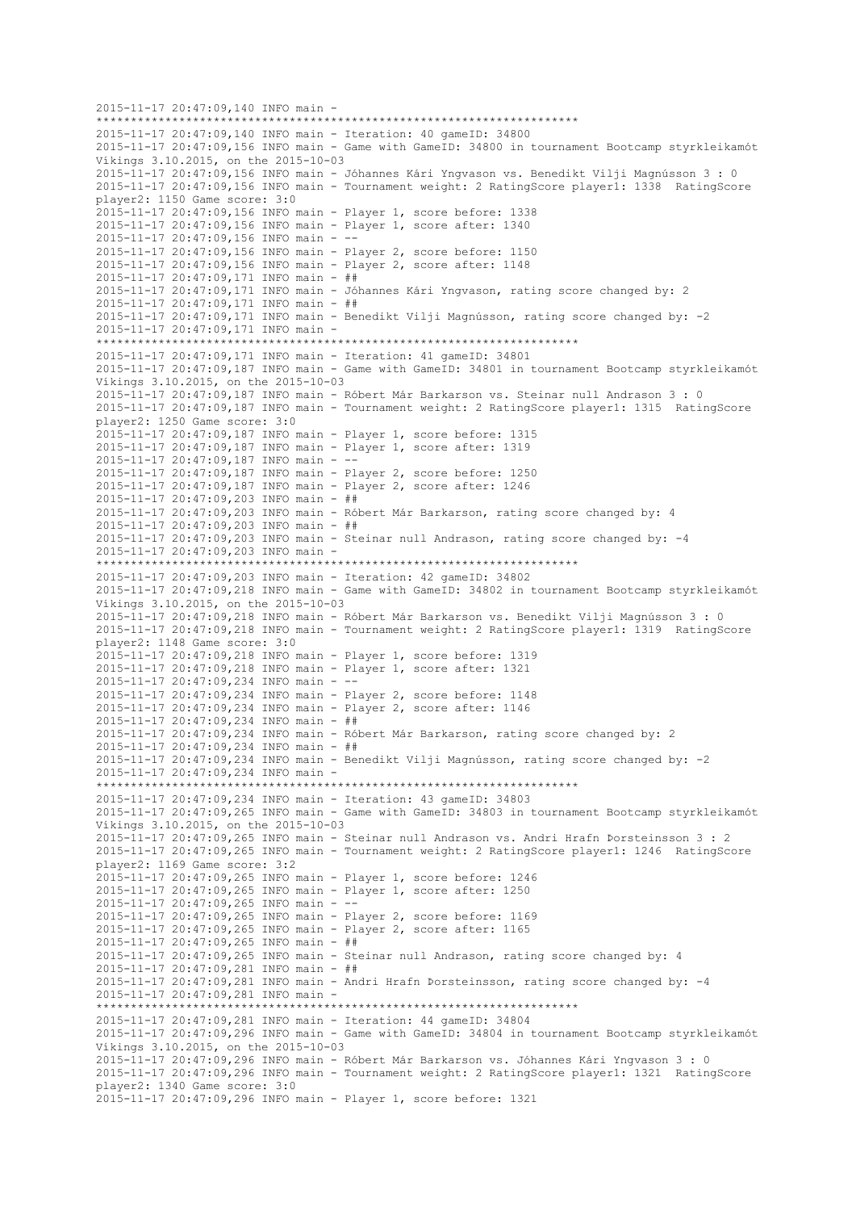```
2015-11-17 20:47:09,140 INFO main - 
*********************************************************************
2015-11-17 20:47:09,140 INFO main - Iteration: 40 gameID: 34800
2015-11-17 20:47:09,156 INFO main - Game with GameID: 34800 in tournament Bootcamp styrkleikamót 
Víkings 3.10.2015, on the 2015-10-03
2015-11-17 20:47:09,156 INFO main - Jóhannes Kári Yngvason vs. Benedikt Vilji Magnússon 3 : 0
2015-11-17 20:47:09,156 INFO main - Tournament weight: 2 RatingScore player1: 1338  RatingScore 
player2: 1150 Game score: 3:0
2015-11-17 20:47:09,156 INFO main - Player 1, score before: 1338
2015-11-17 20:47:09,156 INFO main - Player 1, score after: 1340
2015-11-17 20:47:09,156 INFO main - --
2015-11-17 20:47:09,156 INFO main - Player 2, score before: 1150
2015-11-17 20:47:09,156 INFO main - Player 2, score after: 1148
2015-11-17 20:47:09,171 INFO main - ##
2015-11-17 20:47:09,171 INFO main - Jóhannes Kári Yngvason, rating score changed by: 2
2015-11-17 20:47:09,171 INFO main - ##
2015-11-17 20:47:09,171 INFO main - Benedikt Vilji Magnússon, rating score changed by: -2
2015-11-17 20:47:09,171 INFO main - 
*********************************************************************
2015-11-17 20:47:09,171 INFO main - Iteration: 41 gameID: 34801
2015-11-17 20:47:09,187 INFO main - Game with GameID: 34801 in tournament Bootcamp styrkleikamót 
Víkings 3.10.2015, on the 2015-10-03
2015-11-17 20:47:09,187 INFO main - Róbert Már Barkarson vs. Steinar null Andrason 3 : 0
2015-11-17 20:47:09,187 INFO main - Tournament weight: 2 RatingScore player1: 1315  RatingScore 
player2: 1250 Game score: 3:0
2015-11-17 20:47:09,187 INFO main - Player 1, score before: 1315
2015-11-17 20:47:09,187 INFO main - Player 1, score after: 1319
2015-11-17 20:47:09,187 INFO main - --
2015-11-17 20:47:09,187 INFO main - Player 2, score before: 1250
2015-11-17 20:47:09,187 INFO main - Player 2, score after: 1246
2015-11-17 20:47:09,203 INFO main - ##
2015-11-17 20:47:09,203 INFO main - Róbert Már Barkarson, rating score changed by: 4
2015-11-17 20:47:09,203 INFO main - ##
2015-11-17 20:47:09,203 INFO main - Steinar null Andrason, rating score changed by: -4
2015-11-17 20:47:09,203 INFO main - 
*********************************************************************
2015-11-17 20:47:09,203 INFO main - Iteration: 42 gameID: 34802
2015-11-17 20:47:09,218 INFO main - Game with GameID: 34802 in tournament Bootcamp styrkleikamót 
Víkings 3.10.2015, on the 2015-10-03
2015-11-17 20:47:09,218 INFO main - Róbert Már Barkarson vs. Benedikt Vilji Magnússon 3 : 0
2015-11-17 20:47:09,218 INFO main - Tournament weight: 2 RatingScore player1: 1319  RatingScore 
player2: 1148 Game score: 3:0
2015-11-17 20:47:09,218 INFO main - Player 1, score before: 1319
2015-11-17 20:47:09,218 INFO main - Player 1, score after: 1321
2015-11-17 20:47:09,234 INFO main - --
2015-11-17 20:47:09,234 INFO main - Player 2, score before: 1148
2015-11-17 20:47:09,234 INFO main - Player 2, score after: 1146
2015-11-17 20:47:09,234 INFO main - ##
2015-11-17 20:47:09,234 INFO main - Róbert Már Barkarson, rating score changed by: 2
2015-11-17 20:47:09,234 INFO main - ##
2015-11-17 20:47:09,234 INFO main - Benedikt Vilji Magnússon, rating score changed by: -2
2015-11-17 20:47:09,234 INFO main - 
*********************************************************************
2015-11-17 20:47:09,234 INFO main - Iteration: 43 gameID: 34803
2015-11-17 20:47:09,265 INFO main - Game with GameID: 34803 in tournament Bootcamp styrkleikamót 
Víkings 3.10.2015, on the 2015-10-03
2015-11-17 20:47:09,265 INFO main - Steinar null Andrason vs. Andri Hrafn Þorsteinsson 3 : 2
2015-11-17 20:47:09,265 INFO main - Tournament weight: 2 RatingScore player1: 1246  RatingScore 
player2: 1169 Game score: 3:2
2015-11-17 20:47:09,265 INFO main - Player 1, score before: 1246
2015-11-17 20:47:09,265 INFO main - Player 1, score after: 1250
2015-11-17 20:47:09,265 INFO main - --
2015-11-17 20:47:09,265 INFO main - Player 2, score before: 1169
2015-11-17 20:47:09,265 INFO main - Player 2, score after: 1165
2015-11-17 20:47:09,265 INFO main - ##
2015-11-17 20:47:09,265 INFO main - Steinar null Andrason, rating score changed by: 4
2015-11-17 20:47:09,281 INFO main - ##
2015-11-17 20:47:09,281 INFO main - Andri Hrafn Þorsteinsson, rating score changed by: -4
2015-11-17 20:47:09,281 INFO main - 
*********************************************************************
2015-11-17 20:47:09,281 INFO main - Iteration: 44 gameID: 34804
2015-11-17 20:47:09,296 INFO main - Game with GameID: 34804 in tournament Bootcamp styrkleikamót 
Víkings 3.10.2015, on the 2015-10-03
2015-11-17 20:47:09,296 INFO main - Róbert Már Barkarson vs. Jóhannes Kári Yngvason 3 : 0
2015-11-17 20:47:09,296 INFO main - Tournament weight: 2 RatingScore player1: 1321  RatingScore 
player2: 1340 Game score: 3:0
2015-11-17 20:47:09,296 INFO main - Player 1, score before: 1321
```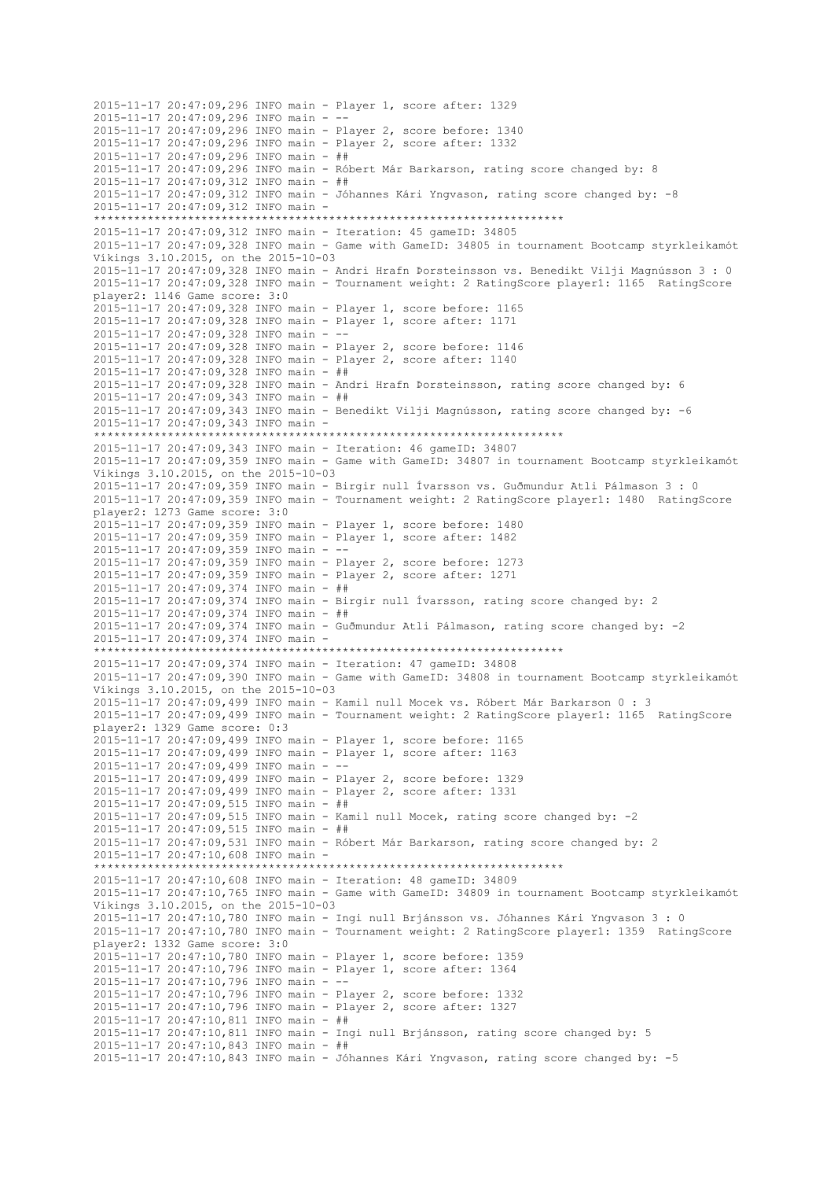```
2015-11-17 20:47:09,296 INFO main - Player 1, score after: 1329
2015-11-17 20:47:09,296 INFO main - --
2015-11-17 20:47:09,296 INFO main - Player 2, score before: 1340
2015-11-17 20:47:09,296 INFO main - Player 2, score after: 1332
2015-11-17 20:47:09,296 INFO main - ##
2015-11-17 20:47:09,296 INFO main - Róbert Már Barkarson, rating score changed by: 8
2015-11-17 20:47:09,312 INFO main - ##
2015-11-17 20:47:09,312 INFO main - Jóhannes Kári Yngvason, rating score changed by: -8
2015-11-17 20:47:09,312 INFO main -
*********************************************************************
2015-11-17 20:47:09,312 INFO main - Iteration: 45 gameID: 34805
2015-11-17 20:47:09,328 INFO main - Game with GameID: 34805 in tournament Bootcamp styrkleikamót
Víkings 3.10.2015, on the 2015-10-03
2015-11-17 20:47:09,328 INFO main - Andri Hrafn Þorsteinsson vs. Benedikt Vilji Magnússon 3 : 0
2015-11-17 20:47:09,328 INFO main - Tournament weight: 2 RatingScore player1: 1165  RatingScore
player2: 1146 Game score: 3:0
2015-11-17 20:47:09,328 INFO main - Player 1, score before: 1165
2015-11-17 20:47:09,328 INFO main - Player 1, score after: 1171
2015-11-17 20:47:09,328 INFO main - --
2015-11-17 20:47:09,328 INFO main - Player 2, score before: 1146
2015-11-17 20:47:09,328 INFO main - Player 2, score after: 1140
2015-11-17 20:47:09,328 INFO main - ##
2015-11-17 20:47:09,328 INFO main - Andri Hrafn Þorsteinsson, rating score changed by: 6
2015-11-17 20:47:09,343 INFO main - ##
2015-11-17 20:47:09,343 INFO main - Benedikt Vilji Magnússon, rating score changed by: -6
2015-11-17 20:47:09,343 INFO main -
*********************************************************************
2015-11-17 20:47:09,343 INFO main - Iteration: 46 gameID: 34807
2015-11-17 20:47:09,359 INFO main - Game with GameID: 34807 in tournament Bootcamp styrkleikamót
Víkings 3.10.2015, on the 2015-10-03
2015-11-17 20:47:09,359 INFO main - Birgir null Ívarsson vs. Guðmundur Atli Pálmason 3 : 0
2015-11-17 20:47:09,359 INFO main - Tournament weight: 2 RatingScore player1: 1480  RatingScore
player2: 1273 Game score: 3:0
2015-11-17 20:47:09,359 INFO main - Player 1, score before: 1480
2015-11-17 20:47:09,359 INFO main - Player 1, score after: 1482
2015-11-17 20:47:09,359 INFO main - --
2015-11-17 20:47:09,359 INFO main - Player 2, score before: 1273
2015-11-17 20:47:09,359 INFO main - Player 2, score after: 1271
2015-11-17 20:47:09,374 INFO main - ##
2015-11-17 20:47:09,374 INFO main - Birgir null Ívarsson, rating score changed by: 2
2015-11-17 20:47:09,374 INFO main - ##
2015-11-17 20:47:09,374 INFO main - Guðmundur Atli Pálmason, rating score changed by: -2
2015-11-17 20:47:09,374 INFO main -
*********************************************************************
2015-11-17 20:47:09,374 INFO main - Iteration: 47 gameID: 34808
2015-11-17 20:47:09,390 INFO main - Game with GameID: 34808 in tournament Bootcamp styrkleikamót
Víkings 3.10.2015, on the 2015-10-03
2015-11-17 20:47:09,499 INFO main - Kamil null Mocek vs. Róbert Már Barkarson 0 : 3
2015-11-17 20:47:09,499 INFO main - Tournament weight: 2 RatingScore player1: 1165  RatingScore
player2: 1329 Game score: 0:3
2015-11-17 20:47:09,499 INFO main - Player 1, score before: 1165
2015-11-17 20:47:09,499 INFO main - Player 1, score after: 1163
2015-11-17 20:47:09,499 INFO main - --
2015-11-17 20:47:09,499 INFO main - Player 2, score before: 1329
2015-11-17 20:47:09,499 INFO main - Player 2, score after: 1331
2015-11-17 20:47:09,515 INFO main - ##
2015-11-17 20:47:09,515 INFO main - Kamil null Mocek, rating score changed by: -2
2015-11-17 20:47:09,515 INFO main - ##
2015-11-17 20:47:09,531 INFO main - Róbert Már Barkarson, rating score changed by: 2
2015-11-17 20:47:10,608 INFO main -
*********************************************************************
2015-11-17 20:47:10,608 INFO main - Iteration: 48 gameID: 34809
2015-11-17 20:47:10,765 INFO main - Game with GameID: 34809 in tournament Bootcamp styrkleikamót
Víkings 3.10.2015, on the 2015-10-03
2015-11-17 20:47:10,780 INFO main - Ingi null Brjánsson vs. Jóhannes Kári Yngvason 3 : 0
2015-11-17 20:47:10,780 INFO main - Tournament weight: 2 RatingScore player1: 1359  RatingScore
player2: 1332 Game score: 3:0
2015-11-17 20:47:10,780 INFO main - Player 1, score before: 1359
2015-11-17 20:47:10,796 INFO main - Player 1, score after: 1364
2015-11-17 20:47:10,796 INFO main - --
2015-11-17 20:47:10,796 INFO main - Player 2, score before: 1332
2015-11-17 20:47:10,796 INFO main - Player 2, score after: 1327
2015-11-17 20:47:10,811 INFO main - ##
2015-11-17 20:47:10,811 INFO main - Ingi null Brjánsson, rating score changed by: 5
2015-11-17 20:47:10,843 INFO main - ##
2015-11-17 20:47:10,843 INFO main - Jóhannes Kári Yngvason, rating score changed by: -5
```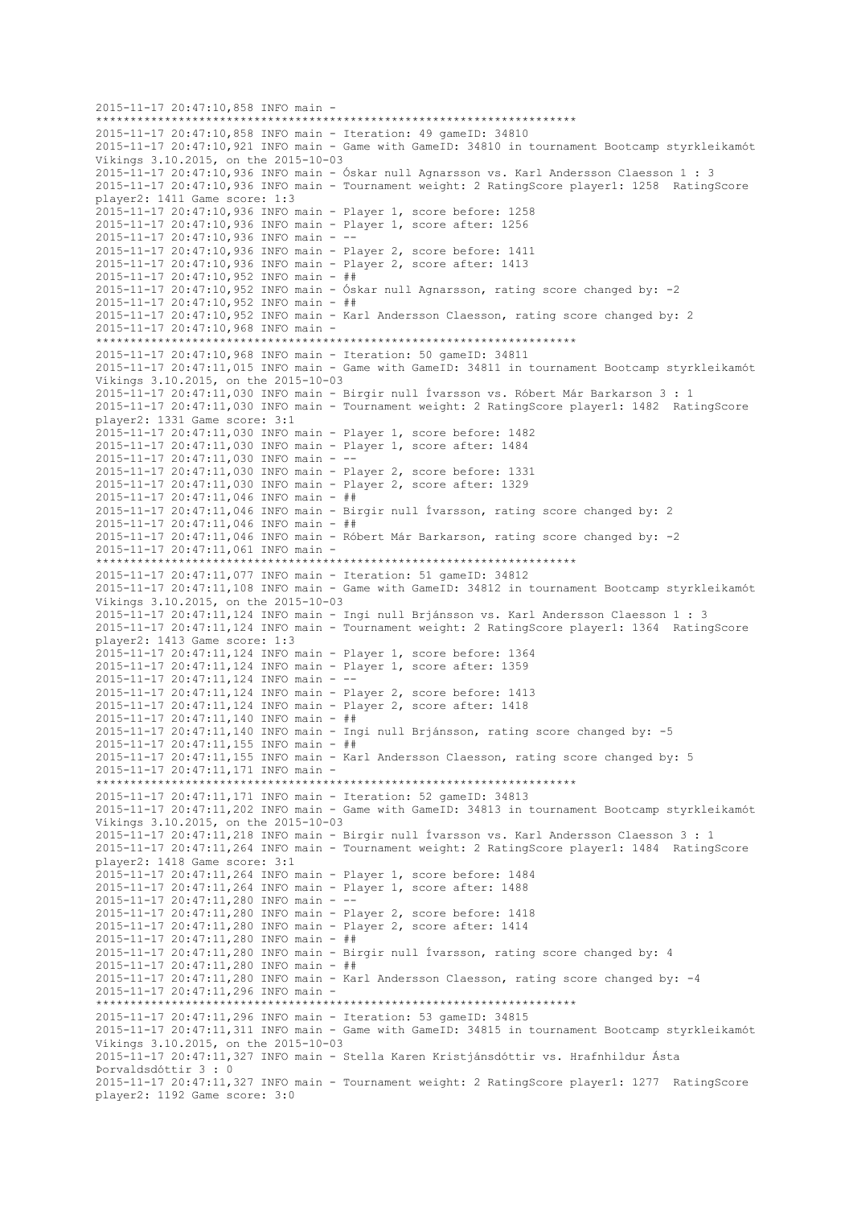```
2015-11-17 20:47:10,858 INFO main - 
**********************************************************************
2015-11-17 20:47:10,858 INFO main - Iteration: 49 gameID: 34810
2015-11-17 20:47:10,921 INFO main - Game with GameID: 34810 in tournament Bootcamp styrkleikamót 
Víkings 3.10.2015, on the 2015-10-03
2015-11-17 20:47:10,936 INFO main - Óskar null Agnarsson vs. Karl Andersson Claesson 1 : 3
2015-11-17 20:47:10,936 INFO main - Tournament weight: 2 RatingScore player1: 1258  RatingScore 
player2: 1411 Game score: 1:3
2015-11-17 20:47:10,936 INFO main - Player 1, score before: 1258
2015-11-17 20:47:10,936 INFO main - Player 1, score after: 1256
2015-11-17 20:47:10,936 INFO main - --
2015-11-17 20:47:10,936 INFO main - Player 2, score before: 1411
2015-11-17 20:47:10,936 INFO main - Player 2, score after: 1413
2015-11-17 20:47:10,952 INFO main - ##
2015-11-17 20:47:10,952 INFO main - Óskar null Agnarsson, rating score changed by: -2
2015-11-17 20:47:10,952 INFO main - ##
2015-11-17 20:47:10,952 INFO main - Karl Andersson Claesson, rating score changed by: 2
2015-11-17 20:47:10,968 INFO main - 
**********************************************************************
2015-11-17 20:47:10,968 INFO main - Iteration: 50 gameID: 34811
2015-11-17 20:47:11,015 INFO main - Game with GameID: 34811 in tournament Bootcamp styrkleikamót 
Víkings 3.10.2015, on the 2015-10-03
2015-11-17 20:47:11,030 INFO main - Birgir null Ívarsson vs. Róbert Már Barkarson 3 : 1
2015-11-17 20:47:11,030 INFO main - Tournament weight: 2 RatingScore player1: 1482  RatingScore 
player2: 1331 Game score: 3:1
2015-11-17 20:47:11,030 INFO main - Player 1, score before: 1482
2015-11-17 20:47:11,030 INFO main - Player 1, score after: 1484
2015-11-17 20:47:11,030 INFO main - --
2015-11-17 20:47:11,030 INFO main - Player 2, score before: 1331
2015-11-17 20:47:11,030 INFO main - Player 2, score after: 1329
2015-11-17 20:47:11,046 INFO main - ##
2015-11-17 20:47:11,046 INFO main - Birgir null Ívarsson, rating score changed by: 2
2015-11-17 20:47:11,046 INFO main - ##
2015-11-17 20:47:11,046 INFO main - Róbert Már Barkarson, rating score changed by: -2
2015-11-17 20:47:11,061 INFO main - 
**********************************************************************
2015-11-17 20:47:11,077 INFO main - Iteration: 51 gameID: 34812
2015-11-17 20:47:11,108 INFO main - Game with GameID: 34812 in tournament Bootcamp styrkleikamót 
Víkings 3.10.2015, on the 2015-10-03
2015-11-17 20:47:11,124 INFO main - Ingi null Brjánsson vs. Karl Andersson Claesson 1 : 3
2015-11-17 20:47:11,124 INFO main - Tournament weight: 2 RatingScore player1: 1364  RatingScore 
player2: 1413 Game score: 1:3
2015-11-17 20:47:11,124 INFO main - Player 1, score before: 1364
2015-11-17 20:47:11,124 INFO main - Player 1, score after: 1359
2015-11-17 20:47:11,124 INFO main - --
2015-11-17 20:47:11,124 INFO main - Player 2, score before: 1413
2015-11-17 20:47:11,124 INFO main - Player 2, score after: 1418
2015-11-17 20:47:11,140 INFO main - ##
2015-11-17 20:47:11,140 INFO main - Ingi null Brjánsson, rating score changed by: -5
2015-11-17 20:47:11,155 INFO main - ##
2015-11-17 20:47:11,155 INFO main - Karl Andersson Claesson, rating score changed by: 5
2015-11-17 20:47:11,171 INFO main - 
**********************************************************************
2015-11-17 20:47:11,171 INFO main - Iteration: 52 gameID: 34813
2015-11-17 20:47:11,202 INFO main - Game with GameID: 34813 in tournament Bootcamp styrkleikamót 
Víkings 3.10.2015, on the 2015-10-03
2015-11-17 20:47:11,218 INFO main - Birgir null Ívarsson vs. Karl Andersson Claesson 3 : 1
2015-11-17 20:47:11,264 INFO main - Tournament weight: 2 RatingScore player1: 1484  RatingScore 
player2: 1418 Game score: 3:1
2015-11-17 20:47:11,264 INFO main - Player 1, score before: 1484
2015-11-17 20:47:11,264 INFO main - Player 1, score after: 1488
2015-11-17 20:47:11,280 INFO main - --
2015-11-17 20:47:11,280 INFO main - Player 2, score before: 1418
2015-11-17 20:47:11,280 INFO main - Player 2, score after: 1414
2015-11-17 20:47:11,280 INFO main - ##
2015-11-17 20:47:11,280 INFO main - Birgir null Ívarsson, rating score changed by: 4
2015-11-17 20:47:11,280 INFO main - ##
2015-11-17 20:47:11,280 INFO main - Karl Andersson Claesson, rating score changed by: -4
2015-11-17 20:47:11,296 INFO main - 
**********************************************************************
2015-11-17 20:47:11,296 INFO main - Iteration: 53 gameID: 34815
2015-11-17 20:47:11,311 INFO main - Game with GameID: 34815 in tournament Bootcamp styrkleikamót 
Víkings 3.10.2015, on the 2015-10-03
2015-11-17 20:47:11,327 INFO main - Stella Karen Kristjánsdóttir vs. Hrafnhildur Ásta 
Þorvaldsdóttir 3 : 0
2015-11-17 20:47:11,327 INFO main - Tournament weight: 2 RatingScore player1: 1277  RatingScore 
player2: 1192 Game score: 3:0
```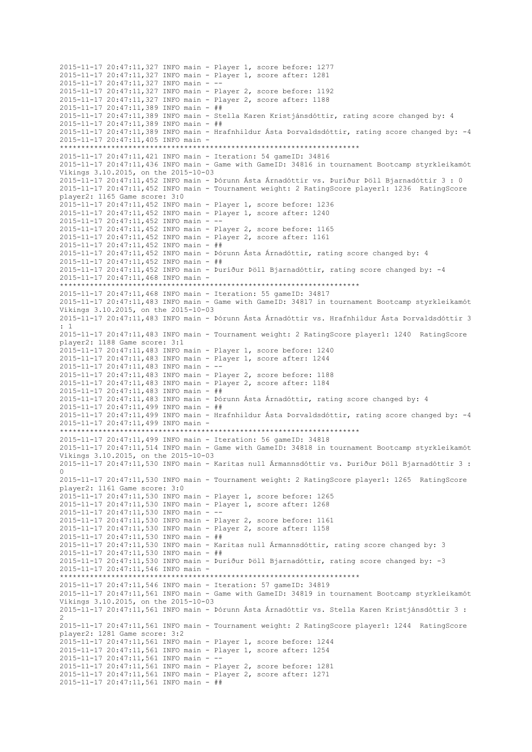```
2015-11-17 20:47:11,327 INFO main - Player 1, score before: 1277
2015-11-17 20:47:11,327 INFO main - Player 1, score after: 1281
2015-11-17 20:47:11,327 INFO main - --
2015-11-17 20:47:11,327 INFO main - Player 2, score before: 1192
2015-11-17 20:47:11,327 INFO main - Player 2, score after: 1188
2015-11-17 20:47:11,389 INFO main - ##
2015-11-17 20:47:11,389 INFO main - Stella Karen Kristjánsdóttir, rating score changed by: 4
2015-11-17 20:47:11,389 INFO main - ##
2015-11-17 20:47:11,389 INFO main - Hrafnhildur Ásta Þorvaldsdóttir, rating score changed by: -4
2015-11-17 20:47:11,405 INFO main - 
*********************************************************************
2015-11-17 20:47:11,421 INFO main - Iteration: 54 gameID: 34816
2015-11-17 20:47:11,436 INFO main - Game with GameID: 34816 in tournament Bootcamp styrkleikamót 
Víkings 3.10.2015, on the 2015-10-03
2015-11-17 20:47:11,452 INFO main - Þórunn Ásta Árnadóttir vs. Þuríður Þöll Bjarnadóttir 3 : 0
2015-11-17 20:47:11,452 INFO main - Tournament weight: 2 RatingScore player1: 1236  RatingScore 
player2: 1165 Game score: 3:0
2015-11-17 20:47:11,452 INFO main - Player 1, score before: 1236
2015-11-17 20:47:11,452 INFO main - Player 1, score after: 1240
2015-11-17 20:47:11,452 INFO main - --
2015-11-17 20:47:11,452 INFO main - Player 2, score before: 1165
2015-11-17 20:47:11,452 INFO main - Player 2, score after: 1161
2015-11-17 20:47:11,452 INFO main - ##
2015-11-17 20:47:11,452 INFO main - Þórunn Ásta Árnadóttir, rating score changed by: 4
2015-11-17 20:47:11,452 INFO main - ##
2015-11-17 20:47:11,452 INFO main - Þuríður Þöll Bjarnadóttir, rating score changed by: -4
2015-11-17 20:47:11,468 INFO main - 
*********************************************************************
2015-11-17 20:47:11,468 INFO main - Iteration: 55 gameID: 34817
2015-11-17 20:47:11,483 INFO main - Game with GameID: 34817 in tournament Bootcamp styrkleikamót 
Víkings 3.10.2015, on the 2015-10-03
2015-11-17 20:47:11,483 INFO main - Þórunn Ásta Árnadóttir vs. Hrafnhildur Ásta Þorvaldsdóttir 3 
: 1
2015-11-17 20:47:11,483 INFO main - Tournament weight: 2 RatingScore player1: 1240  RatingScore 
player2: 1188 Game score: 3:1
2015-11-17 20:47:11,483 INFO main - Player 1, score before: 1240
2015-11-17 20:47:11,483 INFO main - Player 1, score after: 1244
2015-11-17 20:47:11,483 INFO main - --
2015-11-17 20:47:11,483 INFO main - Player 2, score before: 1188
2015-11-17 20:47:11,483 INFO main - Player 2, score after: 1184
2015-11-17 20:47:11,483 INFO main - ##
2015-11-17 20:47:11,483 INFO main - Þórunn Ásta Árnadóttir, rating score changed by: 4
2015-11-17 20:47:11,499 INFO main - ##
2015-11-17 20:47:11,499 INFO main - Hrafnhildur Ásta Þorvaldsdóttir, rating score changed by: -4
2015-11-17 20:47:11,499 INFO main - 
*********************************************************************
2015-11-17 20:47:11,499 INFO main - Iteration: 56 gameID: 34818
2015-11-17 20:47:11,514 INFO main - Game with GameID: 34818 in tournament Bootcamp styrkleikamót 
Víkings 3.10.2015, on the 2015-10-03
2015-11-17 20:47:11,530 INFO main - Karitas null Ármannsdóttir vs. Þuríður Þöll Bjarnadóttir 3 : 
0
2015-11-17 20:47:11,530 INFO main - Tournament weight: 2 RatingScore player1: 1265  RatingScore 
player2: 1161 Game score: 3:0
2015-11-17 20:47:11,530 INFO main - Player 1, score before: 1265
2015-11-17 20:47:11,530 INFO main - Player 1, score after: 1268
2015-11-17 20:47:11,530 INFO main - --
2015-11-17 20:47:11,530 INFO main - Player 2, score before: 1161
2015-11-17 20:47:11,530 INFO main - Player 2, score after: 1158
2015-11-17 20:47:11,530 INFO main - ##
2015-11-17 20:47:11,530 INFO main - Karitas null Ármannsdóttir, rating score changed by: 3
2015-11-17 20:47:11,530 INFO main - ##
2015-11-17 20:47:11,530 INFO main - Þuríður Þöll Bjarnadóttir, rating score changed by: -3
2015-11-17 20:47:11,546 INFO main - 
*********************************************************************
2015-11-17 20:47:11,546 INFO main - Iteration: 57 gameID: 34819
2015-11-17 20:47:11,561 INFO main - Game with GameID: 34819 in tournament Bootcamp styrkleikamót 
Víkings 3.10.2015, on the 2015-10-03
2015-11-17 20:47:11,561 INFO main - Þórunn Ásta Árnadóttir vs. Stella Karen Kristjánsdóttir 3 : 
2
2015-11-17 20:47:11,561 INFO main - Tournament weight: 2 RatingScore player1: 1244  RatingScore 
player2: 1281 Game score: 3:2
2015-11-17 20:47:11,561 INFO main - Player 1, score before: 1244
2015-11-17 20:47:11,561 INFO main - Player 1, score after: 1254
2015-11-17 20:47:11,561 INFO main - --
2015-11-17 20:47:11,561 INFO main - Player 2, score before: 1281
2015-11-17 20:47:11,561 INFO main - Player 2, score after: 1271
2015-11-17 20:47:11,561 INFO main - ##
```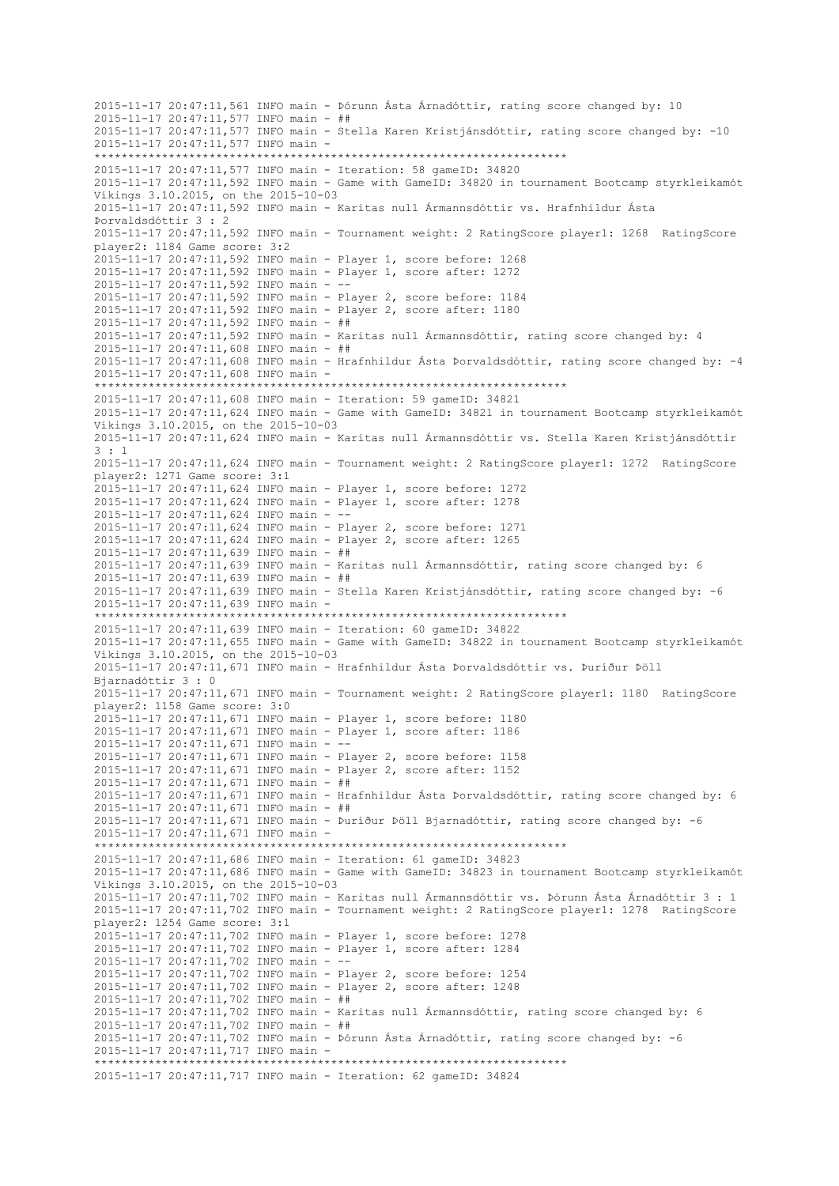```
2015-11-17 20:47:11,561 INFO main - Þórunn Ásta Árnadóttir, rating score changed by: 10
2015-11-17 20:47:11,577 INFO main - ##
2015-11-17 20:47:11,577 INFO main - Stella Karen Kristjánsdóttir, rating score changed by: -10
2015-11-17 20:47:11,577 INFO main -
*********************************************************************
2015-11-17 20:47:11,577 INFO main - Iteration: 58 gameID: 34820
2015-11-17 20:47:11,592 INFO main - Game with GameID: 34820 in tournament Bootcamp styrkleikamót
Víkings 3.10.2015, on the 2015-10-03
2015-11-17 20:47:11,592 INFO main - Karitas null Ármannsdóttir vs. Hrafnhildur Ásta
Þorvaldsdóttir 3 : 2
2015-11-17 20:47:11,592 INFO main - Tournament weight: 2 RatingScore player1: 1268  RatingScore
player2: 1184 Game score: 3:2
2015-11-17 20:47:11,592 INFO main - Player 1, score before: 1268
2015-11-17 20:47:11,592 INFO main - Player 1, score after: 1272
2015-11-17 20:47:11,592 INFO main - --
2015-11-17 20:47:11,592 INFO main - Player 2, score before: 1184
2015-11-17 20:47:11,592 INFO main - Player 2, score after: 1180
2015-11-17 20:47:11,592 INFO main - ##
2015-11-17 20:47:11,592 INFO main - Karitas null Ármannsdóttir, rating score changed by: 4
2015-11-17 20:47:11,608 INFO main - ##
2015-11-17 20:47:11,608 INFO main - Hrafnhildur Ásta Þorvaldsdóttir, rating score changed by: -4
2015-11-17 20:47:11,608 INFO main -
*********************************************************************
2015-11-17 20:47:11,608 INFO main - Iteration: 59 gameID: 34821
2015-11-17 20:47:11,624 INFO main - Game with GameID: 34821 in tournament Bootcamp styrkleikamót
Víkings 3.10.2015, on the 2015-10-03
2015-11-17 20:47:11,624 INFO main - Karitas null Ármannsdóttir vs. Stella Karen Kristjánsdóttir
3 : 1
2015-11-17 20:47:11,624 INFO main - Tournament weight: 2 RatingScore player1: 1272  RatingScore
player2: 1271 Game score: 3:1
2015-11-17 20:47:11,624 INFO main - Player 1, score before: 1272
2015-11-17 20:47:11,624 INFO main - Player 1, score after: 1278
2015-11-17 20:47:11,624 INFO main - --
2015-11-17 20:47:11,624 INFO main - Player 2, score before: 1271
2015-11-17 20:47:11,624 INFO main - Player 2, score after: 1265
2015-11-17 20:47:11,639 INFO main - ##
2015-11-17 20:47:11,639 INFO main - Karitas null Ármannsdóttir, rating score changed by: 6
2015-11-17 20:47:11,639 INFO main - ##
2015-11-17 20:47:11,639 INFO main - Stella Karen Kristjánsdóttir, rating score changed by: -6
2015-11-17 20:47:11,639 INFO main -
*********************************************************************
2015-11-17 20:47:11,639 INFO main - Iteration: 60 gameID: 34822
2015-11-17 20:47:11,655 INFO main - Game with GameID: 34822 in tournament Bootcamp styrkleikamót
Víkings 3.10.2015, on the 2015-10-03
2015-11-17 20:47:11,671 INFO main - Hrafnhildur Ásta Þorvaldsdóttir vs. Þuríður Þöll
Bjarnadóttir 3 : 0
2015-11-17 20:47:11,671 INFO main - Tournament weight: 2 RatingScore player1: 1180  RatingScore
player2: 1158 Game score: 3:0
2015-11-17 20:47:11,671 INFO main - Player 1, score before: 1180
2015-11-17 20:47:11,671 INFO main - Player 1, score after: 1186
2015-11-17 20:47:11,671 INFO main - --
2015-11-17 20:47:11,671 INFO main - Player 2, score before: 1158
2015-11-17 20:47:11,671 INFO main - Player 2, score after: 1152
2015-11-17 20:47:11,671 INFO main - ##
2015-11-17 20:47:11,671 INFO main - Hrafnhildur Ásta Þorvaldsdóttir, rating score changed by: 6
2015-11-17 20:47:11,671 INFO main - ##
2015-11-17 20:47:11,671 INFO main - Þuríður Þöll Bjarnadóttir, rating score changed by: -6
2015-11-17 20:47:11,671 INFO main -
*********************************************************************
2015-11-17 20:47:11,686 INFO main - Iteration: 61 gameID: 34823
2015-11-17 20:47:11,686 INFO main - Game with GameID: 34823 in tournament Bootcamp styrkleikamót
Víkings 3.10.2015, on the 2015-10-03
2015-11-17 20:47:11,702 INFO main - Karitas null Ármannsdóttir vs. Þórunn Ásta Árnadóttir 3 : 1
2015-11-17 20:47:11,702 INFO main - Tournament weight: 2 RatingScore player1: 1278  RatingScore
player2: 1254 Game score: 3:1
2015-11-17 20:47:11,702 INFO main - Player 1, score before: 1278
2015-11-17 20:47:11,702 INFO main - Player 1, score after: 1284
2015-11-17 20:47:11,702 INFO main - --
2015-11-17 20:47:11,702 INFO main - Player 2, score before: 1254
2015-11-17 20:47:11,702 INFO main - Player 2, score after: 1248
2015-11-17 20:47:11,702 INFO main - ##
2015-11-17 20:47:11,702 INFO main - Karitas null Ármannsdóttir, rating score changed by: 6
2015-11-17 20:47:11,702 INFO main - ##
2015-11-17 20:47:11,702 INFO main - Þórunn Ásta Árnadóttir, rating score changed by: -6
2015-11-17 20:47:11,717 INFO main -
*********************************************************************
2015-11-17 20:47:11,717 INFO main - Iteration: 62 gameID: 34824
```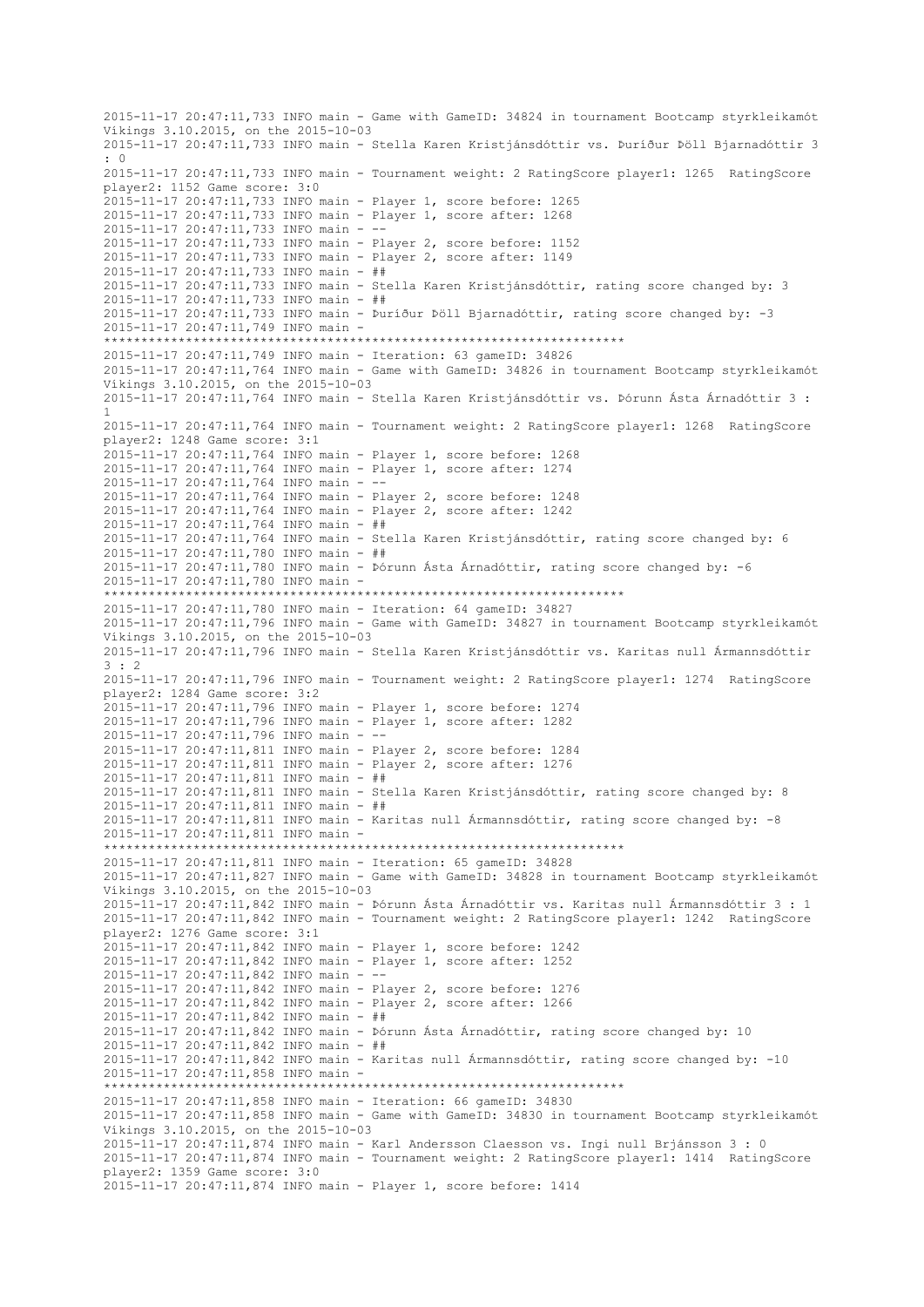```
2015-11-17 20:47:11,733 INFO main - Game with GameID: 34824 in tournament Bootcamp styrkleikamót Víkings 3.10.2015, on the 2015-10-03
2015-11-17 20:47:11,733 INFO main - Stella Karen Kristjánsdóttir vs. Þuríður Þöll Bjarnadóttir 3 : 0
2015-11-17 20:47:11,733 INFO main - Tournament weight: 2 RatingScore player1: 1265  RatingScore player2: 1152 Game score: 3:0
2015-11-17 20:47:11,733 INFO main - Player 1, score before: 1265
2015-11-17 20:47:11,733 INFO main - Player 1, score after: 1268
2015-11-17 20:47:11,733 INFO main - --
2015-11-17 20:47:11,733 INFO main - Player 2, score before: 1152
2015-11-17 20:47:11,733 INFO main - Player 2, score after: 1149
2015-11-17 20:47:11,733 INFO main - ##
2015-11-17 20:47:11,733 INFO main - Stella Karen Kristjánsdóttir, rating score changed by: 3
2015-11-17 20:47:11,733 INFO main - ##
2015-11-17 20:47:11,733 INFO main - Þuríður Þöll Bjarnadóttir, rating score changed by: -3
2015-11-17 20:47:11,749 INFO main - 
**********************************************************************
2015-11-17 20:47:11,749 INFO main - Iteration: 63 gameID: 34826
2015-11-17 20:47:11,764 INFO main - Game with GameID: 34826 in tournament Bootcamp styrkleikamót Víkings 3.10.2015, on the 2015-10-03
2015-11-17 20:47:11,764 INFO main - Stella Karen Kristjánsdóttir vs. Þórunn Ásta Árnadóttir 3 : 1
2015-11-17 20:47:11,764 INFO main - Tournament weight: 2 RatingScore player1: 1268  RatingScore player2: 1248 Game score: 3:1
2015-11-17 20:47:11,764 INFO main - Player 1, score before: 1268
2015-11-17 20:47:11,764 INFO main - Player 1, score after: 1274
2015-11-17 20:47:11,764 INFO main - --
2015-11-17 20:47:11,764 INFO main - Player 2, score before: 1248
2015-11-17 20:47:11,764 INFO main - Player 2, score after: 1242
2015-11-17 20:47:11,764 INFO main - ##
2015-11-17 20:47:11,764 INFO main - Stella Karen Kristjánsdóttir, rating score changed by: 6
2015-11-17 20:47:11,780 INFO main - ##
2015-11-17 20:47:11,780 INFO main - Þórunn Ásta Árnadóttir, rating score changed by: -6
2015-11-17 20:47:11,780 INFO main - 
**********************************************************************
2015-11-17 20:47:11,780 INFO main - Iteration: 64 gameID: 34827
2015-11-17 20:47:11,796 INFO main - Game with GameID: 34827 in tournament Bootcamp styrkleikamót Víkings 3.10.2015, on the 2015-10-03
2015-11-17 20:47:11,796 INFO main - Stella Karen Kristjánsdóttir vs. Karitas null Ármannsdóttir 3 : 2
2015-11-17 20:47:11,796 INFO main - Tournament weight: 2 RatingScore player1: 1274  RatingScore player2: 1284 Game score: 3:2
2015-11-17 20:47:11,796 INFO main - Player 1, score before: 1274
2015-11-17 20:47:11,796 INFO main - Player 1, score after: 1282
2015-11-17 20:47:11,796 INFO main - --
2015-11-17 20:47:11,811 INFO main - Player 2, score before: 1284
2015-11-17 20:47:11,811 INFO main - Player 2, score after: 1276
2015-11-17 20:47:11,811 INFO main - ##
2015-11-17 20:47:11,811 INFO main - Stella Karen Kristjánsdóttir, rating score changed by: 8
2015-11-17 20:47:11,811 INFO main - ##
2015-11-17 20:47:11,811 INFO main - Karitas null Ármannsdóttir, rating score changed by: -8
2015-11-17 20:47:11,811 INFO main - 
**********************************************************************
2015-11-17 20:47:11,811 INFO main - Iteration: 65 gameID: 34828
2015-11-17 20:47:11,827 INFO main - Game with GameID: 34828 in tournament Bootcamp styrkleikamót Víkings 3.10.2015, on the 2015-10-03
2015-11-17 20:47:11,842 INFO main - Þórunn Ásta Árnadóttir vs. Karitas null Ármannsdóttir 3 : 1
2015-11-17 20:47:11,842 INFO main - Tournament weight: 2 RatingScore player1: 1242  RatingScore player2: 1276 Game score: 3:1
2015-11-17 20:47:11,842 INFO main - Player 1, score before: 1242
2015-11-17 20:47:11,842 INFO main - Player 1, score after: 1252
2015-11-17 20:47:11,842 INFO main - --
2015-11-17 20:47:11,842 INFO main - Player 2, score before: 1276
2015-11-17 20:47:11,842 INFO main - Player 2, score after: 1266
2015-11-17 20:47:11,842 INFO main - ##
2015-11-17 20:47:11,842 INFO main - Þórunn Ásta Árnadóttir, rating score changed by: 10
2015-11-17 20:47:11,842 INFO main - ##
2015-11-17 20:47:11,842 INFO main - Karitas null Ármannsdóttir, rating score changed by: -10
2015-11-17 20:47:11,858 INFO main - 
**********************************************************************
2015-11-17 20:47:11,858 INFO main - Iteration: 66 gameID: 34830
2015-11-17 20:47:11,858 INFO main - Game with GameID: 34830 in tournament Bootcamp styrkleikamót Víkings 3.10.2015, on the 2015-10-03
2015-11-17 20:47:11,874 INFO main - Karl Andersson Claesson vs. Ingi null Brjánsson 3 : 0
2015-11-17 20:47:11,874 INFO main - Tournament weight: 2 RatingScore player1: 1414  RatingScore player2: 1359 Game score: 3:0
2015-11-17 20:47:11,874 INFO main - Player 1, score before: 1414
```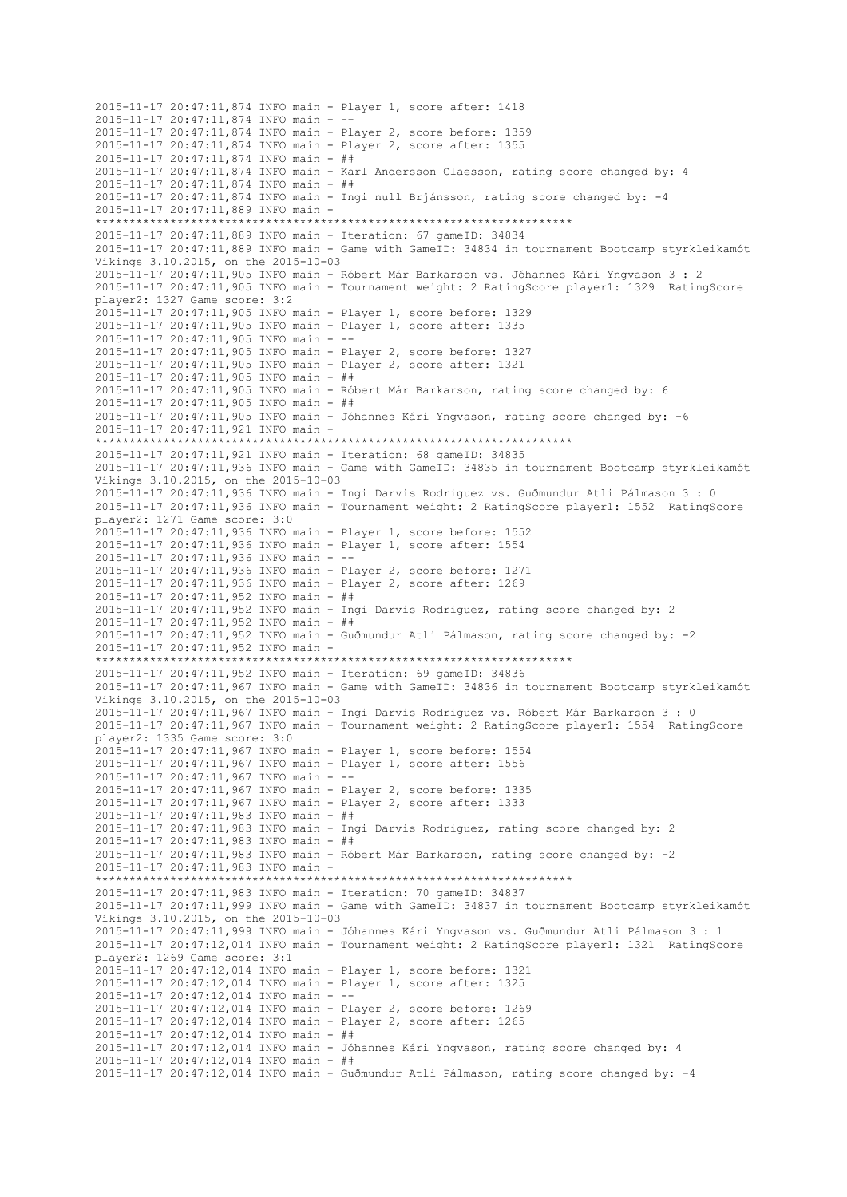```
2015-11-17 20:47:11,874 INFO main - Player 1, score after: 1418
2015-11-17 20:47:11,874 INFO main - --
2015-11-17 20:47:11,874 INFO main - Player 2, score before: 1359
2015-11-17 20:47:11,874 INFO main - Player 2, score after: 1355
2015-11-17 20:47:11,874 INFO main - ##
2015-11-17 20:47:11,874 INFO main - Karl Andersson Claesson, rating score changed by: 4
2015-11-17 20:47:11,874 INFO main - ##
2015-11-17 20:47:11,874 INFO main - Ingi null Brjánsson, rating score changed by: -4
2015-11-17 20:47:11,889 INFO main -
**********************************************************************
2015-11-17 20:47:11,889 INFO main - Iteration: 67 gameID: 34834
2015-11-17 20:47:11,889 INFO main - Game with GameID: 34834 in tournament Bootcamp styrkleikamót
Víkings 3.10.2015, on the 2015-10-03
2015-11-17 20:47:11,905 INFO main - Róbert Már Barkarson vs. Jóhannes Kári Yngvason 3 : 2
2015-11-17 20:47:11,905 INFO main - Tournament weight: 2 RatingScore player1: 1329  RatingScore
player2: 1327 Game score: 3:2
2015-11-17 20:47:11,905 INFO main - Player 1, score before: 1329
2015-11-17 20:47:11,905 INFO main - Player 1, score after: 1335
2015-11-17 20:47:11,905 INFO main - --
2015-11-17 20:47:11,905 INFO main - Player 2, score before: 1327
2015-11-17 20:47:11,905 INFO main - Player 2, score after: 1321
2015-11-17 20:47:11,905 INFO main - ##
2015-11-17 20:47:11,905 INFO main - Róbert Már Barkarson, rating score changed by: 6
2015-11-17 20:47:11,905 INFO main - ##
2015-11-17 20:47:11,905 INFO main - Jóhannes Kári Yngvason, rating score changed by: -6
2015-11-17 20:47:11,921 INFO main -
**********************************************************************
2015-11-17 20:47:11,921 INFO main - Iteration: 68 gameID: 34835
2015-11-17 20:47:11,936 INFO main - Game with GameID: 34835 in tournament Bootcamp styrkleikamót
Víkings 3.10.2015, on the 2015-10-03
2015-11-17 20:47:11,936 INFO main - Ingi Darvis Rodriguez vs. Guðmundur Atli Pálmason 3 : 0
2015-11-17 20:47:11,936 INFO main - Tournament weight: 2 RatingScore player1: 1552  RatingScore
player2: 1271 Game score: 3:0
2015-11-17 20:47:11,936 INFO main - Player 1, score before: 1552
2015-11-17 20:47:11,936 INFO main - Player 1, score after: 1554
2015-11-17 20:47:11,936 INFO main - --
2015-11-17 20:47:11,936 INFO main - Player 2, score before: 1271
2015-11-17 20:47:11,936 INFO main - Player 2, score after: 1269
2015-11-17 20:47:11,952 INFO main - ##
2015-11-17 20:47:11,952 INFO main - Ingi Darvis Rodriguez, rating score changed by: 2
2015-11-17 20:47:11,952 INFO main - ##
2015-11-17 20:47:11,952 INFO main - Guðmundur Atli Pálmason, rating score changed by: -2
2015-11-17 20:47:11,952 INFO main -
**********************************************************************
2015-11-17 20:47:11,952 INFO main - Iteration: 69 gameID: 34836
2015-11-17 20:47:11,967 INFO main - Game with GameID: 34836 in tournament Bootcamp styrkleikamót
Víkings 3.10.2015, on the 2015-10-03
2015-11-17 20:47:11,967 INFO main - Ingi Darvis Rodriguez vs. Róbert Már Barkarson 3 : 0
2015-11-17 20:47:11,967 INFO main - Tournament weight: 2 RatingScore player1: 1554  RatingScore
player2: 1335 Game score: 3:0
2015-11-17 20:47:11,967 INFO main - Player 1, score before: 1554
2015-11-17 20:47:11,967 INFO main - Player 1, score after: 1556
2015-11-17 20:47:11,967 INFO main - --
2015-11-17 20:47:11,967 INFO main - Player 2, score before: 1335
2015-11-17 20:47:11,967 INFO main - Player 2, score after: 1333
2015-11-17 20:47:11,983 INFO main - ##
2015-11-17 20:47:11,983 INFO main - Ingi Darvis Rodriguez, rating score changed by: 2
2015-11-17 20:47:11,983 INFO main - ##
2015-11-17 20:47:11,983 INFO main - Róbert Már Barkarson, rating score changed by: -2
2015-11-17 20:47:11,983 INFO main -
**********************************************************************
2015-11-17 20:47:11,983 INFO main - Iteration: 70 gameID: 34837
2015-11-17 20:47:11,999 INFO main - Game with GameID: 34837 in tournament Bootcamp styrkleikamót
Víkings 3.10.2015, on the 2015-10-03
2015-11-17 20:47:11,999 INFO main - Jóhannes Kári Yngvason vs. Guðmundur Atli Pálmason 3 : 1
2015-11-17 20:47:12,014 INFO main - Tournament weight: 2 RatingScore player1: 1321  RatingScore
player2: 1269 Game score: 3:1
2015-11-17 20:47:12,014 INFO main - Player 1, score before: 1321
2015-11-17 20:47:12,014 INFO main - Player 1, score after: 1325
2015-11-17 20:47:12,014 INFO main - --
2015-11-17 20:47:12,014 INFO main - Player 2, score before: 1269
2015-11-17 20:47:12,014 INFO main - Player 2, score after: 1265
2015-11-17 20:47:12,014 INFO main - ##
2015-11-17 20:47:12,014 INFO main - Jóhannes Kári Yngvason, rating score changed by: 4
2015-11-17 20:47:12,014 INFO main - ##
2015-11-17 20:47:12,014 INFO main - Guðmundur Atli Pálmason, rating score changed by: -4
```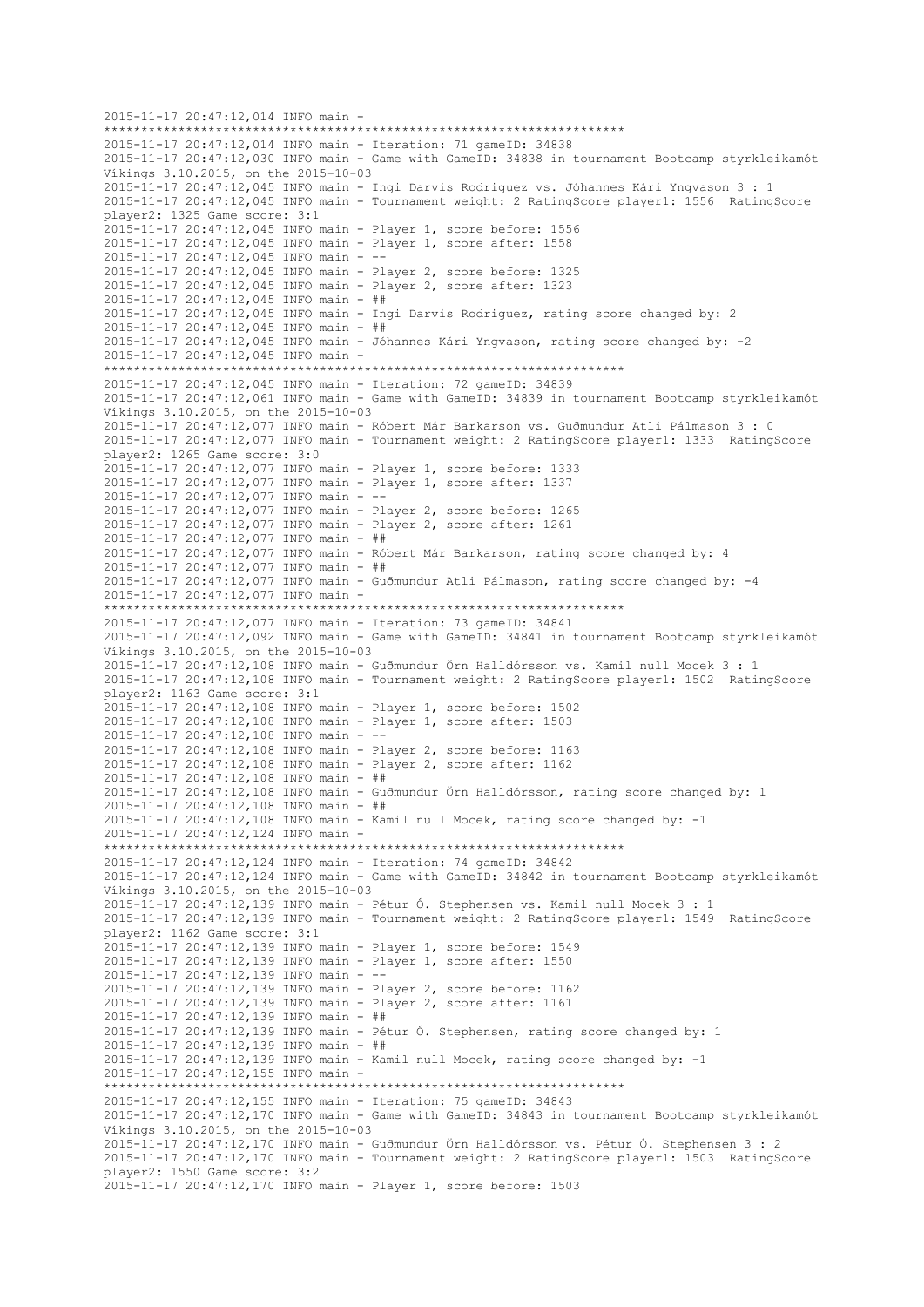```
2015-11-17 20:47:12,014 INFO main - 
**********************************************************************
2015-11-17 20:47:12,014 INFO main - Iteration: 71 gameID: 34838
2015-11-17 20:47:12,030 INFO main - Game with GameID: 34838 in tournament Bootcamp styrkleikamót 
Víkings 3.10.2015, on the 2015-10-03
2015-11-17 20:47:12,045 INFO main - Ingi Darvis Rodriguez vs. Jóhannes Kári Yngvason 3 : 1
2015-11-17 20:47:12,045 INFO main - Tournament weight: 2 RatingScore player1: 1556  RatingScore 
player2: 1325 Game score: 3:1
2015-11-17 20:47:12,045 INFO main - Player 1, score before: 1556
2015-11-17 20:47:12,045 INFO main - Player 1, score after: 1558
2015-11-17 20:47:12,045 INFO main - --
2015-11-17 20:47:12,045 INFO main - Player 2, score before: 1325
2015-11-17 20:47:12,045 INFO main - Player 2, score after: 1323
2015-11-17 20:47:12,045 INFO main - ##
2015-11-17 20:47:12,045 INFO main - Ingi Darvis Rodriguez, rating score changed by: 2
2015-11-17 20:47:12,045 INFO main - ##
2015-11-17 20:47:12,045 INFO main - Jóhannes Kári Yngvason, rating score changed by: -2
2015-11-17 20:47:12,045 INFO main - 
**********************************************************************
2015-11-17 20:47:12,045 INFO main - Iteration: 72 gameID: 34839
2015-11-17 20:47:12,061 INFO main - Game with GameID: 34839 in tournament Bootcamp styrkleikamót 
Víkings 3.10.2015, on the 2015-10-03
2015-11-17 20:47:12,077 INFO main - Róbert Már Barkarson vs. Guðmundur Atli Pálmason 3 : 0
2015-11-17 20:47:12,077 INFO main - Tournament weight: 2 RatingScore player1: 1333  RatingScore 
player2: 1265 Game score: 3:0
2015-11-17 20:47:12,077 INFO main - Player 1, score before: 1333
2015-11-17 20:47:12,077 INFO main - Player 1, score after: 1337
2015-11-17 20:47:12,077 INFO main - --
2015-11-17 20:47:12,077 INFO main - Player 2, score before: 1265
2015-11-17 20:47:12,077 INFO main - Player 2, score after: 1261
2015-11-17 20:47:12,077 INFO main - ##
2015-11-17 20:47:12,077 INFO main - Róbert Már Barkarson, rating score changed by: 4
2015-11-17 20:47:12,077 INFO main - ##
2015-11-17 20:47:12,077 INFO main - Guðmundur Atli Pálmason, rating score changed by: -4
2015-11-17 20:47:12,077 INFO main - 
**********************************************************************
2015-11-17 20:47:12,077 INFO main - Iteration: 73 gameID: 34841
2015-11-17 20:47:12,092 INFO main - Game with GameID: 34841 in tournament Bootcamp styrkleikamót 
Víkings 3.10.2015, on the 2015-10-03
2015-11-17 20:47:12,108 INFO main - Guðmundur Örn Halldórsson vs. Kamil null Mocek 3 : 1
2015-11-17 20:47:12,108 INFO main - Tournament weight: 2 RatingScore player1: 1502  RatingScore 
player2: 1163 Game score: 3:1
2015-11-17 20:47:12,108 INFO main - Player 1, score before: 1502
2015-11-17 20:47:12,108 INFO main - Player 1, score after: 1503
2015-11-17 20:47:12,108 INFO main - --
2015-11-17 20:47:12,108 INFO main - Player 2, score before: 1163
2015-11-17 20:47:12,108 INFO main - Player 2, score after: 1162
2015-11-17 20:47:12,108 INFO main - ##
2015-11-17 20:47:12,108 INFO main - Guðmundur Örn Halldórsson, rating score changed by: 1
2015-11-17 20:47:12,108 INFO main - ##
2015-11-17 20:47:12,108 INFO main - Kamil null Mocek, rating score changed by: -1
2015-11-17 20:47:12,124 INFO main - 
**********************************************************************
2015-11-17 20:47:12,124 INFO main - Iteration: 74 gameID: 34842
2015-11-17 20:47:12,124 INFO main - Game with GameID: 34842 in tournament Bootcamp styrkleikamót 
Víkings 3.10.2015, on the 2015-10-03
2015-11-17 20:47:12,139 INFO main - Pétur Ó. Stephensen vs. Kamil null Mocek 3 : 1
2015-11-17 20:47:12,139 INFO main - Tournament weight: 2 RatingScore player1: 1549  RatingScore 
player2: 1162 Game score: 3:1
2015-11-17 20:47:12,139 INFO main - Player 1, score before: 1549
2015-11-17 20:47:12,139 INFO main - Player 1, score after: 1550
2015-11-17 20:47:12,139 INFO main - --
2015-11-17 20:47:12,139 INFO main - Player 2, score before: 1162
2015-11-17 20:47:12,139 INFO main - Player 2, score after: 1161
2015-11-17 20:47:12,139 INFO main - ##
2015-11-17 20:47:12,139 INFO main - Pétur Ó. Stephensen, rating score changed by: 1
2015-11-17 20:47:12,139 INFO main - ##
2015-11-17 20:47:12,139 INFO main - Kamil null Mocek, rating score changed by: -1
2015-11-17 20:47:12,155 INFO main - 
**********************************************************************
2015-11-17 20:47:12,155 INFO main - Iteration: 75 gameID: 34843
2015-11-17 20:47:12,170 INFO main - Game with GameID: 34843 in tournament Bootcamp styrkleikamót 
Víkings 3.10.2015, on the 2015-10-03
2015-11-17 20:47:12,170 INFO main - Guðmundur Örn Halldórsson vs. Pétur Ó. Stephensen 3 : 2
2015-11-17 20:47:12,170 INFO main - Tournament weight: 2 RatingScore player1: 1503  RatingScore 
player2: 1550 Game score: 3:2
2015-11-17 20:47:12,170 INFO main - Player 1, score before: 1503
```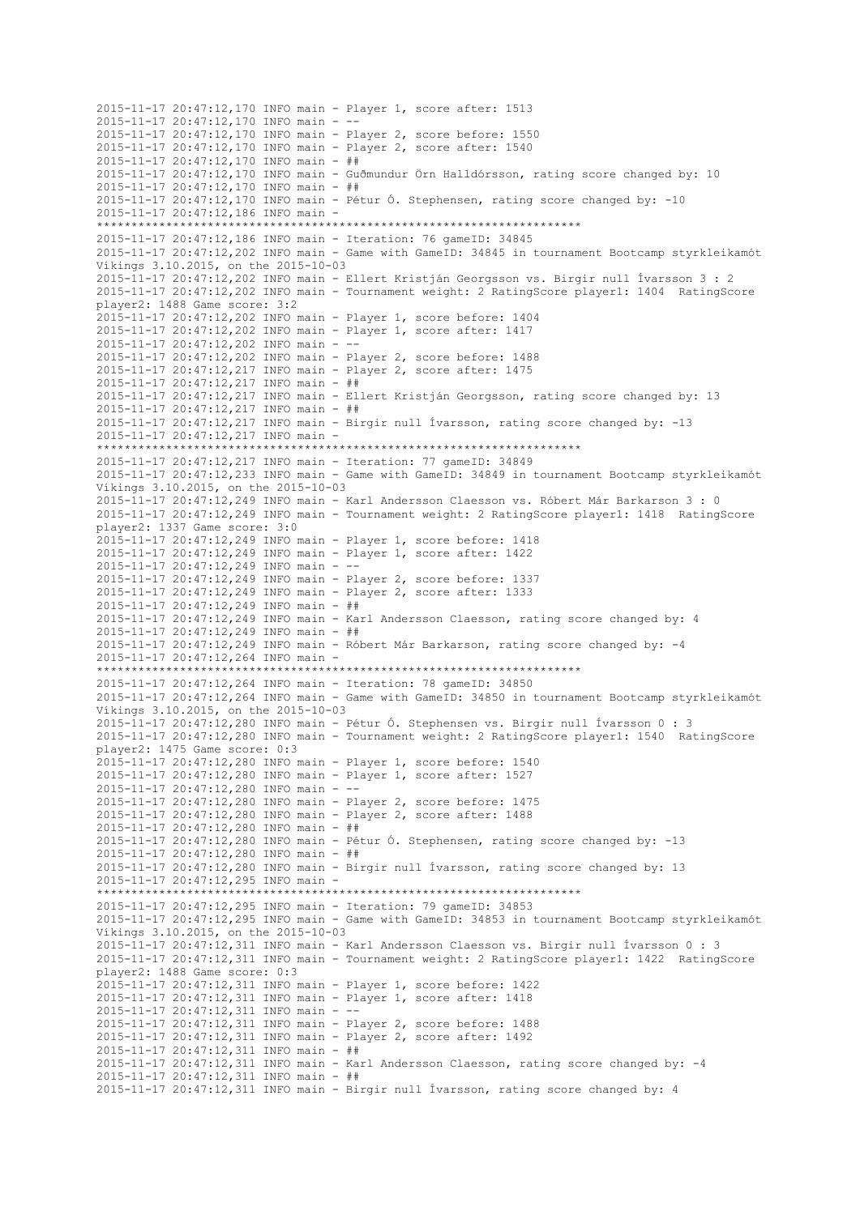```
2015-11-17 20:47:12,170 INFO main - Player 1, score after: 1513
2015-11-17 20:47:12,170 INFO main - --
2015-11-17 20:47:12,170 INFO main - Player 2, score before: 1550
2015-11-17 20:47:12,170 INFO main - Player 2, score after: 1540
2015-11-17 20:47:12,170 INFO main - ##
2015-11-17 20:47:12,170 INFO main - Guðmundur Örn Halldórsson, rating score changed by: 10
2015-11-17 20:47:12,170 INFO main - ##
2015-11-17 20:47:12,170 INFO main - Pétur Ó. Stephensen, rating score changed by: -10
2015-11-17 20:47:12,186 INFO main - 
**********************************************************************
2015-11-17 20:47:12,186 INFO main - Iteration: 76 gameID: 34845
2015-11-17 20:47:12,202 INFO main - Game with GameID: 34845 in tournament Bootcamp styrkleikamót 
Víkings 3.10.2015, on the 2015-10-03
2015-11-17 20:47:12,202 INFO main - Ellert Kristján Georgsson vs. Birgir null Ívarsson 3 : 2
2015-11-17 20:47:12,202 INFO main - Tournament weight: 2 RatingScore player1: 1404  RatingScore 
player2: 1488 Game score: 3:2
2015-11-17 20:47:12,202 INFO main - Player 1, score before: 1404
2015-11-17 20:47:12,202 INFO main - Player 1, score after: 1417
2015-11-17 20:47:12,202 INFO main - --
2015-11-17 20:47:12,202 INFO main - Player 2, score before: 1488
2015-11-17 20:47:12,217 INFO main - Player 2, score after: 1475
2015-11-17 20:47:12,217 INFO main - ##
2015-11-17 20:47:12,217 INFO main - Ellert Kristján Georgsson, rating score changed by: 13
2015-11-17 20:47:12,217 INFO main - ##
2015-11-17 20:47:12,217 INFO main - Birgir null Ívarsson, rating score changed by: -13
2015-11-17 20:47:12,217 INFO main - 
**********************************************************************
2015-11-17 20:47:12,217 INFO main - Iteration: 77 gameID: 34849
2015-11-17 20:47:12,233 INFO main - Game with GameID: 34849 in tournament Bootcamp styrkleikamót 
Víkings 3.10.2015, on the 2015-10-03
2015-11-17 20:47:12,249 INFO main - Karl Andersson Claesson vs. Róbert Már Barkarson 3 : 0
2015-11-17 20:47:12,249 INFO main - Tournament weight: 2 RatingScore player1: 1418  RatingScore 
player2: 1337 Game score: 3:0
2015-11-17 20:47:12,249 INFO main - Player 1, score before: 1418
2015-11-17 20:47:12,249 INFO main - Player 1, score after: 1422
2015-11-17 20:47:12,249 INFO main - --
2015-11-17 20:47:12,249 INFO main - Player 2, score before: 1337
2015-11-17 20:47:12,249 INFO main - Player 2, score after: 1333
2015-11-17 20:47:12,249 INFO main - ##
2015-11-17 20:47:12,249 INFO main - Karl Andersson Claesson, rating score changed by: 4
2015-11-17 20:47:12,249 INFO main - ##
2015-11-17 20:47:12,249 INFO main - Róbert Már Barkarson, rating score changed by: -4
2015-11-17 20:47:12,264 INFO main - 
**********************************************************************
2015-11-17 20:47:12,264 INFO main - Iteration: 78 gameID: 34850
2015-11-17 20:47:12,264 INFO main - Game with GameID: 34850 in tournament Bootcamp styrkleikamót 
Víkings 3.10.2015, on the 2015-10-03
2015-11-17 20:47:12,280 INFO main - Pétur Ó. Stephensen vs. Birgir null Ívarsson 0 : 3
2015-11-17 20:47:12,280 INFO main - Tournament weight: 2 RatingScore player1: 1540  RatingScore 
player2: 1475 Game score: 0:3
2015-11-17 20:47:12,280 INFO main - Player 1, score before: 1540
2015-11-17 20:47:12,280 INFO main - Player 1, score after: 1527
2015-11-17 20:47:12,280 INFO main - --
2015-11-17 20:47:12,280 INFO main - Player 2, score before: 1475
2015-11-17 20:47:12,280 INFO main - Player 2, score after: 1488
2015-11-17 20:47:12,280 INFO main - ##
2015-11-17 20:47:12,280 INFO main - Pétur Ó. Stephensen, rating score changed by: -13
2015-11-17 20:47:12,280 INFO main - ##
2015-11-17 20:47:12,280 INFO main - Birgir null Ívarsson, rating score changed by: 13
2015-11-17 20:47:12,295 INFO main - 
**********************************************************************
2015-11-17 20:47:12,295 INFO main - Iteration: 79 gameID: 34853
2015-11-17 20:47:12,295 INFO main - Game with GameID: 34853 in tournament Bootcamp styrkleikamót 
Víkings 3.10.2015, on the 2015-10-03
2015-11-17 20:47:12,311 INFO main - Karl Andersson Claesson vs. Birgir null Ívarsson 0 : 3
2015-11-17 20:47:12,311 INFO main - Tournament weight: 2 RatingScore player1: 1422  RatingScore 
player2: 1488 Game score: 0:3
2015-11-17 20:47:12,311 INFO main - Player 1, score before: 1422
2015-11-17 20:47:12,311 INFO main - Player 1, score after: 1418
2015-11-17 20:47:12,311 INFO main - --
2015-11-17 20:47:12,311 INFO main - Player 2, score before: 1488
2015-11-17 20:47:12,311 INFO main - Player 2, score after: 1492
2015-11-17 20:47:12,311 INFO main - ##
2015-11-17 20:47:12,311 INFO main - Karl Andersson Claesson, rating score changed by: -4
2015-11-17 20:47:12,311 INFO main - ##
2015-11-17 20:47:12,311 INFO main - Birgir null Ívarsson, rating score changed by: 4
```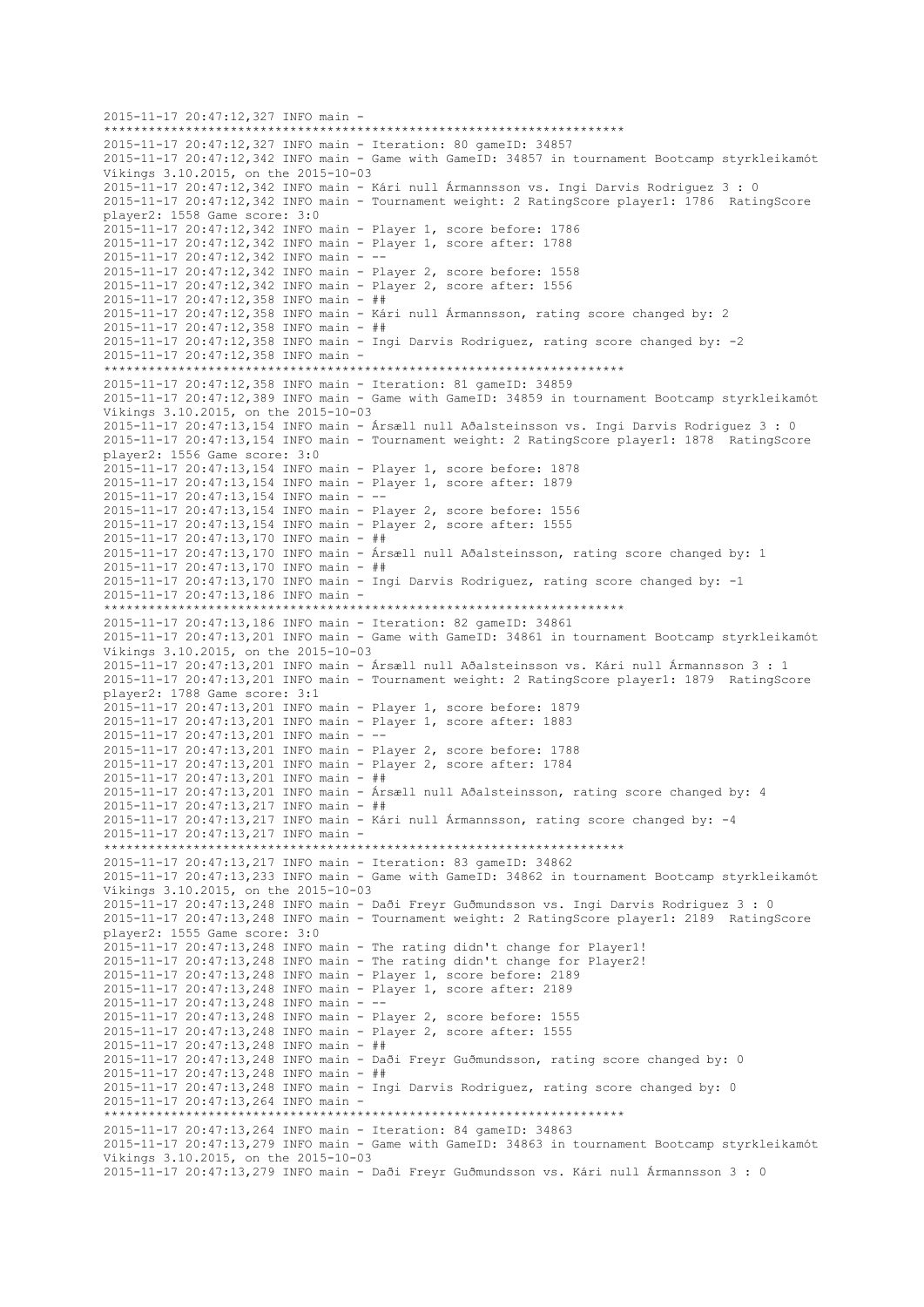```
2015-11-17 20:47:12,327 INFO main - 
*********************************************************************
2015-11-17 20:47:12,327 INFO main - Iteration: 80 gameID: 34857
2015-11-17 20:47:12,342 INFO main - Game with GameID: 34857 in tournament Bootcamp styrkleikamót Víkings 3.10.2015, on the 2015-10-03
2015-11-17 20:47:12,342 INFO main - Kári null Ármannsson vs. Ingi Darvis Rodriguez 3 : 0
2015-11-17 20:47:12,342 INFO main - Tournament weight: 2 RatingScore player1: 1786  RatingScore player2: 1558 Game score: 3:0
2015-11-17 20:47:12,342 INFO main - Player 1, score before: 1786
2015-11-17 20:47:12,342 INFO main - Player 1, score after: 1788
2015-11-17 20:47:12,342 INFO main - --
2015-11-17 20:47:12,342 INFO main - Player 2, score before: 1558
2015-11-17 20:47:12,342 INFO main - Player 2, score after: 1556
2015-11-17 20:47:12,358 INFO main - ##
2015-11-17 20:47:12,358 INFO main - Kári null Ármannsson, rating score changed by: 2
2015-11-17 20:47:12,358 INFO main - ##
2015-11-17 20:47:12,358 INFO main - Ingi Darvis Rodriguez, rating score changed by: -2
2015-11-17 20:47:12,358 INFO main - 
*********************************************************************
2015-11-17 20:47:12,358 INFO main - Iteration: 81 gameID: 34859
2015-11-17 20:47:12,389 INFO main - Game with GameID: 34859 in tournament Bootcamp styrkleikamót Víkings 3.10.2015, on the 2015-10-03
2015-11-17 20:47:13,154 INFO main - Ársæll null Aðalsteinsson vs. Ingi Darvis Rodriguez 3 : 0
2015-11-17 20:47:13,154 INFO main - Tournament weight: 2 RatingScore player1: 1878  RatingScore player2: 1556 Game score: 3:0
2015-11-17 20:47:13,154 INFO main - Player 1, score before: 1878
2015-11-17 20:47:13,154 INFO main - Player 1, score after: 1879
2015-11-17 20:47:13,154 INFO main - --
2015-11-17 20:47:13,154 INFO main - Player 2, score before: 1556
2015-11-17 20:47:13,154 INFO main - Player 2, score after: 1555
2015-11-17 20:47:13,170 INFO main - ##
2015-11-17 20:47:13,170 INFO main - Ársæll null Aðalsteinsson, rating score changed by: 1
2015-11-17 20:47:13,170 INFO main - ##
2015-11-17 20:47:13,170 INFO main - Ingi Darvis Rodriguez, rating score changed by: -1
2015-11-17 20:47:13,186 INFO main - 
*********************************************************************
2015-11-17 20:47:13,186 INFO main - Iteration: 82 gameID: 34861
2015-11-17 20:47:13,201 INFO main - Game with GameID: 34861 in tournament Bootcamp styrkleikamót Víkings 3.10.2015, on the 2015-10-03
2015-11-17 20:47:13,201 INFO main - Ársæll null Aðalsteinsson vs. Kári null Ármannsson 3 : 1
2015-11-17 20:47:13,201 INFO main - Tournament weight: 2 RatingScore player1: 1879  RatingScore player2: 1788 Game score: 3:1
2015-11-17 20:47:13,201 INFO main - Player 1, score before: 1879
2015-11-17 20:47:13,201 INFO main - Player 1, score after: 1883
2015-11-17 20:47:13,201 INFO main - --
2015-11-17 20:47:13,201 INFO main - Player 2, score before: 1788
2015-11-17 20:47:13,201 INFO main - Player 2, score after: 1784
2015-11-17 20:47:13,201 INFO main - ##
2015-11-17 20:47:13,201 INFO main - Ársæll null Aðalsteinsson, rating score changed by: 4
2015-11-17 20:47:13,217 INFO main - ##
2015-11-17 20:47:13,217 INFO main - Kári null Ármannsson, rating score changed by: -4
2015-11-17 20:47:13,217 INFO main - 
*********************************************************************
2015-11-17 20:47:13,217 INFO main - Iteration: 83 gameID: 34862
2015-11-17 20:47:13,233 INFO main - Game with GameID: 34862 in tournament Bootcamp styrkleikamót Víkings 3.10.2015, on the 2015-10-03
2015-11-17 20:47:13,248 INFO main - Daði Freyr Guðmundsson vs. Ingi Darvis Rodriguez 3 : 0
2015-11-17 20:47:13,248 INFO main - Tournament weight: 2 RatingScore player1: 2189  RatingScore player2: 1555 Game score: 3:0
2015-11-17 20:47:13,248 INFO main - The rating didn't change for Player1!
2015-11-17 20:47:13,248 INFO main - The rating didn't change for Player2!
2015-11-17 20:47:13,248 INFO main - Player 1, score before: 2189
2015-11-17 20:47:13,248 INFO main - Player 1, score after: 2189
2015-11-17 20:47:13,248 INFO main - --
2015-11-17 20:47:13,248 INFO main - Player 2, score before: 1555
2015-11-17 20:47:13,248 INFO main - Player 2, score after: 1555
2015-11-17 20:47:13,248 INFO main - ##
2015-11-17 20:47:13,248 INFO main - Daði Freyr Guðmundsson, rating score changed by: 0
2015-11-17 20:47:13,248 INFO main - ##
2015-11-17 20:47:13,248 INFO main - Ingi Darvis Rodriguez, rating score changed by: 0
2015-11-17 20:47:13,264 INFO main - 
*********************************************************************
2015-11-17 20:47:13,264 INFO main - Iteration: 84 gameID: 34863
2015-11-17 20:47:13,279 INFO main - Game with GameID: 34863 in tournament Bootcamp styrkleikamót Víkings 3.10.2015, on the 2015-10-03
2015-11-17 20:47:13,279 INFO main - Daði Freyr Guðmundsson vs. Kári null Ármannsson 3 : 0
```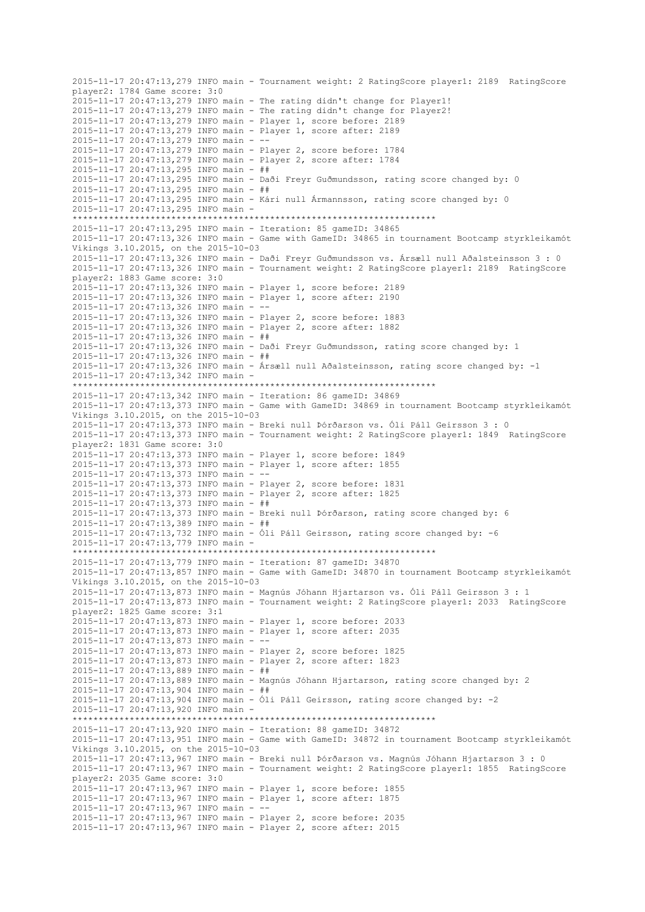```
2015-11-17 20:47:13,279 INFO main - Tournament weight: 2 RatingScore player1: 2189  RatingScore
player2: 1784 Game score: 3:0
2015-11-17 20:47:13,279 INFO main - The rating didn't change for Player1!
2015-11-17 20:47:13,279 INFO main - The rating didn't change for Player2!
2015-11-17 20:47:13,279 INFO main - Player 1, score before: 2189
2015-11-17 20:47:13,279 INFO main - Player 1, score after: 2189
2015-11-17 20:47:13,279 INFO main - --
2015-11-17 20:47:13,279 INFO main - Player 2, score before: 1784
2015-11-17 20:47:13,279 INFO main - Player 2, score after: 1784
2015-11-17 20:47:13,295 INFO main - ##
2015-11-17 20:47:13,295 INFO main - Daði Freyr Guðmundsson, rating score changed by: 0
2015-11-17 20:47:13,295 INFO main - ##
2015-11-17 20:47:13,295 INFO main - Kári null Ármannsson, rating score changed by: 0
2015-11-17 20:47:13,295 INFO main -
**********************************************************************
2015-11-17 20:47:13,295 INFO main - Iteration: 85 gameID: 34865
2015-11-17 20:47:13,326 INFO main - Game with GameID: 34865 in tournament Bootcamp styrkleikamót
Víkings 3.10.2015, on the 2015-10-03
2015-11-17 20:47:13,326 INFO main - Daði Freyr Guðmundsson vs. Ársæll null Aðalsteinsson 3 : 0
2015-11-17 20:47:13,326 INFO main - Tournament weight: 2 RatingScore player1: 2189  RatingScore
player2: 1883 Game score: 3:0
2015-11-17 20:47:13,326 INFO main - Player 1, score before: 2189
2015-11-17 20:47:13,326 INFO main - Player 1, score after: 2190
2015-11-17 20:47:13,326 INFO main - --
2015-11-17 20:47:13,326 INFO main - Player 2, score before: 1883
2015-11-17 20:47:13,326 INFO main - Player 2, score after: 1882
2015-11-17 20:47:13,326 INFO main - ##
2015-11-17 20:47:13,326 INFO main - Daði Freyr Guðmundsson, rating score changed by: 1
2015-11-17 20:47:13,326 INFO main - ##
2015-11-17 20:47:13,326 INFO main - Ársæll null Aðalsteinsson, rating score changed by: -1
2015-11-17 20:47:13,342 INFO main -
**********************************************************************
2015-11-17 20:47:13,342 INFO main - Iteration: 86 gameID: 34869
2015-11-17 20:47:13,373 INFO main - Game with GameID: 34869 in tournament Bootcamp styrkleikamót
Víkings 3.10.2015, on the 2015-10-03
2015-11-17 20:47:13,373 INFO main - Breki null Þórðarson vs. Óli Páll Geirsson 3 : 0
2015-11-17 20:47:13,373 INFO main - Tournament weight: 2 RatingScore player1: 1849  RatingScore
player2: 1831 Game score: 3:0
2015-11-17 20:47:13,373 INFO main - Player 1, score before: 1849
2015-11-17 20:47:13,373 INFO main - Player 1, score after: 1855
2015-11-17 20:47:13,373 INFO main - --
2015-11-17 20:47:13,373 INFO main - Player 2, score before: 1831
2015-11-17 20:47:13,373 INFO main - Player 2, score after: 1825
2015-11-17 20:47:13,373 INFO main - ##
2015-11-17 20:47:13,373 INFO main - Breki null Þórðarson, rating score changed by: 6
2015-11-17 20:47:13,389 INFO main - ##
2015-11-17 20:47:13,732 INFO main - Óli Páll Geirsson, rating score changed by: -6
2015-11-17 20:47:13,779 INFO main -
**********************************************************************
2015-11-17 20:47:13,779 INFO main - Iteration: 87 gameID: 34870
2015-11-17 20:47:13,857 INFO main - Game with GameID: 34870 in tournament Bootcamp styrkleikamót
Víkings 3.10.2015, on the 2015-10-03
2015-11-17 20:47:13,873 INFO main - Magnús Jóhann Hjartarson vs. Óli Páll Geirsson 3 : 1
2015-11-17 20:47:13,873 INFO main - Tournament weight: 2 RatingScore player1: 2033  RatingScore
player2: 1825 Game score: 3:1
2015-11-17 20:47:13,873 INFO main - Player 1, score before: 2033
2015-11-17 20:47:13,873 INFO main - Player 1, score after: 2035
2015-11-17 20:47:13,873 INFO main - --
2015-11-17 20:47:13,873 INFO main - Player 2, score before: 1825
2015-11-17 20:47:13,873 INFO main - Player 2, score after: 1823
2015-11-17 20:47:13,889 INFO main - ##
2015-11-17 20:47:13,889 INFO main - Magnús Jóhann Hjartarson, rating score changed by: 2
2015-11-17 20:47:13,904 INFO main - ##
2015-11-17 20:47:13,904 INFO main - Óli Páll Geirsson, rating score changed by: -2
2015-11-17 20:47:13,920 INFO main -
**********************************************************************
2015-11-17 20:47:13,920 INFO main - Iteration: 88 gameID: 34872
2015-11-17 20:47:13,951 INFO main - Game with GameID: 34872 in tournament Bootcamp styrkleikamót
Víkings 3.10.2015, on the 2015-10-03
2015-11-17 20:47:13,967 INFO main - Breki null Þórðarson vs. Magnús Jóhann Hjartarson 3 : 0
2015-11-17 20:47:13,967 INFO main - Tournament weight: 2 RatingScore player1: 1855  RatingScore
player2: 2035 Game score: 3:0
2015-11-17 20:47:13,967 INFO main - Player 1, score before: 1855
2015-11-17 20:47:13,967 INFO main - Player 1, score after: 1875
2015-11-17 20:47:13,967 INFO main - --
2015-11-17 20:47:13,967 INFO main - Player 2, score before: 2035
2015-11-17 20:47:13,967 INFO main - Player 2, score after: 2015
```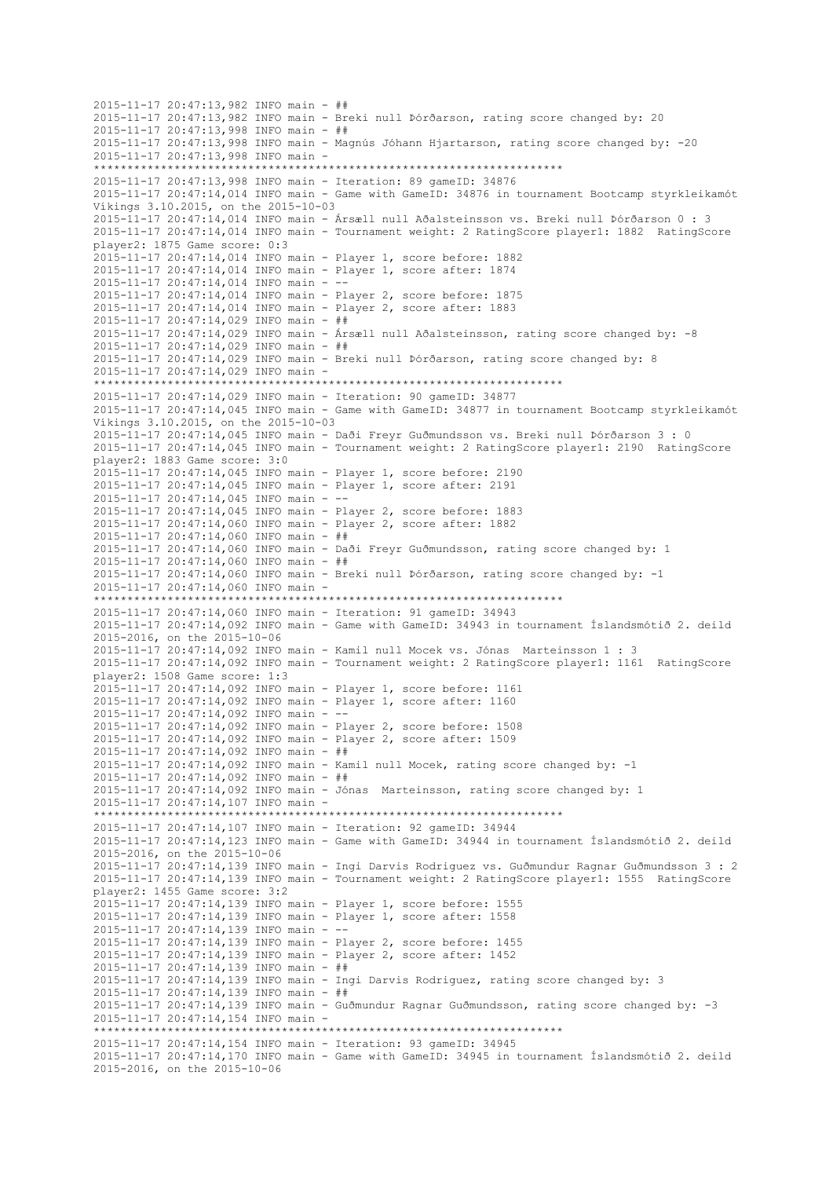```
2015-11-17 20:47:13,982 INFO main - ##
2015-11-17 20:47:13,982 INFO main - Breki null Þórðarson, rating score changed by: 20
2015-11-17 20:47:13,998 INFO main - ##
2015-11-17 20:47:13,998 INFO main - Magnús Jóhann Hjartarson, rating score changed by: -20
2015-11-17 20:47:13,998 INFO main - 
**********************************************************************
2015-11-17 20:47:13,998 INFO main - Iteration: 89 gameID: 34876
2015-11-17 20:47:14,014 INFO main - Game with GameID: 34876 in tournament Bootcamp styrkleikamót
Víkings 3.10.2015, on the 2015-10-03
2015-11-17 20:47:14,014 INFO main - Ársæll null Aðalsteinsson vs. Breki null Þórðarson 0 : 3
2015-11-17 20:47:14,014 INFO main - Tournament weight: 2 RatingScore player1: 1882  RatingScore
player2: 1875 Game score: 0:3
2015-11-17 20:47:14,014 INFO main - Player 1, score before: 1882
2015-11-17 20:47:14,014 INFO main - Player 1, score after: 1874
2015-11-17 20:47:14,014 INFO main - --
2015-11-17 20:47:14,014 INFO main - Player 2, score before: 1875
2015-11-17 20:47:14,014 INFO main - Player 2, score after: 1883
2015-11-17 20:47:14,029 INFO main - ##
2015-11-17 20:47:14,029 INFO main - Ársæll null Aðalsteinsson, rating score changed by: -8
2015-11-17 20:47:14,029 INFO main - ##
2015-11-17 20:47:14,029 INFO main - Breki null Þórðarson, rating score changed by: 8
2015-11-17 20:47:14,029 INFO main - 
**********************************************************************
2015-11-17 20:47:14,029 INFO main - Iteration: 90 gameID: 34877
2015-11-17 20:47:14,045 INFO main - Game with GameID: 34877 in tournament Bootcamp styrkleikamót
Víkings 3.10.2015, on the 2015-10-03
2015-11-17 20:47:14,045 INFO main - Daði Freyr Guðmundsson vs. Breki null Þórðarson 3 : 0
2015-11-17 20:47:14,045 INFO main - Tournament weight: 2 RatingScore player1: 2190  RatingScore
player2: 1883 Game score: 3:0
2015-11-17 20:47:14,045 INFO main - Player 1, score before: 2190
2015-11-17 20:47:14,045 INFO main - Player 1, score after: 2191
2015-11-17 20:47:14,045 INFO main - --
2015-11-17 20:47:14,045 INFO main - Player 2, score before: 1883
2015-11-17 20:47:14,060 INFO main - Player 2, score after: 1882
2015-11-17 20:47:14,060 INFO main - ##
2015-11-17 20:47:14,060 INFO main - Daði Freyr Guðmundsson, rating score changed by: 1
2015-11-17 20:47:14,060 INFO main - ##
2015-11-17 20:47:14,060 INFO main - Breki null Þórðarson, rating score changed by: -1
2015-11-17 20:47:14,060 INFO main - 
**********************************************************************
2015-11-17 20:47:14,060 INFO main - Iteration: 91 gameID: 34943
2015-11-17 20:47:14,092 INFO main - Game with GameID: 34943 in tournament Íslandsmótið 2. deild
2015-2016, on the 2015-10-06
2015-11-17 20:47:14,092 INFO main - Kamil null Mocek vs. Jónas  Marteinsson 1 : 3
2015-11-17 20:47:14,092 INFO main - Tournament weight: 2 RatingScore player1: 1161  RatingScore
player2: 1508 Game score: 1:3
2015-11-17 20:47:14,092 INFO main - Player 1, score before: 1161
2015-11-17 20:47:14,092 INFO main - Player 1, score after: 1160
2015-11-17 20:47:14,092 INFO main - --
2015-11-17 20:47:14,092 INFO main - Player 2, score before: 1508
2015-11-17 20:47:14,092 INFO main - Player 2, score after: 1509
2015-11-17 20:47:14,092 INFO main - ##
2015-11-17 20:47:14,092 INFO main - Kamil null Mocek, rating score changed by: -1
2015-11-17 20:47:14,092 INFO main - ##
2015-11-17 20:47:14,092 INFO main - Jónas  Marteinsson, rating score changed by: 1
2015-11-17 20:47:14,107 INFO main - 
**********************************************************************
2015-11-17 20:47:14,107 INFO main - Iteration: 92 gameID: 34944
2015-11-17 20:47:14,123 INFO main - Game with GameID: 34944 in tournament Íslandsmótið 2. deild
2015-2016, on the 2015-10-06
2015-11-17 20:47:14,139 INFO main - Ingi Darvis Rodriguez vs. Guðmundur Ragnar Guðmundsson 3 : 2
2015-11-17 20:47:14,139 INFO main - Tournament weight: 2 RatingScore player1: 1555  RatingScore
player2: 1455 Game score: 3:2
2015-11-17 20:47:14,139 INFO main - Player 1, score before: 1555
2015-11-17 20:47:14,139 INFO main - Player 1, score after: 1558
2015-11-17 20:47:14,139 INFO main - --
2015-11-17 20:47:14,139 INFO main - Player 2, score before: 1455
2015-11-17 20:47:14,139 INFO main - Player 2, score after: 1452
2015-11-17 20:47:14,139 INFO main - ##
2015-11-17 20:47:14,139 INFO main - Ingi Darvis Rodriguez, rating score changed by: 3
2015-11-17 20:47:14,139 INFO main - ##
2015-11-17 20:47:14,139 INFO main - Guðmundur Ragnar Guðmundsson, rating score changed by: -3
2015-11-17 20:47:14,154 INFO main - 
**********************************************************************
2015-11-17 20:47:14,154 INFO main - Iteration: 93 gameID: 34945
2015-11-17 20:47:14,170 INFO main - Game with GameID: 34945 in tournament Íslandsmótið 2. deild
2015-2016, on the 2015-10-06
```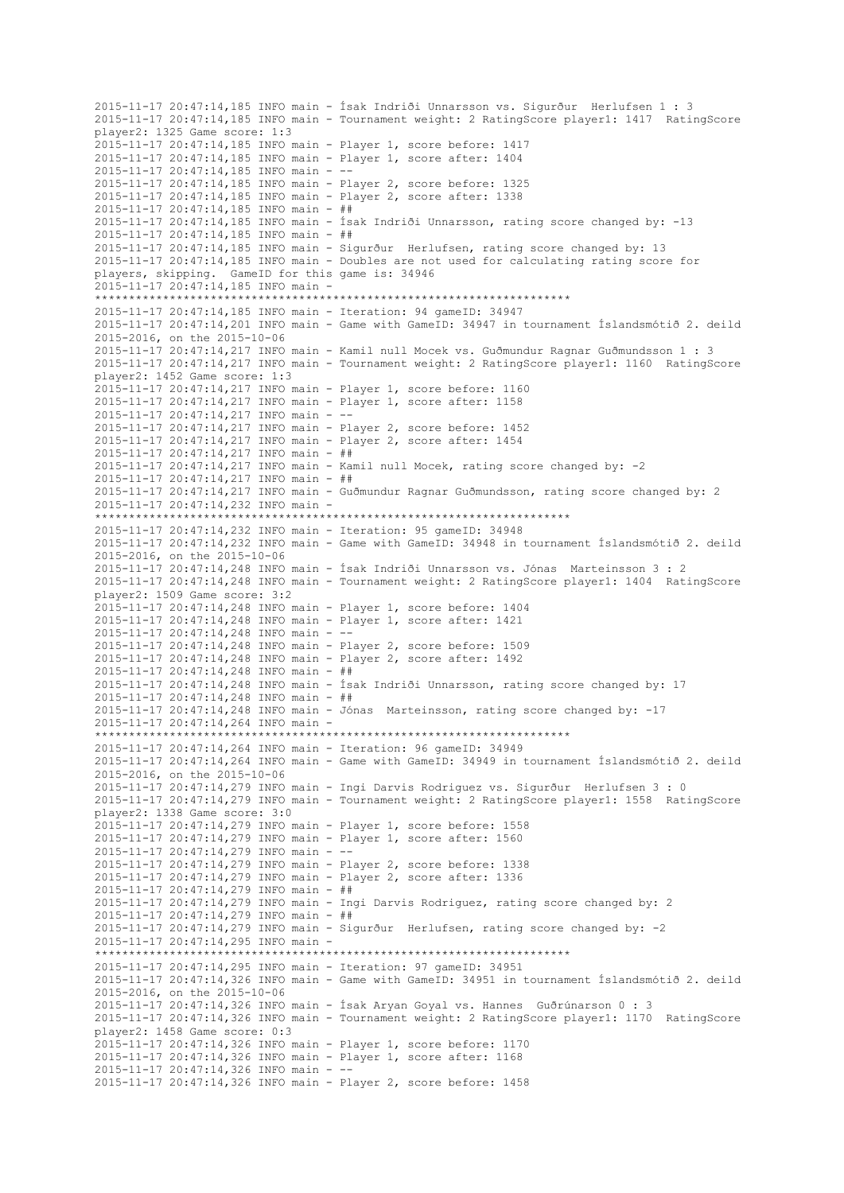```
2015-11-17 20:47:14,185 INFO main - Ísak Indriði Unnarsson vs. Sigurður  Herlufsen 1 : 3
2015-11-17 20:47:14,185 INFO main - Tournament weight: 2 RatingScore player1: 1417  RatingScore player2: 1325 Game score: 1:3
2015-11-17 20:47:14,185 INFO main - Player 1, score before: 1417
2015-11-17 20:47:14,185 INFO main - Player 1, score after: 1404
2015-11-17 20:47:14,185 INFO main - --
2015-11-17 20:47:14,185 INFO main - Player 2, score before: 1325
2015-11-17 20:47:14,185 INFO main - Player 2, score after: 1338
2015-11-17 20:47:14,185 INFO main - ##
2015-11-17 20:47:14,185 INFO main - Ísak Indriði Unnarsson, rating score changed by: -13
2015-11-17 20:47:14,185 INFO main - ##
2015-11-17 20:47:14,185 INFO main - Sigurður  Herlufsen, rating score changed by: 13
2015-11-17 20:47:14,185 INFO main - Doubles are not used for calculating rating score for players, skipping.  GameID for this game is: 34946
2015-11-17 20:47:14,185 INFO main - 
**********************************************************************
2015-11-17 20:47:14,185 INFO main - Iteration: 94 gameID: 34947
2015-11-17 20:47:14,201 INFO main - Game with GameID: 34947 in tournament Íslandsmótið 2. deild 2015-2016, on the 2015-10-06
2015-11-17 20:47:14,217 INFO main - Kamil null Mocek vs. Guðmundur Ragnar Guðmundsson 1 : 3
2015-11-17 20:47:14,217 INFO main - Tournament weight: 2 RatingScore player1: 1160  RatingScore player2: 1452 Game score: 1:3
2015-11-17 20:47:14,217 INFO main - Player 1, score before: 1160
2015-11-17 20:47:14,217 INFO main - Player 1, score after: 1158
2015-11-17 20:47:14,217 INFO main - --
2015-11-17 20:47:14,217 INFO main - Player 2, score before: 1452
2015-11-17 20:47:14,217 INFO main - Player 2, score after: 1454
2015-11-17 20:47:14,217 INFO main - ##
2015-11-17 20:47:14,217 INFO main - Kamil null Mocek, rating score changed by: -2
2015-11-17 20:47:14,217 INFO main - ##
2015-11-17 20:47:14,217 INFO main - Guðmundur Ragnar Guðmundsson, rating score changed by: 2
2015-11-17 20:47:14,232 INFO main - 
**********************************************************************
2015-11-17 20:47:14,232 INFO main - Iteration: 95 gameID: 34948
2015-11-17 20:47:14,232 INFO main - Game with GameID: 34948 in tournament Íslandsmótið 2. deild 2015-2016, on the 2015-10-06
2015-11-17 20:47:14,248 INFO main - Ísak Indriði Unnarsson vs. Jónas  Marteinsson 3 : 2
2015-11-17 20:47:14,248 INFO main - Tournament weight: 2 RatingScore player1: 1404  RatingScore player2: 1509 Game score: 3:2
2015-11-17 20:47:14,248 INFO main - Player 1, score before: 1404
2015-11-17 20:47:14,248 INFO main - Player 1, score after: 1421
2015-11-17 20:47:14,248 INFO main - --
2015-11-17 20:47:14,248 INFO main - Player 2, score before: 1509
2015-11-17 20:47:14,248 INFO main - Player 2, score after: 1492
2015-11-17 20:47:14,248 INFO main - ##
2015-11-17 20:47:14,248 INFO main - Ísak Indriði Unnarsson, rating score changed by: 17
2015-11-17 20:47:14,248 INFO main - ##
2015-11-17 20:47:14,248 INFO main - Jónas  Marteinsson, rating score changed by: -17
2015-11-17 20:47:14,264 INFO main - 
**********************************************************************
2015-11-17 20:47:14,264 INFO main - Iteration: 96 gameID: 34949
2015-11-17 20:47:14,264 INFO main - Game with GameID: 34949 in tournament Íslandsmótið 2. deild 2015-2016, on the 2015-10-06
2015-11-17 20:47:14,279 INFO main - Ingi Darvis Rodriguez vs. Sigurður  Herlufsen 3 : 0
2015-11-17 20:47:14,279 INFO main - Tournament weight: 2 RatingScore player1: 1558  RatingScore player2: 1338 Game score: 3:0
2015-11-17 20:47:14,279 INFO main - Player 1, score before: 1558
2015-11-17 20:47:14,279 INFO main - Player 1, score after: 1560
2015-11-17 20:47:14,279 INFO main - --
2015-11-17 20:47:14,279 INFO main - Player 2, score before: 1338
2015-11-17 20:47:14,279 INFO main - Player 2, score after: 1336
2015-11-17 20:47:14,279 INFO main - ##
2015-11-17 20:47:14,279 INFO main - Ingi Darvis Rodriguez, rating score changed by: 2
2015-11-17 20:47:14,279 INFO main - ##
2015-11-17 20:47:14,279 INFO main - Sigurður  Herlufsen, rating score changed by: -2
2015-11-17 20:47:14,295 INFO main - 
**********************************************************************
2015-11-17 20:47:14,295 INFO main - Iteration: 97 gameID: 34951
2015-11-17 20:47:14,326 INFO main - Game with GameID: 34951 in tournament Íslandsmótið 2. deild 2015-2016, on the 2015-10-06
2015-11-17 20:47:14,326 INFO main - Ísak Aryan Goyal vs. Hannes  Guðrúnarson 0 : 3
2015-11-17 20:47:14,326 INFO main - Tournament weight: 2 RatingScore player1: 1170  RatingScore player2: 1458 Game score: 0:3
2015-11-17 20:47:14,326 INFO main - Player 1, score before: 1170
2015-11-17 20:47:14,326 INFO main - Player 1, score after: 1168
2015-11-17 20:47:14,326 INFO main - --
2015-11-17 20:47:14,326 INFO main - Player 2, score before: 1458
```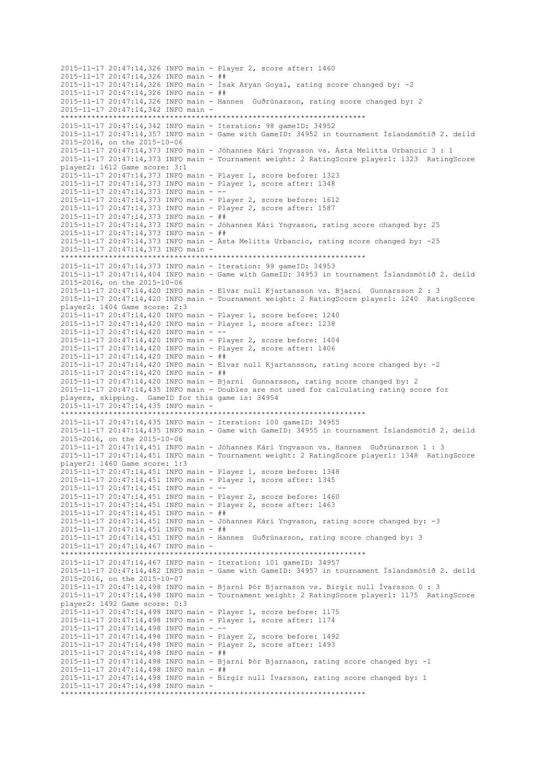```
2015-11-17 20:47:14,326 INFO main - Player 2, score after: 1460
2015-11-17 20:47:14,326 INFO main - ##
2015-11-17 20:47:14,326 INFO main - Ísak Aryan Goyal, rating score changed by: -2
2015-11-17 20:47:14,326 INFO main - ##
2015-11-17 20:47:14,326 INFO main - Hannes  Guðrúnarson, rating score changed by: 2
2015-11-17 20:47:14,342 INFO main - 
**********************************************************************
2015-11-17 20:47:14,342 INFO main - Iteration: 98 gameID: 34952
2015-11-17 20:47:14,357 INFO main - Game with GameID: 34952 in tournament Íslandsmótið 2. deild 
2015-2016, on the 2015-10-06
2015-11-17 20:47:14,373 INFO main - Jóhannes Kári Yngvason vs. Ásta Melitta Urbancic 3 : 1
2015-11-17 20:47:14,373 INFO main - Tournament weight: 2 RatingScore player1: 1323  RatingScore 
player2: 1612 Game score: 3:1
2015-11-17 20:47:14,373 INFO main - Player 1, score before: 1323
2015-11-17 20:47:14,373 INFO main - Player 1, score after: 1348
2015-11-17 20:47:14,373 INFO main - --
2015-11-17 20:47:14,373 INFO main - Player 2, score before: 1612
2015-11-17 20:47:14,373 INFO main - Player 2, score after: 1587
2015-11-17 20:47:14,373 INFO main - ##
2015-11-17 20:47:14,373 INFO main - Jóhannes Kári Yngvason, rating score changed by: 25
2015-11-17 20:47:14,373 INFO main - ##
2015-11-17 20:47:14,373 INFO main - Ásta Melitta Urbancic, rating score changed by: -25
2015-11-17 20:47:14,373 INFO main - 
**********************************************************************
2015-11-17 20:47:14,373 INFO main - Iteration: 99 gameID: 34953
2015-11-17 20:47:14,404 INFO main - Game with GameID: 34953 in tournament Íslandsmótið 2. deild 
2015-2016, on the 2015-10-06
2015-11-17 20:47:14,420 INFO main - Elvar null Kjartansson vs. Bjarni  Gunnarsson 2 : 3
2015-11-17 20:47:14,420 INFO main - Tournament weight: 2 RatingScore player1: 1240  RatingScore 
player2: 1404 Game score: 2:3
2015-11-17 20:47:14,420 INFO main - Player 1, score before: 1240
2015-11-17 20:47:14,420 INFO main - Player 1, score after: 1238
2015-11-17 20:47:14,420 INFO main - --
2015-11-17 20:47:14,420 INFO main - Player 2, score before: 1404
2015-11-17 20:47:14,420 INFO main - Player 2, score after: 1406
2015-11-17 20:47:14,420 INFO main - ##
2015-11-17 20:47:14,420 INFO main - Elvar null Kjartansson, rating score changed by: -2
2015-11-17 20:47:14,420 INFO main - ##
2015-11-17 20:47:14,420 INFO main - Bjarni  Gunnarsson, rating score changed by: 2
2015-11-17 20:47:14,435 INFO main - Doubles are not used for calculating rating score for 
players, skipping.  GameID for this game is: 34954
2015-11-17 20:47:14,435 INFO main - 
**********************************************************************
2015-11-17 20:47:14,435 INFO main - Iteration: 100 gameID: 34955
2015-11-17 20:47:14,435 INFO main - Game with GameID: 34955 in tournament Íslandsmótið 2. deild 
2015-2016, on the 2015-10-06
2015-11-17 20:47:14,451 INFO main - Jóhannes Kári Yngvason vs. Hannes  Guðrúnarson 1 : 3
2015-11-17 20:47:14,451 INFO main - Tournament weight: 2 RatingScore player1: 1348  RatingScore 
player2: 1460 Game score: 1:3
2015-11-17 20:47:14,451 INFO main - Player 1, score before: 1348
2015-11-17 20:47:14,451 INFO main - Player 1, score after: 1345
2015-11-17 20:47:14,451 INFO main - --
2015-11-17 20:47:14,451 INFO main - Player 2, score before: 1460
2015-11-17 20:47:14,451 INFO main - Player 2, score after: 1463
2015-11-17 20:47:14,451 INFO main - ##
2015-11-17 20:47:14,451 INFO main - Jóhannes Kári Yngvason, rating score changed by: -3
2015-11-17 20:47:14,451 INFO main - ##
2015-11-17 20:47:14,451 INFO main - Hannes  Guðrúnarson, rating score changed by: 3
2015-11-17 20:47:14,467 INFO main - 
**********************************************************************
2015-11-17 20:47:14,467 INFO main - Iteration: 101 gameID: 34957
2015-11-17 20:47:14,482 INFO main - Game with GameID: 34957 in tournament Íslandsmótið 2. deild 
2015-2016, on the 2015-10-07
2015-11-17 20:47:14,498 INFO main - Bjarni Þór Bjarnason vs. Birgir null Ívarsson 0 : 3
2015-11-17 20:47:14,498 INFO main - Tournament weight: 2 RatingScore player1: 1175  RatingScore 
player2: 1492 Game score: 0:3
2015-11-17 20:47:14,498 INFO main - Player 1, score before: 1175
2015-11-17 20:47:14,498 INFO main - Player 1, score after: 1174
2015-11-17 20:47:14,498 INFO main - --
2015-11-17 20:47:14,498 INFO main - Player 2, score before: 1492
2015-11-17 20:47:14,498 INFO main - Player 2, score after: 1493
2015-11-17 20:47:14,498 INFO main - ##
2015-11-17 20:47:14,498 INFO main - Bjarni Þór Bjarnason, rating score changed by: -1
2015-11-17 20:47:14,498 INFO main - ##
2015-11-17 20:47:14,498 INFO main - Birgir null Ívarsson, rating score changed by: 1
2015-11-17 20:47:14,498 INFO main - 
**********************************************************************
```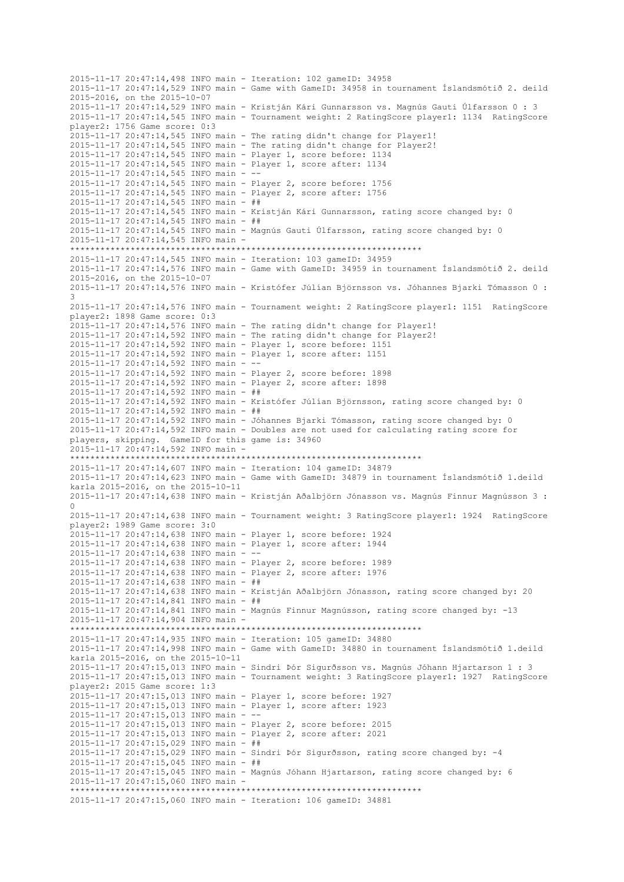```
2015-11-17 20:47:14,498 INFO main - Iteration: 102 gameID: 34958
2015-11-17 20:47:14,529 INFO main - Game with GameID: 34958 in tournament Íslandsmótið 2. deild
2015-2016, on the 2015-10-07
2015-11-17 20:47:14,529 INFO main - Kristján Kári Gunnarsson vs. Magnús Gauti Úlfarsson 0 : 3
2015-11-17 20:47:14,545 INFO main - Tournament weight: 2 RatingScore player1: 1134  RatingScore
player2: 1756 Game score: 0:3
2015-11-17 20:47:14,545 INFO main - The rating didn't change for Player1!
2015-11-17 20:47:14,545 INFO main - The rating didn't change for Player2!
2015-11-17 20:47:14,545 INFO main - Player 1, score before: 1134
2015-11-17 20:47:14,545 INFO main - Player 1, score after: 1134
2015-11-17 20:47:14,545 INFO main - --
2015-11-17 20:47:14,545 INFO main - Player 2, score before: 1756
2015-11-17 20:47:14,545 INFO main - Player 2, score after: 1756
2015-11-17 20:47:14,545 INFO main - ##
2015-11-17 20:47:14,545 INFO main - Kristján Kári Gunnarsson, rating score changed by: 0
2015-11-17 20:47:14,545 INFO main - ##
2015-11-17 20:47:14,545 INFO main - Magnús Gauti Úlfarsson, rating score changed by: 0
2015-11-17 20:47:14,545 INFO main - 
*********************************************************************
2015-11-17 20:47:14,545 INFO main - Iteration: 103 gameID: 34959
2015-11-17 20:47:14,576 INFO main - Game with GameID: 34959 in tournament Íslandsmótið 2. deild
2015-2016, on the 2015-10-07
2015-11-17 20:47:14,576 INFO main - Kristófer Júlían Björnsson vs. Jóhannes Bjarki Tómasson 0 :
3
2015-11-17 20:47:14,576 INFO main - Tournament weight: 2 RatingScore player1: 1151  RatingScore
player2: 1898 Game score: 0:3
2015-11-17 20:47:14,576 INFO main - The rating didn't change for Player1!
2015-11-17 20:47:14,592 INFO main - The rating didn't change for Player2!
2015-11-17 20:47:14,592 INFO main - Player 1, score before: 1151
2015-11-17 20:47:14,592 INFO main - Player 1, score after: 1151
2015-11-17 20:47:14,592 INFO main - --
2015-11-17 20:47:14,592 INFO main - Player 2, score before: 1898
2015-11-17 20:47:14,592 INFO main - Player 2, score after: 1898
2015-11-17 20:47:14,592 INFO main - ##
2015-11-17 20:47:14,592 INFO main - Kristófer Júlían Björnsson, rating score changed by: 0
2015-11-17 20:47:14,592 INFO main - ##
2015-11-17 20:47:14,592 INFO main - Jóhannes Bjarki Tómasson, rating score changed by: 0
2015-11-17 20:47:14,592 INFO main - Doubles are not used for calculating rating score for
players, skipping.  GameID for this game is: 34960
2015-11-17 20:47:14,592 INFO main - 
*********************************************************************
2015-11-17 20:47:14,607 INFO main - Iteration: 104 gameID: 34879
2015-11-17 20:47:14,623 INFO main - Game with GameID: 34879 in tournament Íslandsmótið 1.deild
karla 2015-2016, on the 2015-10-11
2015-11-17 20:47:14,638 INFO main - Kristján Aðalbjörn Jónasson vs. Magnús Finnur Magnússon 3 :
0
2015-11-17 20:47:14,638 INFO main - Tournament weight: 3 RatingScore player1: 1924  RatingScore
player2: 1989 Game score: 3:0
2015-11-17 20:47:14,638 INFO main - Player 1, score before: 1924
2015-11-17 20:47:14,638 INFO main - Player 1, score after: 1944
2015-11-17 20:47:14,638 INFO main - --
2015-11-17 20:47:14,638 INFO main - Player 2, score before: 1989
2015-11-17 20:47:14,638 INFO main - Player 2, score after: 1976
2015-11-17 20:47:14,638 INFO main - ##
2015-11-17 20:47:14,638 INFO main - Kristján Aðalbjörn Jónasson, rating score changed by: 20
2015-11-17 20:47:14,841 INFO main - ##
2015-11-17 20:47:14,841 INFO main - Magnús Finnur Magnússon, rating score changed by: -13
2015-11-17 20:47:14,904 INFO main - 
*********************************************************************
2015-11-17 20:47:14,935 INFO main - Iteration: 105 gameID: 34880
2015-11-17 20:47:14,998 INFO main - Game with GameID: 34880 in tournament Íslandsmótið 1.deild
karla 2015-2016, on the 2015-10-11
2015-11-17 20:47:15,013 INFO main - Sindri Þór Sigurðsson vs. Magnús Jóhann Hjartarson 1 : 3
2015-11-17 20:47:15,013 INFO main - Tournament weight: 3 RatingScore player1: 1927  RatingScore
player2: 2015 Game score: 1:3
2015-11-17 20:47:15,013 INFO main - Player 1, score before: 1927
2015-11-17 20:47:15,013 INFO main - Player 1, score after: 1923
2015-11-17 20:47:15,013 INFO main - --
2015-11-17 20:47:15,013 INFO main - Player 2, score before: 2015
2015-11-17 20:47:15,013 INFO main - Player 2, score after: 2021
2015-11-17 20:47:15,029 INFO main - ##
2015-11-17 20:47:15,029 INFO main - Sindri Þór Sigurðsson, rating score changed by: -4
2015-11-17 20:47:15,045 INFO main - ##
2015-11-17 20:47:15,045 INFO main - Magnús Jóhann Hjartarson, rating score changed by: 6
2015-11-17 20:47:15,060 INFO main - 
*********************************************************************
2015-11-17 20:47:15,060 INFO main - Iteration: 106 gameID: 34881
```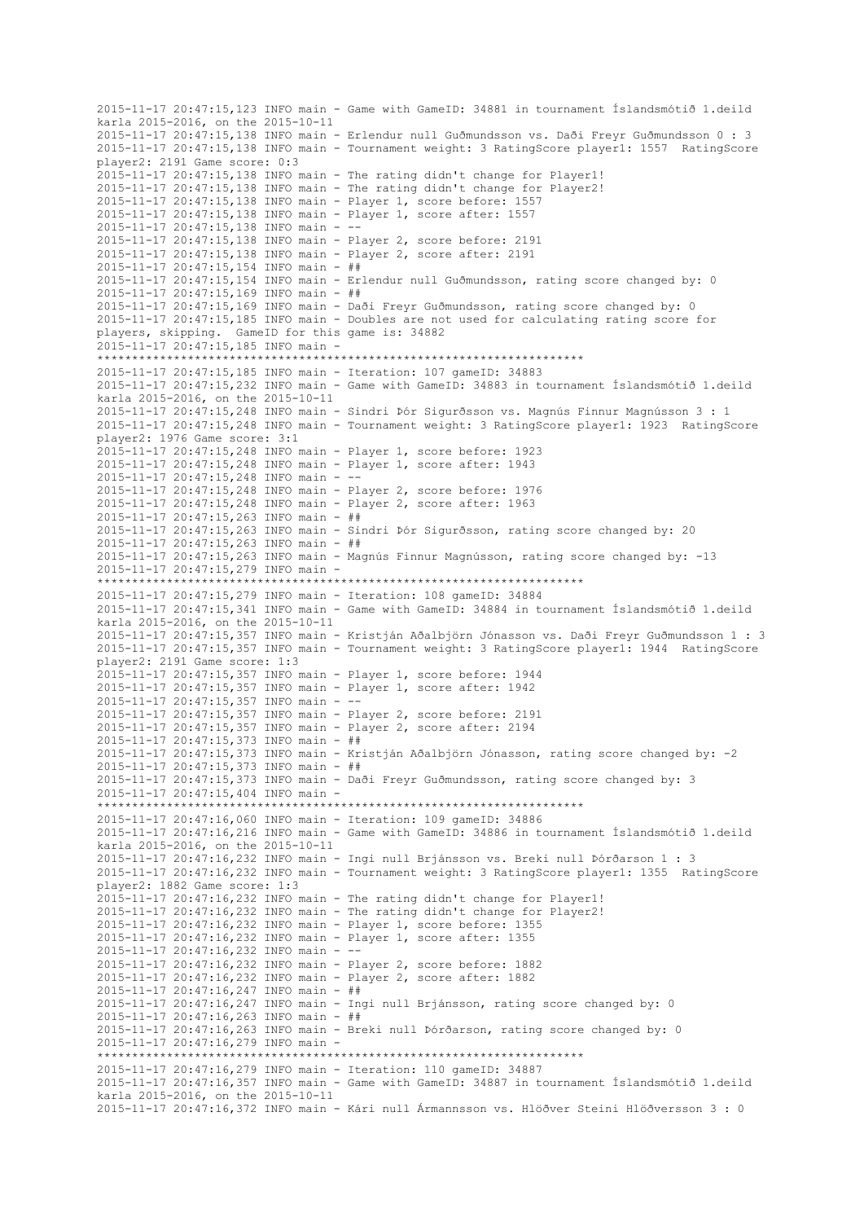```
2015-11-17 20:47:15,123 INFO main - Game with GameID: 34881 in tournament Íslandsmótið 1.deild
karla 2015-2016, on the 2015-10-11
2015-11-17 20:47:15,138 INFO main - Erlendur null Guðmundsson vs. Daði Freyr Guðmundsson 0 : 3
2015-11-17 20:47:15,138 INFO main - Tournament weight: 3 RatingScore player1: 1557  RatingScore
player2: 2191 Game score: 0:3
2015-11-17 20:47:15,138 INFO main - The rating didn't change for Player1!
2015-11-17 20:47:15,138 INFO main - The rating didn't change for Player2!
2015-11-17 20:47:15,138 INFO main - Player 1, score before: 1557
2015-11-17 20:47:15,138 INFO main - Player 1, score after: 1557
2015-11-17 20:47:15,138 INFO main - --
2015-11-17 20:47:15,138 INFO main - Player 2, score before: 2191
2015-11-17 20:47:15,138 INFO main - Player 2, score after: 2191
2015-11-17 20:47:15,154 INFO main - ##
2015-11-17 20:47:15,154 INFO main - Erlendur null Guðmundsson, rating score changed by: 0
2015-11-17 20:47:15,169 INFO main - ##
2015-11-17 20:47:15,169 INFO main - Daði Freyr Guðmundsson, rating score changed by: 0
2015-11-17 20:47:15,185 INFO main - Doubles are not used for calculating rating score for
players, skipping.  GameID for this game is: 34882
2015-11-17 20:47:15,185 INFO main -
*********************************************************************
2015-11-17 20:47:15,185 INFO main - Iteration: 107 gameID: 34883
2015-11-17 20:47:15,232 INFO main - Game with GameID: 34883 in tournament Íslandsmótið 1.deild
karla 2015-2016, on the 2015-10-11
2015-11-17 20:47:15,248 INFO main - Sindri Þór Sigurðsson vs. Magnús Finnur Magnússon 3 : 1
2015-11-17 20:47:15,248 INFO main - Tournament weight: 3 RatingScore player1: 1923  RatingScore
player2: 1976 Game score: 3:1
2015-11-17 20:47:15,248 INFO main - Player 1, score before: 1923
2015-11-17 20:47:15,248 INFO main - Player 1, score after: 1943
2015-11-17 20:47:15,248 INFO main - --
2015-11-17 20:47:15,248 INFO main - Player 2, score before: 1976
2015-11-17 20:47:15,248 INFO main - Player 2, score after: 1963
2015-11-17 20:47:15,263 INFO main - ##
2015-11-17 20:47:15,263 INFO main - Sindri Þór Sigurðsson, rating score changed by: 20
2015-11-17 20:47:15,263 INFO main - ##
2015-11-17 20:47:15,263 INFO main - Magnús Finnur Magnússon, rating score changed by: -13
2015-11-17 20:47:15,279 INFO main -
*********************************************************************
2015-11-17 20:47:15,279 INFO main - Iteration: 108 gameID: 34884
2015-11-17 20:47:15,341 INFO main - Game with GameID: 34884 in tournament Íslandsmótið 1.deild
karla 2015-2016, on the 2015-10-11
2015-11-17 20:47:15,357 INFO main - Kristján Aðalbjörn Jónasson vs. Daði Freyr Guðmundsson 1 : 3
2015-11-17 20:47:15,357 INFO main - Tournament weight: 3 RatingScore player1: 1944  RatingScore
player2: 2191 Game score: 1:3
2015-11-17 20:47:15,357 INFO main - Player 1, score before: 1944
2015-11-17 20:47:15,357 INFO main - Player 1, score after: 1942
2015-11-17 20:47:15,357 INFO main - --
2015-11-17 20:47:15,357 INFO main - Player 2, score before: 2191
2015-11-17 20:47:15,357 INFO main - Player 2, score after: 2194
2015-11-17 20:47:15,373 INFO main - ##
2015-11-17 20:47:15,373 INFO main - Kristján Aðalbjörn Jónasson, rating score changed by: -2
2015-11-17 20:47:15,373 INFO main - ##
2015-11-17 20:47:15,373 INFO main - Daði Freyr Guðmundsson, rating score changed by: 3
2015-11-17 20:47:15,404 INFO main -
*********************************************************************
2015-11-17 20:47:16,060 INFO main - Iteration: 109 gameID: 34886
2015-11-17 20:47:16,216 INFO main - Game with GameID: 34886 in tournament Íslandsmótið 1.deild
karla 2015-2016, on the 2015-10-11
2015-11-17 20:47:16,232 INFO main - Ingi null Brjánsson vs. Breki null Þórðarson 1 : 3
2015-11-17 20:47:16,232 INFO main - Tournament weight: 3 RatingScore player1: 1355  RatingScore
player2: 1882 Game score: 1:3
2015-11-17 20:47:16,232 INFO main - The rating didn't change for Player1!
2015-11-17 20:47:16,232 INFO main - The rating didn't change for Player2!
2015-11-17 20:47:16,232 INFO main - Player 1, score before: 1355
2015-11-17 20:47:16,232 INFO main - Player 1, score after: 1355
2015-11-17 20:47:16,232 INFO main - --
2015-11-17 20:47:16,232 INFO main - Player 2, score before: 1882
2015-11-17 20:47:16,232 INFO main - Player 2, score after: 1882
2015-11-17 20:47:16,247 INFO main - ##
2015-11-17 20:47:16,247 INFO main - Ingi null Brjánsson, rating score changed by: 0
2015-11-17 20:47:16,263 INFO main - ##
2015-11-17 20:47:16,263 INFO main - Breki null Þórðarson, rating score changed by: 0
2015-11-17 20:47:16,279 INFO main -
*********************************************************************
2015-11-17 20:47:16,279 INFO main - Iteration: 110 gameID: 34887
2015-11-17 20:47:16,357 INFO main - Game with GameID: 34887 in tournament Íslandsmótið 1.deild
karla 2015-2016, on the 2015-10-11
2015-11-17 20:47:16,372 INFO main - Kári null Ármannsson vs. Hlöðver Steini Hlöðversson 3 : 0
```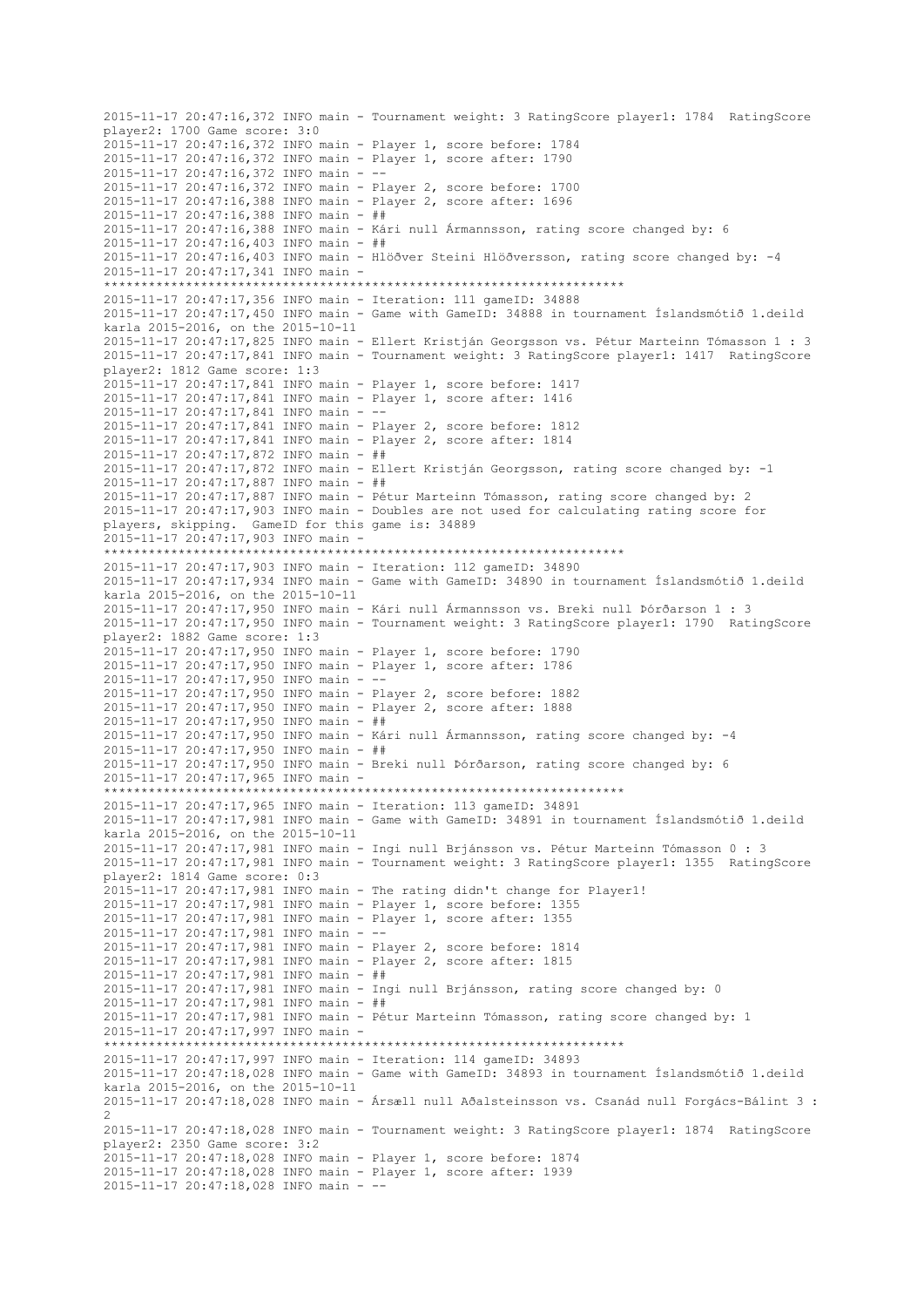```
2015-11-17 20:47:16,372 INFO main - Tournament weight: 3 RatingScore player1: 1784  RatingScore
player2: 1700 Game score: 3:0
2015-11-17 20:47:16,372 INFO main - Player 1, score before: 1784
2015-11-17 20:47:16,372 INFO main - Player 1, score after: 1790
2015-11-17 20:47:16,372 INFO main - --
2015-11-17 20:47:16,372 INFO main - Player 2, score before: 1700
2015-11-17 20:47:16,388 INFO main - Player 2, score after: 1696
2015-11-17 20:47:16,388 INFO main - ##
2015-11-17 20:47:16,388 INFO main - Kári null Ármannsson, rating score changed by: 6
2015-11-17 20:47:16,403 INFO main - ##
2015-11-17 20:47:16,403 INFO main - Hlöðver Steini Hlöðversson, rating score changed by: -4
2015-11-17 20:47:17,341 INFO main -
********************************************************************
2015-11-17 20:47:17,356 INFO main - Iteration: 111 gameID: 34888
2015-11-17 20:47:17,450 INFO main - Game with GameID: 34888 in tournament Íslandsmótið 1.deild
karla 2015-2016, on the 2015-10-11
2015-11-17 20:47:17,825 INFO main - Ellert Kristján Georgsson vs. Pétur Marteinn Tómasson 1 : 3
2015-11-17 20:47:17,841 INFO main - Tournament weight: 3 RatingScore player1: 1417  RatingScore
player2: 1812 Game score: 1:3
2015-11-17 20:47:17,841 INFO main - Player 1, score before: 1417
2015-11-17 20:47:17,841 INFO main - Player 1, score after: 1416
2015-11-17 20:47:17,841 INFO main - --
2015-11-17 20:47:17,841 INFO main - Player 2, score before: 1812
2015-11-17 20:47:17,841 INFO main - Player 2, score after: 1814
2015-11-17 20:47:17,872 INFO main - ##
2015-11-17 20:47:17,872 INFO main - Ellert Kristján Georgsson, rating score changed by: -1
2015-11-17 20:47:17,887 INFO main - ##
2015-11-17 20:47:17,887 INFO main - Pétur Marteinn Tómasson, rating score changed by: 2
2015-11-17 20:47:17,903 INFO main - Doubles are not used for calculating rating score for
players, skipping.  GameID for this game is: 34889
2015-11-17 20:47:17,903 INFO main -
********************************************************************
2015-11-17 20:47:17,903 INFO main - Iteration: 112 gameID: 34890
2015-11-17 20:47:17,934 INFO main - Game with GameID: 34890 in tournament Íslandsmótið 1.deild
karla 2015-2016, on the 2015-10-11
2015-11-17 20:47:17,950 INFO main - Kári null Ármannsson vs. Breki null Þórðarson 1 : 3
2015-11-17 20:47:17,950 INFO main - Tournament weight: 3 RatingScore player1: 1790  RatingScore
player2: 1882 Game score: 1:3
2015-11-17 20:47:17,950 INFO main - Player 1, score before: 1790
2015-11-17 20:47:17,950 INFO main - Player 1, score after: 1786
2015-11-17 20:47:17,950 INFO main - --
2015-11-17 20:47:17,950 INFO main - Player 2, score before: 1882
2015-11-17 20:47:17,950 INFO main - Player 2, score after: 1888
2015-11-17 20:47:17,950 INFO main - ##
2015-11-17 20:47:17,950 INFO main - Kári null Ármannsson, rating score changed by: -4
2015-11-17 20:47:17,950 INFO main - ##
2015-11-17 20:47:17,950 INFO main - Breki null Þórðarson, rating score changed by: 6
2015-11-17 20:47:17,965 INFO main -
********************************************************************
2015-11-17 20:47:17,965 INFO main - Iteration: 113 gameID: 34891
2015-11-17 20:47:17,981 INFO main - Game with GameID: 34891 in tournament Íslandsmótið 1.deild
karla 2015-2016, on the 2015-10-11
2015-11-17 20:47:17,981 INFO main - Ingi null Brjánsson vs. Pétur Marteinn Tómasson 0 : 3
2015-11-17 20:47:17,981 INFO main - Tournament weight: 3 RatingScore player1: 1355  RatingScore
player2: 1814 Game score: 0:3
2015-11-17 20:47:17,981 INFO main - The rating didn't change for Player1!
2015-11-17 20:47:17,981 INFO main - Player 1, score before: 1355
2015-11-17 20:47:17,981 INFO main - Player 1, score after: 1355
2015-11-17 20:47:17,981 INFO main - --
2015-11-17 20:47:17,981 INFO main - Player 2, score before: 1814
2015-11-17 20:47:17,981 INFO main - Player 2, score after: 1815
2015-11-17 20:47:17,981 INFO main - ##
2015-11-17 20:47:17,981 INFO main - Ingi null Brjánsson, rating score changed by: 0
2015-11-17 20:47:17,981 INFO main - ##
2015-11-17 20:47:17,981 INFO main - Pétur Marteinn Tómasson, rating score changed by: 1
2015-11-17 20:47:17,997 INFO main -
********************************************************************
2015-11-17 20:47:17,997 INFO main - Iteration: 114 gameID: 34893
2015-11-17 20:47:18,028 INFO main - Game with GameID: 34893 in tournament Íslandsmótið 1.deild
karla 2015-2016, on the 2015-10-11
2015-11-17 20:47:18,028 INFO main - Ársæll null Aðalsteinsson vs. Csanád null Forgács-Bálint 3 :
2
2015-11-17 20:47:18,028 INFO main - Tournament weight: 3 RatingScore player1: 1874  RatingScore
player2: 2350 Game score: 3:2
2015-11-17 20:47:18,028 INFO main - Player 1, score before: 1874
2015-11-17 20:47:18,028 INFO main - Player 1, score after: 1939
2015-11-17 20:47:18,028 INFO main - --
```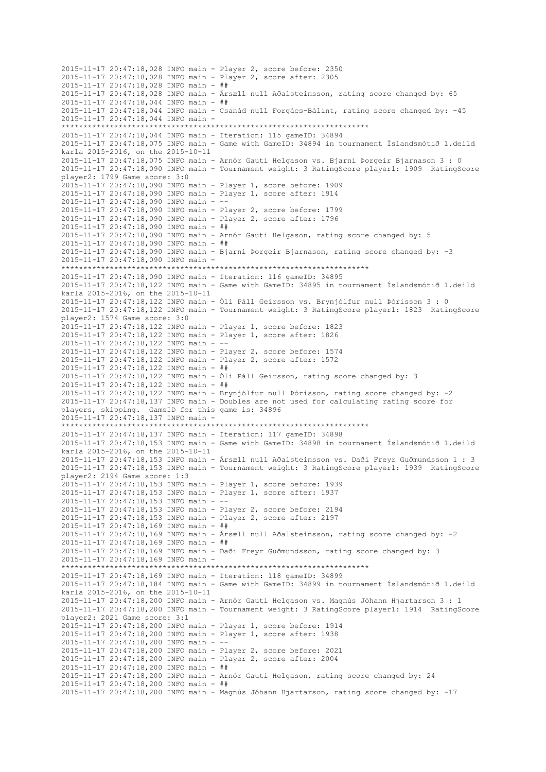```
2015-11-17 20:47:18,028 INFO main - Player 2, score before: 2350
2015-11-17 20:47:18,028 INFO main - Player 2, score after: 2305
2015-11-17 20:47:18,028 INFO main - ##
2015-11-17 20:47:18,028 INFO main - Ársæll null Aðalsteinsson, rating score changed by: 65
2015-11-17 20:47:18,044 INFO main - ##
2015-11-17 20:47:18,044 INFO main - Csanád null Forgács-Bálint, rating score changed by: -45
2015-11-17 20:47:18,044 INFO main - 
**********************************************************************
2015-11-17 20:47:18,044 INFO main - Iteration: 115 gameID: 34894
2015-11-17 20:47:18,075 INFO main - Game with GameID: 34894 in tournament Íslandsmótið 1.deild
karla 2015-2016, on the 2015-10-11
2015-11-17 20:47:18,075 INFO main - Arnór Gauti Helgason vs. Bjarni Þorgeir Bjarnason 3 : 0
2015-11-17 20:47:18,090 INFO main - Tournament weight: 3 RatingScore player1: 1909  RatingScore
player2: 1799 Game score: 3:0
2015-11-17 20:47:18,090 INFO main - Player 1, score before: 1909
2015-11-17 20:47:18,090 INFO main - Player 1, score after: 1914
2015-11-17 20:47:18,090 INFO main - --
2015-11-17 20:47:18,090 INFO main - Player 2, score before: 1799
2015-11-17 20:47:18,090 INFO main - Player 2, score after: 1796
2015-11-17 20:47:18,090 INFO main - ##
2015-11-17 20:47:18,090 INFO main - Arnór Gauti Helgason, rating score changed by: 5
2015-11-17 20:47:18,090 INFO main - ##
2015-11-17 20:47:18,090 INFO main - Bjarni Þorgeir Bjarnason, rating score changed by: -3
2015-11-17 20:47:18,090 INFO main - 
**********************************************************************
2015-11-17 20:47:18,090 INFO main - Iteration: 116 gameID: 34895
2015-11-17 20:47:18,122 INFO main - Game with GameID: 34895 in tournament Íslandsmótið 1.deild
karla 2015-2016, on the 2015-10-11
2015-11-17 20:47:18,122 INFO main - Óli Páll Geirsson vs. Brynjólfur null Þórisson 3 : 0
2015-11-17 20:47:18,122 INFO main - Tournament weight: 3 RatingScore player1: 1823  RatingScore
player2: 1574 Game score: 3:0
2015-11-17 20:47:18,122 INFO main - Player 1, score before: 1823
2015-11-17 20:47:18,122 INFO main - Player 1, score after: 1826
2015-11-17 20:47:18,122 INFO main - --
2015-11-17 20:47:18,122 INFO main - Player 2, score before: 1574
2015-11-17 20:47:18,122 INFO main - Player 2, score after: 1572
2015-11-17 20:47:18,122 INFO main - ##
2015-11-17 20:47:18,122 INFO main - Óli Páll Geirsson, rating score changed by: 3
2015-11-17 20:47:18,122 INFO main - ##
2015-11-17 20:47:18,122 INFO main - Brynjólfur null Þórisson, rating score changed by: -2
2015-11-17 20:47:18,137 INFO main - Doubles are not used for calculating rating score for
players, skipping.  GameID for this game is: 34896
2015-11-17 20:47:18,137 INFO main - 
**********************************************************************
2015-11-17 20:47:18,137 INFO main - Iteration: 117 gameID: 34898
2015-11-17 20:47:18,153 INFO main - Game with GameID: 34898 in tournament Íslandsmótið 1.deild
karla 2015-2016, on the 2015-10-11
2015-11-17 20:47:18,153 INFO main - Ársæll null Aðalsteinsson vs. Daði Freyr Guðmundsson 1 : 3
2015-11-17 20:47:18,153 INFO main - Tournament weight: 3 RatingScore player1: 1939  RatingScore
player2: 2194 Game score: 1:3
2015-11-17 20:47:18,153 INFO main - Player 1, score before: 1939
2015-11-17 20:47:18,153 INFO main - Player 1, score after: 1937
2015-11-17 20:47:18,153 INFO main - --
2015-11-17 20:47:18,153 INFO main - Player 2, score before: 2194
2015-11-17 20:47:18,153 INFO main - Player 2, score after: 2197
2015-11-17 20:47:18,169 INFO main - ##
2015-11-17 20:47:18,169 INFO main - Ársæll null Aðalsteinsson, rating score changed by: -2
2015-11-17 20:47:18,169 INFO main - ##
2015-11-17 20:47:18,169 INFO main - Daði Freyr Guðmundsson, rating score changed by: 3
2015-11-17 20:47:18,169 INFO main - 
**********************************************************************
2015-11-17 20:47:18,169 INFO main - Iteration: 118 gameID: 34899
2015-11-17 20:47:18,184 INFO main - Game with GameID: 34899 in tournament Íslandsmótið 1.deild
karla 2015-2016, on the 2015-10-11
2015-11-17 20:47:18,200 INFO main - Arnór Gauti Helgason vs. Magnús Jóhann Hjartarson 3 : 1
2015-11-17 20:47:18,200 INFO main - Tournament weight: 3 RatingScore player1: 1914  RatingScore
player2: 2021 Game score: 3:1
2015-11-17 20:47:18,200 INFO main - Player 1, score before: 1914
2015-11-17 20:47:18,200 INFO main - Player 1, score after: 1938
2015-11-17 20:47:18,200 INFO main - --
2015-11-17 20:47:18,200 INFO main - Player 2, score before: 2021
2015-11-17 20:47:18,200 INFO main - Player 2, score after: 2004
2015-11-17 20:47:18,200 INFO main - ##
2015-11-17 20:47:18,200 INFO main - Arnór Gauti Helgason, rating score changed by: 24
2015-11-17 20:47:18,200 INFO main - ##
2015-11-17 20:47:18,200 INFO main - Magnús Jóhann Hjartarson, rating score changed by: -17
```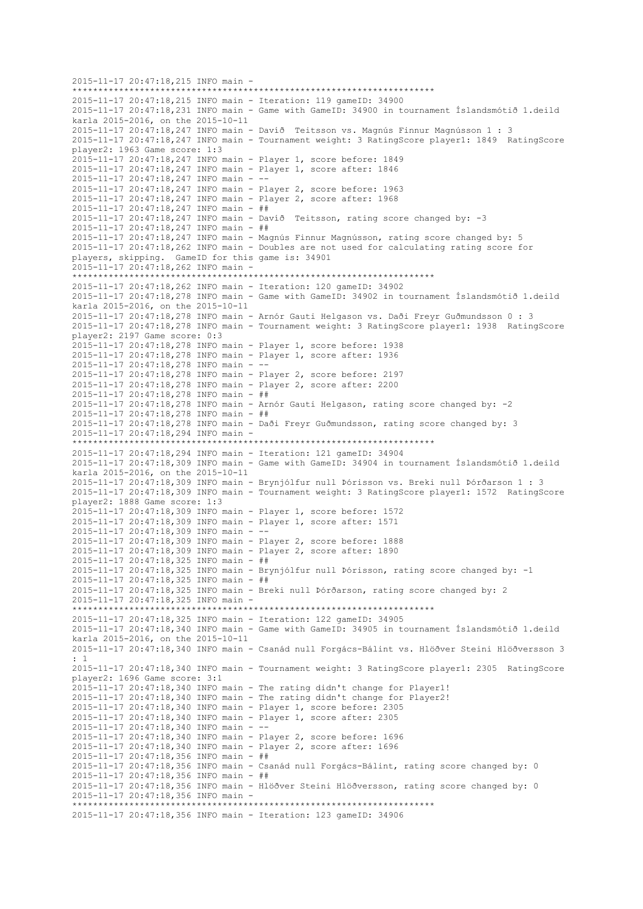```
2015-11-17 20:47:18,215 INFO main - 
********************************************************************
2015-11-17 20:47:18,215 INFO main - Iteration: 119 gameID: 34900
2015-11-17 20:47:18,231 INFO main - Game with GameID: 34900 in tournament Íslandsmótið 1.deild 
karla 2015-2016, on the 2015-10-11
2015-11-17 20:47:18,247 INFO main - Davíð  Teitsson vs. Magnús Finnur Magnússon 1 : 3
2015-11-17 20:47:18,247 INFO main - Tournament weight: 3 RatingScore player1: 1849  RatingScore 
player2: 1963 Game score: 1:3
2015-11-17 20:47:18,247 INFO main - Player 1, score before: 1849
2015-11-17 20:47:18,247 INFO main - Player 1, score after: 1846
2015-11-17 20:47:18,247 INFO main - --
2015-11-17 20:47:18,247 INFO main - Player 2, score before: 1963
2015-11-17 20:47:18,247 INFO main - Player 2, score after: 1968
2015-11-17 20:47:18,247 INFO main - ##
2015-11-17 20:47:18,247 INFO main - Davíð  Teitsson, rating score changed by: -3
2015-11-17 20:47:18,247 INFO main - ##
2015-11-17 20:47:18,247 INFO main - Magnús Finnur Magnússon, rating score changed by: 5
2015-11-17 20:47:18,262 INFO main - Doubles are not used for calculating rating score for 
players, skipping.  GameID for this game is: 34901
2015-11-17 20:47:18,262 INFO main - 
********************************************************************
2015-11-17 20:47:18,262 INFO main - Iteration: 120 gameID: 34902
2015-11-17 20:47:18,278 INFO main - Game with GameID: 34902 in tournament Íslandsmótið 1.deild 
karla 2015-2016, on the 2015-10-11
2015-11-17 20:47:18,278 INFO main - Arnór Gauti Helgason vs. Daði Freyr Guðmundsson 0 : 3
2015-11-17 20:47:18,278 INFO main - Tournament weight: 3 RatingScore player1: 1938  RatingScore 
player2: 2197 Game score: 0:3
2015-11-17 20:47:18,278 INFO main - Player 1, score before: 1938
2015-11-17 20:47:18,278 INFO main - Player 1, score after: 1936
2015-11-17 20:47:18,278 INFO main - --
2015-11-17 20:47:18,278 INFO main - Player 2, score before: 2197
2015-11-17 20:47:18,278 INFO main - Player 2, score after: 2200
2015-11-17 20:47:18,278 INFO main - ##
2015-11-17 20:47:18,278 INFO main - Arnór Gauti Helgason, rating score changed by: -2
2015-11-17 20:47:18,278 INFO main - ##
2015-11-17 20:47:18,278 INFO main - Daði Freyr Guðmundsson, rating score changed by: 3
2015-11-17 20:47:18,294 INFO main - 
********************************************************************
2015-11-17 20:47:18,294 INFO main - Iteration: 121 gameID: 34904
2015-11-17 20:47:18,309 INFO main - Game with GameID: 34904 in tournament Íslandsmótið 1.deild 
karla 2015-2016, on the 2015-10-11
2015-11-17 20:47:18,309 INFO main - Brynjólfur null Þórisson vs. Breki null Þórðarson 1 : 3
2015-11-17 20:47:18,309 INFO main - Tournament weight: 3 RatingScore player1: 1572  RatingScore 
player2: 1888 Game score: 1:3
2015-11-17 20:47:18,309 INFO main - Player 1, score before: 1572
2015-11-17 20:47:18,309 INFO main - Player 1, score after: 1571
2015-11-17 20:47:18,309 INFO main - --
2015-11-17 20:47:18,309 INFO main - Player 2, score before: 1888
2015-11-17 20:47:18,309 INFO main - Player 2, score after: 1890
2015-11-17 20:47:18,325 INFO main - ##
2015-11-17 20:47:18,325 INFO main - Brynjólfur null Þórisson, rating score changed by: -1
2015-11-17 20:47:18,325 INFO main - ##
2015-11-17 20:47:18,325 INFO main - Breki null Þórðarson, rating score changed by: 2
2015-11-17 20:47:18,325 INFO main - 
********************************************************************
2015-11-17 20:47:18,325 INFO main - Iteration: 122 gameID: 34905
2015-11-17 20:47:18,340 INFO main - Game with GameID: 34905 in tournament Íslandsmótið 1.deild 
karla 2015-2016, on the 2015-10-11
2015-11-17 20:47:18,340 INFO main - Csanád null Forgács-Bálint vs. Hlöðver Steini Hlöðversson 3 
: 1
2015-11-17 20:47:18,340 INFO main - Tournament weight: 3 RatingScore player1: 2305  RatingScore 
player2: 1696 Game score: 3:1
2015-11-17 20:47:18,340 INFO main - The rating didn't change for Player1!
2015-11-17 20:47:18,340 INFO main - The rating didn't change for Player2!
2015-11-17 20:47:18,340 INFO main - Player 1, score before: 2305
2015-11-17 20:47:18,340 INFO main - Player 1, score after: 2305
2015-11-17 20:47:18,340 INFO main - --
2015-11-17 20:47:18,340 INFO main - Player 2, score before: 1696
2015-11-17 20:47:18,340 INFO main - Player 2, score after: 1696
2015-11-17 20:47:18,356 INFO main - ##
2015-11-17 20:47:18,356 INFO main - Csanád null Forgács-Bálint, rating score changed by: 0
2015-11-17 20:47:18,356 INFO main - ##
2015-11-17 20:47:18,356 INFO main - Hlöðver Steini Hlöðversson, rating score changed by: 0
2015-11-17 20:47:18,356 INFO main - 
********************************************************************
2015-11-17 20:47:18,356 INFO main - Iteration: 123 gameID: 34906
```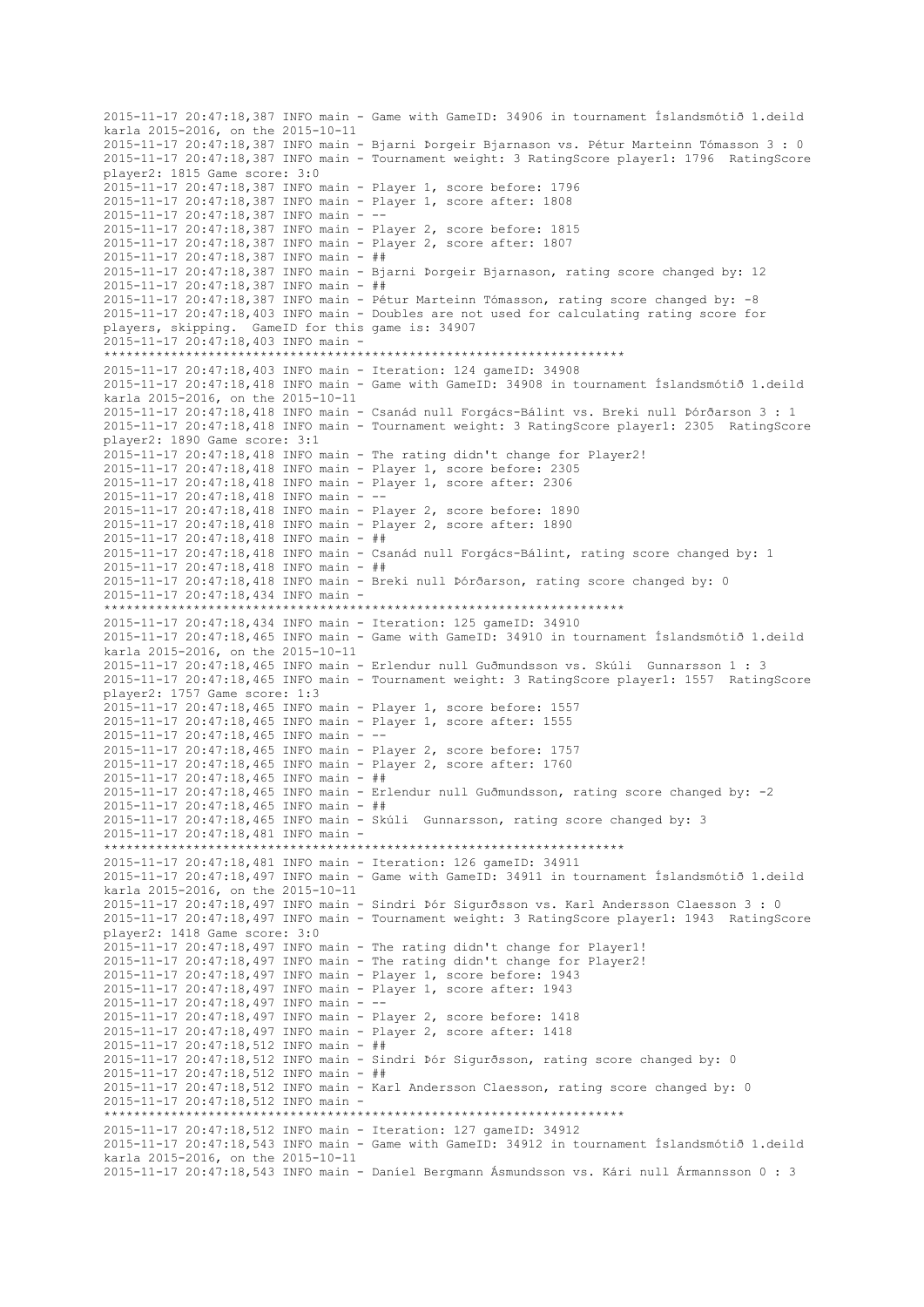```
2015-11-17 20:47:18,387 INFO main - Game with GameID: 34906 in tournament Íslandsmótið 1.deild karla 2015-2016, on the 2015-10-11
2015-11-17 20:47:18,387 INFO main - Bjarni Þorgeir Bjarnason vs. Pétur Marteinn Tómasson 3 : 0
2015-11-17 20:47:18,387 INFO main - Tournament weight: 3 RatingScore player1: 1796  RatingScore player2: 1815 Game score: 3:0
2015-11-17 20:47:18,387 INFO main - Player 1, score before: 1796
2015-11-17 20:47:18,387 INFO main - Player 1, score after: 1808
2015-11-17 20:47:18,387 INFO main - --
2015-11-17 20:47:18,387 INFO main - Player 2, score before: 1815
2015-11-17 20:47:18,387 INFO main - Player 2, score after: 1807
2015-11-17 20:47:18,387 INFO main - ##
2015-11-17 20:47:18,387 INFO main - Bjarni Þorgeir Bjarnason, rating score changed by: 12
2015-11-17 20:47:18,387 INFO main - ##
2015-11-17 20:47:18,387 INFO main - Pétur Marteinn Tómasson, rating score changed by: -8
2015-11-17 20:47:18,403 INFO main - Doubles are not used for calculating rating score for players, skipping.  GameID for this game is: 34907
2015-11-17 20:47:18,403 INFO main - 
**********************************************************************
2015-11-17 20:47:18,403 INFO main - Iteration: 124 gameID: 34908
2015-11-17 20:47:18,418 INFO main - Game with GameID: 34908 in tournament Íslandsmótið 1.deild karla 2015-2016, on the 2015-10-11
2015-11-17 20:47:18,418 INFO main - Csanád null Forgács-Bálint vs. Breki null Þórðarson 3 : 1
2015-11-17 20:47:18,418 INFO main - Tournament weight: 3 RatingScore player1: 2305  RatingScore player2: 1890 Game score: 3:1
2015-11-17 20:47:18,418 INFO main - The rating didn't change for Player2!
2015-11-17 20:47:18,418 INFO main - Player 1, score before: 2305
2015-11-17 20:47:18,418 INFO main - Player 1, score after: 2306
2015-11-17 20:47:18,418 INFO main - --
2015-11-17 20:47:18,418 INFO main - Player 2, score before: 1890
2015-11-17 20:47:18,418 INFO main - Player 2, score after: 1890
2015-11-17 20:47:18,418 INFO main - ##
2015-11-17 20:47:18,418 INFO main - Csanád null Forgács-Bálint, rating score changed by: 1
2015-11-17 20:47:18,418 INFO main - ##
2015-11-17 20:47:18,418 INFO main - Breki null Þórðarson, rating score changed by: 0
2015-11-17 20:47:18,434 INFO main - 
**********************************************************************
2015-11-17 20:47:18,434 INFO main - Iteration: 125 gameID: 34910
2015-11-17 20:47:18,465 INFO main - Game with GameID: 34910 in tournament Íslandsmótið 1.deild karla 2015-2016, on the 2015-10-11
2015-11-17 20:47:18,465 INFO main - Erlendur null Guðmundsson vs. Skúli  Gunnarsson 1 : 3
2015-11-17 20:47:18,465 INFO main - Tournament weight: 3 RatingScore player1: 1557  RatingScore player2: 1757 Game score: 1:3
2015-11-17 20:47:18,465 INFO main - Player 1, score before: 1557
2015-11-17 20:47:18,465 INFO main - Player 1, score after: 1555
2015-11-17 20:47:18,465 INFO main - --
2015-11-17 20:47:18,465 INFO main - Player 2, score before: 1757
2015-11-17 20:47:18,465 INFO main - Player 2, score after: 1760
2015-11-17 20:47:18,465 INFO main - ##
2015-11-17 20:47:18,465 INFO main - Erlendur null Guðmundsson, rating score changed by: -2
2015-11-17 20:47:18,465 INFO main - ##
2015-11-17 20:47:18,465 INFO main - Skúli  Gunnarsson, rating score changed by: 3
2015-11-17 20:47:18,481 INFO main - 
**********************************************************************
2015-11-17 20:47:18,481 INFO main - Iteration: 126 gameID: 34911
2015-11-17 20:47:18,497 INFO main - Game with GameID: 34911 in tournament Íslandsmótið 1.deild karla 2015-2016, on the 2015-10-11
2015-11-17 20:47:18,497 INFO main - Sindri Þór Sigurðsson vs. Karl Andersson Claesson 3 : 0
2015-11-17 20:47:18,497 INFO main - Tournament weight: 3 RatingScore player1: 1943  RatingScore player2: 1418 Game score: 3:0
2015-11-17 20:47:18,497 INFO main - The rating didn't change for Player1!
2015-11-17 20:47:18,497 INFO main - The rating didn't change for Player2!
2015-11-17 20:47:18,497 INFO main - Player 1, score before: 1943
2015-11-17 20:47:18,497 INFO main - Player 1, score after: 1943
2015-11-17 20:47:18,497 INFO main - --
2015-11-17 20:47:18,497 INFO main - Player 2, score before: 1418
2015-11-17 20:47:18,497 INFO main - Player 2, score after: 1418
2015-11-17 20:47:18,512 INFO main - ##
2015-11-17 20:47:18,512 INFO main - Sindri Þór Sigurðsson, rating score changed by: 0
2015-11-17 20:47:18,512 INFO main - ##
2015-11-17 20:47:18,512 INFO main - Karl Andersson Claesson, rating score changed by: 0
2015-11-17 20:47:18,512 INFO main - 
**********************************************************************
2015-11-17 20:47:18,512 INFO main - Iteration: 127 gameID: 34912
2015-11-17 20:47:18,543 INFO main - Game with GameID: 34912 in tournament Íslandsmótið 1.deild karla 2015-2016, on the 2015-10-11
2015-11-17 20:47:18,543 INFO main - Daníel Bergmann Ásmundsson vs. Kári null Ármannsson 0 : 3
```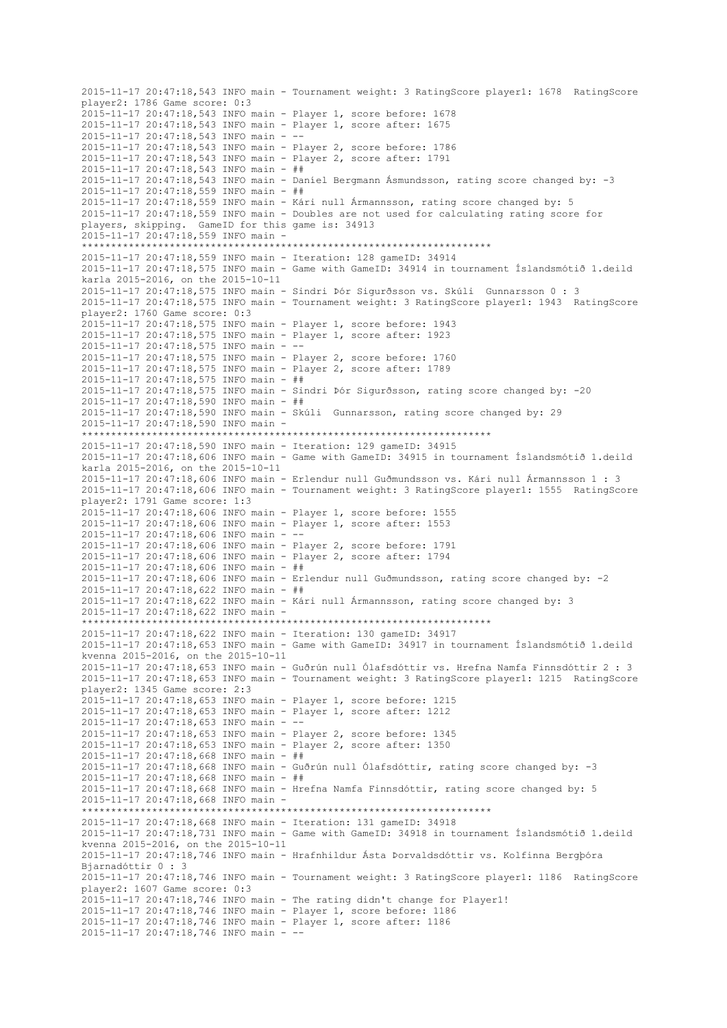```
2015-11-17 20:47:18,543 INFO main - Tournament weight: 3 RatingScore player1: 1678  RatingScore player2: 1786 Game score: 0:3
2015-11-17 20:47:18,543 INFO main - Player 1, score before: 1678
2015-11-17 20:47:18,543 INFO main - Player 1, score after: 1675
2015-11-17 20:47:18,543 INFO main - --
2015-11-17 20:47:18,543 INFO main - Player 2, score before: 1786
2015-11-17 20:47:18,543 INFO main - Player 2, score after: 1791
2015-11-17 20:47:18,543 INFO main - ##
2015-11-17 20:47:18,543 INFO main - Daníel Bergmann Ásmundsson, rating score changed by: -3
2015-11-17 20:47:18,559 INFO main - ##
2015-11-17 20:47:18,559 INFO main - Kári null Ármannsson, rating score changed by: 5
2015-11-17 20:47:18,559 INFO main - Doubles are not used for calculating rating score for players, skipping.  GameID for this game is: 34913
2015-11-17 20:47:18,559 INFO main - 
**********************************************************************
2015-11-17 20:47:18,559 INFO main - Iteration: 128 gameID: 34914
2015-11-17 20:47:18,575 INFO main - Game with GameID: 34914 in tournament Íslandsmótið 1.deild karla 2015-2016, on the 2015-10-11
2015-11-17 20:47:18,575 INFO main - Sindri Þór Sigurðsson vs. Skúli  Gunnarsson 0 : 3
2015-11-17 20:47:18,575 INFO main - Tournament weight: 3 RatingScore player1: 1943  RatingScore player2: 1760 Game score: 0:3
2015-11-17 20:47:18,575 INFO main - Player 1, score before: 1943
2015-11-17 20:47:18,575 INFO main - Player 1, score after: 1923
2015-11-17 20:47:18,575 INFO main - --
2015-11-17 20:47:18,575 INFO main - Player 2, score before: 1760
2015-11-17 20:47:18,575 INFO main - Player 2, score after: 1789
2015-11-17 20:47:18,575 INFO main - ##
2015-11-17 20:47:18,575 INFO main - Sindri Þór Sigurðsson, rating score changed by: -20
2015-11-17 20:47:18,590 INFO main - ##
2015-11-17 20:47:18,590 INFO main - Skúli  Gunnarsson, rating score changed by: 29
2015-11-17 20:47:18,590 INFO main - 
**********************************************************************
2015-11-17 20:47:18,590 INFO main - Iteration: 129 gameID: 34915
2015-11-17 20:47:18,606 INFO main - Game with GameID: 34915 in tournament Íslandsmótið 1.deild karla 2015-2016, on the 2015-10-11
2015-11-17 20:47:18,606 INFO main - Erlendur null Guðmundsson vs. Kári null Ármannsson 1 : 3
2015-11-17 20:47:18,606 INFO main - Tournament weight: 3 RatingScore player1: 1555  RatingScore player2: 1791 Game score: 1:3
2015-11-17 20:47:18,606 INFO main - Player 1, score before: 1555
2015-11-17 20:47:18,606 INFO main - Player 1, score after: 1553
2015-11-17 20:47:18,606 INFO main - --
2015-11-17 20:47:18,606 INFO main - Player 2, score before: 1791
2015-11-17 20:47:18,606 INFO main - Player 2, score after: 1794
2015-11-17 20:47:18,606 INFO main - ##
2015-11-17 20:47:18,606 INFO main - Erlendur null Guðmundsson, rating score changed by: -2
2015-11-17 20:47:18,622 INFO main - ##
2015-11-17 20:47:18,622 INFO main - Kári null Ármannsson, rating score changed by: 3
2015-11-17 20:47:18,622 INFO main - 
**********************************************************************
2015-11-17 20:47:18,622 INFO main - Iteration: 130 gameID: 34917
2015-11-17 20:47:18,653 INFO main - Game with GameID: 34917 in tournament Íslandsmótið 1.deild kvenna 2015-2016, on the 2015-10-11
2015-11-17 20:47:18,653 INFO main - Guðrún null Ólafsdóttir vs. Hrefna Namfa Finnsdóttir 2 : 3
2015-11-17 20:47:18,653 INFO main - Tournament weight: 3 RatingScore player1: 1215  RatingScore player2: 1345 Game score: 2:3
2015-11-17 20:47:18,653 INFO main - Player 1, score before: 1215
2015-11-17 20:47:18,653 INFO main - Player 1, score after: 1212
2015-11-17 20:47:18,653 INFO main - --
2015-11-17 20:47:18,653 INFO main - Player 2, score before: 1345
2015-11-17 20:47:18,653 INFO main - Player 2, score after: 1350
2015-11-17 20:47:18,668 INFO main - ##
2015-11-17 20:47:18,668 INFO main - Guðrún null Ólafsdóttir, rating score changed by: -3
2015-11-17 20:47:18,668 INFO main - ##
2015-11-17 20:47:18,668 INFO main - Hrefna Namfa Finnsdóttir, rating score changed by: 5
2015-11-17 20:47:18,668 INFO main - 
**********************************************************************
2015-11-17 20:47:18,668 INFO main - Iteration: 131 gameID: 34918
2015-11-17 20:47:18,731 INFO main - Game with GameID: 34918 in tournament Íslandsmótið 1.deild kvenna 2015-2016, on the 2015-10-11
2015-11-17 20:47:18,746 INFO main - Hrafnhildur Ásta Þorvaldsdóttir vs. Kolfinna Bergþóra Bjarnadóttir 0 : 3
2015-11-17 20:47:18,746 INFO main - Tournament weight: 3 RatingScore player1: 1186  RatingScore player2: 1607 Game score: 0:3
2015-11-17 20:47:18,746 INFO main - The rating didn't change for Player1!
2015-11-17 20:47:18,746 INFO main - Player 1, score before: 1186
2015-11-17 20:47:18,746 INFO main - Player 1, score after: 1186
2015-11-17 20:47:18,746 INFO main - --
```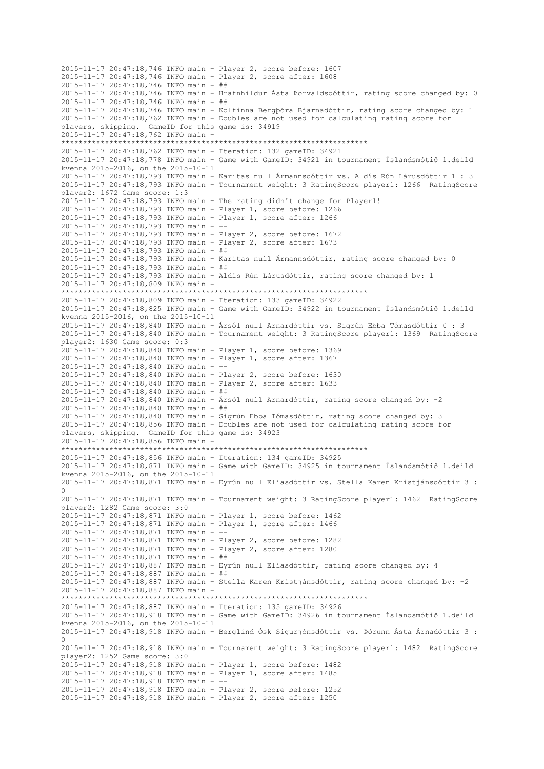```
2015-11-17 20:47:18,746 INFO main - Player 2, score before: 1607
2015-11-17 20:47:18,746 INFO main - Player 2, score after: 1608
2015-11-17 20:47:18,746 INFO main - ##
2015-11-17 20:47:18,746 INFO main - Hrafnhildur Ásta Þorvaldsdóttir, rating score changed by: 0
2015-11-17 20:47:18,746 INFO main - ##
2015-11-17 20:47:18,746 INFO main - Kolfinna Bergþóra Bjarnadóttir, rating score changed by: 1
2015-11-17 20:47:18,762 INFO main - Doubles are not used for calculating rating score for
players, skipping.  GameID for this game is: 34919
2015-11-17 20:47:18,762 INFO main - 
*********************************************************************
2015-11-17 20:47:18,762 INFO main - Iteration: 132 gameID: 34921
2015-11-17 20:47:18,778 INFO main - Game with GameID: 34921 in tournament Íslandsmótið 1.deild
kvenna 2015-2016, on the 2015-10-11
2015-11-17 20:47:18,793 INFO main - Karitas null Ármannsdóttir vs. Aldís Rún Lárusdóttir 1 : 3
2015-11-17 20:47:18,793 INFO main - Tournament weight: 3 RatingScore player1: 1266  RatingScore
player2: 1672 Game score: 1:3
2015-11-17 20:47:18,793 INFO main - The rating didn't change for Player1!
2015-11-17 20:47:18,793 INFO main - Player 1, score before: 1266
2015-11-17 20:47:18,793 INFO main - Player 1, score after: 1266
2015-11-17 20:47:18,793 INFO main - --
2015-11-17 20:47:18,793 INFO main - Player 2, score before: 1672
2015-11-17 20:47:18,793 INFO main - Player 2, score after: 1673
2015-11-17 20:47:18,793 INFO main - ##
2015-11-17 20:47:18,793 INFO main - Karitas null Ármannsdóttir, rating score changed by: 0
2015-11-17 20:47:18,793 INFO main - ##
2015-11-17 20:47:18,793 INFO main - Aldís Rún Lárusdóttir, rating score changed by: 1
2015-11-17 20:47:18,809 INFO main - 
*********************************************************************
2015-11-17 20:47:18,809 INFO main - Iteration: 133 gameID: 34922
2015-11-17 20:47:18,825 INFO main - Game with GameID: 34922 in tournament Íslandsmótið 1.deild
kvenna 2015-2016, on the 2015-10-11
2015-11-17 20:47:18,840 INFO main - Ársól null Arnardóttir vs. Sigrún Ebba Tómasdóttir 0 : 3
2015-11-17 20:47:18,840 INFO main - Tournament weight: 3 RatingScore player1: 1369  RatingScore
player2: 1630 Game score: 0:3
2015-11-17 20:47:18,840 INFO main - Player 1, score before: 1369
2015-11-17 20:47:18,840 INFO main - Player 1, score after: 1367
2015-11-17 20:47:18,840 INFO main - --
2015-11-17 20:47:18,840 INFO main - Player 2, score before: 1630
2015-11-17 20:47:18,840 INFO main - Player 2, score after: 1633
2015-11-17 20:47:18,840 INFO main - ##
2015-11-17 20:47:18,840 INFO main - Ársól null Arnardóttir, rating score changed by: -2
2015-11-17 20:47:18,840 INFO main - ##
2015-11-17 20:47:18,840 INFO main - Sigrún Ebba Tómasdóttir, rating score changed by: 3
2015-11-17 20:47:18,856 INFO main - Doubles are not used for calculating rating score for
players, skipping.  GameID for this game is: 34923
2015-11-17 20:47:18,856 INFO main - 
*********************************************************************
2015-11-17 20:47:18,856 INFO main - Iteration: 134 gameID: 34925
2015-11-17 20:47:18,871 INFO main - Game with GameID: 34925 in tournament Íslandsmótið 1.deild
kvenna 2015-2016, on the 2015-10-11
2015-11-17 20:47:18,871 INFO main - Eyrún null Elíasdóttir vs. Stella Karen Kristjánsdóttir 3 :
0
2015-11-17 20:47:18,871 INFO main - Tournament weight: 3 RatingScore player1: 1462  RatingScore
player2: 1282 Game score: 3:0
2015-11-17 20:47:18,871 INFO main - Player 1, score before: 1462
2015-11-17 20:47:18,871 INFO main - Player 1, score after: 1466
2015-11-17 20:47:18,871 INFO main - --
2015-11-17 20:47:18,871 INFO main - Player 2, score before: 1282
2015-11-17 20:47:18,871 INFO main - Player 2, score after: 1280
2015-11-17 20:47:18,871 INFO main - ##
2015-11-17 20:47:18,887 INFO main - Eyrún null Elíasdóttir, rating score changed by: 4
2015-11-17 20:47:18,887 INFO main - ##
2015-11-17 20:47:18,887 INFO main - Stella Karen Kristjánsdóttir, rating score changed by: -2
2015-11-17 20:47:18,887 INFO main - 
*********************************************************************
2015-11-17 20:47:18,887 INFO main - Iteration: 135 gameID: 34926
2015-11-17 20:47:18,918 INFO main - Game with GameID: 34926 in tournament Íslandsmótið 1.deild
kvenna 2015-2016, on the 2015-10-11
2015-11-17 20:47:18,918 INFO main - Berglind Ósk Sigurjónsdóttir vs. Þórunn Ásta Árnadóttir 3 :
0
2015-11-17 20:47:18,918 INFO main - Tournament weight: 3 RatingScore player1: 1482  RatingScore
player2: 1252 Game score: 3:0
2015-11-17 20:47:18,918 INFO main - Player 1, score before: 1482
2015-11-17 20:47:18,918 INFO main - Player 1, score after: 1485
2015-11-17 20:47:18,918 INFO main - --
2015-11-17 20:47:18,918 INFO main - Player 2, score before: 1252
2015-11-17 20:47:18,918 INFO main - Player 2, score after: 1250
```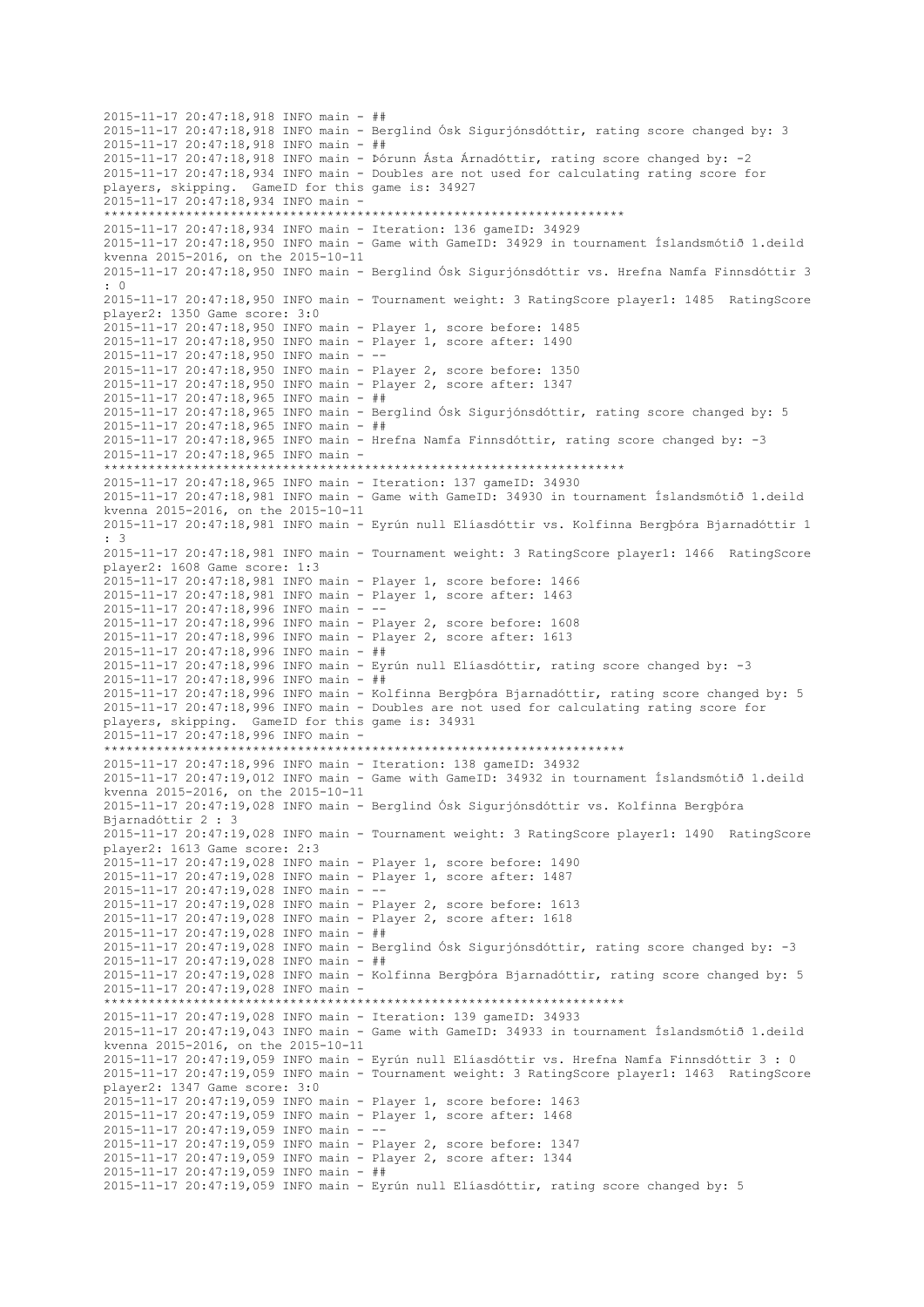```
2015-11-17 20:47:18,918 INFO main - ##
2015-11-17 20:47:18,918 INFO main - Berglind Ósk Sigurjónsdóttir, rating score changed by: 3
2015-11-17 20:47:18,918 INFO main - ##
2015-11-17 20:47:18,918 INFO main - Þórunn Ásta Árnadóttir, rating score changed by: -2
2015-11-17 20:47:18,934 INFO main - Doubles are not used for calculating rating score for
players, skipping.  GameID for this game is: 34927
2015-11-17 20:47:18,934 INFO main -
*********************************************************************
2015-11-17 20:47:18,934 INFO main - Iteration: 136 gameID: 34929
2015-11-17 20:47:18,950 INFO main - Game with GameID: 34929 in tournament Íslandsmótið 1.deild
kvenna 2015-2016, on the 2015-10-11
2015-11-17 20:47:18,950 INFO main - Berglind Ósk Sigurjónsdóttir vs. Hrefna Namfa Finnsdóttir 3
: 0
2015-11-17 20:47:18,950 INFO main - Tournament weight: 3 RatingScore player1: 1485  RatingScore
player2: 1350 Game score: 3:0
2015-11-17 20:47:18,950 INFO main - Player 1, score before: 1485
2015-11-17 20:47:18,950 INFO main - Player 1, score after: 1490
2015-11-17 20:47:18,950 INFO main - --
2015-11-17 20:47:18,950 INFO main - Player 2, score before: 1350
2015-11-17 20:47:18,950 INFO main - Player 2, score after: 1347
2015-11-17 20:47:18,965 INFO main - ##
2015-11-17 20:47:18,965 INFO main - Berglind Ósk Sigurjónsdóttir, rating score changed by: 5
2015-11-17 20:47:18,965 INFO main - ##
2015-11-17 20:47:18,965 INFO main - Hrefna Namfa Finnsdóttir, rating score changed by: -3
2015-11-17 20:47:18,965 INFO main -
*********************************************************************
2015-11-17 20:47:18,965 INFO main - Iteration: 137 gameID: 34930
2015-11-17 20:47:18,981 INFO main - Game with GameID: 34930 in tournament Íslandsmótið 1.deild
kvenna 2015-2016, on the 2015-10-11
2015-11-17 20:47:18,981 INFO main - Eyrún null Elíasdóttir vs. Kolfinna Bergþóra Bjarnadóttir 1
: 3
2015-11-17 20:47:18,981 INFO main - Tournament weight: 3 RatingScore player1: 1466  RatingScore
player2: 1608 Game score: 1:3
2015-11-17 20:47:18,981 INFO main - Player 1, score before: 1466
2015-11-17 20:47:18,981 INFO main - Player 1, score after: 1463
2015-11-17 20:47:18,996 INFO main - --
2015-11-17 20:47:18,996 INFO main - Player 2, score before: 1608
2015-11-17 20:47:18,996 INFO main - Player 2, score after: 1613
2015-11-17 20:47:18,996 INFO main - ##
2015-11-17 20:47:18,996 INFO main - Eyrún null Elíasdóttir, rating score changed by: -3
2015-11-17 20:47:18,996 INFO main - ##
2015-11-17 20:47:18,996 INFO main - Kolfinna Bergþóra Bjarnadóttir, rating score changed by: 5
2015-11-17 20:47:18,996 INFO main - Doubles are not used for calculating rating score for
players, skipping.  GameID for this game is: 34931
2015-11-17 20:47:18,996 INFO main -
*********************************************************************
2015-11-17 20:47:18,996 INFO main - Iteration: 138 gameID: 34932
2015-11-17 20:47:19,012 INFO main - Game with GameID: 34932 in tournament Íslandsmótið 1.deild
kvenna 2015-2016, on the 2015-10-11
2015-11-17 20:47:19,028 INFO main - Berglind Ósk Sigurjónsdóttir vs. Kolfinna Bergþóra
Bjarnadóttir 2 : 3
2015-11-17 20:47:19,028 INFO main - Tournament weight: 3 RatingScore player1: 1490  RatingScore
player2: 1613 Game score: 2:3
2015-11-17 20:47:19,028 INFO main - Player 1, score before: 1490
2015-11-17 20:47:19,028 INFO main - Player 1, score after: 1487
2015-11-17 20:47:19,028 INFO main - --
2015-11-17 20:47:19,028 INFO main - Player 2, score before: 1613
2015-11-17 20:47:19,028 INFO main - Player 2, score after: 1618
2015-11-17 20:47:19,028 INFO main - ##
2015-11-17 20:47:19,028 INFO main - Berglind Ósk Sigurjónsdóttir, rating score changed by: -3
2015-11-17 20:47:19,028 INFO main - ##
2015-11-17 20:47:19,028 INFO main - Kolfinna Bergþóra Bjarnadóttir, rating score changed by: 5
2015-11-17 20:47:19,028 INFO main -
*********************************************************************
2015-11-17 20:47:19,028 INFO main - Iteration: 139 gameID: 34933
2015-11-17 20:47:19,043 INFO main - Game with GameID: 34933 in tournament Íslandsmótið 1.deild
kvenna 2015-2016, on the 2015-10-11
2015-11-17 20:47:19,059 INFO main - Eyrún null Elíasdóttir vs. Hrefna Namfa Finnsdóttir 3 : 0
2015-11-17 20:47:19,059 INFO main - Tournament weight: 3 RatingScore player1: 1463  RatingScore
player2: 1347 Game score: 3:0
2015-11-17 20:47:19,059 INFO main - Player 1, score before: 1463
2015-11-17 20:47:19,059 INFO main - Player 1, score after: 1468
2015-11-17 20:47:19,059 INFO main - --
2015-11-17 20:47:19,059 INFO main - Player 2, score before: 1347
2015-11-17 20:47:19,059 INFO main - Player 2, score after: 1344
2015-11-17 20:47:19,059 INFO main - ##
2015-11-17 20:47:19,059 INFO main - Eyrún null Elíasdóttir, rating score changed by: 5
```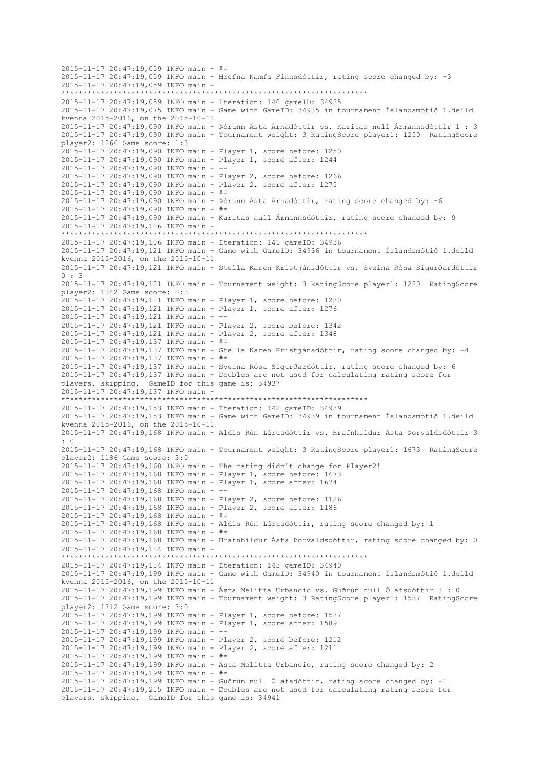```
2015-11-17 20:47:19,059 INFO main - ##
2015-11-17 20:47:19,059 INFO main - Hrefna Namfa Finnsdóttir, rating score changed by: -3
2015-11-17 20:47:19,059 INFO main - 
**********************************************************************
2015-11-17 20:47:19,059 INFO main - Iteration: 140 gameID: 34935
2015-11-17 20:47:19,075 INFO main - Game with GameID: 34935 in tournament Íslandsmótið 1.deild
kvenna 2015-2016, on the 2015-10-11
2015-11-17 20:47:19,090 INFO main - Þórunn Ásta Árnadóttir vs. Karitas null Ármannsdóttir 1 : 3
2015-11-17 20:47:19,090 INFO main - Tournament weight: 3 RatingScore player1: 1250  RatingScore
player2: 1266 Game score: 1:3
2015-11-17 20:47:19,090 INFO main - Player 1, score before: 1250
2015-11-17 20:47:19,090 INFO main - Player 1, score after: 1244
2015-11-17 20:47:19,090 INFO main - --
2015-11-17 20:47:19,090 INFO main - Player 2, score before: 1266
2015-11-17 20:47:19,090 INFO main - Player 2, score after: 1275
2015-11-17 20:47:19,090 INFO main - ##
2015-11-17 20:47:19,090 INFO main - Þórunn Ásta Árnadóttir, rating score changed by: -6
2015-11-17 20:47:19,090 INFO main - ##
2015-11-17 20:47:19,090 INFO main - Karitas null Ármannsdóttir, rating score changed by: 9
2015-11-17 20:47:19,106 INFO main - 
**********************************************************************
2015-11-17 20:47:19,106 INFO main - Iteration: 141 gameID: 34936
2015-11-17 20:47:19,121 INFO main - Game with GameID: 34936 in tournament Íslandsmótið 1.deild
kvenna 2015-2016, on the 2015-10-11
2015-11-17 20:47:19,121 INFO main - Stella Karen Kristjánsdóttir vs. Sveina Rósa Sigurðardóttir
0 : 3
2015-11-17 20:47:19,121 INFO main - Tournament weight: 3 RatingScore player1: 1280  RatingScore
player2: 1342 Game score: 0:3
2015-11-17 20:47:19,121 INFO main - Player 1, score before: 1280
2015-11-17 20:47:19,121 INFO main - Player 1, score after: 1276
2015-11-17 20:47:19,121 INFO main - --
2015-11-17 20:47:19,121 INFO main - Player 2, score before: 1342
2015-11-17 20:47:19,121 INFO main - Player 2, score after: 1348
2015-11-17 20:47:19,137 INFO main - ##
2015-11-17 20:47:19,137 INFO main - Stella Karen Kristjánsdóttir, rating score changed by: -4
2015-11-17 20:47:19,137 INFO main - ##
2015-11-17 20:47:19,137 INFO main - Sveina Rósa Sigurðardóttir, rating score changed by: 6
2015-11-17 20:47:19,137 INFO main - Doubles are not used for calculating rating score for
players, skipping.  GameID for this game is: 34937
2015-11-17 20:47:19,137 INFO main - 
**********************************************************************
2015-11-17 20:47:19,153 INFO main - Iteration: 142 gameID: 34939
2015-11-17 20:47:19,153 INFO main - Game with GameID: 34939 in tournament Íslandsmótið 1.deild
kvenna 2015-2016, on the 2015-10-11
2015-11-17 20:47:19,168 INFO main - Aldís Rún Lárusdóttir vs. Hrafnhildur Ásta Þorvaldsdóttir 3
: 0
2015-11-17 20:47:19,168 INFO main - Tournament weight: 3 RatingScore player1: 1673  RatingScore
player2: 1186 Game score: 3:0
2015-11-17 20:47:19,168 INFO main - The rating didn't change for Player2!
2015-11-17 20:47:19,168 INFO main - Player 1, score before: 1673
2015-11-17 20:47:19,168 INFO main - Player 1, score after: 1674
2015-11-17 20:47:19,168 INFO main - --
2015-11-17 20:47:19,168 INFO main - Player 2, score before: 1186
2015-11-17 20:47:19,168 INFO main - Player 2, score after: 1186
2015-11-17 20:47:19,168 INFO main - ##
2015-11-17 20:47:19,168 INFO main - Aldís Rún Lárusdóttir, rating score changed by: 1
2015-11-17 20:47:19,168 INFO main - ##
2015-11-17 20:47:19,168 INFO main - Hrafnhildur Ásta Þorvaldsdóttir, rating score changed by: 0
2015-11-17 20:47:19,184 INFO main - 
**********************************************************************
2015-11-17 20:47:19,184 INFO main - Iteration: 143 gameID: 34940
2015-11-17 20:47:19,199 INFO main - Game with GameID: 34940 in tournament Íslandsmótið 1.deild
kvenna 2015-2016, on the 2015-10-11
2015-11-17 20:47:19,199 INFO main - Ásta Melitta Urbancic vs. Guðrún null Ólafsdóttir 3 : 0
2015-11-17 20:47:19,199 INFO main - Tournament weight: 3 RatingScore player1: 1587  RatingScore
player2: 1212 Game score: 3:0
2015-11-17 20:47:19,199 INFO main - Player 1, score before: 1587
2015-11-17 20:47:19,199 INFO main - Player 1, score after: 1589
2015-11-17 20:47:19,199 INFO main - --
2015-11-17 20:47:19,199 INFO main - Player 2, score before: 1212
2015-11-17 20:47:19,199 INFO main - Player 2, score after: 1211
2015-11-17 20:47:19,199 INFO main - ##
2015-11-17 20:47:19,199 INFO main - Ásta Melitta Urbancic, rating score changed by: 2
2015-11-17 20:47:19,199 INFO main - ##
2015-11-17 20:47:19,199 INFO main - Guðrún null Ólafsdóttir, rating score changed by: -1
2015-11-17 20:47:19,215 INFO main - Doubles are not used for calculating rating score for
players, skipping.  GameID for this game is: 34941
```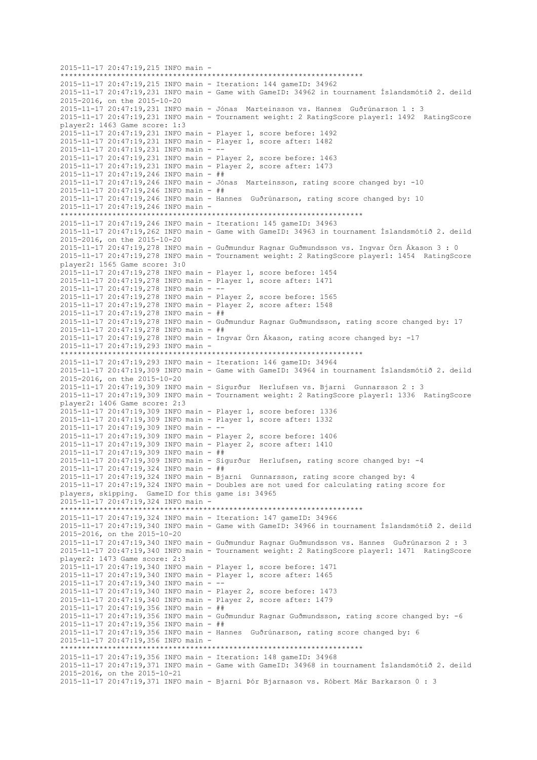```
2015-11-17 20:47:19,215 INFO main - 
*********************************************************************
2015-11-17 20:47:19,215 INFO main - Iteration: 144 gameID: 34962
2015-11-17 20:47:19,231 INFO main - Game with GameID: 34962 in tournament Íslandsmótið 2. deild 
2015-2016, on the 2015-10-20
2015-11-17 20:47:19,231 INFO main - Jónas  Marteinsson vs. Hannes  Guðrúnarson 1 : 3
2015-11-17 20:47:19,231 INFO main - Tournament weight: 2 RatingScore player1: 1492  RatingScore 
player2: 1463 Game score: 1:3
2015-11-17 20:47:19,231 INFO main - Player 1, score before: 1492
2015-11-17 20:47:19,231 INFO main - Player 1, score after: 1482
2015-11-17 20:47:19,231 INFO main - --
2015-11-17 20:47:19,231 INFO main - Player 2, score before: 1463
2015-11-17 20:47:19,231 INFO main - Player 2, score after: 1473
2015-11-17 20:47:19,246 INFO main - ##
2015-11-17 20:47:19,246 INFO main - Jónas  Marteinsson, rating score changed by: -10
2015-11-17 20:47:19,246 INFO main - ##
2015-11-17 20:47:19,246 INFO main - Hannes  Guðrúnarson, rating score changed by: 10
2015-11-17 20:47:19,246 INFO main - 
*********************************************************************
2015-11-17 20:47:19,246 INFO main - Iteration: 145 gameID: 34963
2015-11-17 20:47:19,262 INFO main - Game with GameID: 34963 in tournament Íslandsmótið 2. deild 
2015-2016, on the 2015-10-20
2015-11-17 20:47:19,278 INFO main - Guðmundur Ragnar Guðmundsson vs. Ingvar Örn Ákason 3 : 0
2015-11-17 20:47:19,278 INFO main - Tournament weight: 2 RatingScore player1: 1454  RatingScore 
player2: 1565 Game score: 3:0
2015-11-17 20:47:19,278 INFO main - Player 1, score before: 1454
2015-11-17 20:47:19,278 INFO main - Player 1, score after: 1471
2015-11-17 20:47:19,278 INFO main - --
2015-11-17 20:47:19,278 INFO main - Player 2, score before: 1565
2015-11-17 20:47:19,278 INFO main - Player 2, score after: 1548
2015-11-17 20:47:19,278 INFO main - ##
2015-11-17 20:47:19,278 INFO main - Guðmundur Ragnar Guðmundsson, rating score changed by: 17
2015-11-17 20:47:19,278 INFO main - ##
2015-11-17 20:47:19,278 INFO main - Ingvar Örn Ákason, rating score changed by: -17
2015-11-17 20:47:19,293 INFO main - 
*********************************************************************
2015-11-17 20:47:19,293 INFO main - Iteration: 146 gameID: 34964
2015-11-17 20:47:19,309 INFO main - Game with GameID: 34964 in tournament Íslandsmótið 2. deild 
2015-2016, on the 2015-10-20
2015-11-17 20:47:19,309 INFO main - Sigurður  Herlufsen vs. Bjarni  Gunnarsson 2 : 3
2015-11-17 20:47:19,309 INFO main - Tournament weight: 2 RatingScore player1: 1336  RatingScore 
player2: 1406 Game score: 2:3
2015-11-17 20:47:19,309 INFO main - Player 1, score before: 1336
2015-11-17 20:47:19,309 INFO main - Player 1, score after: 1332
2015-11-17 20:47:19,309 INFO main - --
2015-11-17 20:47:19,309 INFO main - Player 2, score before: 1406
2015-11-17 20:47:19,309 INFO main - Player 2, score after: 1410
2015-11-17 20:47:19,309 INFO main - ##
2015-11-17 20:47:19,309 INFO main - Sigurður  Herlufsen, rating score changed by: -4
2015-11-17 20:47:19,324 INFO main - ##
2015-11-17 20:47:19,324 INFO main - Bjarni  Gunnarsson, rating score changed by: 4
2015-11-17 20:47:19,324 INFO main - Doubles are not used for calculating rating score for 
players, skipping.  GameID for this game is: 34965
2015-11-17 20:47:19,324 INFO main - 
*********************************************************************
2015-11-17 20:47:19,324 INFO main - Iteration: 147 gameID: 34966
2015-11-17 20:47:19,340 INFO main - Game with GameID: 34966 in tournament Íslandsmótið 2. deild 
2015-2016, on the 2015-10-20
2015-11-17 20:47:19,340 INFO main - Guðmundur Ragnar Guðmundsson vs. Hannes  Guðrúnarson 2 : 3
2015-11-17 20:47:19,340 INFO main - Tournament weight: 2 RatingScore player1: 1471  RatingScore 
player2: 1473 Game score: 2:3
2015-11-17 20:47:19,340 INFO main - Player 1, score before: 1471
2015-11-17 20:47:19,340 INFO main - Player 1, score after: 1465
2015-11-17 20:47:19,340 INFO main - --
2015-11-17 20:47:19,340 INFO main - Player 2, score before: 1473
2015-11-17 20:47:19,340 INFO main - Player 2, score after: 1479
2015-11-17 20:47:19,356 INFO main - ##
2015-11-17 20:47:19,356 INFO main - Guðmundur Ragnar Guðmundsson, rating score changed by: -6
2015-11-17 20:47:19,356 INFO main - ##
2015-11-17 20:47:19,356 INFO main - Hannes  Guðrúnarson, rating score changed by: 6
2015-11-17 20:47:19,356 INFO main - 
*********************************************************************
2015-11-17 20:47:19,356 INFO main - Iteration: 148 gameID: 34968
2015-11-17 20:47:19,371 INFO main - Game with GameID: 34968 in tournament Íslandsmótið 2. deild 
2015-2016, on the 2015-10-21
2015-11-17 20:47:19,371 INFO main - Bjarni Þór Bjarnason vs. Róbert Már Barkarson 0 : 3
```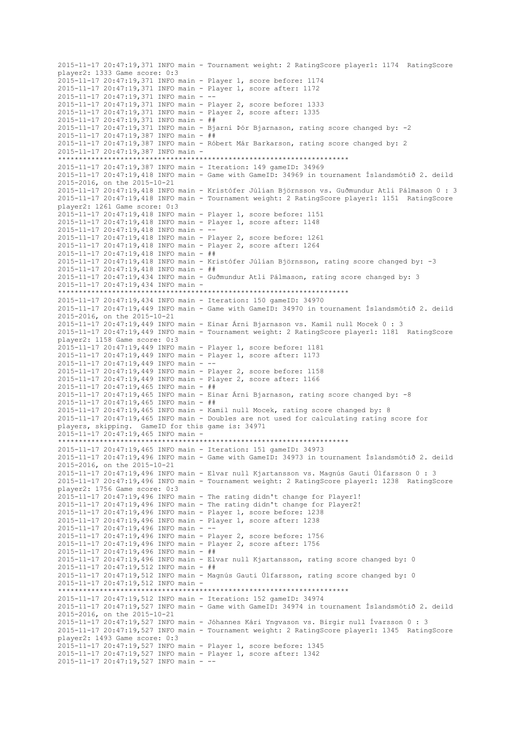```
2015-11-17 20:47:19,371 INFO main - Tournament weight: 2 RatingScore player1: 1174  RatingScore player2: 1333 Game score: 0:3
2015-11-17 20:47:19,371 INFO main - Player 1, score before: 1174
2015-11-17 20:47:19,371 INFO main - Player 1, score after: 1172
2015-11-17 20:47:19,371 INFO main - --
2015-11-17 20:47:19,371 INFO main - Player 2, score before: 1333
2015-11-17 20:47:19,371 INFO main - Player 2, score after: 1335
2015-11-17 20:47:19,371 INFO main - ##
2015-11-17 20:47:19,371 INFO main - Bjarni Þór Bjarnason, rating score changed by: -2
2015-11-17 20:47:19,387 INFO main - ##
2015-11-17 20:47:19,387 INFO main - Róbert Már Barkarson, rating score changed by: 2
2015-11-17 20:47:19,387 INFO main - 
**********************************************************************
2015-11-17 20:47:19,387 INFO main - Iteration: 149 gameID: 34969
2015-11-17 20:47:19,418 INFO main - Game with GameID: 34969 in tournament Íslandsmótið 2. deild 2015-2016, on the 2015-10-21
2015-11-17 20:47:19,418 INFO main - Kristófer Júlían Björnsson vs. Guðmundur Atli Pálmason 0 : 3
2015-11-17 20:47:19,418 INFO main - Tournament weight: 2 RatingScore player1: 1151  RatingScore player2: 1261 Game score: 0:3
2015-11-17 20:47:19,418 INFO main - Player 1, score before: 1151
2015-11-17 20:47:19,418 INFO main - Player 1, score after: 1148
2015-11-17 20:47:19,418 INFO main - --
2015-11-17 20:47:19,418 INFO main - Player 2, score before: 1261
2015-11-17 20:47:19,418 INFO main - Player 2, score after: 1264
2015-11-17 20:47:19,418 INFO main - ##
2015-11-17 20:47:19,418 INFO main - Kristófer Júlían Björnsson, rating score changed by: -3
2015-11-17 20:47:19,418 INFO main - ##
2015-11-17 20:47:19,434 INFO main - Guðmundur Atli Pálmason, rating score changed by: 3
2015-11-17 20:47:19,434 INFO main - 
**********************************************************************
2015-11-17 20:47:19,434 INFO main - Iteration: 150 gameID: 34970
2015-11-17 20:47:19,449 INFO main - Game with GameID: 34970 in tournament Íslandsmótið 2. deild 2015-2016, on the 2015-10-21
2015-11-17 20:47:19,449 INFO main - Einar Árni Bjarnason vs. Kamil null Mocek 0 : 3
2015-11-17 20:47:19,449 INFO main - Tournament weight: 2 RatingScore player1: 1181  RatingScore player2: 1158 Game score: 0:3
2015-11-17 20:47:19,449 INFO main - Player 1, score before: 1181
2015-11-17 20:47:19,449 INFO main - Player 1, score after: 1173
2015-11-17 20:47:19,449 INFO main - --
2015-11-17 20:47:19,449 INFO main - Player 2, score before: 1158
2015-11-17 20:47:19,449 INFO main - Player 2, score after: 1166
2015-11-17 20:47:19,465 INFO main - ##
2015-11-17 20:47:19,465 INFO main - Einar Árni Bjarnason, rating score changed by: -8
2015-11-17 20:47:19,465 INFO main - ##
2015-11-17 20:47:19,465 INFO main - Kamil null Mocek, rating score changed by: 8
2015-11-17 20:47:19,465 INFO main - Doubles are not used for calculating rating score for players, skipping.  GameID for this game is: 34971
2015-11-17 20:47:19,465 INFO main - 
**********************************************************************
2015-11-17 20:47:19,465 INFO main - Iteration: 151 gameID: 34973
2015-11-17 20:47:19,496 INFO main - Game with GameID: 34973 in tournament Íslandsmótið 2. deild 2015-2016, on the 2015-10-21
2015-11-17 20:47:19,496 INFO main - Elvar null Kjartansson vs. Magnús Gauti Úlfarsson 0 : 3
2015-11-17 20:47:19,496 INFO main - Tournament weight: 2 RatingScore player1: 1238  RatingScore player2: 1756 Game score: 0:3
2015-11-17 20:47:19,496 INFO main - The rating didn't change for Player1!
2015-11-17 20:47:19,496 INFO main - The rating didn't change for Player2!
2015-11-17 20:47:19,496 INFO main - Player 1, score before: 1238
2015-11-17 20:47:19,496 INFO main - Player 1, score after: 1238
2015-11-17 20:47:19,496 INFO main - --
2015-11-17 20:47:19,496 INFO main - Player 2, score before: 1756
2015-11-17 20:47:19,496 INFO main - Player 2, score after: 1756
2015-11-17 20:47:19,496 INFO main - ##
2015-11-17 20:47:19,496 INFO main - Elvar null Kjartansson, rating score changed by: 0
2015-11-17 20:47:19,512 INFO main - ##
2015-11-17 20:47:19,512 INFO main - Magnús Gauti Úlfarsson, rating score changed by: 0
2015-11-17 20:47:19,512 INFO main - 
**********************************************************************
2015-11-17 20:47:19,512 INFO main - Iteration: 152 gameID: 34974
2015-11-17 20:47:19,527 INFO main - Game with GameID: 34974 in tournament Íslandsmótið 2. deild 2015-2016, on the 2015-10-21
2015-11-17 20:47:19,527 INFO main - Jóhannes Kári Yngvason vs. Birgir null Ívarsson 0 : 3
2015-11-17 20:47:19,527 INFO main - Tournament weight: 2 RatingScore player1: 1345  RatingScore player2: 1493 Game score: 0:3
2015-11-17 20:47:19,527 INFO main - Player 1, score before: 1345
2015-11-17 20:47:19,527 INFO main - Player 1, score after: 1342
2015-11-17 20:47:19,527 INFO main - --
```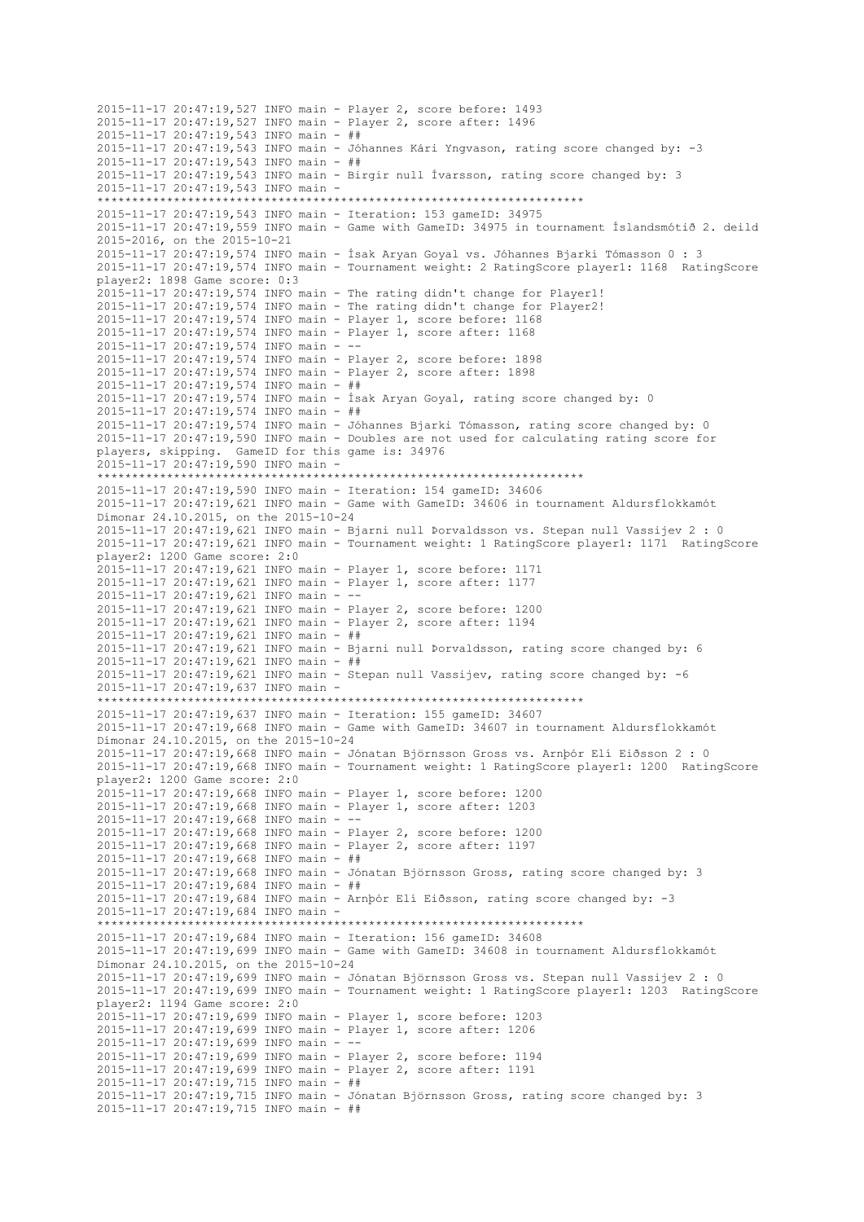```
2015-11-17 20:47:19,527 INFO main - Player 2, score before: 1493
2015-11-17 20:47:19,527 INFO main - Player 2, score after: 1496
2015-11-17 20:47:19,543 INFO main - ##
2015-11-17 20:47:19,543 INFO main - Jóhannes Kári Yngvason, rating score changed by: -3
2015-11-17 20:47:19,543 INFO main - ##
2015-11-17 20:47:19,543 INFO main - Birgir null Ívarsson, rating score changed by: 3
2015-11-17 20:47:19,543 INFO main -
*********************************************************************
2015-11-17 20:47:19,543 INFO main - Iteration: 153 gameID: 34975
2015-11-17 20:47:19,559 INFO main - Game with GameID: 34975 in tournament Íslandsmótið 2. deild
2015-2016, on the 2015-10-21
2015-11-17 20:47:19,574 INFO main - Ísak Aryan Goyal vs. Jóhannes Bjarki Tómasson 0 : 3
2015-11-17 20:47:19,574 INFO main - Tournament weight: 2 RatingScore player1: 1168  RatingScore
player2: 1898 Game score: 0:3
2015-11-17 20:47:19,574 INFO main - The rating didn't change for Player1!
2015-11-17 20:47:19,574 INFO main - The rating didn't change for Player2!
2015-11-17 20:47:19,574 INFO main - Player 1, score before: 1168
2015-11-17 20:47:19,574 INFO main - Player 1, score after: 1168
2015-11-17 20:47:19,574 INFO main - --
2015-11-17 20:47:19,574 INFO main - Player 2, score before: 1898
2015-11-17 20:47:19,574 INFO main - Player 2, score after: 1898
2015-11-17 20:47:19,574 INFO main - ##
2015-11-17 20:47:19,574 INFO main - Ísak Aryan Goyal, rating score changed by: 0
2015-11-17 20:47:19,574 INFO main - ##
2015-11-17 20:47:19,574 INFO main - Jóhannes Bjarki Tómasson, rating score changed by: 0
2015-11-17 20:47:19,590 INFO main - Doubles are not used for calculating rating score for
players, skipping.  GameID for this game is: 34976
2015-11-17 20:47:19,590 INFO main -
*********************************************************************
2015-11-17 20:47:19,590 INFO main - Iteration: 154 gameID: 34606
2015-11-17 20:47:19,621 INFO main - Game with GameID: 34606 in tournament Aldursflokkamót
Dímonar 24.10.2015, on the 2015-10-24
2015-11-17 20:47:19,621 INFO main - Bjarni null Þorvaldsson vs. Stepan null Vassijev 2 : 0
2015-11-17 20:47:19,621 INFO main - Tournament weight: 1 RatingScore player1: 1171  RatingScore
player2: 1200 Game score: 2:0
2015-11-17 20:47:19,621 INFO main - Player 1, score before: 1171
2015-11-17 20:47:19,621 INFO main - Player 1, score after: 1177
2015-11-17 20:47:19,621 INFO main - --
2015-11-17 20:47:19,621 INFO main - Player 2, score before: 1200
2015-11-17 20:47:19,621 INFO main - Player 2, score after: 1194
2015-11-17 20:47:19,621 INFO main - ##
2015-11-17 20:47:19,621 INFO main - Bjarni null Þorvaldsson, rating score changed by: 6
2015-11-17 20:47:19,621 INFO main - ##
2015-11-17 20:47:19,621 INFO main - Stepan null Vassijev, rating score changed by: -6
2015-11-17 20:47:19,637 INFO main -
*********************************************************************
2015-11-17 20:47:19,637 INFO main - Iteration: 155 gameID: 34607
2015-11-17 20:47:19,668 INFO main - Game with GameID: 34607 in tournament Aldursflokkamót
Dímonar 24.10.2015, on the 2015-10-24
2015-11-17 20:47:19,668 INFO main - Jónatan Björnsson Gross vs. Arnþór Elí Eiðsson 2 : 0
2015-11-17 20:47:19,668 INFO main - Tournament weight: 1 RatingScore player1: 1200  RatingScore
player2: 1200 Game score: 2:0
2015-11-17 20:47:19,668 INFO main - Player 1, score before: 1200
2015-11-17 20:47:19,668 INFO main - Player 1, score after: 1203
2015-11-17 20:47:19,668 INFO main - --
2015-11-17 20:47:19,668 INFO main - Player 2, score before: 1200
2015-11-17 20:47:19,668 INFO main - Player 2, score after: 1197
2015-11-17 20:47:19,668 INFO main - ##
2015-11-17 20:47:19,668 INFO main - Jónatan Björnsson Gross, rating score changed by: 3
2015-11-17 20:47:19,684 INFO main - ##
2015-11-17 20:47:19,684 INFO main - Arnþór Elí Eiðsson, rating score changed by: -3
2015-11-17 20:47:19,684 INFO main -
*********************************************************************
2015-11-17 20:47:19,684 INFO main - Iteration: 156 gameID: 34608
2015-11-17 20:47:19,699 INFO main - Game with GameID: 34608 in tournament Aldursflokkamót
Dímonar 24.10.2015, on the 2015-10-24
2015-11-17 20:47:19,699 INFO main - Jónatan Björnsson Gross vs. Stepan null Vassijev 2 : 0
2015-11-17 20:47:19,699 INFO main - Tournament weight: 1 RatingScore player1: 1203  RatingScore
player2: 1194 Game score: 2:0
2015-11-17 20:47:19,699 INFO main - Player 1, score before: 1203
2015-11-17 20:47:19,699 INFO main - Player 1, score after: 1206
2015-11-17 20:47:19,699 INFO main - --
2015-11-17 20:47:19,699 INFO main - Player 2, score before: 1194
2015-11-17 20:47:19,699 INFO main - Player 2, score after: 1191
2015-11-17 20:47:19,715 INFO main - ##
2015-11-17 20:47:19,715 INFO main - Jónatan Björnsson Gross, rating score changed by: 3
2015-11-17 20:47:19,715 INFO main - ##
```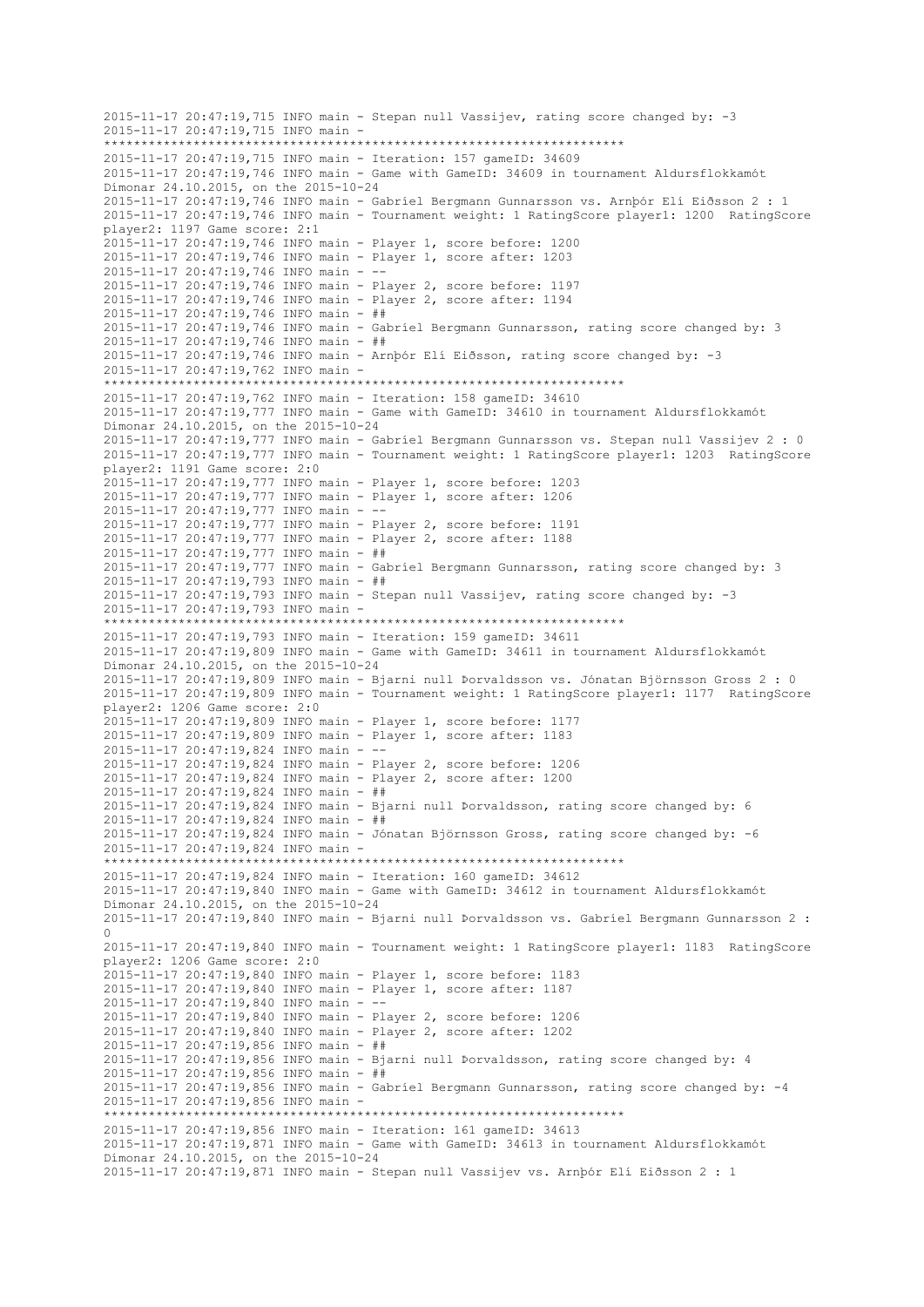```
2015-11-17 20:47:19,715 INFO main - Stepan null Vassijev, rating score changed by: -3
2015-11-17 20:47:19,715 INFO main - 
*********************************************************************
2015-11-17 20:47:19,715 INFO main - Iteration: 157 gameID: 34609
2015-11-17 20:47:19,746 INFO main - Game with GameID: 34609 in tournament Aldursflokkamót
Dímonar 24.10.2015, on the 2015-10-24
2015-11-17 20:47:19,746 INFO main - Gabríel Bergmann Gunnarsson vs. Arnþór Elí Eiðsson 2 : 1
2015-11-17 20:47:19,746 INFO main - Tournament weight: 1 RatingScore player1: 1200  RatingScore
player2: 1197 Game score: 2:1
2015-11-17 20:47:19,746 INFO main - Player 1, score before: 1200
2015-11-17 20:47:19,746 INFO main - Player 1, score after: 1203
2015-11-17 20:47:19,746 INFO main - --
2015-11-17 20:47:19,746 INFO main - Player 2, score before: 1197
2015-11-17 20:47:19,746 INFO main - Player 2, score after: 1194
2015-11-17 20:47:19,746 INFO main - ##
2015-11-17 20:47:19,746 INFO main - Gabríel Bergmann Gunnarsson, rating score changed by: 3
2015-11-17 20:47:19,746 INFO main - ##
2015-11-17 20:47:19,746 INFO main - Arnþór Elí Eiðsson, rating score changed by: -3
2015-11-17 20:47:19,762 INFO main - 
*********************************************************************
2015-11-17 20:47:19,762 INFO main - Iteration: 158 gameID: 34610
2015-11-17 20:47:19,777 INFO main - Game with GameID: 34610 in tournament Aldursflokkamót
Dímonar 24.10.2015, on the 2015-10-24
2015-11-17 20:47:19,777 INFO main - Gabríel Bergmann Gunnarsson vs. Stepan null Vassijev 2 : 0
2015-11-17 20:47:19,777 INFO main - Tournament weight: 1 RatingScore player1: 1203  RatingScore
player2: 1191 Game score: 2:0
2015-11-17 20:47:19,777 INFO main - Player 1, score before: 1203
2015-11-17 20:47:19,777 INFO main - Player 1, score after: 1206
2015-11-17 20:47:19,777 INFO main - --
2015-11-17 20:47:19,777 INFO main - Player 2, score before: 1191
2015-11-17 20:47:19,777 INFO main - Player 2, score after: 1188
2015-11-17 20:47:19,777 INFO main - ##
2015-11-17 20:47:19,777 INFO main - Gabríel Bergmann Gunnarsson, rating score changed by: 3
2015-11-17 20:47:19,793 INFO main - ##
2015-11-17 20:47:19,793 INFO main - Stepan null Vassijev, rating score changed by: -3
2015-11-17 20:47:19,793 INFO main - 
*********************************************************************
2015-11-17 20:47:19,793 INFO main - Iteration: 159 gameID: 34611
2015-11-17 20:47:19,809 INFO main - Game with GameID: 34611 in tournament Aldursflokkamót
Dímonar 24.10.2015, on the 2015-10-24
2015-11-17 20:47:19,809 INFO main - Bjarni null Þorvaldsson vs. Jónatan Björnsson Gross 2 : 0
2015-11-17 20:47:19,809 INFO main - Tournament weight: 1 RatingScore player1: 1177  RatingScore
player2: 1206 Game score: 2:0
2015-11-17 20:47:19,809 INFO main - Player 1, score before: 1177
2015-11-17 20:47:19,809 INFO main - Player 1, score after: 1183
2015-11-17 20:47:19,824 INFO main - --
2015-11-17 20:47:19,824 INFO main - Player 2, score before: 1206
2015-11-17 20:47:19,824 INFO main - Player 2, score after: 1200
2015-11-17 20:47:19,824 INFO main - ##
2015-11-17 20:47:19,824 INFO main - Bjarni null Þorvaldsson, rating score changed by: 6
2015-11-17 20:47:19,824 INFO main - ##
2015-11-17 20:47:19,824 INFO main - Jónatan Björnsson Gross, rating score changed by: -6
2015-11-17 20:47:19,824 INFO main - 
*********************************************************************
2015-11-17 20:47:19,824 INFO main - Iteration: 160 gameID: 34612
2015-11-17 20:47:19,840 INFO main - Game with GameID: 34612 in tournament Aldursflokkamót
Dímonar 24.10.2015, on the 2015-10-24
2015-11-17 20:47:19,840 INFO main - Bjarni null Þorvaldsson vs. Gabríel Bergmann Gunnarsson 2 :
0
2015-11-17 20:47:19,840 INFO main - Tournament weight: 1 RatingScore player1: 1183  RatingScore
player2: 1206 Game score: 2:0
2015-11-17 20:47:19,840 INFO main - Player 1, score before: 1183
2015-11-17 20:47:19,840 INFO main - Player 1, score after: 1187
2015-11-17 20:47:19,840 INFO main - --
2015-11-17 20:47:19,840 INFO main - Player 2, score before: 1206
2015-11-17 20:47:19,840 INFO main - Player 2, score after: 1202
2015-11-17 20:47:19,856 INFO main - ##
2015-11-17 20:47:19,856 INFO main - Bjarni null Þorvaldsson, rating score changed by: 4
2015-11-17 20:47:19,856 INFO main - ##
2015-11-17 20:47:19,856 INFO main - Gabríel Bergmann Gunnarsson, rating score changed by: -4
2015-11-17 20:47:19,856 INFO main - 
*********************************************************************
2015-11-17 20:47:19,856 INFO main - Iteration: 161 gameID: 34613
2015-11-17 20:47:19,871 INFO main - Game with GameID: 34613 in tournament Aldursflokkamót
Dímonar 24.10.2015, on the 2015-10-24
2015-11-17 20:47:19,871 INFO main - Stepan null Vassijev vs. Arnþór Elí Eiðsson 2 : 1
```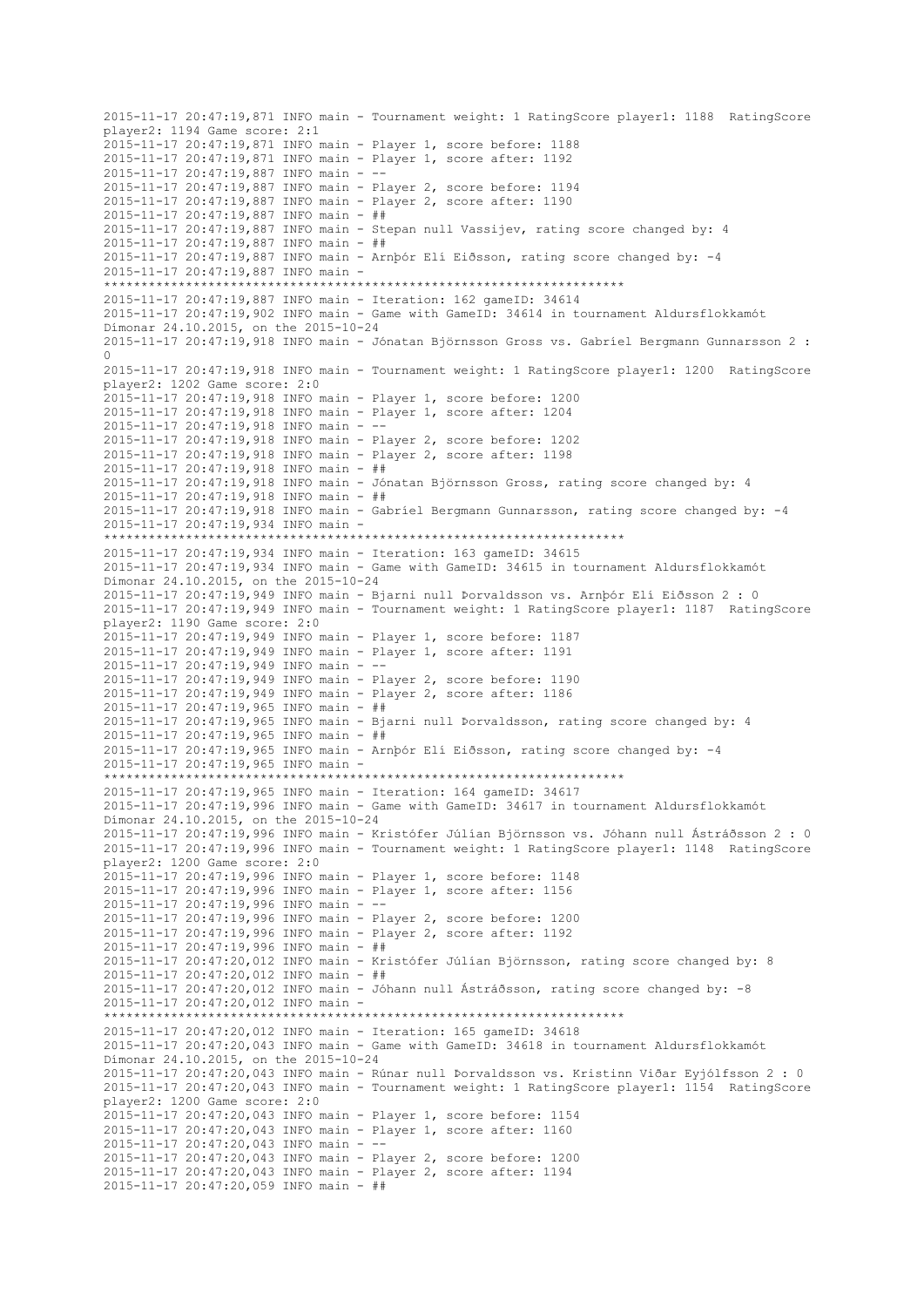```
2015-11-17 20:47:19,871 INFO main - Tournament weight: 1 RatingScore player1: 1188  RatingScore
player2: 1194 Game score: 2:1
2015-11-17 20:47:19,871 INFO main - Player 1, score before: 1188
2015-11-17 20:47:19,871 INFO main - Player 1, score after: 1192
2015-11-17 20:47:19,887 INFO main - --
2015-11-17 20:47:19,887 INFO main - Player 2, score before: 1194
2015-11-17 20:47:19,887 INFO main - Player 2, score after: 1190
2015-11-17 20:47:19,887 INFO main - ##
2015-11-17 20:47:19,887 INFO main - Stepan null Vassijev, rating score changed by: 4
2015-11-17 20:47:19,887 INFO main - ##
2015-11-17 20:47:19,887 INFO main - Arnþór Elí Eiðsson, rating score changed by: -4
2015-11-17 20:47:19,887 INFO main - 
**********************************************************************
2015-11-17 20:47:19,887 INFO main - Iteration: 162 gameID: 34614
2015-11-17 20:47:19,902 INFO main - Game with GameID: 34614 in tournament Aldursflokkamót
Dímonar 24.10.2015, on the 2015-10-24
2015-11-17 20:47:19,918 INFO main - Jónatan Björnsson Gross vs. Gabríel Bergmann Gunnarsson 2 :
0
2015-11-17 20:47:19,918 INFO main - Tournament weight: 1 RatingScore player1: 1200  RatingScore
player2: 1202 Game score: 2:0
2015-11-17 20:47:19,918 INFO main - Player 1, score before: 1200
2015-11-17 20:47:19,918 INFO main - Player 1, score after: 1204
2015-11-17 20:47:19,918 INFO main - --
2015-11-17 20:47:19,918 INFO main - Player 2, score before: 1202
2015-11-17 20:47:19,918 INFO main - Player 2, score after: 1198
2015-11-17 20:47:19,918 INFO main - ##
2015-11-17 20:47:19,918 INFO main - Jónatan Björnsson Gross, rating score changed by: 4
2015-11-17 20:47:19,918 INFO main - ##
2015-11-17 20:47:19,918 INFO main - Gabríel Bergmann Gunnarsson, rating score changed by: -4
2015-11-17 20:47:19,934 INFO main - 
**********************************************************************
2015-11-17 20:47:19,934 INFO main - Iteration: 163 gameID: 34615
2015-11-17 20:47:19,934 INFO main - Game with GameID: 34615 in tournament Aldursflokkamót
Dímonar 24.10.2015, on the 2015-10-24
2015-11-17 20:47:19,949 INFO main - Bjarni null Þorvaldsson vs. Arnþór Elí Eiðsson 2 : 0
2015-11-17 20:47:19,949 INFO main - Tournament weight: 1 RatingScore player1: 1187  RatingScore
player2: 1190 Game score: 2:0
2015-11-17 20:47:19,949 INFO main - Player 1, score before: 1187
2015-11-17 20:47:19,949 INFO main - Player 1, score after: 1191
2015-11-17 20:47:19,949 INFO main - --
2015-11-17 20:47:19,949 INFO main - Player 2, score before: 1190
2015-11-17 20:47:19,949 INFO main - Player 2, score after: 1186
2015-11-17 20:47:19,965 INFO main - ##
2015-11-17 20:47:19,965 INFO main - Bjarni null Þorvaldsson, rating score changed by: 4
2015-11-17 20:47:19,965 INFO main - ##
2015-11-17 20:47:19,965 INFO main - Arnþór Elí Eiðsson, rating score changed by: -4
2015-11-17 20:47:19,965 INFO main - 
**********************************************************************
2015-11-17 20:47:19,965 INFO main - Iteration: 164 gameID: 34617
2015-11-17 20:47:19,996 INFO main - Game with GameID: 34617 in tournament Aldursflokkamót
Dímonar 24.10.2015, on the 2015-10-24
2015-11-17 20:47:19,996 INFO main - Kristófer Júlían Björnsson vs. Jóhann null Ástráðsson 2 : 0
2015-11-17 20:47:19,996 INFO main - Tournament weight: 1 RatingScore player1: 1148  RatingScore
player2: 1200 Game score: 2:0
2015-11-17 20:47:19,996 INFO main - Player 1, score before: 1148
2015-11-17 20:47:19,996 INFO main - Player 1, score after: 1156
2015-11-17 20:47:19,996 INFO main - --
2015-11-17 20:47:19,996 INFO main - Player 2, score before: 1200
2015-11-17 20:47:19,996 INFO main - Player 2, score after: 1192
2015-11-17 20:47:19,996 INFO main - ##
2015-11-17 20:47:20,012 INFO main - Kristófer Júlían Björnsson, rating score changed by: 8
2015-11-17 20:47:20,012 INFO main - ##
2015-11-17 20:47:20,012 INFO main - Jóhann null Ástráðsson, rating score changed by: -8
2015-11-17 20:47:20,012 INFO main - 
**********************************************************************
2015-11-17 20:47:20,012 INFO main - Iteration: 165 gameID: 34618
2015-11-17 20:47:20,043 INFO main - Game with GameID: 34618 in tournament Aldursflokkamót
Dímonar 24.10.2015, on the 2015-10-24
2015-11-17 20:47:20,043 INFO main - Rúnar null Þorvaldsson vs. Kristinn Viðar Eyjólfsson 2 : 0
2015-11-17 20:47:20,043 INFO main - Tournament weight: 1 RatingScore player1: 1154  RatingScore
player2: 1200 Game score: 2:0
2015-11-17 20:47:20,043 INFO main - Player 1, score before: 1154
2015-11-17 20:47:20,043 INFO main - Player 1, score after: 1160
2015-11-17 20:47:20,043 INFO main - --
2015-11-17 20:47:20,043 INFO main - Player 2, score before: 1200
2015-11-17 20:47:20,043 INFO main - Player 2, score after: 1194
2015-11-17 20:47:20,059 INFO main - ##
```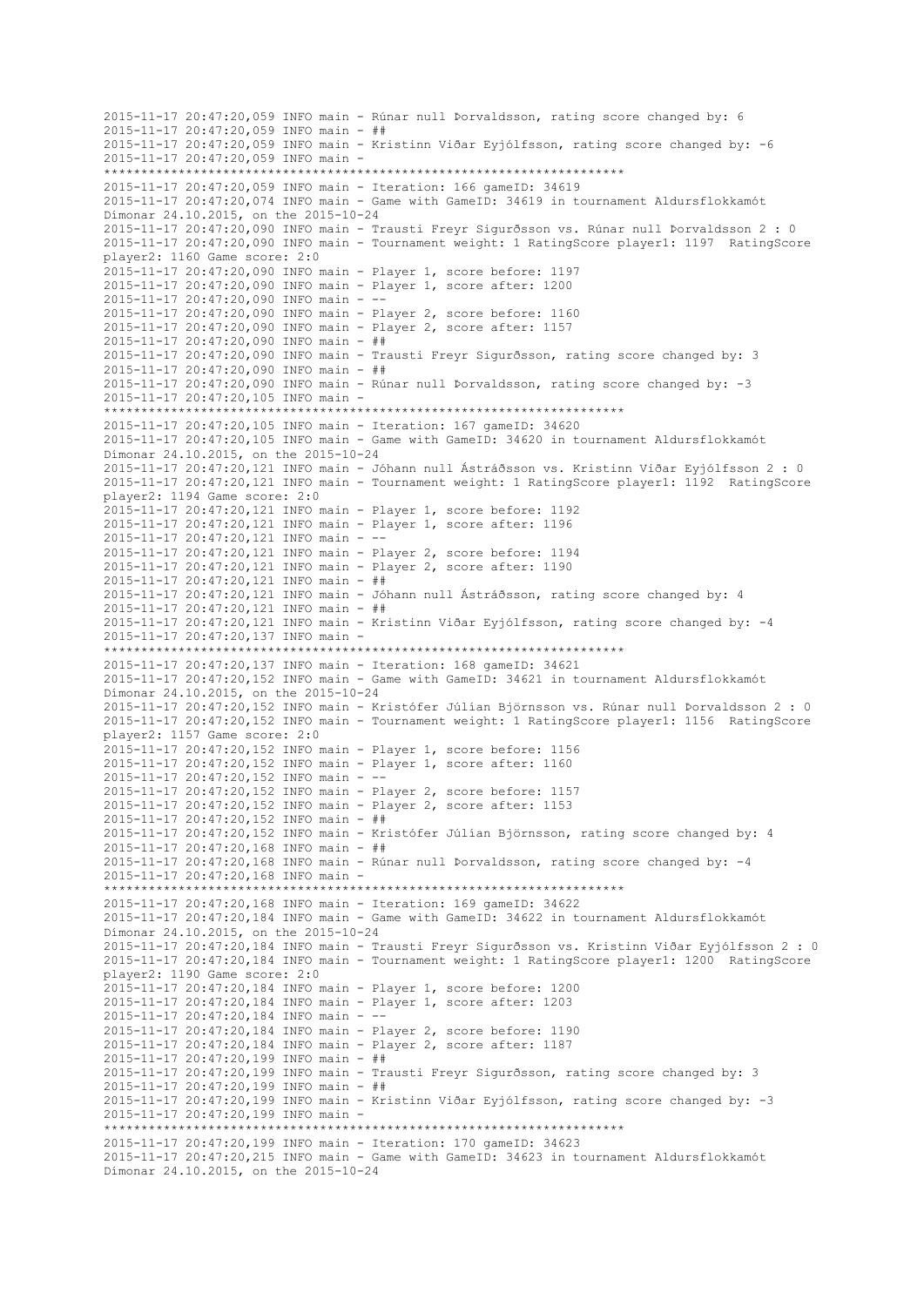```
2015-11-17 20:47:20,059 INFO main - Rúnar null Þorvaldsson, rating score changed by: 6
2015-11-17 20:47:20,059 INFO main - ##
2015-11-17 20:47:20,059 INFO main - Kristinn Viðar Eyjólfsson, rating score changed by: -6
2015-11-17 20:47:20,059 INFO main - 
**********************************************************************
2015-11-17 20:47:20,059 INFO main - Iteration: 166 gameID: 34619
2015-11-17 20:47:20,074 INFO main - Game with GameID: 34619 in tournament Aldursflokkamót 
Dímonar 24.10.2015, on the 2015-10-24
2015-11-17 20:47:20,090 INFO main - Trausti Freyr Sigurðsson vs. Rúnar null Þorvaldsson 2 : 0
2015-11-17 20:47:20,090 INFO main - Tournament weight: 1 RatingScore player1: 1197  RatingScore 
player2: 1160 Game score: 2:0
2015-11-17 20:47:20,090 INFO main - Player 1, score before: 1197
2015-11-17 20:47:20,090 INFO main - Player 1, score after: 1200
2015-11-17 20:47:20,090 INFO main - --
2015-11-17 20:47:20,090 INFO main - Player 2, score before: 1160
2015-11-17 20:47:20,090 INFO main - Player 2, score after: 1157
2015-11-17 20:47:20,090 INFO main - ##
2015-11-17 20:47:20,090 INFO main - Trausti Freyr Sigurðsson, rating score changed by: 3
2015-11-17 20:47:20,090 INFO main - ##
2015-11-17 20:47:20,090 INFO main - Rúnar null Þorvaldsson, rating score changed by: -3
2015-11-17 20:47:20,105 INFO main - 
**********************************************************************
2015-11-17 20:47:20,105 INFO main - Iteration: 167 gameID: 34620
2015-11-17 20:47:20,105 INFO main - Game with GameID: 34620 in tournament Aldursflokkamót 
Dímonar 24.10.2015, on the 2015-10-24
2015-11-17 20:47:20,121 INFO main - Jóhann null Ástráðsson vs. Kristinn Viðar Eyjólfsson 2 : 0
2015-11-17 20:47:20,121 INFO main - Tournament weight: 1 RatingScore player1: 1192  RatingScore 
player2: 1194 Game score: 2:0
2015-11-17 20:47:20,121 INFO main - Player 1, score before: 1192
2015-11-17 20:47:20,121 INFO main - Player 1, score after: 1196
2015-11-17 20:47:20,121 INFO main - --
2015-11-17 20:47:20,121 INFO main - Player 2, score before: 1194
2015-11-17 20:47:20,121 INFO main - Player 2, score after: 1190
2015-11-17 20:47:20,121 INFO main - ##
2015-11-17 20:47:20,121 INFO main - Jóhann null Ástráðsson, rating score changed by: 4
2015-11-17 20:47:20,121 INFO main - ##
2015-11-17 20:47:20,121 INFO main - Kristinn Viðar Eyjólfsson, rating score changed by: -4
2015-11-17 20:47:20,137 INFO main - 
**********************************************************************
2015-11-17 20:47:20,137 INFO main - Iteration: 168 gameID: 34621
2015-11-17 20:47:20,152 INFO main - Game with GameID: 34621 in tournament Aldursflokkamót 
Dímonar 24.10.2015, on the 2015-10-24
2015-11-17 20:47:20,152 INFO main - Kristófer Júlían Björnsson vs. Rúnar null Þorvaldsson 2 : 0
2015-11-17 20:47:20,152 INFO main - Tournament weight: 1 RatingScore player1: 1156  RatingScore 
player2: 1157 Game score: 2:0
2015-11-17 20:47:20,152 INFO main - Player 1, score before: 1156
2015-11-17 20:47:20,152 INFO main - Player 1, score after: 1160
2015-11-17 20:47:20,152 INFO main - --
2015-11-17 20:47:20,152 INFO main - Player 2, score before: 1157
2015-11-17 20:47:20,152 INFO main - Player 2, score after: 1153
2015-11-17 20:47:20,152 INFO main - ##
2015-11-17 20:47:20,152 INFO main - Kristófer Júlían Björnsson, rating score changed by: 4
2015-11-17 20:47:20,168 INFO main - ##
2015-11-17 20:47:20,168 INFO main - Rúnar null Þorvaldsson, rating score changed by: -4
2015-11-17 20:47:20,168 INFO main - 
**********************************************************************
2015-11-17 20:47:20,168 INFO main - Iteration: 169 gameID: 34622
2015-11-17 20:47:20,184 INFO main - Game with GameID: 34622 in tournament Aldursflokkamót 
Dímonar 24.10.2015, on the 2015-10-24
2015-11-17 20:47:20,184 INFO main - Trausti Freyr Sigurðsson vs. Kristinn Viðar Eyjólfsson 2 : 0
2015-11-17 20:47:20,184 INFO main - Tournament weight: 1 RatingScore player1: 1200  RatingScore 
player2: 1190 Game score: 2:0
2015-11-17 20:47:20,184 INFO main - Player 1, score before: 1200
2015-11-17 20:47:20,184 INFO main - Player 1, score after: 1203
2015-11-17 20:47:20,184 INFO main - --
2015-11-17 20:47:20,184 INFO main - Player 2, score before: 1190
2015-11-17 20:47:20,184 INFO main - Player 2, score after: 1187
2015-11-17 20:47:20,199 INFO main - ##
2015-11-17 20:47:20,199 INFO main - Trausti Freyr Sigurðsson, rating score changed by: 3
2015-11-17 20:47:20,199 INFO main - ##
2015-11-17 20:47:20,199 INFO main - Kristinn Viðar Eyjólfsson, rating score changed by: -3
2015-11-17 20:47:20,199 INFO main - 
**********************************************************************
2015-11-17 20:47:20,199 INFO main - Iteration: 170 gameID: 34623
2015-11-17 20:47:20,215 INFO main - Game with GameID: 34623 in tournament Aldursflokkamót 
Dímonar 24.10.2015, on the 2015-10-24
```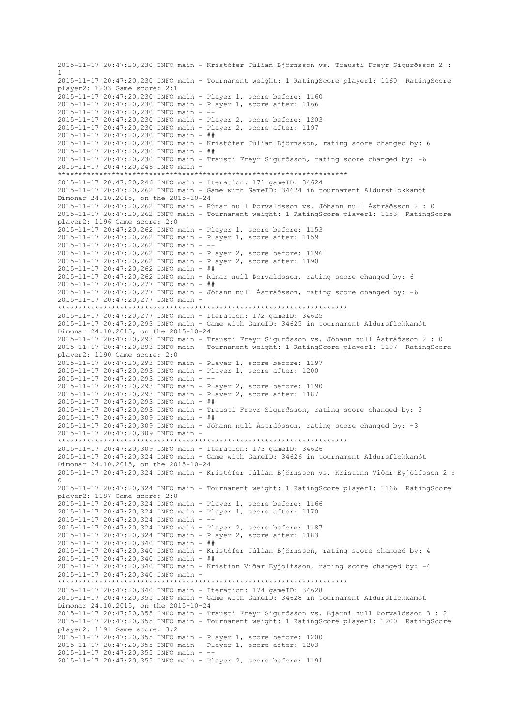```
2015-11-17 20:47:20,230 INFO main - Kristófer Júlían Björnsson vs. Trausti Freyr Sigurðsson 2 :
1
2015-11-17 20:47:20,230 INFO main - Tournament weight: 1 RatingScore player1: 1160  RatingScore
player2: 1203 Game score: 2:1
2015-11-17 20:47:20,230 INFO main - Player 1, score before: 1160
2015-11-17 20:47:20,230 INFO main - Player 1, score after: 1166
2015-11-17 20:47:20,230 INFO main - --
2015-11-17 20:47:20,230 INFO main - Player 2, score before: 1203
2015-11-17 20:47:20,230 INFO main - Player 2, score after: 1197
2015-11-17 20:47:20,230 INFO main - ##
2015-11-17 20:47:20,230 INFO main - Kristófer Júlían Björnsson, rating score changed by: 6
2015-11-17 20:47:20,230 INFO main - ##
2015-11-17 20:47:20,230 INFO main - Trausti Freyr Sigurðsson, rating score changed by: -6
2015-11-17 20:47:20,246 INFO main -
**********************************************************************
2015-11-17 20:47:20,246 INFO main - Iteration: 171 gameID: 34624
2015-11-17 20:47:20,262 INFO main - Game with GameID: 34624 in tournament Aldursflokkamót
Dímonar 24.10.2015, on the 2015-10-24
2015-11-17 20:47:20,262 INFO main - Rúnar null Þorvaldsson vs. Jóhann null Ástráðsson 2 : 0
2015-11-17 20:47:20,262 INFO main - Tournament weight: 1 RatingScore player1: 1153  RatingScore
player2: 1196 Game score: 2:0
2015-11-17 20:47:20,262 INFO main - Player 1, score before: 1153
2015-11-17 20:47:20,262 INFO main - Player 1, score after: 1159
2015-11-17 20:47:20,262 INFO main - --
2015-11-17 20:47:20,262 INFO main - Player 2, score before: 1196
2015-11-17 20:47:20,262 INFO main - Player 2, score after: 1190
2015-11-17 20:47:20,262 INFO main - ##
2015-11-17 20:47:20,262 INFO main - Rúnar null Þorvaldsson, rating score changed by: 6
2015-11-17 20:47:20,277 INFO main - ##
2015-11-17 20:47:20,277 INFO main - Jóhann null Ástráðsson, rating score changed by: -6
2015-11-17 20:47:20,277 INFO main -
**********************************************************************
2015-11-17 20:47:20,277 INFO main - Iteration: 172 gameID: 34625
2015-11-17 20:47:20,293 INFO main - Game with GameID: 34625 in tournament Aldursflokkamót
Dímonar 24.10.2015, on the 2015-10-24
2015-11-17 20:47:20,293 INFO main - Trausti Freyr Sigurðsson vs. Jóhann null Ástráðsson 2 : 0
2015-11-17 20:47:20,293 INFO main - Tournament weight: 1 RatingScore player1: 1197  RatingScore
player2: 1190 Game score: 2:0
2015-11-17 20:47:20,293 INFO main - Player 1, score before: 1197
2015-11-17 20:47:20,293 INFO main - Player 1, score after: 1200
2015-11-17 20:47:20,293 INFO main - --
2015-11-17 20:47:20,293 INFO main - Player 2, score before: 1190
2015-11-17 20:47:20,293 INFO main - Player 2, score after: 1187
2015-11-17 20:47:20,293 INFO main - ##
2015-11-17 20:47:20,293 INFO main - Trausti Freyr Sigurðsson, rating score changed by: 3
2015-11-17 20:47:20,309 INFO main - ##
2015-11-17 20:47:20,309 INFO main - Jóhann null Ástráðsson, rating score changed by: -3
2015-11-17 20:47:20,309 INFO main -
**********************************************************************
2015-11-17 20:47:20,309 INFO main - Iteration: 173 gameID: 34626
2015-11-17 20:47:20,324 INFO main - Game with GameID: 34626 in tournament Aldursflokkamót
Dímonar 24.10.2015, on the 2015-10-24
2015-11-17 20:47:20,324 INFO main - Kristófer Júlían Björnsson vs. Kristinn Viðar Eyjólfsson 2 :
0
2015-11-17 20:47:20,324 INFO main - Tournament weight: 1 RatingScore player1: 1166  RatingScore
player2: 1187 Game score: 2:0
2015-11-17 20:47:20,324 INFO main - Player 1, score before: 1166
2015-11-17 20:47:20,324 INFO main - Player 1, score after: 1170
2015-11-17 20:47:20,324 INFO main - --
2015-11-17 20:47:20,324 INFO main - Player 2, score before: 1187
2015-11-17 20:47:20,324 INFO main - Player 2, score after: 1183
2015-11-17 20:47:20,340 INFO main - ##
2015-11-17 20:47:20,340 INFO main - Kristófer Júlían Björnsson, rating score changed by: 4
2015-11-17 20:47:20,340 INFO main - ##
2015-11-17 20:47:20,340 INFO main - Kristinn Viðar Eyjólfsson, rating score changed by: -4
2015-11-17 20:47:20,340 INFO main -
**********************************************************************
2015-11-17 20:47:20,340 INFO main - Iteration: 174 gameID: 34628
2015-11-17 20:47:20,355 INFO main - Game with GameID: 34628 in tournament Aldursflokkamót
Dímonar 24.10.2015, on the 2015-10-24
2015-11-17 20:47:20,355 INFO main - Trausti Freyr Sigurðsson vs. Bjarni null Þorvaldsson 3 : 2
2015-11-17 20:47:20,355 INFO main - Tournament weight: 1 RatingScore player1: 1200  RatingScore
player2: 1191 Game score: 3:2
2015-11-17 20:47:20,355 INFO main - Player 1, score before: 1200
2015-11-17 20:47:20,355 INFO main - Player 1, score after: 1203
2015-11-17 20:47:20,355 INFO main - --
2015-11-17 20:47:20,355 INFO main - Player 2, score before: 1191
```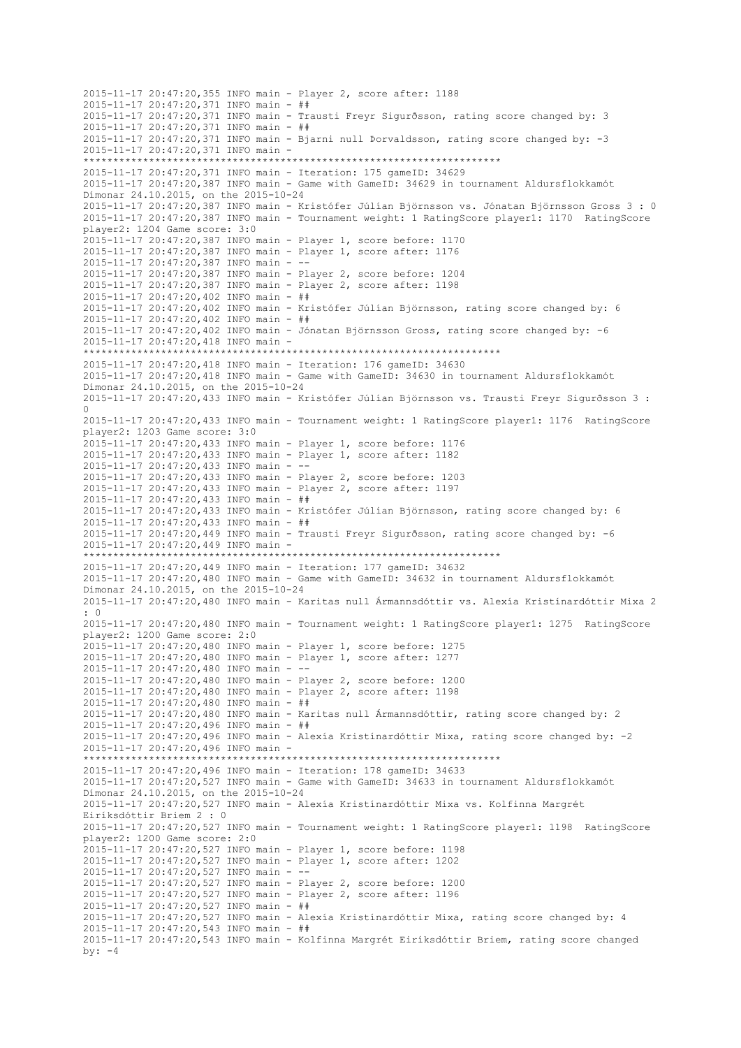```
2015-11-17 20:47:20,355 INFO main - Player 2, score after: 1188
2015-11-17 20:47:20,371 INFO main - ##
2015-11-17 20:47:20,371 INFO main - Trausti Freyr Sigurðsson, rating score changed by: 3
2015-11-17 20:47:20,371 INFO main - ##
2015-11-17 20:47:20,371 INFO main - Bjarni null Þorvaldsson, rating score changed by: -3
2015-11-17 20:47:20,371 INFO main - 
*********************************************************************
2015-11-17 20:47:20,371 INFO main - Iteration: 175 gameID: 34629
2015-11-17 20:47:20,387 INFO main - Game with GameID: 34629 in tournament Aldursflokkamót 
Dímonar 24.10.2015, on the 2015-10-24
2015-11-17 20:47:20,387 INFO main - Kristófer Júlían Björnsson vs. Jónatan Björnsson Gross 3 : 0
2015-11-17 20:47:20,387 INFO main - Tournament weight: 1 RatingScore player1: 1170  RatingScore 
player2: 1204 Game score: 3:0
2015-11-17 20:47:20,387 INFO main - Player 1, score before: 1170
2015-11-17 20:47:20,387 INFO main - Player 1, score after: 1176
2015-11-17 20:47:20,387 INFO main - --
2015-11-17 20:47:20,387 INFO main - Player 2, score before: 1204
2015-11-17 20:47:20,387 INFO main - Player 2, score after: 1198
2015-11-17 20:47:20,402 INFO main - ##
2015-11-17 20:47:20,402 INFO main - Kristófer Júlían Björnsson, rating score changed by: 6
2015-11-17 20:47:20,402 INFO main - ##
2015-11-17 20:47:20,402 INFO main - Jónatan Björnsson Gross, rating score changed by: -6
2015-11-17 20:47:20,418 INFO main - 
*********************************************************************
2015-11-17 20:47:20,418 INFO main - Iteration: 176 gameID: 34630
2015-11-17 20:47:20,418 INFO main - Game with GameID: 34630 in tournament Aldursflokkamót 
Dímonar 24.10.2015, on the 2015-10-24
2015-11-17 20:47:20,433 INFO main - Kristófer Júlían Björnsson vs. Trausti Freyr Sigurðsson 3 : 
0
2015-11-17 20:47:20,433 INFO main - Tournament weight: 1 RatingScore player1: 1176  RatingScore 
player2: 1203 Game score: 3:0
2015-11-17 20:47:20,433 INFO main - Player 1, score before: 1176
2015-11-17 20:47:20,433 INFO main - Player 1, score after: 1182
2015-11-17 20:47:20,433 INFO main - --
2015-11-17 20:47:20,433 INFO main - Player 2, score before: 1203
2015-11-17 20:47:20,433 INFO main - Player 2, score after: 1197
2015-11-17 20:47:20,433 INFO main - ##
2015-11-17 20:47:20,433 INFO main - Kristófer Júlían Björnsson, rating score changed by: 6
2015-11-17 20:47:20,433 INFO main - ##
2015-11-17 20:47:20,449 INFO main - Trausti Freyr Sigurðsson, rating score changed by: -6
2015-11-17 20:47:20,449 INFO main - 
*********************************************************************
2015-11-17 20:47:20,449 INFO main - Iteration: 177 gameID: 34632
2015-11-17 20:47:20,480 INFO main - Game with GameID: 34632 in tournament Aldursflokkamót 
Dímonar 24.10.2015, on the 2015-10-24
2015-11-17 20:47:20,480 INFO main - Karitas null Ármannsdóttir vs. Alexía Kristínardóttir Mixa 2 
: 0
2015-11-17 20:47:20,480 INFO main - Tournament weight: 1 RatingScore player1: 1275  RatingScore 
player2: 1200 Game score: 2:0
2015-11-17 20:47:20,480 INFO main - Player 1, score before: 1275
2015-11-17 20:47:20,480 INFO main - Player 1, score after: 1277
2015-11-17 20:47:20,480 INFO main - --
2015-11-17 20:47:20,480 INFO main - Player 2, score before: 1200
2015-11-17 20:47:20,480 INFO main - Player 2, score after: 1198
2015-11-17 20:47:20,480 INFO main - ##
2015-11-17 20:47:20,480 INFO main - Karitas null Ármannsdóttir, rating score changed by: 2
2015-11-17 20:47:20,496 INFO main - ##
2015-11-17 20:47:20,496 INFO main - Alexía Kristínardóttir Mixa, rating score changed by: -2
2015-11-17 20:47:20,496 INFO main - 
*********************************************************************
2015-11-17 20:47:20,496 INFO main - Iteration: 178 gameID: 34633
2015-11-17 20:47:20,527 INFO main - Game with GameID: 34633 in tournament Aldursflokkamót 
Dímonar 24.10.2015, on the 2015-10-24
2015-11-17 20:47:20,527 INFO main - Alexía Kristínardóttir Mixa vs. Kolfinna Margrét 
Eiríksdóttir Briem 2 : 0
2015-11-17 20:47:20,527 INFO main - Tournament weight: 1 RatingScore player1: 1198  RatingScore 
player2: 1200 Game score: 2:0
2015-11-17 20:47:20,527 INFO main - Player 1, score before: 1198
2015-11-17 20:47:20,527 INFO main - Player 1, score after: 1202
2015-11-17 20:47:20,527 INFO main - --
2015-11-17 20:47:20,527 INFO main - Player 2, score before: 1200
2015-11-17 20:47:20,527 INFO main - Player 2, score after: 1196
2015-11-17 20:47:20,527 INFO main - ##
2015-11-17 20:47:20,527 INFO main - Alexía Kristínardóttir Mixa, rating score changed by: 4
2015-11-17 20:47:20,543 INFO main - ##
2015-11-17 20:47:20,543 INFO main - Kolfinna Margrét Eiríksdóttir Briem, rating score changed 
by: -4
```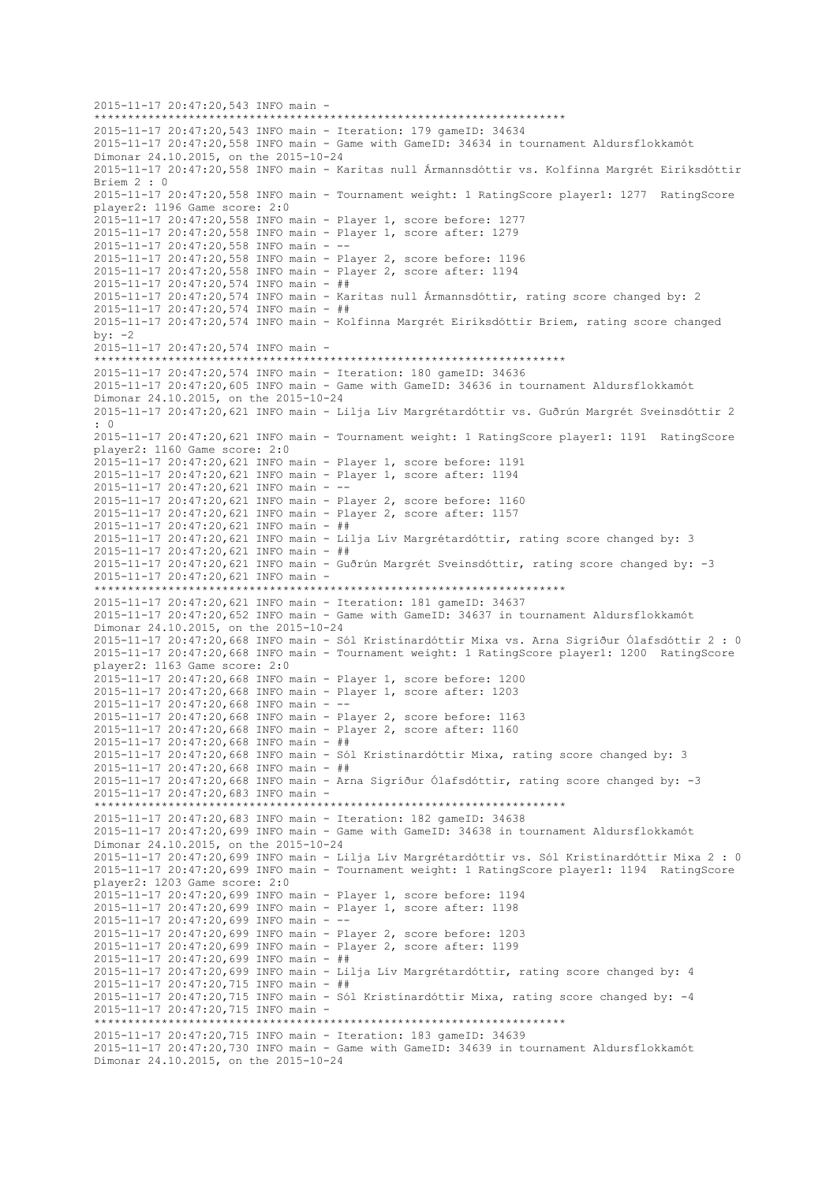```
2015-11-17 20:47:20,543 INFO main - 
**********************************************************************
2015-11-17 20:47:20,543 INFO main - Iteration: 179 gameID: 34634
2015-11-17 20:47:20,558 INFO main - Game with GameID: 34634 in tournament Aldursflokkamót 
Dímonar 24.10.2015, on the 2015-10-24
2015-11-17 20:47:20,558 INFO main - Karitas null Ármannsdóttir vs. Kolfinna Margrét Eiríksdóttir 
Briem 2 : 0
2015-11-17 20:47:20,558 INFO main - Tournament weight: 1 RatingScore player1: 1277  RatingScore 
player2: 1196 Game score: 2:0
2015-11-17 20:47:20,558 INFO main - Player 1, score before: 1277
2015-11-17 20:47:20,558 INFO main - Player 1, score after: 1279
2015-11-17 20:47:20,558 INFO main - --
2015-11-17 20:47:20,558 INFO main - Player 2, score before: 1196
2015-11-17 20:47:20,558 INFO main - Player 2, score after: 1194
2015-11-17 20:47:20,574 INFO main - ##
2015-11-17 20:47:20,574 INFO main - Karitas null Ármannsdóttir, rating score changed by: 2
2015-11-17 20:47:20,574 INFO main - ##
2015-11-17 20:47:20,574 INFO main - Kolfinna Margrét Eiríksdóttir Briem, rating score changed 
by: -2
2015-11-17 20:47:20,574 INFO main - 
**********************************************************************
2015-11-17 20:47:20,574 INFO main - Iteration: 180 gameID: 34636
2015-11-17 20:47:20,605 INFO main - Game with GameID: 34636 in tournament Aldursflokkamót 
Dímonar 24.10.2015, on the 2015-10-24
2015-11-17 20:47:20,621 INFO main - Lilja Lív Margrétardóttir vs. Guðrún Margrét Sveinsdóttir 2 
: 0
2015-11-17 20:47:20,621 INFO main - Tournament weight: 1 RatingScore player1: 1191  RatingScore 
player2: 1160 Game score: 2:0
2015-11-17 20:47:20,621 INFO main - Player 1, score before: 1191
2015-11-17 20:47:20,621 INFO main - Player 1, score after: 1194
2015-11-17 20:47:20,621 INFO main - --
2015-11-17 20:47:20,621 INFO main - Player 2, score before: 1160
2015-11-17 20:47:20,621 INFO main - Player 2, score after: 1157
2015-11-17 20:47:20,621 INFO main - ##
2015-11-17 20:47:20,621 INFO main - Lilja Lív Margrétardóttir, rating score changed by: 3
2015-11-17 20:47:20,621 INFO main - ##
2015-11-17 20:47:20,621 INFO main - Guðrún Margrét Sveinsdóttir, rating score changed by: -3
2015-11-17 20:47:20,621 INFO main - 
**********************************************************************
2015-11-17 20:47:20,621 INFO main - Iteration: 181 gameID: 34637
2015-11-17 20:47:20,652 INFO main - Game with GameID: 34637 in tournament Aldursflokkamót 
Dímonar 24.10.2015, on the 2015-10-24
2015-11-17 20:47:20,668 INFO main - Sól Kristínardóttir Mixa vs. Arna Sigríður Ólafsdóttir 2 : 0
2015-11-17 20:47:20,668 INFO main - Tournament weight: 1 RatingScore player1: 1200  RatingScore 
player2: 1163 Game score: 2:0
2015-11-17 20:47:20,668 INFO main - Player 1, score before: 1200
2015-11-17 20:47:20,668 INFO main - Player 1, score after: 1203
2015-11-17 20:47:20,668 INFO main - --
2015-11-17 20:47:20,668 INFO main - Player 2, score before: 1163
2015-11-17 20:47:20,668 INFO main - Player 2, score after: 1160
2015-11-17 20:47:20,668 INFO main - ##
2015-11-17 20:47:20,668 INFO main - Sól Kristínardóttir Mixa, rating score changed by: 3
2015-11-17 20:47:20,668 INFO main - ##
2015-11-17 20:47:20,668 INFO main - Arna Sigríður Ólafsdóttir, rating score changed by: -3
2015-11-17 20:47:20,683 INFO main - 
**********************************************************************
2015-11-17 20:47:20,683 INFO main - Iteration: 182 gameID: 34638
2015-11-17 20:47:20,699 INFO main - Game with GameID: 34638 in tournament Aldursflokkamót 
Dímonar 24.10.2015, on the 2015-10-24
2015-11-17 20:47:20,699 INFO main - Lilja Lív Margrétardóttir vs. Sól Kristínardóttir Mixa 2 : 0
2015-11-17 20:47:20,699 INFO main - Tournament weight: 1 RatingScore player1: 1194  RatingScore 
player2: 1203 Game score: 2:0
2015-11-17 20:47:20,699 INFO main - Player 1, score before: 1194
2015-11-17 20:47:20,699 INFO main - Player 1, score after: 1198
2015-11-17 20:47:20,699 INFO main - --
2015-11-17 20:47:20,699 INFO main - Player 2, score before: 1203
2015-11-17 20:47:20,699 INFO main - Player 2, score after: 1199
2015-11-17 20:47:20,699 INFO main - ##
2015-11-17 20:47:20,699 INFO main - Lilja Lív Margrétardóttir, rating score changed by: 4
2015-11-17 20:47:20,715 INFO main - ##
2015-11-17 20:47:20,715 INFO main - Sól Kristínardóttir Mixa, rating score changed by: -4
2015-11-17 20:47:20,715 INFO main - 
**********************************************************************
2015-11-17 20:47:20,715 INFO main - Iteration: 183 gameID: 34639
2015-11-17 20:47:20,730 INFO main - Game with GameID: 34639 in tournament Aldursflokkamót 
Dímonar 24.10.2015, on the 2015-10-24
```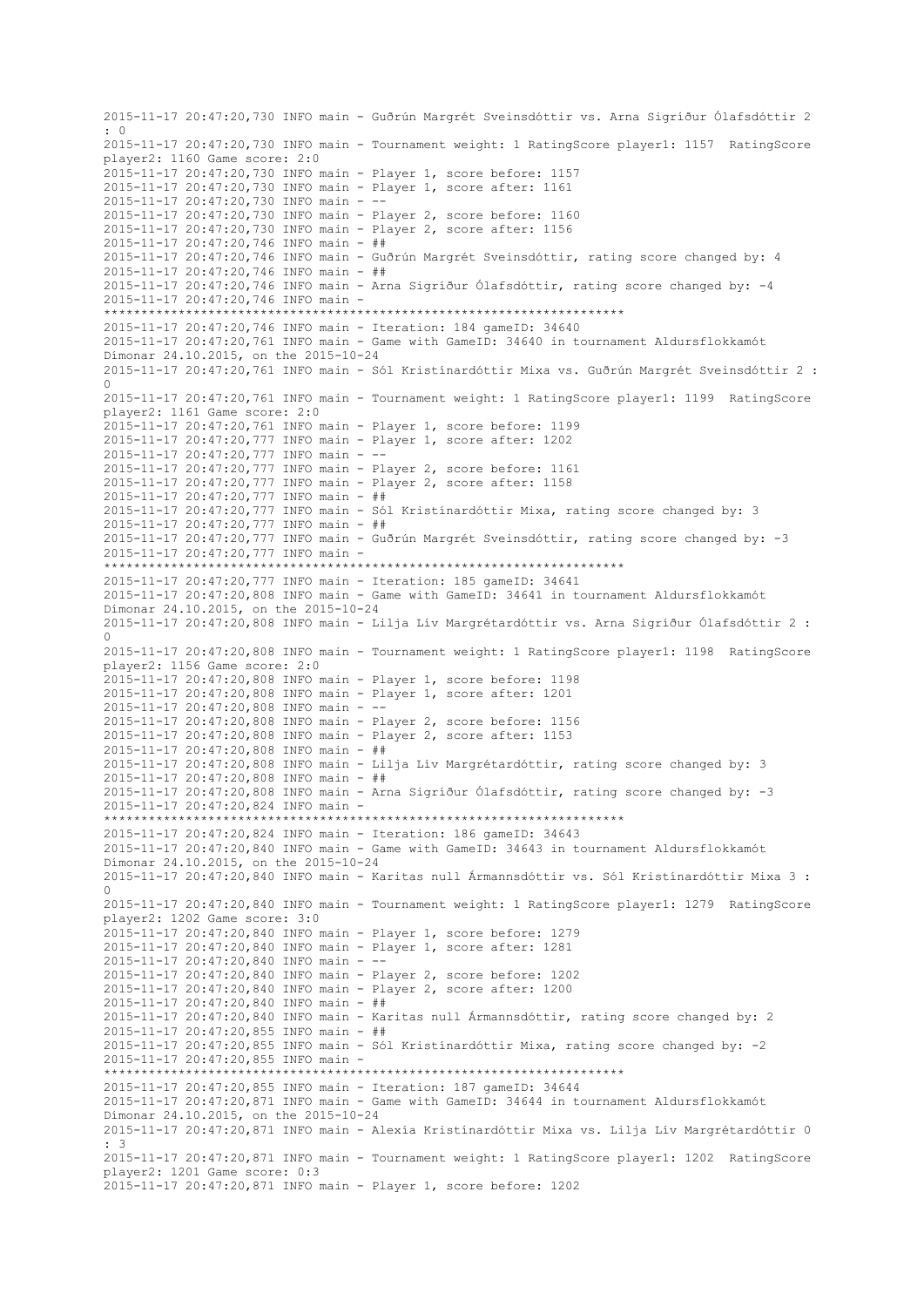```
2015-11-17 20:47:20,730 INFO main - Guðrún Margrét Sveinsdóttir vs. Arna Sigríður Ólafsdóttir 2
: 0
2015-11-17 20:47:20,730 INFO main - Tournament weight: 1 RatingScore player1: 1157  RatingScore
player2: 1160 Game score: 2:0
2015-11-17 20:47:20,730 INFO main - Player 1, score before: 1157
2015-11-17 20:47:20,730 INFO main - Player 1, score after: 1161
2015-11-17 20:47:20,730 INFO main - --
2015-11-17 20:47:20,730 INFO main - Player 2, score before: 1160
2015-11-17 20:47:20,730 INFO main - Player 2, score after: 1156
2015-11-17 20:47:20,746 INFO main - ##
2015-11-17 20:47:20,746 INFO main - Guðrún Margrét Sveinsdóttir, rating score changed by: 4
2015-11-17 20:47:20,746 INFO main - ##
2015-11-17 20:47:20,746 INFO main - Arna Sigríður Ólafsdóttir, rating score changed by: -4
2015-11-17 20:47:20,746 INFO main -
**********************************************************************
2015-11-17 20:47:20,746 INFO main - Iteration: 184 gameID: 34640
2015-11-17 20:47:20,761 INFO main - Game with GameID: 34640 in tournament Aldursflokkamót
Dímonar 24.10.2015, on the 2015-10-24
2015-11-17 20:47:20,761 INFO main - Sól Kristínardóttir Mixa vs. Guðrún Margrét Sveinsdóttir 2 :
0
2015-11-17 20:47:20,761 INFO main - Tournament weight: 1 RatingScore player1: 1199  RatingScore
player2: 1161 Game score: 2:0
2015-11-17 20:47:20,761 INFO main - Player 1, score before: 1199
2015-11-17 20:47:20,777 INFO main - Player 1, score after: 1202
2015-11-17 20:47:20,777 INFO main - --
2015-11-17 20:47:20,777 INFO main - Player 2, score before: 1161
2015-11-17 20:47:20,777 INFO main - Player 2, score after: 1158
2015-11-17 20:47:20,777 INFO main - ##
2015-11-17 20:47:20,777 INFO main - Sól Kristínardóttir Mixa, rating score changed by: 3
2015-11-17 20:47:20,777 INFO main - ##
2015-11-17 20:47:20,777 INFO main - Guðrún Margrét Sveinsdóttir, rating score changed by: -3
2015-11-17 20:47:20,777 INFO main -
**********************************************************************
2015-11-17 20:47:20,777 INFO main - Iteration: 185 gameID: 34641
2015-11-17 20:47:20,808 INFO main - Game with GameID: 34641 in tournament Aldursflokkamót
Dímonar 24.10.2015, on the 2015-10-24
2015-11-17 20:47:20,808 INFO main - Lilja Lív Margrétardóttir vs. Arna Sigríður Ólafsdóttir 2 :
0
2015-11-17 20:47:20,808 INFO main - Tournament weight: 1 RatingScore player1: 1198  RatingScore
player2: 1156 Game score: 2:0
2015-11-17 20:47:20,808 INFO main - Player 1, score before: 1198
2015-11-17 20:47:20,808 INFO main - Player 1, score after: 1201
2015-11-17 20:47:20,808 INFO main - --
2015-11-17 20:47:20,808 INFO main - Player 2, score before: 1156
2015-11-17 20:47:20,808 INFO main - Player 2, score after: 1153
2015-11-17 20:47:20,808 INFO main - ##
2015-11-17 20:47:20,808 INFO main - Lilja Lív Margrétardóttir, rating score changed by: 3
2015-11-17 20:47:20,808 INFO main - ##
2015-11-17 20:47:20,808 INFO main - Arna Sigríður Ólafsdóttir, rating score changed by: -3
2015-11-17 20:47:20,824 INFO main -
**********************************************************************
2015-11-17 20:47:20,824 INFO main - Iteration: 186 gameID: 34643
2015-11-17 20:47:20,840 INFO main - Game with GameID: 34643 in tournament Aldursflokkamót
Dímonar 24.10.2015, on the 2015-10-24
2015-11-17 20:47:20,840 INFO main - Karitas null Ármannsdóttir vs. Sól Kristínardóttir Mixa 3 :
0
2015-11-17 20:47:20,840 INFO main - Tournament weight: 1 RatingScore player1: 1279  RatingScore
player2: 1202 Game score: 3:0
2015-11-17 20:47:20,840 INFO main - Player 1, score before: 1279
2015-11-17 20:47:20,840 INFO main - Player 1, score after: 1281
2015-11-17 20:47:20,840 INFO main - --
2015-11-17 20:47:20,840 INFO main - Player 2, score before: 1202
2015-11-17 20:47:20,840 INFO main - Player 2, score after: 1200
2015-11-17 20:47:20,840 INFO main - ##
2015-11-17 20:47:20,840 INFO main - Karitas null Ármannsdóttir, rating score changed by: 2
2015-11-17 20:47:20,855 INFO main - ##
2015-11-17 20:47:20,855 INFO main - Sól Kristínardóttir Mixa, rating score changed by: -2
2015-11-17 20:47:20,855 INFO main -
**********************************************************************
2015-11-17 20:47:20,855 INFO main - Iteration: 187 gameID: 34644
2015-11-17 20:47:20,871 INFO main - Game with GameID: 34644 in tournament Aldursflokkamót
Dímonar 24.10.2015, on the 2015-10-24
2015-11-17 20:47:20,871 INFO main - Alexía Kristínardóttir Mixa vs. Lilja Lív Margrétardóttir 0
: 3
2015-11-17 20:47:20,871 INFO main - Tournament weight: 1 RatingScore player1: 1202  RatingScore
player2: 1201 Game score: 0:3
2015-11-17 20:47:20,871 INFO main - Player 1, score before: 1202
```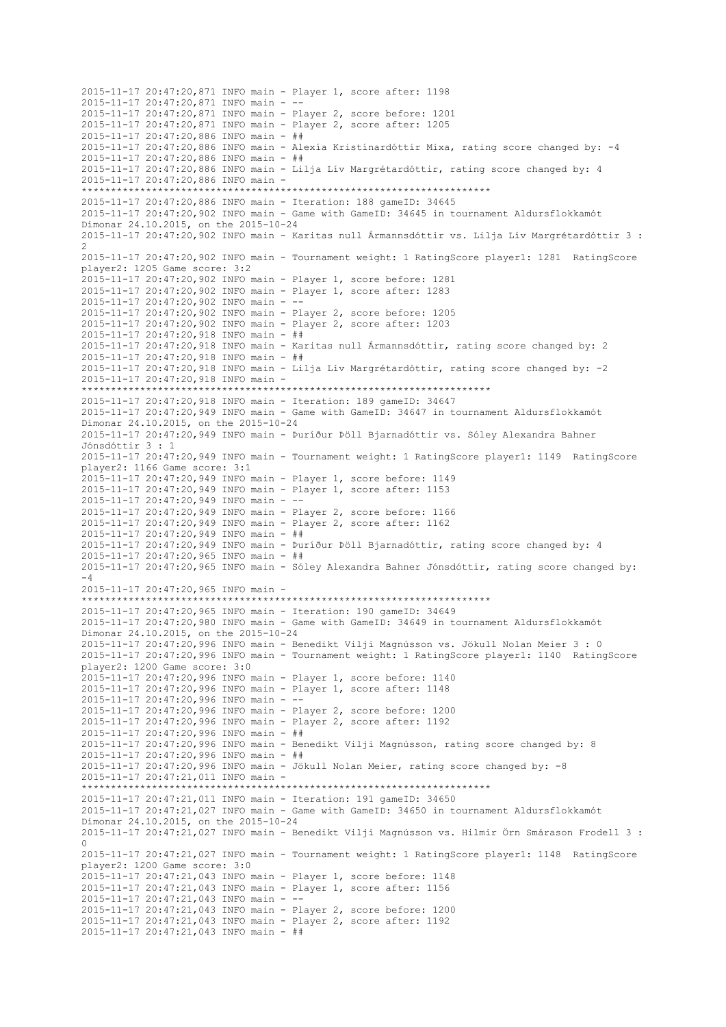```
2015-11-17 20:47:20,871 INFO main - Player 1, score after: 1198
2015-11-17 20:47:20,871 INFO main - --
2015-11-17 20:47:20,871 INFO main - Player 2, score before: 1201
2015-11-17 20:47:20,871 INFO main - Player 2, score after: 1205
2015-11-17 20:47:20,886 INFO main - ##
2015-11-17 20:47:20,886 INFO main - Alexía Kristinardóttir Mixa, rating score changed by: -4
2015-11-17 20:47:20,886 INFO main - ##
2015-11-17 20:47:20,886 INFO main - Lilja Lív Margrétardóttir, rating score changed by: 4
2015-11-17 20:47:20,886 INFO main - 
**********************************************************************
2015-11-17 20:47:20,886 INFO main - Iteration: 188 gameID: 34645
2015-11-17 20:47:20,902 INFO main - Game with GameID: 34645 in tournament Aldursflokkamót
Dímonar 24.10.2015, on the 2015-10-24
2015-11-17 20:47:20,902 INFO main - Karitas null Ármannsdóttir vs. Lilja Lív Margrétardóttir 3 :
2
2015-11-17 20:47:20,902 INFO main - Tournament weight: 1 RatingScore player1: 1281  RatingScore
player2: 1205 Game score: 3:2
2015-11-17 20:47:20,902 INFO main - Player 1, score before: 1281
2015-11-17 20:47:20,902 INFO main - Player 1, score after: 1283
2015-11-17 20:47:20,902 INFO main - --
2015-11-17 20:47:20,902 INFO main - Player 2, score before: 1205
2015-11-17 20:47:20,902 INFO main - Player 2, score after: 1203
2015-11-17 20:47:20,918 INFO main - ##
2015-11-17 20:47:20,918 INFO main - Karitas null Ármannsdóttir, rating score changed by: 2
2015-11-17 20:47:20,918 INFO main - ##
2015-11-17 20:47:20,918 INFO main - Lilja Lív Margrétardóttir, rating score changed by: -2
2015-11-17 20:47:20,918 INFO main - 
**********************************************************************
2015-11-17 20:47:20,918 INFO main - Iteration: 189 gameID: 34647
2015-11-17 20:47:20,949 INFO main - Game with GameID: 34647 in tournament Aldursflokkamót
Dímonar 24.10.2015, on the 2015-10-24
2015-11-17 20:47:20,949 INFO main - Þuríður Þöll Bjarnadóttir vs. Sóley Alexandra Bahner
Jónsdóttir 3 : 1
2015-11-17 20:47:20,949 INFO main - Tournament weight: 1 RatingScore player1: 1149  RatingScore
player2: 1166 Game score: 3:1
2015-11-17 20:47:20,949 INFO main - Player 1, score before: 1149
2015-11-17 20:47:20,949 INFO main - Player 1, score after: 1153
2015-11-17 20:47:20,949 INFO main - --
2015-11-17 20:47:20,949 INFO main - Player 2, score before: 1166
2015-11-17 20:47:20,949 INFO main - Player 2, score after: 1162
2015-11-17 20:47:20,949 INFO main - ##
2015-11-17 20:47:20,949 INFO main - Þuríður Þöll Bjarnadóttir, rating score changed by: 4
2015-11-17 20:47:20,965 INFO main - ##
2015-11-17 20:47:20,965 INFO main - Sóley Alexandra Bahner Jónsdóttir, rating score changed by:
-4
2015-11-17 20:47:20,965 INFO main - 
**********************************************************************
2015-11-17 20:47:20,965 INFO main - Iteration: 190 gameID: 34649
2015-11-17 20:47:20,980 INFO main - Game with GameID: 34649 in tournament Aldursflokkamót
Dímonar 24.10.2015, on the 2015-10-24
2015-11-17 20:47:20,996 INFO main - Benedikt Vilji Magnússon vs. Jökull Nolan Meier 3 : 0
2015-11-17 20:47:20,996 INFO main - Tournament weight: 1 RatingScore player1: 1140  RatingScore
player2: 1200 Game score: 3:0
2015-11-17 20:47:20,996 INFO main - Player 1, score before: 1140
2015-11-17 20:47:20,996 INFO main - Player 1, score after: 1148
2015-11-17 20:47:20,996 INFO main - --
2015-11-17 20:47:20,996 INFO main - Player 2, score before: 1200
2015-11-17 20:47:20,996 INFO main - Player 2, score after: 1192
2015-11-17 20:47:20,996 INFO main - ##
2015-11-17 20:47:20,996 INFO main - Benedikt Vilji Magnússon, rating score changed by: 8
2015-11-17 20:47:20,996 INFO main - ##
2015-11-17 20:47:20,996 INFO main - Jökull Nolan Meier, rating score changed by: -8
2015-11-17 20:47:21,011 INFO main - 
**********************************************************************
2015-11-17 20:47:21,011 INFO main - Iteration: 191 gameID: 34650
2015-11-17 20:47:21,027 INFO main - Game with GameID: 34650 in tournament Aldursflokkamót
Dímonar 24.10.2015, on the 2015-10-24
2015-11-17 20:47:21,027 INFO main - Benedikt Vilji Magnússon vs. Hilmir Örn Smárason Frodell 3 :
0
2015-11-17 20:47:21,027 INFO main - Tournament weight: 1 RatingScore player1: 1148  RatingScore
player2: 1200 Game score: 3:0
2015-11-17 20:47:21,043 INFO main - Player 1, score before: 1148
2015-11-17 20:47:21,043 INFO main - Player 1, score after: 1156
2015-11-17 20:47:21,043 INFO main - --
2015-11-17 20:47:21,043 INFO main - Player 2, score before: 1200
2015-11-17 20:47:21,043 INFO main - Player 2, score after: 1192
2015-11-17 20:47:21,043 INFO main - ##
```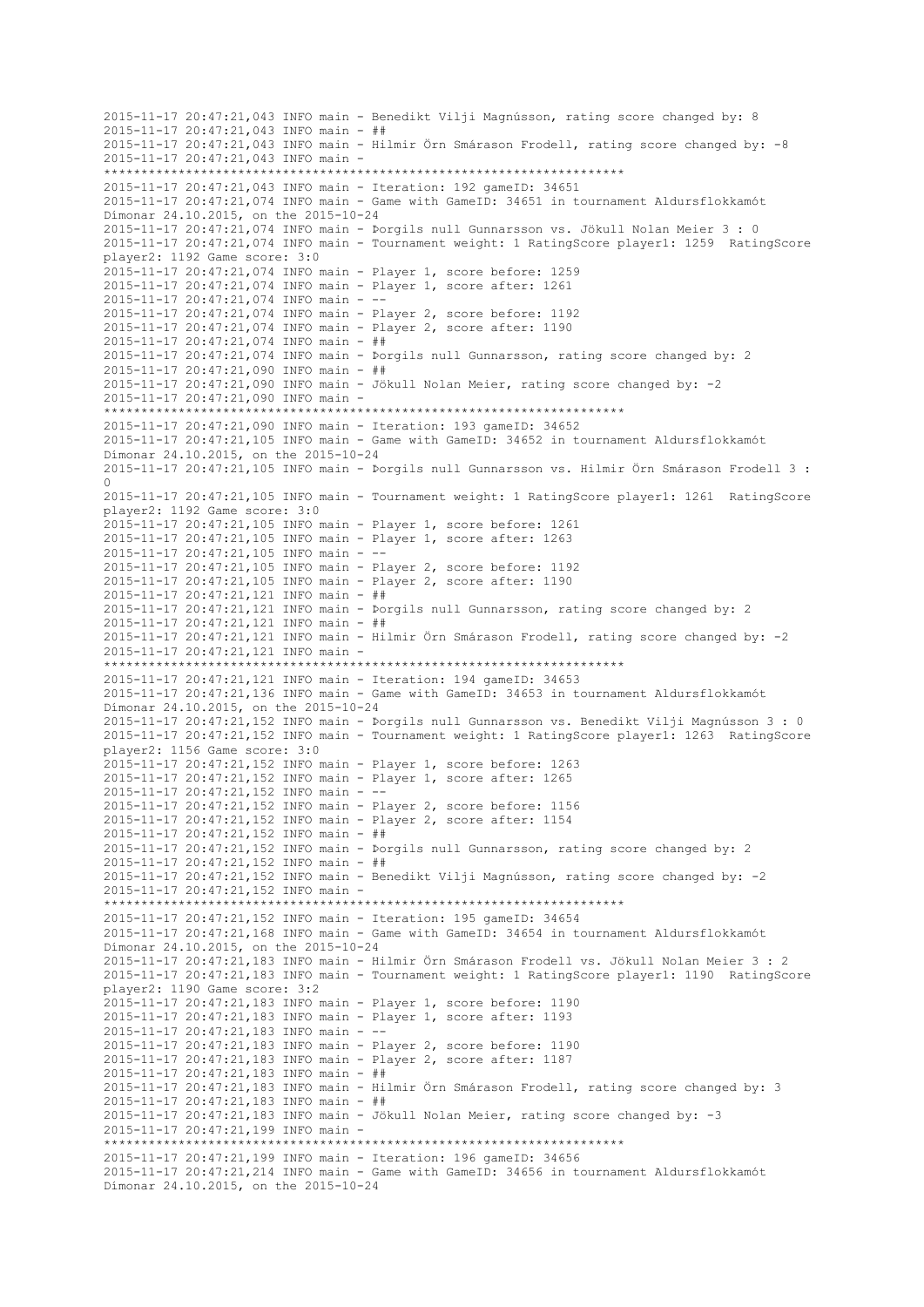2015-11-17 20:47:21,043 INFO main - Benedikt Vilji Magnússon, rating score changed by: 8
2015-11-17 20:47:21,043 INFO main - ##
2015-11-17 20:47:21,043 INFO main - Hilmir Örn Smárason Frodell, rating score changed by: -8
2015-11-17 20:47:21,043 INFO main -
**********************************************************************
2015-11-17 20:47:21,043 INFO main - Iteration: 192 gameID: 34651
2015-11-17 20:47:21,074 INFO main - Game with GameID: 34651 in tournament Aldursflokkamót Dímonar 24.10.2015, on the 2015-10-24
2015-11-17 20:47:21,074 INFO main - Þorgils null Gunnarsson vs. Jökull Nolan Meier 3 : 0
2015-11-17 20:47:21,074 INFO main - Tournament weight: 1 RatingScore player1: 1259  RatingScore player2: 1192 Game score: 3:0
2015-11-17 20:47:21,074 INFO main - Player 1, score before: 1259
2015-11-17 20:47:21,074 INFO main - Player 1, score after: 1261
2015-11-17 20:47:21,074 INFO main - --
2015-11-17 20:47:21,074 INFO main - Player 2, score before: 1192
2015-11-17 20:47:21,074 INFO main - Player 2, score after: 1190
2015-11-17 20:47:21,074 INFO main - ##
2015-11-17 20:47:21,074 INFO main - Þorgils null Gunnarsson, rating score changed by: 2
2015-11-17 20:47:21,090 INFO main - ##
2015-11-17 20:47:21,090 INFO main - Jökull Nolan Meier, rating score changed by: -2
2015-11-17 20:47:21,090 INFO main -
**********************************************************************
2015-11-17 20:47:21,090 INFO main - Iteration: 193 gameID: 34652
2015-11-17 20:47:21,105 INFO main - Game with GameID: 34652 in tournament Aldursflokkamót Dímonar 24.10.2015, on the 2015-10-24
2015-11-17 20:47:21,105 INFO main - Þorgils null Gunnarsson vs. Hilmir Örn Smárason Frodell 3 : 0
2015-11-17 20:47:21,105 INFO main - Tournament weight: 1 RatingScore player1: 1261  RatingScore player2: 1192 Game score: 3:0
2015-11-17 20:47:21,105 INFO main - Player 1, score before: 1261
2015-11-17 20:47:21,105 INFO main - Player 1, score after: 1263
2015-11-17 20:47:21,105 INFO main - --
2015-11-17 20:47:21,105 INFO main - Player 2, score before: 1192
2015-11-17 20:47:21,105 INFO main - Player 2, score after: 1190
2015-11-17 20:47:21,121 INFO main - ##
2015-11-17 20:47:21,121 INFO main - Þorgils null Gunnarsson, rating score changed by: 2
2015-11-17 20:47:21,121 INFO main - ##
2015-11-17 20:47:21,121 INFO main - Hilmir Örn Smárason Frodell, rating score changed by: -2
2015-11-17 20:47:21,121 INFO main -
**********************************************************************
2015-11-17 20:47:21,121 INFO main - Iteration: 194 gameID: 34653
2015-11-17 20:47:21,136 INFO main - Game with GameID: 34653 in tournament Aldursflokkamót Dímonar 24.10.2015, on the 2015-10-24
2015-11-17 20:47:21,152 INFO main - Þorgils null Gunnarsson vs. Benedikt Vilji Magnússon 3 : 0
2015-11-17 20:47:21,152 INFO main - Tournament weight: 1 RatingScore player1: 1263  RatingScore player2: 1156 Game score: 3:0
2015-11-17 20:47:21,152 INFO main - Player 1, score before: 1263
2015-11-17 20:47:21,152 INFO main - Player 1, score after: 1265
2015-11-17 20:47:21,152 INFO main - --
2015-11-17 20:47:21,152 INFO main - Player 2, score before: 1156
2015-11-17 20:47:21,152 INFO main - Player 2, score after: 1154
2015-11-17 20:47:21,152 INFO main - ##
2015-11-17 20:47:21,152 INFO main - Þorgils null Gunnarsson, rating score changed by: 2
2015-11-17 20:47:21,152 INFO main - ##
2015-11-17 20:47:21,152 INFO main - Benedikt Vilji Magnússon, rating score changed by: -2
2015-11-17 20:47:21,152 INFO main -
**********************************************************************
2015-11-17 20:47:21,152 INFO main - Iteration: 195 gameID: 34654
2015-11-17 20:47:21,168 INFO main - Game with GameID: 34654 in tournament Aldursflokkamót Dímonar 24.10.2015, on the 2015-10-24
2015-11-17 20:47:21,183 INFO main - Hilmir Örn Smárason Frodell vs. Jökull Nolan Meier 3 : 2
2015-11-17 20:47:21,183 INFO main - Tournament weight: 1 RatingScore player1: 1190  RatingScore player2: 1190 Game score: 3:2
2015-11-17 20:47:21,183 INFO main - Player 1, score before: 1190
2015-11-17 20:47:21,183 INFO main - Player 1, score after: 1193
2015-11-17 20:47:21,183 INFO main - --
2015-11-17 20:47:21,183 INFO main - Player 2, score before: 1190
2015-11-17 20:47:21,183 INFO main - Player 2, score after: 1187
2015-11-17 20:47:21,183 INFO main - ##
2015-11-17 20:47:21,183 INFO main - Hilmir Örn Smárason Frodell, rating score changed by: 3
2015-11-17 20:47:21,183 INFO main - ##
2015-11-17 20:47:21,183 INFO main - Jökull Nolan Meier, rating score changed by: -3
2015-11-17 20:47:21,199 INFO main -
**********************************************************************
2015-11-17 20:47:21,199 INFO main - Iteration: 196 gameID: 34656
2015-11-17 20:47:21,214 INFO main - Game with GameID: 34656 in tournament Aldursflokkamót Dímonar 24.10.2015, on the 2015-10-24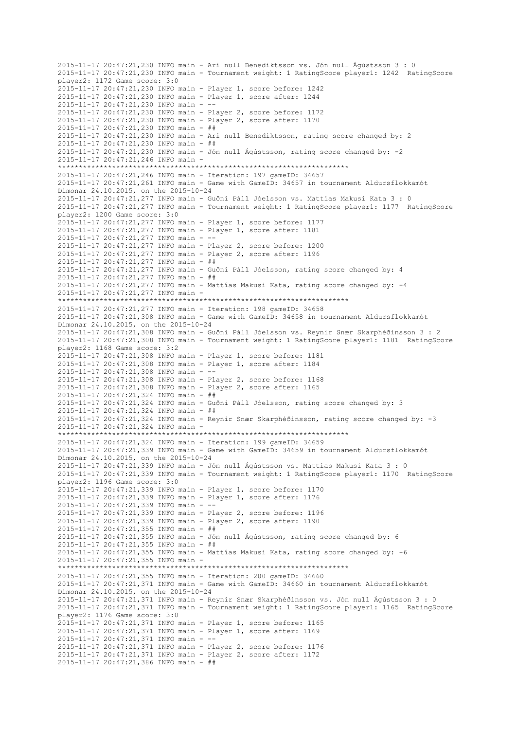```
2015-11-17 20:47:21,230 INFO main - Ari null Benediktsson vs. Jón null Ágústsson 3 : 0
2015-11-17 20:47:21,230 INFO main - Tournament weight: 1 RatingScore player1: 1242  RatingScore player2: 1172 Game score: 3:0
2015-11-17 20:47:21,230 INFO main - Player 1, score before: 1242
2015-11-17 20:47:21,230 INFO main - Player 1, score after: 1244
2015-11-17 20:47:21,230 INFO main - --
2015-11-17 20:47:21,230 INFO main - Player 2, score before: 1172
2015-11-17 20:47:21,230 INFO main - Player 2, score after: 1170
2015-11-17 20:47:21,230 INFO main - ##
2015-11-17 20:47:21,230 INFO main - Ari null Benediktsson, rating score changed by: 2
2015-11-17 20:47:21,230 INFO main - ##
2015-11-17 20:47:21,230 INFO main - Jón null Ágústsson, rating score changed by: -2
2015-11-17 20:47:21,246 INFO main - 
*********************************************************************
2015-11-17 20:47:21,246 INFO main - Iteration: 197 gameID: 34657
2015-11-17 20:47:21,261 INFO main - Game with GameID: 34657 in tournament Aldursflokkamót Dímonar 24.10.2015, on the 2015-10-24
2015-11-17 20:47:21,277 INFO main - Guðni Páll Jóelsson vs. Mattías Makusi Kata 3 : 0
2015-11-17 20:47:21,277 INFO main - Tournament weight: 1 RatingScore player1: 1177  RatingScore player2: 1200 Game score: 3:0
2015-11-17 20:47:21,277 INFO main - Player 1, score before: 1177
2015-11-17 20:47:21,277 INFO main - Player 1, score after: 1181
2015-11-17 20:47:21,277 INFO main - --
2015-11-17 20:47:21,277 INFO main - Player 2, score before: 1200
2015-11-17 20:47:21,277 INFO main - Player 2, score after: 1196
2015-11-17 20:47:21,277 INFO main - ##
2015-11-17 20:47:21,277 INFO main - Guðni Páll Jóelsson, rating score changed by: 4
2015-11-17 20:47:21,277 INFO main - ##
2015-11-17 20:47:21,277 INFO main - Mattías Makusi Kata, rating score changed by: -4
2015-11-17 20:47:21,277 INFO main - 
*********************************************************************
2015-11-17 20:47:21,277 INFO main - Iteration: 198 gameID: 34658
2015-11-17 20:47:21,308 INFO main - Game with GameID: 34658 in tournament Aldursflokkamót Dímonar 24.10.2015, on the 2015-10-24
2015-11-17 20:47:21,308 INFO main - Guðni Páll Jóelsson vs. Reynir Snær Skarphéðinsson 3 : 2
2015-11-17 20:47:21,308 INFO main - Tournament weight: 1 RatingScore player1: 1181  RatingScore player2: 1168 Game score: 3:2
2015-11-17 20:47:21,308 INFO main - Player 1, score before: 1181
2015-11-17 20:47:21,308 INFO main - Player 1, score after: 1184
2015-11-17 20:47:21,308 INFO main - --
2015-11-17 20:47:21,308 INFO main - Player 2, score before: 1168
2015-11-17 20:47:21,308 INFO main - Player 2, score after: 1165
2015-11-17 20:47:21,324 INFO main - ##
2015-11-17 20:47:21,324 INFO main - Guðni Páll Jóelsson, rating score changed by: 3
2015-11-17 20:47:21,324 INFO main - ##
2015-11-17 20:47:21,324 INFO main - Reynir Snær Skarphéðinsson, rating score changed by: -3
2015-11-17 20:47:21,324 INFO main - 
*********************************************************************
2015-11-17 20:47:21,324 INFO main - Iteration: 199 gameID: 34659
2015-11-17 20:47:21,339 INFO main - Game with GameID: 34659 in tournament Aldursflokkamót Dímonar 24.10.2015, on the 2015-10-24
2015-11-17 20:47:21,339 INFO main - Jón null Ágústsson vs. Mattías Makusi Kata 3 : 0
2015-11-17 20:47:21,339 INFO main - Tournament weight: 1 RatingScore player1: 1170  RatingScore player2: 1196 Game score: 3:0
2015-11-17 20:47:21,339 INFO main - Player 1, score before: 1170
2015-11-17 20:47:21,339 INFO main - Player 1, score after: 1176
2015-11-17 20:47:21,339 INFO main - --
2015-11-17 20:47:21,339 INFO main - Player 2, score before: 1196
2015-11-17 20:47:21,339 INFO main - Player 2, score after: 1190
2015-11-17 20:47:21,355 INFO main - ##
2015-11-17 20:47:21,355 INFO main - Jón null Ágústsson, rating score changed by: 6
2015-11-17 20:47:21,355 INFO main - ##
2015-11-17 20:47:21,355 INFO main - Mattías Makusi Kata, rating score changed by: -6
2015-11-17 20:47:21,355 INFO main - 
*********************************************************************
2015-11-17 20:47:21,355 INFO main - Iteration: 200 gameID: 34660
2015-11-17 20:47:21,371 INFO main - Game with GameID: 34660 in tournament Aldursflokkamót Dímonar 24.10.2015, on the 2015-10-24
2015-11-17 20:47:21,371 INFO main - Reynir Snær Skarphéðinsson vs. Jón null Ágústsson 3 : 0
2015-11-17 20:47:21,371 INFO main - Tournament weight: 1 RatingScore player1: 1165  RatingScore player2: 1176 Game score: 3:0
2015-11-17 20:47:21,371 INFO main - Player 1, score before: 1165
2015-11-17 20:47:21,371 INFO main - Player 1, score after: 1169
2015-11-17 20:47:21,371 INFO main - --
2015-11-17 20:47:21,371 INFO main - Player 2, score before: 1176
2015-11-17 20:47:21,371 INFO main - Player 2, score after: 1172
2015-11-17 20:47:21,386 INFO main - ##
```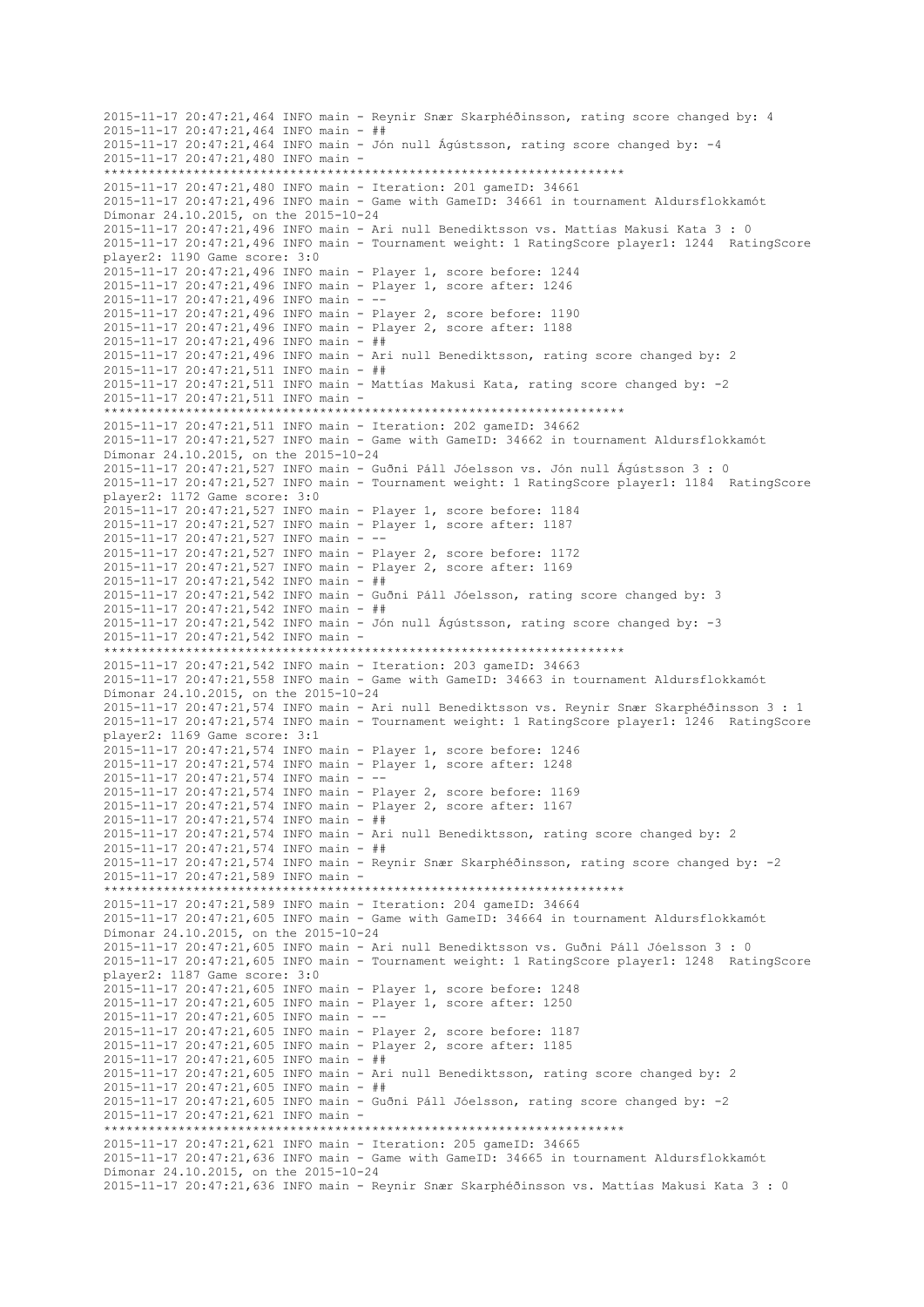```
2015-11-17 20:47:21,464 INFO main - Reynir Snær Skarphéðinsson, rating score changed by: 4
2015-11-17 20:47:21,464 INFO main - ##
2015-11-17 20:47:21,464 INFO main - Jón null Ágústsson, rating score changed by: -4
2015-11-17 20:47:21,480 INFO main - 
*********************************************************************
2015-11-17 20:47:21,480 INFO main - Iteration: 201 gameID: 34661
2015-11-17 20:47:21,496 INFO main - Game with GameID: 34661 in tournament Aldursflokkamót Dímonar 24.10.2015, on the 2015-10-24
2015-11-17 20:47:21,496 INFO main - Ari null Benediktsson vs. Mattías Makusi Kata 3 : 0
2015-11-17 20:47:21,496 INFO main - Tournament weight: 1 RatingScore player1: 1244  RatingScore player2: 1190 Game score: 3:0
2015-11-17 20:47:21,496 INFO main - Player 1, score before: 1244
2015-11-17 20:47:21,496 INFO main - Player 1, score after: 1246
2015-11-17 20:47:21,496 INFO main - --
2015-11-17 20:47:21,496 INFO main - Player 2, score before: 1190
2015-11-17 20:47:21,496 INFO main - Player 2, score after: 1188
2015-11-17 20:47:21,496 INFO main - ##
2015-11-17 20:47:21,496 INFO main - Ari null Benediktsson, rating score changed by: 2
2015-11-17 20:47:21,511 INFO main - ##
2015-11-17 20:47:21,511 INFO main - Mattías Makusi Kata, rating score changed by: -2
2015-11-17 20:47:21,511 INFO main - 
*********************************************************************
2015-11-17 20:47:21,511 INFO main - Iteration: 202 gameID: 34662
2015-11-17 20:47:21,527 INFO main - Game with GameID: 34662 in tournament Aldursflokkamót Dímonar 24.10.2015, on the 2015-10-24
2015-11-17 20:47:21,527 INFO main - Guðni Páll Jóelsson vs. Jón null Ágústsson 3 : 0
2015-11-17 20:47:21,527 INFO main - Tournament weight: 1 RatingScore player1: 1184  RatingScore player2: 1172 Game score: 3:0
2015-11-17 20:47:21,527 INFO main - Player 1, score before: 1184
2015-11-17 20:47:21,527 INFO main - Player 1, score after: 1187
2015-11-17 20:47:21,527 INFO main - --
2015-11-17 20:47:21,527 INFO main - Player 2, score before: 1172
2015-11-17 20:47:21,527 INFO main - Player 2, score after: 1169
2015-11-17 20:47:21,542 INFO main - ##
2015-11-17 20:47:21,542 INFO main - Guðni Páll Jóelsson, rating score changed by: 3
2015-11-17 20:47:21,542 INFO main - ##
2015-11-17 20:47:21,542 INFO main - Jón null Ágústsson, rating score changed by: -3
2015-11-17 20:47:21,542 INFO main - 
*********************************************************************
2015-11-17 20:47:21,542 INFO main - Iteration: 203 gameID: 34663
2015-11-17 20:47:21,558 INFO main - Game with GameID: 34663 in tournament Aldursflokkamót Dímonar 24.10.2015, on the 2015-10-24
2015-11-17 20:47:21,574 INFO main - Ari null Benediktsson vs. Reynir Snær Skarphéðinsson 3 : 1
2015-11-17 20:47:21,574 INFO main - Tournament weight: 1 RatingScore player1: 1246  RatingScore player2: 1169 Game score: 3:1
2015-11-17 20:47:21,574 INFO main - Player 1, score before: 1246
2015-11-17 20:47:21,574 INFO main - Player 1, score after: 1248
2015-11-17 20:47:21,574 INFO main - --
2015-11-17 20:47:21,574 INFO main - Player 2, score before: 1169
2015-11-17 20:47:21,574 INFO main - Player 2, score after: 1167
2015-11-17 20:47:21,574 INFO main - ##
2015-11-17 20:47:21,574 INFO main - Ari null Benediktsson, rating score changed by: 2
2015-11-17 20:47:21,574 INFO main - ##
2015-11-17 20:47:21,574 INFO main - Reynir Snær Skarphéðinsson, rating score changed by: -2
2015-11-17 20:47:21,589 INFO main - 
*********************************************************************
2015-11-17 20:47:21,589 INFO main - Iteration: 204 gameID: 34664
2015-11-17 20:47:21,605 INFO main - Game with GameID: 34664 in tournament Aldursflokkamót Dímonar 24.10.2015, on the 2015-10-24
2015-11-17 20:47:21,605 INFO main - Ari null Benediktsson vs. Guðni Páll Jóelsson 3 : 0
2015-11-17 20:47:21,605 INFO main - Tournament weight: 1 RatingScore player1: 1248  RatingScore player2: 1187 Game score: 3:0
2015-11-17 20:47:21,605 INFO main - Player 1, score before: 1248
2015-11-17 20:47:21,605 INFO main - Player 1, score after: 1250
2015-11-17 20:47:21,605 INFO main - --
2015-11-17 20:47:21,605 INFO main - Player 2, score before: 1187
2015-11-17 20:47:21,605 INFO main - Player 2, score after: 1185
2015-11-17 20:47:21,605 INFO main - ##
2015-11-17 20:47:21,605 INFO main - Ari null Benediktsson, rating score changed by: 2
2015-11-17 20:47:21,605 INFO main - ##
2015-11-17 20:47:21,605 INFO main - Guðni Páll Jóelsson, rating score changed by: -2
2015-11-17 20:47:21,621 INFO main - 
*********************************************************************
2015-11-17 20:47:21,621 INFO main - Iteration: 205 gameID: 34665
2015-11-17 20:47:21,636 INFO main - Game with GameID: 34665 in tournament Aldursflokkamót Dímonar 24.10.2015, on the 2015-10-24
2015-11-17 20:47:21,636 INFO main - Reynir Snær Skarphéðinsson vs. Mattías Makusi Kata 3 : 0
```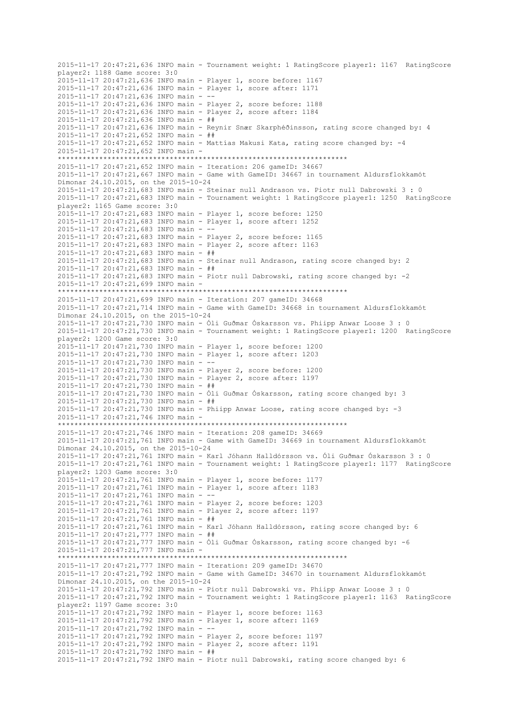```
2015-11-17 20:47:21,636 INFO main - Tournament weight: 1 RatingScore player1: 1167  RatingScore player2: 1188 Game score: 3:0
2015-11-17 20:47:21,636 INFO main - Player 1, score before: 1167
2015-11-17 20:47:21,636 INFO main - Player 1, score after: 1171
2015-11-17 20:47:21,636 INFO main - --
2015-11-17 20:47:21,636 INFO main - Player 2, score before: 1188
2015-11-17 20:47:21,636 INFO main - Player 2, score after: 1184
2015-11-17 20:47:21,636 INFO main - ##
2015-11-17 20:47:21,636 INFO main - Reynir Snær Skarphéðinsson, rating score changed by: 4
2015-11-17 20:47:21,652 INFO main - ##
2015-11-17 20:47:21,652 INFO main - Mattías Makusi Kata, rating score changed by: -4
2015-11-17 20:47:21,652 INFO main - 
**********************************************************************
2015-11-17 20:47:21,652 INFO main - Iteration: 206 gameID: 34667
2015-11-17 20:47:21,667 INFO main - Game with GameID: 34667 in tournament Aldursflokkamót Dímonar 24.10.2015, on the 2015-10-24
2015-11-17 20:47:21,683 INFO main - Steinar null Andrason vs. Piotr null Dabrowski 3 : 0
2015-11-17 20:47:21,683 INFO main - Tournament weight: 1 RatingScore player1: 1250  RatingScore player2: 1165 Game score: 3:0
2015-11-17 20:47:21,683 INFO main - Player 1, score before: 1250
2015-11-17 20:47:21,683 INFO main - Player 1, score after: 1252
2015-11-17 20:47:21,683 INFO main - --
2015-11-17 20:47:21,683 INFO main - Player 2, score before: 1165
2015-11-17 20:47:21,683 INFO main - Player 2, score after: 1163
2015-11-17 20:47:21,683 INFO main - ##
2015-11-17 20:47:21,683 INFO main - Steinar null Andrason, rating score changed by: 2
2015-11-17 20:47:21,683 INFO main - ##
2015-11-17 20:47:21,683 INFO main - Piotr null Dabrowski, rating score changed by: -2
2015-11-17 20:47:21,699 INFO main - 
**********************************************************************
2015-11-17 20:47:21,699 INFO main - Iteration: 207 gameID: 34668
2015-11-17 20:47:21,714 INFO main - Game with GameID: 34668 in tournament Aldursflokkamót Dímonar 24.10.2015, on the 2015-10-24
2015-11-17 20:47:21,730 INFO main - Óli Guðmar Óskarsson vs. Phiipp Anwar Loose 3 : 0
2015-11-17 20:47:21,730 INFO main - Tournament weight: 1 RatingScore player1: 1200  RatingScore player2: 1200 Game score: 3:0
2015-11-17 20:47:21,730 INFO main - Player 1, score before: 1200
2015-11-17 20:47:21,730 INFO main - Player 1, score after: 1203
2015-11-17 20:47:21,730 INFO main - --
2015-11-17 20:47:21,730 INFO main - Player 2, score before: 1200
2015-11-17 20:47:21,730 INFO main - Player 2, score after: 1197
2015-11-17 20:47:21,730 INFO main - ##
2015-11-17 20:47:21,730 INFO main - Óli Guðmar Óskarsson, rating score changed by: 3
2015-11-17 20:47:21,730 INFO main - ##
2015-11-17 20:47:21,730 INFO main - Phiipp Anwar Loose, rating score changed by: -3
2015-11-17 20:47:21,746 INFO main - 
**********************************************************************
2015-11-17 20:47:21,746 INFO main - Iteration: 208 gameID: 34669
2015-11-17 20:47:21,761 INFO main - Game with GameID: 34669 in tournament Aldursflokkamót Dímonar 24.10.2015, on the 2015-10-24
2015-11-17 20:47:21,761 INFO main - Karl Jóhann Halldórsson vs. Óli Guðmar Óskarsson 3 : 0
2015-11-17 20:47:21,761 INFO main - Tournament weight: 1 RatingScore player1: 1177  RatingScore player2: 1203 Game score: 3:0
2015-11-17 20:47:21,761 INFO main - Player 1, score before: 1177
2015-11-17 20:47:21,761 INFO main - Player 1, score after: 1183
2015-11-17 20:47:21,761 INFO main - --
2015-11-17 20:47:21,761 INFO main - Player 2, score before: 1203
2015-11-17 20:47:21,761 INFO main - Player 2, score after: 1197
2015-11-17 20:47:21,761 INFO main - ##
2015-11-17 20:47:21,761 INFO main - Karl Jóhann Halldórsson, rating score changed by: 6
2015-11-17 20:47:21,777 INFO main - ##
2015-11-17 20:47:21,777 INFO main - Óli Guðmar Óskarsson, rating score changed by: -6
2015-11-17 20:47:21,777 INFO main - 
**********************************************************************
2015-11-17 20:47:21,777 INFO main - Iteration: 209 gameID: 34670
2015-11-17 20:47:21,792 INFO main - Game with GameID: 34670 in tournament Aldursflokkamót Dímonar 24.10.2015, on the 2015-10-24
2015-11-17 20:47:21,792 INFO main - Piotr null Dabrowski vs. Phiipp Anwar Loose 3 : 0
2015-11-17 20:47:21,792 INFO main - Tournament weight: 1 RatingScore player1: 1163  RatingScore player2: 1197 Game score: 3:0
2015-11-17 20:47:21,792 INFO main - Player 1, score before: 1163
2015-11-17 20:47:21,792 INFO main - Player 1, score after: 1169
2015-11-17 20:47:21,792 INFO main - --
2015-11-17 20:47:21,792 INFO main - Player 2, score before: 1197
2015-11-17 20:47:21,792 INFO main - Player 2, score after: 1191
2015-11-17 20:47:21,792 INFO main - ##
2015-11-17 20:47:21,792 INFO main - Piotr null Dabrowski, rating score changed by: 6
```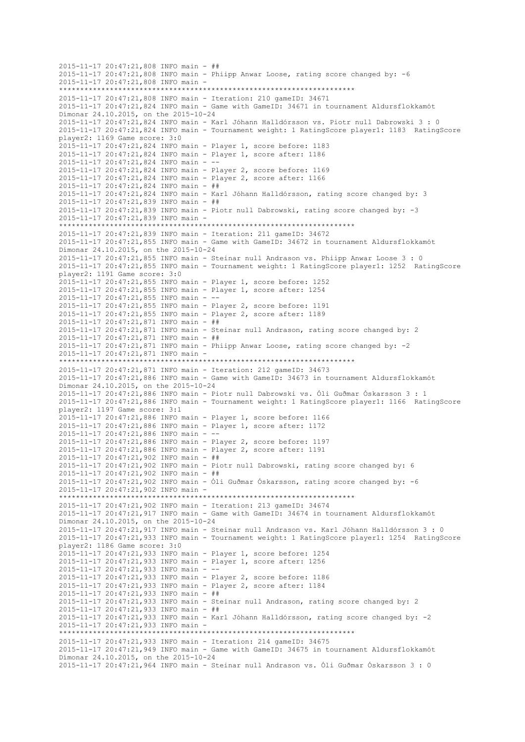```
2015-11-17 20:47:21,808 INFO main - ##
2015-11-17 20:47:21,808 INFO main - Phiipp Anwar Loose, rating score changed by: -6
2015-11-17 20:47:21,808 INFO main -
**********************************************************************
2015-11-17 20:47:21,808 INFO main - Iteration: 210 gameID: 34671
2015-11-17 20:47:21,824 INFO main - Game with GameID: 34671 in tournament Aldursflokkamót
Dímonar 24.10.2015, on the 2015-10-24
2015-11-17 20:47:21,824 INFO main - Karl Jóhann Halldórsson vs. Piotr null Dabrowski 3 : 0
2015-11-17 20:47:21,824 INFO main - Tournament weight: 1 RatingScore player1: 1183  RatingScore
player2: 1169 Game score: 3:0
2015-11-17 20:47:21,824 INFO main - Player 1, score before: 1183
2015-11-17 20:47:21,824 INFO main - Player 1, score after: 1186
2015-11-17 20:47:21,824 INFO main - --
2015-11-17 20:47:21,824 INFO main - Player 2, score before: 1169
2015-11-17 20:47:21,824 INFO main - Player 2, score after: 1166
2015-11-17 20:47:21,824 INFO main - ##
2015-11-17 20:47:21,824 INFO main - Karl Jóhann Halldórsson, rating score changed by: 3
2015-11-17 20:47:21,839 INFO main - ##
2015-11-17 20:47:21,839 INFO main - Piotr null Dabrowski, rating score changed by: -3
2015-11-17 20:47:21,839 INFO main -
**********************************************************************
2015-11-17 20:47:21,839 INFO main - Iteration: 211 gameID: 34672
2015-11-17 20:47:21,855 INFO main - Game with GameID: 34672 in tournament Aldursflokkamót
Dímonar 24.10.2015, on the 2015-10-24
2015-11-17 20:47:21,855 INFO main - Steinar null Andrason vs. Phiipp Anwar Loose 3 : 0
2015-11-17 20:47:21,855 INFO main - Tournament weight: 1 RatingScore player1: 1252  RatingScore
player2: 1191 Game score: 3:0
2015-11-17 20:47:21,855 INFO main - Player 1, score before: 1252
2015-11-17 20:47:21,855 INFO main - Player 1, score after: 1254
2015-11-17 20:47:21,855 INFO main - --
2015-11-17 20:47:21,855 INFO main - Player 2, score before: 1191
2015-11-17 20:47:21,855 INFO main - Player 2, score after: 1189
2015-11-17 20:47:21,871 INFO main - ##
2015-11-17 20:47:21,871 INFO main - Steinar null Andrason, rating score changed by: 2
2015-11-17 20:47:21,871 INFO main - ##
2015-11-17 20:47:21,871 INFO main - Phiipp Anwar Loose, rating score changed by: -2
2015-11-17 20:47:21,871 INFO main -
**********************************************************************
2015-11-17 20:47:21,871 INFO main - Iteration: 212 gameID: 34673
2015-11-17 20:47:21,886 INFO main - Game with GameID: 34673 in tournament Aldursflokkamót
Dímonar 24.10.2015, on the 2015-10-24
2015-11-17 20:47:21,886 INFO main - Piotr null Dabrowski vs. Óli Guðmar Óskarsson 3 : 1
2015-11-17 20:47:21,886 INFO main - Tournament weight: 1 RatingScore player1: 1166  RatingScore
player2: 1197 Game score: 3:1
2015-11-17 20:47:21,886 INFO main - Player 1, score before: 1166
2015-11-17 20:47:21,886 INFO main - Player 1, score after: 1172
2015-11-17 20:47:21,886 INFO main - --
2015-11-17 20:47:21,886 INFO main - Player 2, score before: 1197
2015-11-17 20:47:21,886 INFO main - Player 2, score after: 1191
2015-11-17 20:47:21,902 INFO main - ##
2015-11-17 20:47:21,902 INFO main - Piotr null Dabrowski, rating score changed by: 6
2015-11-17 20:47:21,902 INFO main - ##
2015-11-17 20:47:21,902 INFO main - Óli Guðmar Óskarsson, rating score changed by: -6
2015-11-17 20:47:21,902 INFO main -
**********************************************************************
2015-11-17 20:47:21,902 INFO main - Iteration: 213 gameID: 34674
2015-11-17 20:47:21,917 INFO main - Game with GameID: 34674 in tournament Aldursflokkamót
Dímonar 24.10.2015, on the 2015-10-24
2015-11-17 20:47:21,917 INFO main - Steinar null Andrason vs. Karl Jóhann Halldórsson 3 : 0
2015-11-17 20:47:21,933 INFO main - Tournament weight: 1 RatingScore player1: 1254  RatingScore
player2: 1186 Game score: 3:0
2015-11-17 20:47:21,933 INFO main - Player 1, score before: 1254
2015-11-17 20:47:21,933 INFO main - Player 1, score after: 1256
2015-11-17 20:47:21,933 INFO main - --
2015-11-17 20:47:21,933 INFO main - Player 2, score before: 1186
2015-11-17 20:47:21,933 INFO main - Player 2, score after: 1184
2015-11-17 20:47:21,933 INFO main - ##
2015-11-17 20:47:21,933 INFO main - Steinar null Andrason, rating score changed by: 2
2015-11-17 20:47:21,933 INFO main - ##
2015-11-17 20:47:21,933 INFO main - Karl Jóhann Halldórsson, rating score changed by: -2
2015-11-17 20:47:21,933 INFO main -
**********************************************************************
2015-11-17 20:47:21,933 INFO main - Iteration: 214 gameID: 34675
2015-11-17 20:47:21,949 INFO main - Game with GameID: 34675 in tournament Aldursflokkamót
Dímonar 24.10.2015, on the 2015-10-24
2015-11-17 20:47:21,964 INFO main - Steinar null Andrason vs. Óli Guðmar Óskarsson 3 : 0
```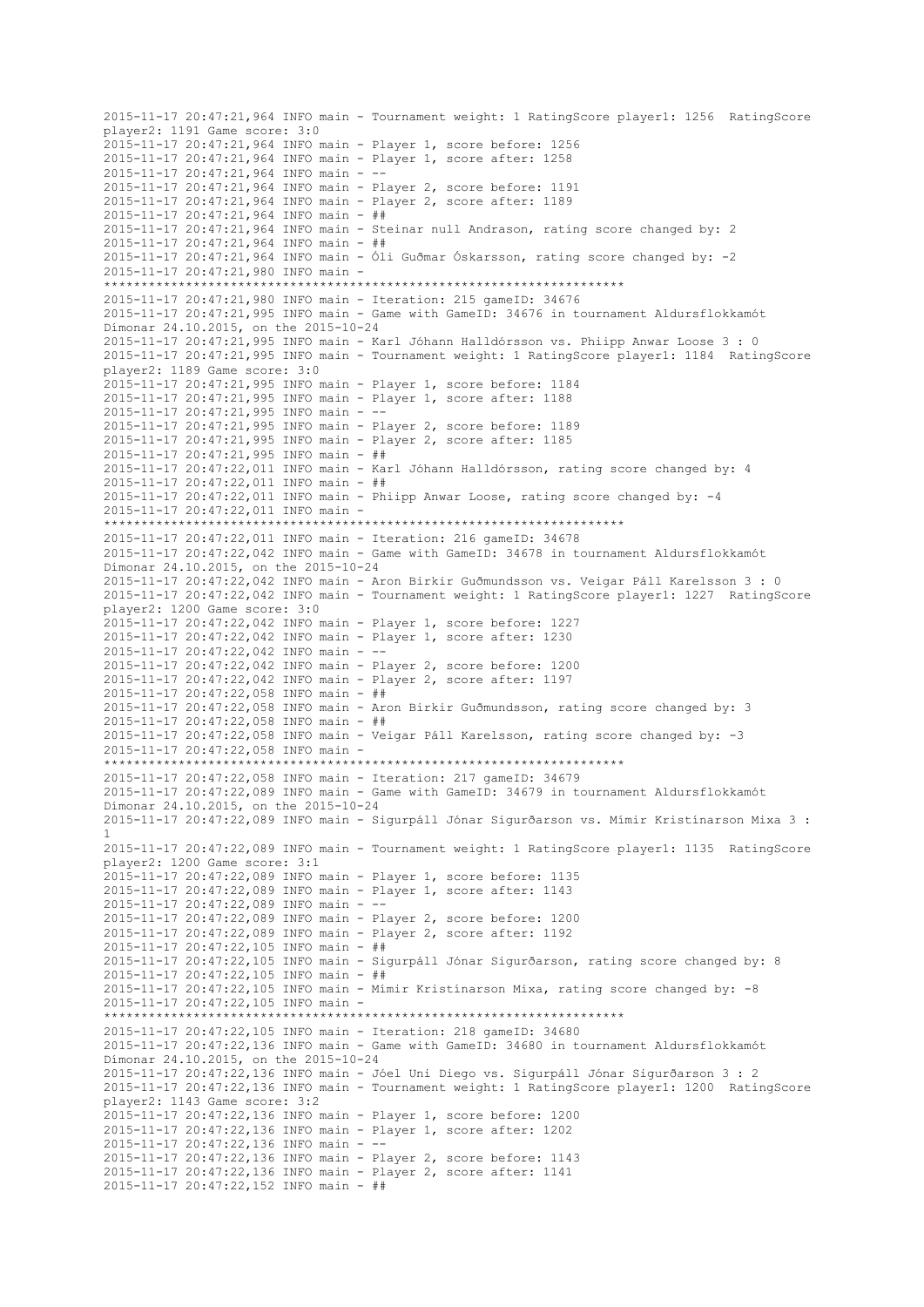```
2015-11-17 20:47:21,964 INFO main - Tournament weight: 1 RatingScore player1: 1256  RatingScore
player2: 1191 Game score: 3:0
2015-11-17 20:47:21,964 INFO main - Player 1, score before: 1256
2015-11-17 20:47:21,964 INFO main - Player 1, score after: 1258
2015-11-17 20:47:21,964 INFO main - --
2015-11-17 20:47:21,964 INFO main - Player 2, score before: 1191
2015-11-17 20:47:21,964 INFO main - Player 2, score after: 1189
2015-11-17 20:47:21,964 INFO main - ##
2015-11-17 20:47:21,964 INFO main - Steinar null Andrason, rating score changed by: 2
2015-11-17 20:47:21,964 INFO main - ##
2015-11-17 20:47:21,964 INFO main - Óli Guðmar Óskarsson, rating score changed by: -2
2015-11-17 20:47:21,980 INFO main -
*********************************************************************
2015-11-17 20:47:21,980 INFO main - Iteration: 215 gameID: 34676
2015-11-17 20:47:21,995 INFO main - Game with GameID: 34676 in tournament Aldursflokkamót
Dímonar 24.10.2015, on the 2015-10-24
2015-11-17 20:47:21,995 INFO main - Karl Jóhann Halldórsson vs. Phiipp Anwar Loose 3 : 0
2015-11-17 20:47:21,995 INFO main - Tournament weight: 1 RatingScore player1: 1184  RatingScore
player2: 1189 Game score: 3:0
2015-11-17 20:47:21,995 INFO main - Player 1, score before: 1184
2015-11-17 20:47:21,995 INFO main - Player 1, score after: 1188
2015-11-17 20:47:21,995 INFO main - --
2015-11-17 20:47:21,995 INFO main - Player 2, score before: 1189
2015-11-17 20:47:21,995 INFO main - Player 2, score after: 1185
2015-11-17 20:47:21,995 INFO main - ##
2015-11-17 20:47:22,011 INFO main - Karl Jóhann Halldórsson, rating score changed by: 4
2015-11-17 20:47:22,011 INFO main - ##
2015-11-17 20:47:22,011 INFO main - Phiipp Anwar Loose, rating score changed by: -4
2015-11-17 20:47:22,011 INFO main -
*********************************************************************
2015-11-17 20:47:22,011 INFO main - Iteration: 216 gameID: 34678
2015-11-17 20:47:22,042 INFO main - Game with GameID: 34678 in tournament Aldursflokkamót
Dímonar 24.10.2015, on the 2015-10-24
2015-11-17 20:47:22,042 INFO main - Aron Birkir Guðmundsson vs. Veigar Páll Karelsson 3 : 0
2015-11-17 20:47:22,042 INFO main - Tournament weight: 1 RatingScore player1: 1227  RatingScore
player2: 1200 Game score: 3:0
2015-11-17 20:47:22,042 INFO main - Player 1, score before: 1227
2015-11-17 20:47:22,042 INFO main - Player 1, score after: 1230
2015-11-17 20:47:22,042 INFO main - --
2015-11-17 20:47:22,042 INFO main - Player 2, score before: 1200
2015-11-17 20:47:22,042 INFO main - Player 2, score after: 1197
2015-11-17 20:47:22,058 INFO main - ##
2015-11-17 20:47:22,058 INFO main - Aron Birkir Guðmundsson, rating score changed by: 3
2015-11-17 20:47:22,058 INFO main - ##
2015-11-17 20:47:22,058 INFO main - Veigar Páll Karelsson, rating score changed by: -3
2015-11-17 20:47:22,058 INFO main -
*********************************************************************
2015-11-17 20:47:22,058 INFO main - Iteration: 217 gameID: 34679
2015-11-17 20:47:22,089 INFO main - Game with GameID: 34679 in tournament Aldursflokkamót
Dímonar 24.10.2015, on the 2015-10-24
2015-11-17 20:47:22,089 INFO main - Sigurpáll Jónar Sigurðarson vs. Mímir Kristínarson Mixa 3 :
1
2015-11-17 20:47:22,089 INFO main - Tournament weight: 1 RatingScore player1: 1135  RatingScore
player2: 1200 Game score: 3:1
2015-11-17 20:47:22,089 INFO main - Player 1, score before: 1135
2015-11-17 20:47:22,089 INFO main - Player 1, score after: 1143
2015-11-17 20:47:22,089 INFO main - --
2015-11-17 20:47:22,089 INFO main - Player 2, score before: 1200
2015-11-17 20:47:22,089 INFO main - Player 2, score after: 1192
2015-11-17 20:47:22,105 INFO main - ##
2015-11-17 20:47:22,105 INFO main - Sigurpáll Jónar Sigurðarson, rating score changed by: 8
2015-11-17 20:47:22,105 INFO main - ##
2015-11-17 20:47:22,105 INFO main - Mímir Kristínarson Mixa, rating score changed by: -8
2015-11-17 20:47:22,105 INFO main -
*********************************************************************
2015-11-17 20:47:22,105 INFO main - Iteration: 218 gameID: 34680
2015-11-17 20:47:22,136 INFO main - Game with GameID: 34680 in tournament Aldursflokkamót
Dímonar 24.10.2015, on the 2015-10-24
2015-11-17 20:47:22,136 INFO main - Jóel Uni Diego vs. Sigurpáll Jónar Sigurðarson 3 : 2
2015-11-17 20:47:22,136 INFO main - Tournament weight: 1 RatingScore player1: 1200  RatingScore
player2: 1143 Game score: 3:2
2015-11-17 20:47:22,136 INFO main - Player 1, score before: 1200
2015-11-17 20:47:22,136 INFO main - Player 1, score after: 1202
2015-11-17 20:47:22,136 INFO main - --
2015-11-17 20:47:22,136 INFO main - Player 2, score before: 1143
2015-11-17 20:47:22,136 INFO main - Player 2, score after: 1141
2015-11-17 20:47:22,152 INFO main - ##
```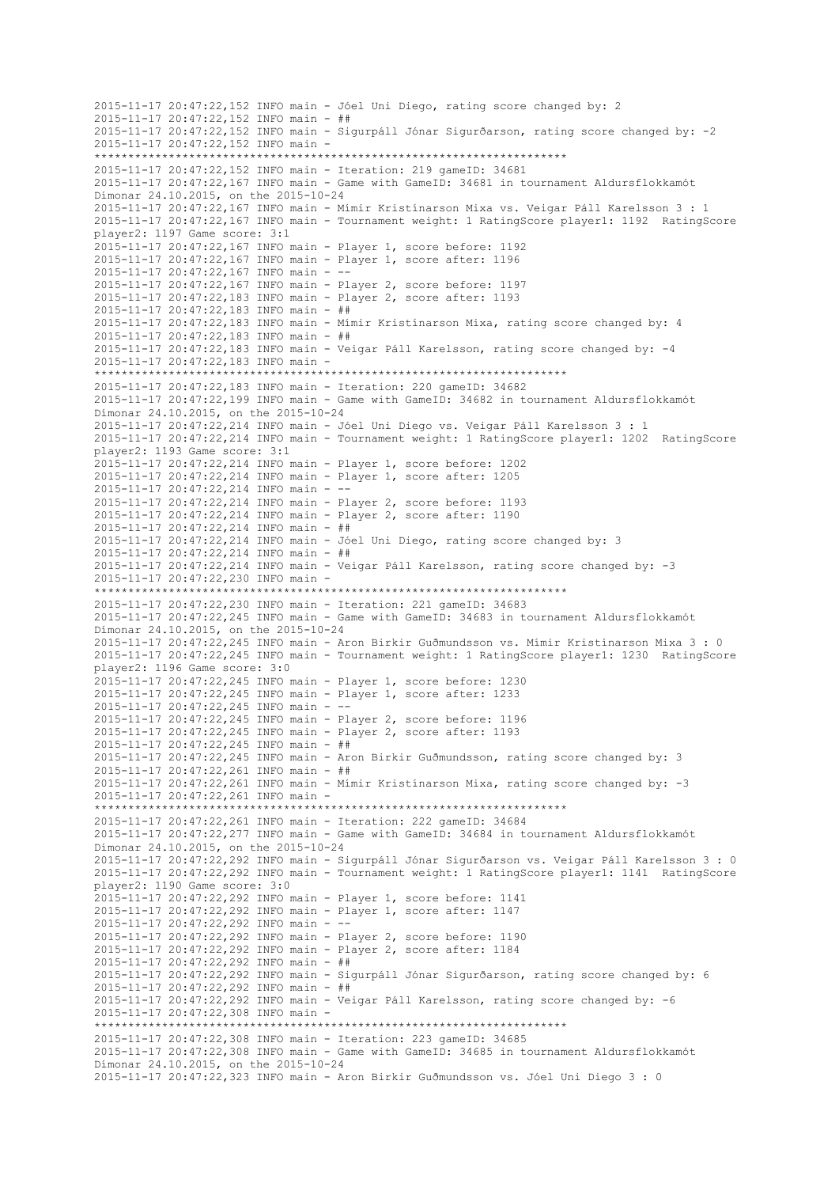```
2015-11-17 20:47:22,152 INFO main - Jóel Uni Diego, rating score changed by: 2
2015-11-17 20:47:22,152 INFO main - ##
2015-11-17 20:47:22,152 INFO main - Sigurpáll Jónar Sigurðarson, rating score changed by: -2
2015-11-17 20:47:22,152 INFO main - 
*********************************************************************
2015-11-17 20:47:22,152 INFO main - Iteration: 219 gameID: 34681
2015-11-17 20:47:22,167 INFO main - Game with GameID: 34681 in tournament Aldursflokkamót 
Dímonar 24.10.2015, on the 2015-10-24
2015-11-17 20:47:22,167 INFO main - Mímir Kristínarson Mixa vs. Veigar Páll Karelsson 3 : 1
2015-11-17 20:47:22,167 INFO main - Tournament weight: 1 RatingScore player1: 1192  RatingScore 
player2: 1197 Game score: 3:1
2015-11-17 20:47:22,167 INFO main - Player 1, score before: 1192
2015-11-17 20:47:22,167 INFO main - Player 1, score after: 1196
2015-11-17 20:47:22,167 INFO main - --
2015-11-17 20:47:22,167 INFO main - Player 2, score before: 1197
2015-11-17 20:47:22,183 INFO main - Player 2, score after: 1193
2015-11-17 20:47:22,183 INFO main - ##
2015-11-17 20:47:22,183 INFO main - Mímir Kristínarson Mixa, rating score changed by: 4
2015-11-17 20:47:22,183 INFO main - ##
2015-11-17 20:47:22,183 INFO main - Veigar Páll Karelsson, rating score changed by: -4
2015-11-17 20:47:22,183 INFO main - 
*********************************************************************
2015-11-17 20:47:22,183 INFO main - Iteration: 220 gameID: 34682
2015-11-17 20:47:22,199 INFO main - Game with GameID: 34682 in tournament Aldursflokkamót 
Dímonar 24.10.2015, on the 2015-10-24
2015-11-17 20:47:22,214 INFO main - Jóel Uni Diego vs. Veigar Páll Karelsson 3 : 1
2015-11-17 20:47:22,214 INFO main - Tournament weight: 1 RatingScore player1: 1202  RatingScore 
player2: 1193 Game score: 3:1
2015-11-17 20:47:22,214 INFO main - Player 1, score before: 1202
2015-11-17 20:47:22,214 INFO main - Player 1, score after: 1205
2015-11-17 20:47:22,214 INFO main - --
2015-11-17 20:47:22,214 INFO main - Player 2, score before: 1193
2015-11-17 20:47:22,214 INFO main - Player 2, score after: 1190
2015-11-17 20:47:22,214 INFO main - ##
2015-11-17 20:47:22,214 INFO main - Jóel Uni Diego, rating score changed by: 3
2015-11-17 20:47:22,214 INFO main - ##
2015-11-17 20:47:22,214 INFO main - Veigar Páll Karelsson, rating score changed by: -3
2015-11-17 20:47:22,230 INFO main - 
*********************************************************************
2015-11-17 20:47:22,230 INFO main - Iteration: 221 gameID: 34683
2015-11-17 20:47:22,245 INFO main - Game with GameID: 34683 in tournament Aldursflokkamót 
Dímonar 24.10.2015, on the 2015-10-24
2015-11-17 20:47:22,245 INFO main - Aron Birkir Guðmundsson vs. Mímir Kristínarson Mixa 3 : 0
2015-11-17 20:47:22,245 INFO main - Tournament weight: 1 RatingScore player1: 1230  RatingScore 
player2: 1196 Game score: 3:0
2015-11-17 20:47:22,245 INFO main - Player 1, score before: 1230
2015-11-17 20:47:22,245 INFO main - Player 1, score after: 1233
2015-11-17 20:47:22,245 INFO main - --
2015-11-17 20:47:22,245 INFO main - Player 2, score before: 1196
2015-11-17 20:47:22,245 INFO main - Player 2, score after: 1193
2015-11-17 20:47:22,245 INFO main - ##
2015-11-17 20:47:22,245 INFO main - Aron Birkir Guðmundsson, rating score changed by: 3
2015-11-17 20:47:22,261 INFO main - ##
2015-11-17 20:47:22,261 INFO main - Mímir Kristínarson Mixa, rating score changed by: -3
2015-11-17 20:47:22,261 INFO main - 
*********************************************************************
2015-11-17 20:47:22,261 INFO main - Iteration: 222 gameID: 34684
2015-11-17 20:47:22,277 INFO main - Game with GameID: 34684 in tournament Aldursflokkamót 
Dímonar 24.10.2015, on the 2015-10-24
2015-11-17 20:47:22,292 INFO main - Sigurpáll Jónar Sigurðarson vs. Veigar Páll Karelsson 3 : 0
2015-11-17 20:47:22,292 INFO main - Tournament weight: 1 RatingScore player1: 1141  RatingScore 
player2: 1190 Game score: 3:0
2015-11-17 20:47:22,292 INFO main - Player 1, score before: 1141
2015-11-17 20:47:22,292 INFO main - Player 1, score after: 1147
2015-11-17 20:47:22,292 INFO main - --
2015-11-17 20:47:22,292 INFO main - Player 2, score before: 1190
2015-11-17 20:47:22,292 INFO main - Player 2, score after: 1184
2015-11-17 20:47:22,292 INFO main - ##
2015-11-17 20:47:22,292 INFO main - Sigurpáll Jónar Sigurðarson, rating score changed by: 6
2015-11-17 20:47:22,292 INFO main - ##
2015-11-17 20:47:22,292 INFO main - Veigar Páll Karelsson, rating score changed by: -6
2015-11-17 20:47:22,308 INFO main - 
*********************************************************************
2015-11-17 20:47:22,308 INFO main - Iteration: 223 gameID: 34685
2015-11-17 20:47:22,308 INFO main - Game with GameID: 34685 in tournament Aldursflokkamót 
Dímonar 24.10.2015, on the 2015-10-24
2015-11-17 20:47:22,323 INFO main - Aron Birkir Guðmundsson vs. Jóel Uni Diego 3 : 0
```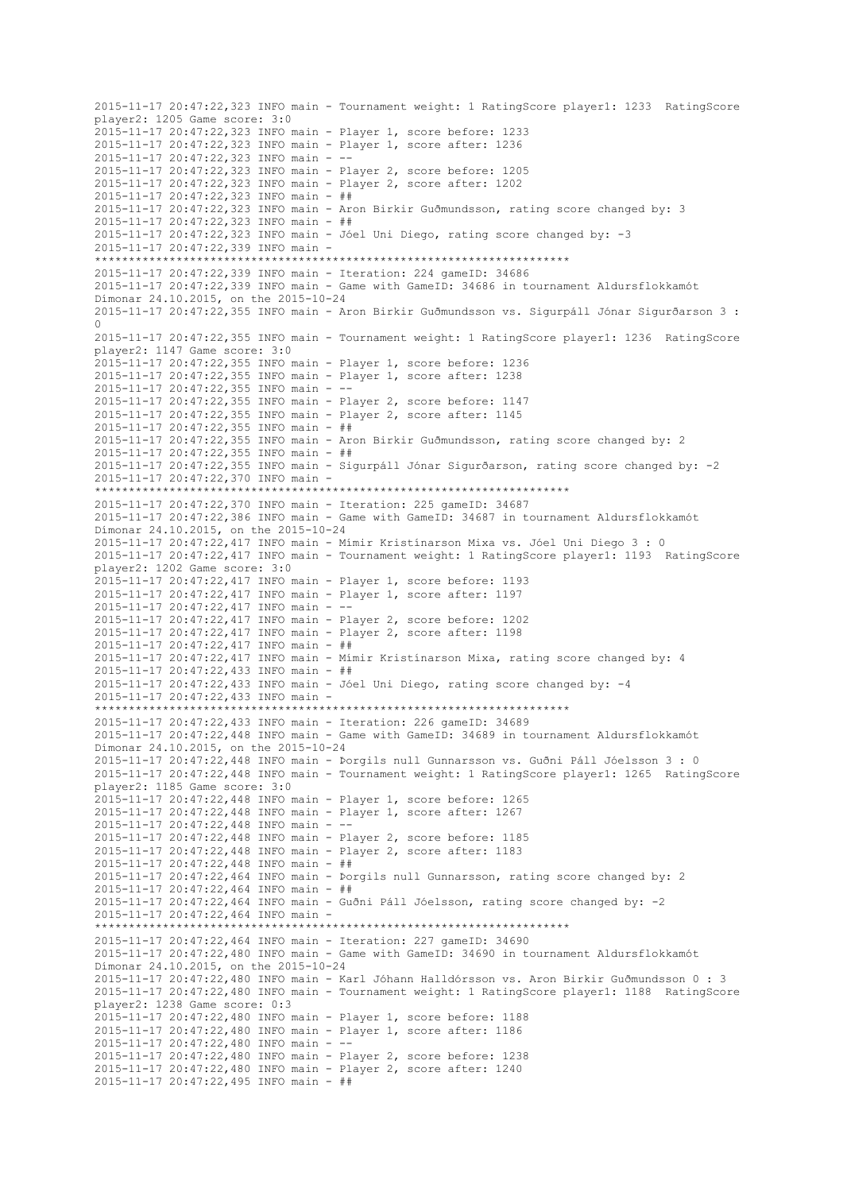```
2015-11-17 20:47:22,323 INFO main - Tournament weight: 1 RatingScore player1: 1233  RatingScore 
player2: 1205 Game score: 3:0
2015-11-17 20:47:22,323 INFO main - Player 1, score before: 1233
2015-11-17 20:47:22,323 INFO main - Player 1, score after: 1236
2015-11-17 20:47:22,323 INFO main - --
2015-11-17 20:47:22,323 INFO main - Player 2, score before: 1205
2015-11-17 20:47:22,323 INFO main - Player 2, score after: 1202
2015-11-17 20:47:22,323 INFO main - ##
2015-11-17 20:47:22,323 INFO main - Aron Birkir Guðmundsson, rating score changed by: 3
2015-11-17 20:47:22,323 INFO main - ##
2015-11-17 20:47:22,323 INFO main - Jóel Uni Diego, rating score changed by: -3
2015-11-17 20:47:22,339 INFO main - 
**********************************************************************
2015-11-17 20:47:22,339 INFO main - Iteration: 224 gameID: 34686
2015-11-17 20:47:22,339 INFO main - Game with GameID: 34686 in tournament Aldursflokkamót 
Dímonar 24.10.2015, on the 2015-10-24
2015-11-17 20:47:22,355 INFO main - Aron Birkir Guðmundsson vs. Sigurpáll Jónar Sigurðarson 3 : 
0
2015-11-17 20:47:22,355 INFO main - Tournament weight: 1 RatingScore player1: 1236  RatingScore 
player2: 1147 Game score: 3:0
2015-11-17 20:47:22,355 INFO main - Player 1, score before: 1236
2015-11-17 20:47:22,355 INFO main - Player 1, score after: 1238
2015-11-17 20:47:22,355 INFO main - --
2015-11-17 20:47:22,355 INFO main - Player 2, score before: 1147
2015-11-17 20:47:22,355 INFO main - Player 2, score after: 1145
2015-11-17 20:47:22,355 INFO main - ##
2015-11-17 20:47:22,355 INFO main - Aron Birkir Guðmundsson, rating score changed by: 2
2015-11-17 20:47:22,355 INFO main - ##
2015-11-17 20:47:22,355 INFO main - Sigurpáll Jónar Sigurðarson, rating score changed by: -2
2015-11-17 20:47:22,370 INFO main - 
**********************************************************************
2015-11-17 20:47:22,370 INFO main - Iteration: 225 gameID: 34687
2015-11-17 20:47:22,386 INFO main - Game with GameID: 34687 in tournament Aldursflokkamót 
Dímonar 24.10.2015, on the 2015-10-24
2015-11-17 20:47:22,417 INFO main - Mímir Kristínarson Mixa vs. Jóel Uni Diego 3 : 0
2015-11-17 20:47:22,417 INFO main - Tournament weight: 1 RatingScore player1: 1193  RatingScore 
player2: 1202 Game score: 3:0
2015-11-17 20:47:22,417 INFO main - Player 1, score before: 1193
2015-11-17 20:47:22,417 INFO main - Player 1, score after: 1197
2015-11-17 20:47:22,417 INFO main - --
2015-11-17 20:47:22,417 INFO main - Player 2, score before: 1202
2015-11-17 20:47:22,417 INFO main - Player 2, score after: 1198
2015-11-17 20:47:22,417 INFO main - ##
2015-11-17 20:47:22,417 INFO main - Mímir Kristínarson Mixa, rating score changed by: 4
2015-11-17 20:47:22,433 INFO main - ##
2015-11-17 20:47:22,433 INFO main - Jóel Uni Diego, rating score changed by: -4
2015-11-17 20:47:22,433 INFO main - 
**********************************************************************
2015-11-17 20:47:22,433 INFO main - Iteration: 226 gameID: 34689
2015-11-17 20:47:22,448 INFO main - Game with GameID: 34689 in tournament Aldursflokkamót 
Dímonar 24.10.2015, on the 2015-10-24
2015-11-17 20:47:22,448 INFO main - Þorgils null Gunnarsson vs. Guðni Páll Jóelsson 3 : 0
2015-11-17 20:47:22,448 INFO main - Tournament weight: 1 RatingScore player1: 1265  RatingScore 
player2: 1185 Game score: 3:0
2015-11-17 20:47:22,448 INFO main - Player 1, score before: 1265
2015-11-17 20:47:22,448 INFO main - Player 1, score after: 1267
2015-11-17 20:47:22,448 INFO main - --
2015-11-17 20:47:22,448 INFO main - Player 2, score before: 1185
2015-11-17 20:47:22,448 INFO main - Player 2, score after: 1183
2015-11-17 20:47:22,448 INFO main - ##
2015-11-17 20:47:22,464 INFO main - Þorgils null Gunnarsson, rating score changed by: 2
2015-11-17 20:47:22,464 INFO main - ##
2015-11-17 20:47:22,464 INFO main - Guðni Páll Jóelsson, rating score changed by: -2
2015-11-17 20:47:22,464 INFO main - 
**********************************************************************
2015-11-17 20:47:22,464 INFO main - Iteration: 227 gameID: 34690
2015-11-17 20:47:22,480 INFO main - Game with GameID: 34690 in tournament Aldursflokkamót 
Dímonar 24.10.2015, on the 2015-10-24
2015-11-17 20:47:22,480 INFO main - Karl Jóhann Halldórsson vs. Aron Birkir Guðmundsson 0 : 3
2015-11-17 20:47:22,480 INFO main - Tournament weight: 1 RatingScore player1: 1188  RatingScore 
player2: 1238 Game score: 0:3
2015-11-17 20:47:22,480 INFO main - Player 1, score before: 1188
2015-11-17 20:47:22,480 INFO main - Player 1, score after: 1186
2015-11-17 20:47:22,480 INFO main - --
2015-11-17 20:47:22,480 INFO main - Player 2, score before: 1238
2015-11-17 20:47:22,480 INFO main - Player 2, score after: 1240
2015-11-17 20:47:22,495 INFO main - ##
```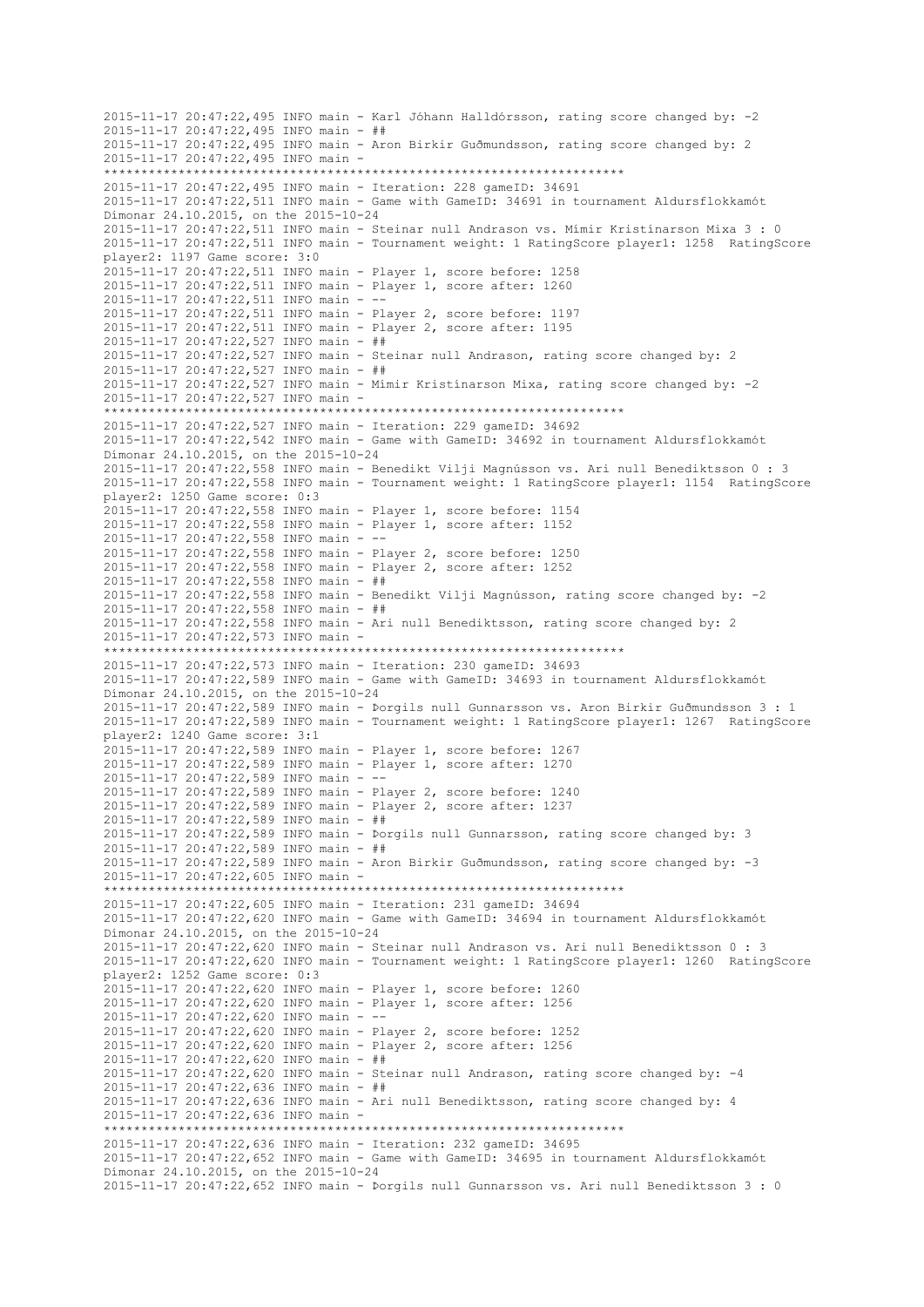2015-11-17 20:47:22,495 INFO main - Karl Jóhann Halldórsson, rating score changed by: -2
2015-11-17 20:47:22,495 INFO main - ##
2015-11-17 20:47:22,495 INFO main - Aron Birkir Guðmundsson, rating score changed by: 2
2015-11-17 20:47:22,495 INFO main -
**********************************************************************
2015-11-17 20:47:22,495 INFO main - Iteration: 228 gameID: 34691
2015-11-17 20:47:22,511 INFO main - Game with GameID: 34691 in tournament Aldursflokkamót Dímonar 24.10.2015, on the 2015-10-24
2015-11-17 20:47:22,511 INFO main - Steinar null Andrason vs. Mímir Kristínarson Mixa 3 : 0
2015-11-17 20:47:22,511 INFO main - Tournament weight: 1 RatingScore player1: 1258 RatingScore player2: 1197 Game score: 3:0
2015-11-17 20:47:22,511 INFO main - Player 1, score before: 1258
2015-11-17 20:47:22,511 INFO main - Player 1, score after: 1260
2015-11-17 20:47:22,511 INFO main - --
2015-11-17 20:47:22,511 INFO main - Player 2, score before: 1197
2015-11-17 20:47:22,511 INFO main - Player 2, score after: 1195
2015-11-17 20:47:22,527 INFO main - ##
2015-11-17 20:47:22,527 INFO main - Steinar null Andrason, rating score changed by: 2
2015-11-17 20:47:22,527 INFO main - ##
2015-11-17 20:47:22,527 INFO main - Mímir Kristínarson Mixa, rating score changed by: -2
2015-11-17 20:47:22,527 INFO main -
**********************************************************************
2015-11-17 20:47:22,527 INFO main - Iteration: 229 gameID: 34692
2015-11-17 20:47:22,542 INFO main - Game with GameID: 34692 in tournament Aldursflokkamót Dímonar 24.10.2015, on the 2015-10-24
2015-11-17 20:47:22,558 INFO main - Benedikt Vilji Magnússon vs. Ari null Benediktsson 0 : 3
2015-11-17 20:47:22,558 INFO main - Tournament weight: 1 RatingScore player1: 1154 RatingScore player2: 1250 Game score: 0:3
2015-11-17 20:47:22,558 INFO main - Player 1, score before: 1154
2015-11-17 20:47:22,558 INFO main - Player 1, score after: 1152
2015-11-17 20:47:22,558 INFO main - --
2015-11-17 20:47:22,558 INFO main - Player 2, score before: 1250
2015-11-17 20:47:22,558 INFO main - Player 2, score after: 1252
2015-11-17 20:47:22,558 INFO main - ##
2015-11-17 20:47:22,558 INFO main - Benedikt Vilji Magnússon, rating score changed by: -2
2015-11-17 20:47:22,558 INFO main - ##
2015-11-17 20:47:22,558 INFO main - Ari null Benediktsson, rating score changed by: 2
2015-11-17 20:47:22,573 INFO main -
**********************************************************************
2015-11-17 20:47:22,573 INFO main - Iteration: 230 gameID: 34693
2015-11-17 20:47:22,589 INFO main - Game with GameID: 34693 in tournament Aldursflokkamót Dímonar 24.10.2015, on the 2015-10-24
2015-11-17 20:47:22,589 INFO main - Þorgils null Gunnarsson vs. Aron Birkir Guðmundsson 3 : 1
2015-11-17 20:47:22,589 INFO main - Tournament weight: 1 RatingScore player1: 1267 RatingScore player2: 1240 Game score: 3:1
2015-11-17 20:47:22,589 INFO main - Player 1, score before: 1267
2015-11-17 20:47:22,589 INFO main - Player 1, score after: 1270
2015-11-17 20:47:22,589 INFO main - --
2015-11-17 20:47:22,589 INFO main - Player 2, score before: 1240
2015-11-17 20:47:22,589 INFO main - Player 2, score after: 1237
2015-11-17 20:47:22,589 INFO main - ##
2015-11-17 20:47:22,589 INFO main - Þorgils null Gunnarsson, rating score changed by: 3
2015-11-17 20:47:22,589 INFO main - ##
2015-11-17 20:47:22,589 INFO main - Aron Birkir Guðmundsson, rating score changed by: -3
2015-11-17 20:47:22,605 INFO main -
**********************************************************************
2015-11-17 20:47:22,605 INFO main - Iteration: 231 gameID: 34694
2015-11-17 20:47:22,620 INFO main - Game with GameID: 34694 in tournament Aldursflokkamót Dímonar 24.10.2015, on the 2015-10-24
2015-11-17 20:47:22,620 INFO main - Steinar null Andrason vs. Ari null Benediktsson 0 : 3
2015-11-17 20:47:22,620 INFO main - Tournament weight: 1 RatingScore player1: 1260 RatingScore player2: 1252 Game score: 0:3
2015-11-17 20:47:22,620 INFO main - Player 1, score before: 1260
2015-11-17 20:47:22,620 INFO main - Player 1, score after: 1256
2015-11-17 20:47:22,620 INFO main - --
2015-11-17 20:47:22,620 INFO main - Player 2, score before: 1252
2015-11-17 20:47:22,620 INFO main - Player 2, score after: 1256
2015-11-17 20:47:22,620 INFO main - ##
2015-11-17 20:47:22,620 INFO main - Steinar null Andrason, rating score changed by: -4
2015-11-17 20:47:22,636 INFO main - ##
2015-11-17 20:47:22,636 INFO main - Ari null Benediktsson, rating score changed by: 4
2015-11-17 20:47:22,636 INFO main -
**********************************************************************
2015-11-17 20:47:22,636 INFO main - Iteration: 232 gameID: 34695
2015-11-17 20:47:22,652 INFO main - Game with GameID: 34695 in tournament Aldursflokkamót Dímonar 24.10.2015, on the 2015-10-24
2015-11-17 20:47:22,652 INFO main - Þorgils null Gunnarsson vs. Ari null Benediktsson 3 : 0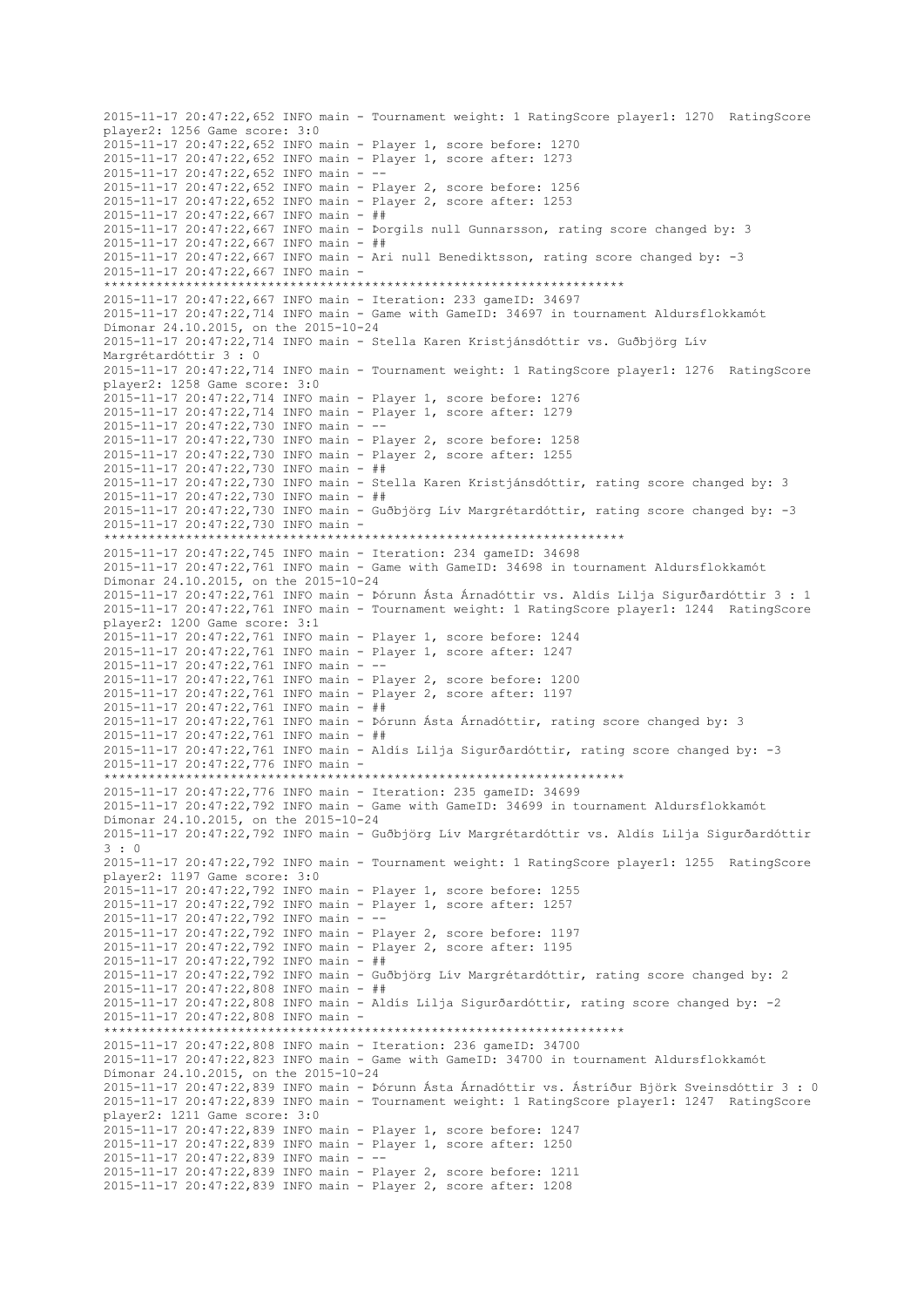```
2015-11-17 20:47:22,652 INFO main - Tournament weight: 1 RatingScore player1: 1270  RatingScore
player2: 1256 Game score: 3:0
2015-11-17 20:47:22,652 INFO main - Player 1, score before: 1270
2015-11-17 20:47:22,652 INFO main - Player 1, score after: 1273
2015-11-17 20:47:22,652 INFO main - --
2015-11-17 20:47:22,652 INFO main - Player 2, score before: 1256
2015-11-17 20:47:22,652 INFO main - Player 2, score after: 1253
2015-11-17 20:47:22,667 INFO main - ##
2015-11-17 20:47:22,667 INFO main - Þorgils null Gunnarsson, rating score changed by: 3
2015-11-17 20:47:22,667 INFO main - ##
2015-11-17 20:47:22,667 INFO main - Ari null Benediktsson, rating score changed by: -3
2015-11-17 20:47:22,667 INFO main -
*********************************************************************
2015-11-17 20:47:22,667 INFO main - Iteration: 233 gameID: 34697
2015-11-17 20:47:22,714 INFO main - Game with GameID: 34697 in tournament Aldursflokkamót
Dímonar 24.10.2015, on the 2015-10-24
2015-11-17 20:47:22,714 INFO main - Stella Karen Kristjánsdóttir vs. Guðbjörg Lív
Margrétardóttir 3 : 0
2015-11-17 20:47:22,714 INFO main - Tournament weight: 1 RatingScore player1: 1276  RatingScore
player2: 1258 Game score: 3:0
2015-11-17 20:47:22,714 INFO main - Player 1, score before: 1276
2015-11-17 20:47:22,714 INFO main - Player 1, score after: 1279
2015-11-17 20:47:22,730 INFO main - --
2015-11-17 20:47:22,730 INFO main - Player 2, score before: 1258
2015-11-17 20:47:22,730 INFO main - Player 2, score after: 1255
2015-11-17 20:47:22,730 INFO main - ##
2015-11-17 20:47:22,730 INFO main - Stella Karen Kristjánsdóttir, rating score changed by: 3
2015-11-17 20:47:22,730 INFO main - ##
2015-11-17 20:47:22,730 INFO main - Guðbjörg Lív Margrétardóttir, rating score changed by: -3
2015-11-17 20:47:22,730 INFO main -
*********************************************************************
2015-11-17 20:47:22,745 INFO main - Iteration: 234 gameID: 34698
2015-11-17 20:47:22,761 INFO main - Game with GameID: 34698 in tournament Aldursflokkamót
Dímonar 24.10.2015, on the 2015-10-24
2015-11-17 20:47:22,761 INFO main - Þórunn Ásta Árnadóttir vs. Aldís Lilja Sigurðardóttir 3 : 1
2015-11-17 20:47:22,761 INFO main - Tournament weight: 1 RatingScore player1: 1244  RatingScore
player2: 1200 Game score: 3:1
2015-11-17 20:47:22,761 INFO main - Player 1, score before: 1244
2015-11-17 20:47:22,761 INFO main - Player 1, score after: 1247
2015-11-17 20:47:22,761 INFO main - --
2015-11-17 20:47:22,761 INFO main - Player 2, score before: 1200
2015-11-17 20:47:22,761 INFO main - Player 2, score after: 1197
2015-11-17 20:47:22,761 INFO main - ##
2015-11-17 20:47:22,761 INFO main - Þórunn Ásta Árnadóttir, rating score changed by: 3
2015-11-17 20:47:22,761 INFO main - ##
2015-11-17 20:47:22,761 INFO main - Aldís Lilja Sigurðardóttir, rating score changed by: -3
2015-11-17 20:47:22,776 INFO main -
*********************************************************************
2015-11-17 20:47:22,776 INFO main - Iteration: 235 gameID: 34699
2015-11-17 20:47:22,792 INFO main - Game with GameID: 34699 in tournament Aldursflokkamót
Dímonar 24.10.2015, on the 2015-10-24
2015-11-17 20:47:22,792 INFO main - Guðbjörg Lív Margrétardóttir vs. Aldís Lilja Sigurðardóttir
3 : 0
2015-11-17 20:47:22,792 INFO main - Tournament weight: 1 RatingScore player1: 1255  RatingScore
player2: 1197 Game score: 3:0
2015-11-17 20:47:22,792 INFO main - Player 1, score before: 1255
2015-11-17 20:47:22,792 INFO main - Player 1, score after: 1257
2015-11-17 20:47:22,792 INFO main - --
2015-11-17 20:47:22,792 INFO main - Player 2, score before: 1197
2015-11-17 20:47:22,792 INFO main - Player 2, score after: 1195
2015-11-17 20:47:22,792 INFO main - ##
2015-11-17 20:47:22,792 INFO main - Guðbjörg Lív Margrétardóttir, rating score changed by: 2
2015-11-17 20:47:22,808 INFO main - ##
2015-11-17 20:47:22,808 INFO main - Aldís Lilja Sigurðardóttir, rating score changed by: -2
2015-11-17 20:47:22,808 INFO main -
*********************************************************************
2015-11-17 20:47:22,808 INFO main - Iteration: 236 gameID: 34700
2015-11-17 20:47:22,823 INFO main - Game with GameID: 34700 in tournament Aldursflokkamót
Dímonar 24.10.2015, on the 2015-10-24
2015-11-17 20:47:22,839 INFO main - Þórunn Ásta Árnadóttir vs. Ástríður Björk Sveinsdóttir 3 : 0
2015-11-17 20:47:22,839 INFO main - Tournament weight: 1 RatingScore player1: 1247  RatingScore
player2: 1211 Game score: 3:0
2015-11-17 20:47:22,839 INFO main - Player 1, score before: 1247
2015-11-17 20:47:22,839 INFO main - Player 1, score after: 1250
2015-11-17 20:47:22,839 INFO main - --
2015-11-17 20:47:22,839 INFO main - Player 2, score before: 1211
2015-11-17 20:47:22,839 INFO main - Player 2, score after: 1208
```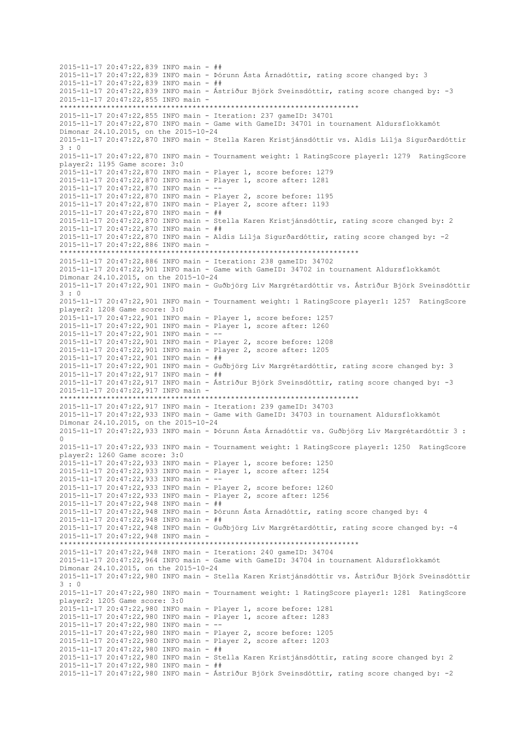```
2015-11-17 20:47:22,839 INFO main - ##
2015-11-17 20:47:22,839 INFO main - Þórunn Ásta Árnadóttir, rating score changed by: 3
2015-11-17 20:47:22,839 INFO main - ##
2015-11-17 20:47:22,839 INFO main - Ástríður Björk Sveinsdóttir, rating score changed by: -3
2015-11-17 20:47:22,855 INFO main -
*********************************************************************
2015-11-17 20:47:22,855 INFO main - Iteration: 237 gameID: 34701
2015-11-17 20:47:22,870 INFO main - Game with GameID: 34701 in tournament Aldursflokkamót
Dímonar 24.10.2015, on the 2015-10-24
2015-11-17 20:47:22,870 INFO main - Stella Karen Kristjánsdóttir vs. Aldís Lilja Sigurðardóttir
3 : 0
2015-11-17 20:47:22,870 INFO main - Tournament weight: 1 RatingScore player1: 1279  RatingScore
player2: 1195 Game score: 3:0
2015-11-17 20:47:22,870 INFO main - Player 1, score before: 1279
2015-11-17 20:47:22,870 INFO main - Player 1, score after: 1281
2015-11-17 20:47:22,870 INFO main - --
2015-11-17 20:47:22,870 INFO main - Player 2, score before: 1195
2015-11-17 20:47:22,870 INFO main - Player 2, score after: 1193
2015-11-17 20:47:22,870 INFO main - ##
2015-11-17 20:47:22,870 INFO main - Stella Karen Kristjánsdóttir, rating score changed by: 2
2015-11-17 20:47:22,870 INFO main - ##
2015-11-17 20:47:22,870 INFO main - Aldís Lilja Sigurðardóttir, rating score changed by: -2
2015-11-17 20:47:22,886 INFO main -
*********************************************************************
2015-11-17 20:47:22,886 INFO main - Iteration: 238 gameID: 34702
2015-11-17 20:47:22,901 INFO main - Game with GameID: 34702 in tournament Aldursflokkamót
Dímonar 24.10.2015, on the 2015-10-24
2015-11-17 20:47:22,901 INFO main - Guðbjörg Lív Margrétardóttir vs. Ástríður Björk Sveinsdóttir
3 : 0
2015-11-17 20:47:22,901 INFO main - Tournament weight: 1 RatingScore player1: 1257  RatingScore
player2: 1208 Game score: 3:0
2015-11-17 20:47:22,901 INFO main - Player 1, score before: 1257
2015-11-17 20:47:22,901 INFO main - Player 1, score after: 1260
2015-11-17 20:47:22,901 INFO main - --
2015-11-17 20:47:22,901 INFO main - Player 2, score before: 1208
2015-11-17 20:47:22,901 INFO main - Player 2, score after: 1205
2015-11-17 20:47:22,901 INFO main - ##
2015-11-17 20:47:22,901 INFO main - Guðbjörg Lív Margrétardóttir, rating score changed by: 3
2015-11-17 20:47:22,917 INFO main - ##
2015-11-17 20:47:22,917 INFO main - Ástríður Björk Sveinsdóttir, rating score changed by: -3
2015-11-17 20:47:22,917 INFO main -
*********************************************************************
2015-11-17 20:47:22,917 INFO main - Iteration: 239 gameID: 34703
2015-11-17 20:47:22,933 INFO main - Game with GameID: 34703 in tournament Aldursflokkamót
Dímonar 24.10.2015, on the 2015-10-24
2015-11-17 20:47:22,933 INFO main - Þórunn Ásta Árnadóttir vs. Guðbjörg Lív Margrétardóttir 3 :
0
2015-11-17 20:47:22,933 INFO main - Tournament weight: 1 RatingScore player1: 1250  RatingScore
player2: 1260 Game score: 3:0
2015-11-17 20:47:22,933 INFO main - Player 1, score before: 1250
2015-11-17 20:47:22,933 INFO main - Player 1, score after: 1254
2015-11-17 20:47:22,933 INFO main - --
2015-11-17 20:47:22,933 INFO main - Player 2, score before: 1260
2015-11-17 20:47:22,933 INFO main - Player 2, score after: 1256
2015-11-17 20:47:22,948 INFO main - ##
2015-11-17 20:47:22,948 INFO main - Þórunn Ásta Árnadóttir, rating score changed by: 4
2015-11-17 20:47:22,948 INFO main - ##
2015-11-17 20:47:22,948 INFO main - Guðbjörg Lív Margrétardóttir, rating score changed by: -4
2015-11-17 20:47:22,948 INFO main -
*********************************************************************
2015-11-17 20:47:22,948 INFO main - Iteration: 240 gameID: 34704
2015-11-17 20:47:22,964 INFO main - Game with GameID: 34704 in tournament Aldursflokkamót
Dímonar 24.10.2015, on the 2015-10-24
2015-11-17 20:47:22,980 INFO main - Stella Karen Kristjánsdóttir vs. Ástríður Björk Sveinsdóttir
3 : 0
2015-11-17 20:47:22,980 INFO main - Tournament weight: 1 RatingScore player1: 1281  RatingScore
player2: 1205 Game score: 3:0
2015-11-17 20:47:22,980 INFO main - Player 1, score before: 1281
2015-11-17 20:47:22,980 INFO main - Player 1, score after: 1283
2015-11-17 20:47:22,980 INFO main - --
2015-11-17 20:47:22,980 INFO main - Player 2, score before: 1205
2015-11-17 20:47:22,980 INFO main - Player 2, score after: 1203
2015-11-17 20:47:22,980 INFO main - ##
2015-11-17 20:47:22,980 INFO main - Stella Karen Kristjánsdóttir, rating score changed by: 2
2015-11-17 20:47:22,980 INFO main - ##
2015-11-17 20:47:22,980 INFO main - Ástríður Björk Sveinsdóttir, rating score changed by: -2
```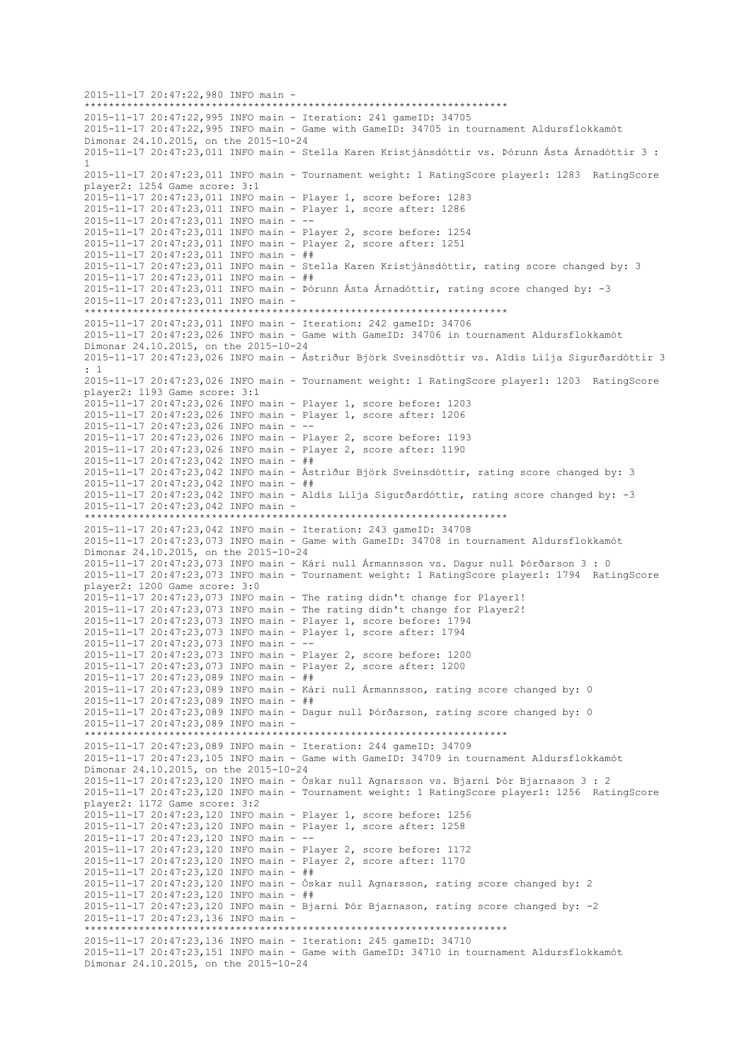```
2015-11-17 20:47:22,980 INFO main - 
*********************************************************************
2015-11-17 20:47:22,995 INFO main - Iteration: 241 gameID: 34705
2015-11-17 20:47:22,995 INFO main - Game with GameID: 34705 in tournament Aldursflokkamót 
Dímonar 24.10.2015, on the 2015-10-24
2015-11-17 20:47:23,011 INFO main - Stella Karen Kristjánsdóttir vs. Þórunn Ásta Árnadóttir 3 : 
1
2015-11-17 20:47:23,011 INFO main - Tournament weight: 1 RatingScore player1: 1283  RatingScore 
player2: 1254 Game score: 3:1
2015-11-17 20:47:23,011 INFO main - Player 1, score before: 1283
2015-11-17 20:47:23,011 INFO main - Player 1, score after: 1286
2015-11-17 20:47:23,011 INFO main - --
2015-11-17 20:47:23,011 INFO main - Player 2, score before: 1254
2015-11-17 20:47:23,011 INFO main - Player 2, score after: 1251
2015-11-17 20:47:23,011 INFO main - ##
2015-11-17 20:47:23,011 INFO main - Stella Karen Kristjánsdóttir, rating score changed by: 3
2015-11-17 20:47:23,011 INFO main - ##
2015-11-17 20:47:23,011 INFO main - Þórunn Ásta Árnadóttir, rating score changed by: -3
2015-11-17 20:47:23,011 INFO main - 
*********************************************************************
2015-11-17 20:47:23,011 INFO main - Iteration: 242 gameID: 34706
2015-11-17 20:47:23,026 INFO main - Game with GameID: 34706 in tournament Aldursflokkamót 
Dímonar 24.10.2015, on the 2015-10-24
2015-11-17 20:47:23,026 INFO main - Ástríður Björk Sveinsdóttir vs. Aldís Lilja Sigurðardóttir 3 
: 1
2015-11-17 20:47:23,026 INFO main - Tournament weight: 1 RatingScore player1: 1203  RatingScore 
player2: 1193 Game score: 3:1
2015-11-17 20:47:23,026 INFO main - Player 1, score before: 1203
2015-11-17 20:47:23,026 INFO main - Player 1, score after: 1206
2015-11-17 20:47:23,026 INFO main - --
2015-11-17 20:47:23,026 INFO main - Player 2, score before: 1193
2015-11-17 20:47:23,026 INFO main - Player 2, score after: 1190
2015-11-17 20:47:23,042 INFO main - ##
2015-11-17 20:47:23,042 INFO main - Ástríður Björk Sveinsdóttir, rating score changed by: 3
2015-11-17 20:47:23,042 INFO main - ##
2015-11-17 20:47:23,042 INFO main - Aldís Lilja Sigurðardóttir, rating score changed by: -3
2015-11-17 20:47:23,042 INFO main - 
*********************************************************************
2015-11-17 20:47:23,042 INFO main - Iteration: 243 gameID: 34708
2015-11-17 20:47:23,073 INFO main - Game with GameID: 34708 in tournament Aldursflokkamót 
Dímonar 24.10.2015, on the 2015-10-24
2015-11-17 20:47:23,073 INFO main - Kári null Ármannsson vs. Dagur null Þórðarson 3 : 0
2015-11-17 20:47:23,073 INFO main - Tournament weight: 1 RatingScore player1: 1794  RatingScore 
player2: 1200 Game score: 3:0
2015-11-17 20:47:23,073 INFO main - The rating didn't change for Player1!
2015-11-17 20:47:23,073 INFO main - The rating didn't change for Player2!
2015-11-17 20:47:23,073 INFO main - Player 1, score before: 1794
2015-11-17 20:47:23,073 INFO main - Player 1, score after: 1794
2015-11-17 20:47:23,073 INFO main - --
2015-11-17 20:47:23,073 INFO main - Player 2, score before: 1200
2015-11-17 20:47:23,073 INFO main - Player 2, score after: 1200
2015-11-17 20:47:23,089 INFO main - ##
2015-11-17 20:47:23,089 INFO main - Kári null Ármannsson, rating score changed by: 0
2015-11-17 20:47:23,089 INFO main - ##
2015-11-17 20:47:23,089 INFO main - Dagur null Þórðarson, rating score changed by: 0
2015-11-17 20:47:23,089 INFO main - 
*********************************************************************
2015-11-17 20:47:23,089 INFO main - Iteration: 244 gameID: 34709
2015-11-17 20:47:23,105 INFO main - Game with GameID: 34709 in tournament Aldursflokkamót 
Dímonar 24.10.2015, on the 2015-10-24
2015-11-17 20:47:23,120 INFO main - Óskar null Agnarsson vs. Bjarni Þór Bjarnason 3 : 2
2015-11-17 20:47:23,120 INFO main - Tournament weight: 1 RatingScore player1: 1256  RatingScore 
player2: 1172 Game score: 3:2
2015-11-17 20:47:23,120 INFO main - Player 1, score before: 1256
2015-11-17 20:47:23,120 INFO main - Player 1, score after: 1258
2015-11-17 20:47:23,120 INFO main - --
2015-11-17 20:47:23,120 INFO main - Player 2, score before: 1172
2015-11-17 20:47:23,120 INFO main - Player 2, score after: 1170
2015-11-17 20:47:23,120 INFO main - ##
2015-11-17 20:47:23,120 INFO main - Óskar null Agnarsson, rating score changed by: 2
2015-11-17 20:47:23,120 INFO main - ##
2015-11-17 20:47:23,120 INFO main - Bjarni Þór Bjarnason, rating score changed by: -2
2015-11-17 20:47:23,136 INFO main - 
*********************************************************************
2015-11-17 20:47:23,136 INFO main - Iteration: 245 gameID: 34710
2015-11-17 20:47:23,151 INFO main - Game with GameID: 34710 in tournament Aldursflokkamót 
Dímonar 24.10.2015, on the 2015-10-24
```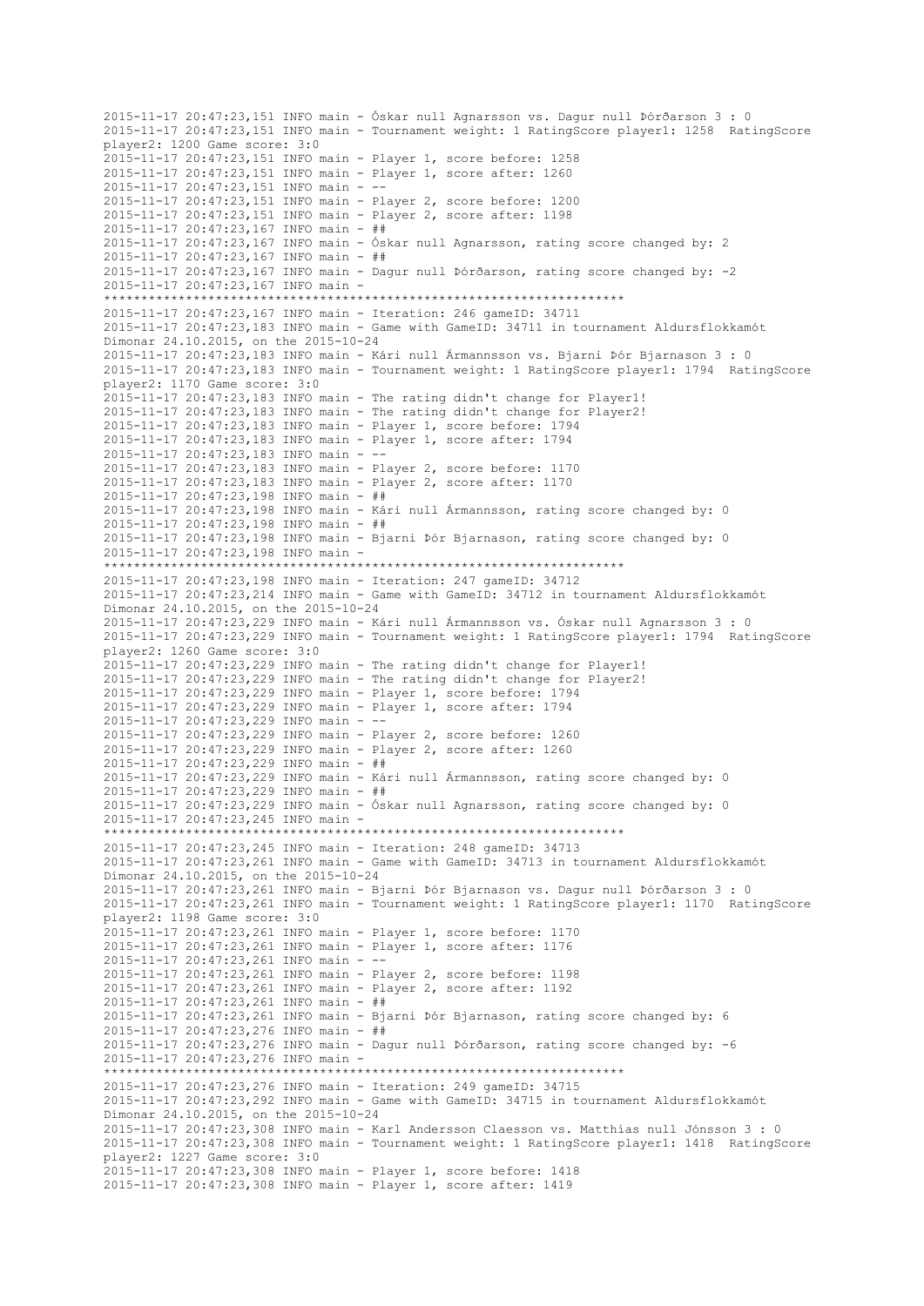```
2015-11-17 20:47:23,151 INFO main - Óskar null Agnarsson vs. Dagur null Þórðarson 3 : 0
2015-11-17 20:47:23,151 INFO main - Tournament weight: 1 RatingScore player1: 1258  RatingScore
player2: 1200 Game score: 3:0
2015-11-17 20:47:23,151 INFO main - Player 1, score before: 1258
2015-11-17 20:47:23,151 INFO main - Player 1, score after: 1260
2015-11-17 20:47:23,151 INFO main - --
2015-11-17 20:47:23,151 INFO main - Player 2, score before: 1200
2015-11-17 20:47:23,151 INFO main - Player 2, score after: 1198
2015-11-17 20:47:23,167 INFO main - ##
2015-11-17 20:47:23,167 INFO main - Óskar null Agnarsson, rating score changed by: 2
2015-11-17 20:47:23,167 INFO main - ##
2015-11-17 20:47:23,167 INFO main - Dagur null Þórðarson, rating score changed by: -2
2015-11-17 20:47:23,167 INFO main - 
********************************************************************
2015-11-17 20:47:23,167 INFO main - Iteration: 246 gameID: 34711
2015-11-17 20:47:23,183 INFO main - Game with GameID: 34711 in tournament Aldursflokkamót
Dímonar 24.10.2015, on the 2015-10-24
2015-11-17 20:47:23,183 INFO main - Kári null Ármannsson vs. Bjarni Þór Bjarnason 3 : 0
2015-11-17 20:47:23,183 INFO main - Tournament weight: 1 RatingScore player1: 1794  RatingScore
player2: 1170 Game score: 3:0
2015-11-17 20:47:23,183 INFO main - The rating didn't change for Player1!
2015-11-17 20:47:23,183 INFO main - The rating didn't change for Player2!
2015-11-17 20:47:23,183 INFO main - Player 1, score before: 1794
2015-11-17 20:47:23,183 INFO main - Player 1, score after: 1794
2015-11-17 20:47:23,183 INFO main - --
2015-11-17 20:47:23,183 INFO main - Player 2, score before: 1170
2015-11-17 20:47:23,183 INFO main - Player 2, score after: 1170
2015-11-17 20:47:23,198 INFO main - ##
2015-11-17 20:47:23,198 INFO main - Kári null Ármannsson, rating score changed by: 0
2015-11-17 20:47:23,198 INFO main - ##
2015-11-17 20:47:23,198 INFO main - Bjarni Þór Bjarnason, rating score changed by: 0
2015-11-17 20:47:23,198 INFO main - 
********************************************************************
2015-11-17 20:47:23,198 INFO main - Iteration: 247 gameID: 34712
2015-11-17 20:47:23,214 INFO main - Game with GameID: 34712 in tournament Aldursflokkamót
Dímonar 24.10.2015, on the 2015-10-24
2015-11-17 20:47:23,229 INFO main - Kári null Ármannsson vs. Óskar null Agnarsson 3 : 0
2015-11-17 20:47:23,229 INFO main - Tournament weight: 1 RatingScore player1: 1794  RatingScore
player2: 1260 Game score: 3:0
2015-11-17 20:47:23,229 INFO main - The rating didn't change for Player1!
2015-11-17 20:47:23,229 INFO main - The rating didn't change for Player2!
2015-11-17 20:47:23,229 INFO main - Player 1, score before: 1794
2015-11-17 20:47:23,229 INFO main - Player 1, score after: 1794
2015-11-17 20:47:23,229 INFO main - --
2015-11-17 20:47:23,229 INFO main - Player 2, score before: 1260
2015-11-17 20:47:23,229 INFO main - Player 2, score after: 1260
2015-11-17 20:47:23,229 INFO main - ##
2015-11-17 20:47:23,229 INFO main - Kári null Ármannsson, rating score changed by: 0
2015-11-17 20:47:23,229 INFO main - ##
2015-11-17 20:47:23,229 INFO main - Óskar null Agnarsson, rating score changed by: 0
2015-11-17 20:47:23,245 INFO main - 
********************************************************************
2015-11-17 20:47:23,245 INFO main - Iteration: 248 gameID: 34713
2015-11-17 20:47:23,261 INFO main - Game with GameID: 34713 in tournament Aldursflokkamót
Dímonar 24.10.2015, on the 2015-10-24
2015-11-17 20:47:23,261 INFO main - Bjarni Þór Bjarnason vs. Dagur null Þórðarson 3 : 0
2015-11-17 20:47:23,261 INFO main - Tournament weight: 1 RatingScore player1: 1170  RatingScore
player2: 1198 Game score: 3:0
2015-11-17 20:47:23,261 INFO main - Player 1, score before: 1170
2015-11-17 20:47:23,261 INFO main - Player 1, score after: 1176
2015-11-17 20:47:23,261 INFO main - --
2015-11-17 20:47:23,261 INFO main - Player 2, score before: 1198
2015-11-17 20:47:23,261 INFO main - Player 2, score after: 1192
2015-11-17 20:47:23,261 INFO main - ##
2015-11-17 20:47:23,261 INFO main - Bjarni Þór Bjarnason, rating score changed by: 6
2015-11-17 20:47:23,276 INFO main - ##
2015-11-17 20:47:23,276 INFO main - Dagur null Þórðarson, rating score changed by: -6
2015-11-17 20:47:23,276 INFO main - 
********************************************************************
2015-11-17 20:47:23,276 INFO main - Iteration: 249 gameID: 34715
2015-11-17 20:47:23,292 INFO main - Game with GameID: 34715 in tournament Aldursflokkamót
Dímonar 24.10.2015, on the 2015-10-24
2015-11-17 20:47:23,308 INFO main - Karl Andersson Claesson vs. Matthías null Jónsson 3 : 0
2015-11-17 20:47:23,308 INFO main - Tournament weight: 1 RatingScore player1: 1418  RatingScore
player2: 1227 Game score: 3:0
2015-11-17 20:47:23,308 INFO main - Player 1, score before: 1418
2015-11-17 20:47:23,308 INFO main - Player 1, score after: 1419
```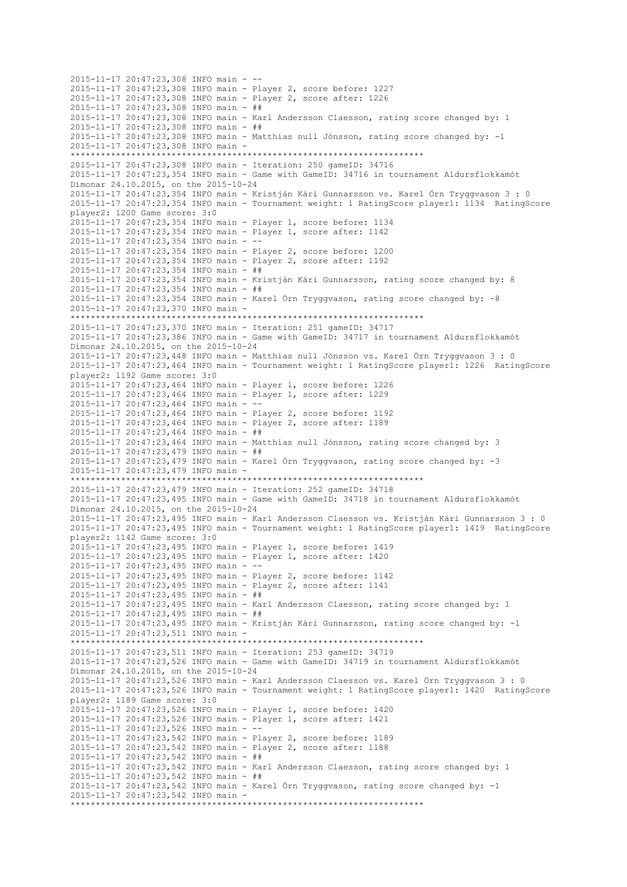```
2015-11-17 20:47:23,308 INFO main - --
2015-11-17 20:47:23,308 INFO main - Player 2, score before: 1227
2015-11-17 20:47:23,308 INFO main - Player 2, score after: 1226
2015-11-17 20:47:23,308 INFO main - ##
2015-11-17 20:47:23,308 INFO main - Karl Andersson Claesson, rating score changed by: 1
2015-11-17 20:47:23,308 INFO main - ##
2015-11-17 20:47:23,308 INFO main - Matthías null Jónsson, rating score changed by: -1
2015-11-17 20:47:23,308 INFO main - 
*********************************************************************
2015-11-17 20:47:23,308 INFO main - Iteration: 250 gameID: 34716
2015-11-17 20:47:23,354 INFO main - Game with GameID: 34716 in tournament Aldursflokkamót Dímonar 24.10.2015, on the 2015-10-24
2015-11-17 20:47:23,354 INFO main - Kristján Kári Gunnarsson vs. Karel Örn Tryggvason 3 : 0
2015-11-17 20:47:23,354 INFO main - Tournament weight: 1 RatingScore player1: 1134  RatingScore player2: 1200 Game score: 3:0
2015-11-17 20:47:23,354 INFO main - Player 1, score before: 1134
2015-11-17 20:47:23,354 INFO main - Player 1, score after: 1142
2015-11-17 20:47:23,354 INFO main - --
2015-11-17 20:47:23,354 INFO main - Player 2, score before: 1200
2015-11-17 20:47:23,354 INFO main - Player 2, score after: 1192
2015-11-17 20:47:23,354 INFO main - ##
2015-11-17 20:47:23,354 INFO main - Kristján Kári Gunnarsson, rating score changed by: 8
2015-11-17 20:47:23,354 INFO main - ##
2015-11-17 20:47:23,354 INFO main - Karel Örn Tryggvason, rating score changed by: -8
2015-11-17 20:47:23,370 INFO main - 
*********************************************************************
2015-11-17 20:47:23,370 INFO main - Iteration: 251 gameID: 34717
2015-11-17 20:47:23,386 INFO main - Game with GameID: 34717 in tournament Aldursflokkamót Dímonar 24.10.2015, on the 2015-10-24
2015-11-17 20:47:23,448 INFO main - Matthías null Jónsson vs. Karel Örn Tryggvason 3 : 0
2015-11-17 20:47:23,464 INFO main - Tournament weight: 1 RatingScore player1: 1226  RatingScore player2: 1192 Game score: 3:0
2015-11-17 20:47:23,464 INFO main - Player 1, score before: 1226
2015-11-17 20:47:23,464 INFO main - Player 1, score after: 1229
2015-11-17 20:47:23,464 INFO main - --
2015-11-17 20:47:23,464 INFO main - Player 2, score before: 1192
2015-11-17 20:47:23,464 INFO main - Player 2, score after: 1189
2015-11-17 20:47:23,464 INFO main - ##
2015-11-17 20:47:23,464 INFO main - Matthías null Jónsson, rating score changed by: 3
2015-11-17 20:47:23,479 INFO main - ##
2015-11-17 20:47:23,479 INFO main - Karel Örn Tryggvason, rating score changed by: -3
2015-11-17 20:47:23,479 INFO main - 
*********************************************************************
2015-11-17 20:47:23,479 INFO main - Iteration: 252 gameID: 34718
2015-11-17 20:47:23,495 INFO main - Game with GameID: 34718 in tournament Aldursflokkamót Dímonar 24.10.2015, on the 2015-10-24
2015-11-17 20:47:23,495 INFO main - Karl Andersson Claesson vs. Kristján Kári Gunnarsson 3 : 0
2015-11-17 20:47:23,495 INFO main - Tournament weight: 1 RatingScore player1: 1419  RatingScore player2: 1142 Game score: 3:0
2015-11-17 20:47:23,495 INFO main - Player 1, score before: 1419
2015-11-17 20:47:23,495 INFO main - Player 1, score after: 1420
2015-11-17 20:47:23,495 INFO main - --
2015-11-17 20:47:23,495 INFO main - Player 2, score before: 1142
2015-11-17 20:47:23,495 INFO main - Player 2, score after: 1141
2015-11-17 20:47:23,495 INFO main - ##
2015-11-17 20:47:23,495 INFO main - Karl Andersson Claesson, rating score changed by: 1
2015-11-17 20:47:23,495 INFO main - ##
2015-11-17 20:47:23,495 INFO main - Kristján Kári Gunnarsson, rating score changed by: -1
2015-11-17 20:47:23,511 INFO main - 
*********************************************************************
2015-11-17 20:47:23,511 INFO main - Iteration: 253 gameID: 34719
2015-11-17 20:47:23,526 INFO main - Game with GameID: 34719 in tournament Aldursflokkamót Dímonar 24.10.2015, on the 2015-10-24
2015-11-17 20:47:23,526 INFO main - Karl Andersson Claesson vs. Karel Örn Tryggvason 3 : 0
2015-11-17 20:47:23,526 INFO main - Tournament weight: 1 RatingScore player1: 1420  RatingScore player2: 1189 Game score: 3:0
2015-11-17 20:47:23,526 INFO main - Player 1, score before: 1420
2015-11-17 20:47:23,526 INFO main - Player 1, score after: 1421
2015-11-17 20:47:23,526 INFO main - --
2015-11-17 20:47:23,542 INFO main - Player 2, score before: 1189
2015-11-17 20:47:23,542 INFO main - Player 2, score after: 1188
2015-11-17 20:47:23,542 INFO main - ##
2015-11-17 20:47:23,542 INFO main - Karl Andersson Claesson, rating score changed by: 1
2015-11-17 20:47:23,542 INFO main - ##
2015-11-17 20:47:23,542 INFO main - Karel Örn Tryggvason, rating score changed by: -1
2015-11-17 20:47:23,542 INFO main - 
*********************************************************************
```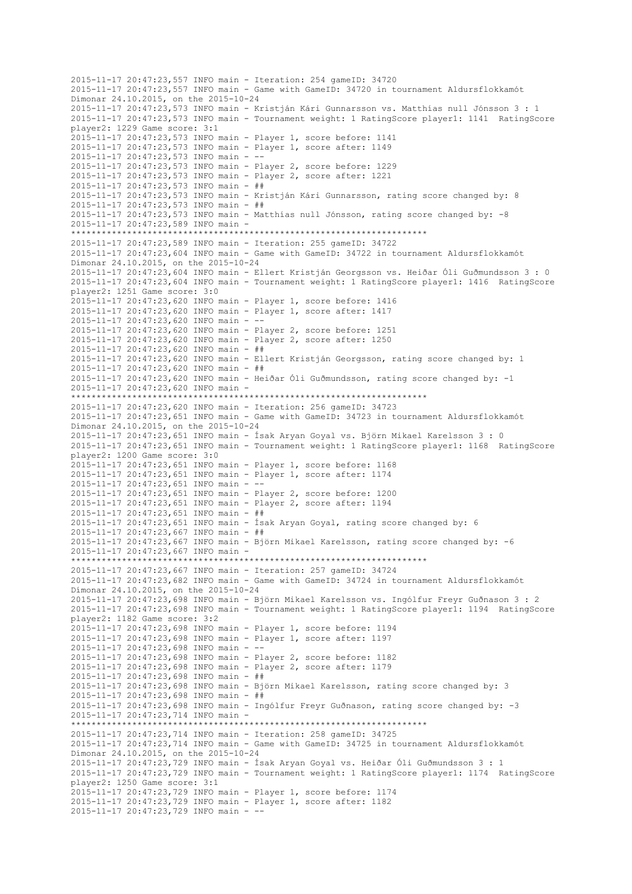```
2015-11-17 20:47:23,557 INFO main - Iteration: 254 gameID: 34720
2015-11-17 20:47:23,557 INFO main - Game with GameID: 34720 in tournament Aldursflokkamót Dímonar 24.10.2015, on the 2015-10-24
2015-11-17 20:47:23,573 INFO main - Kristján Kári Gunnarsson vs. Matthías null Jónsson 3 : 1
2015-11-17 20:47:23,573 INFO main - Tournament weight: 1 RatingScore player1: 1141  RatingScore player2: 1229 Game score: 3:1
2015-11-17 20:47:23,573 INFO main - Player 1, score before: 1141
2015-11-17 20:47:23,573 INFO main - Player 1, score after: 1149
2015-11-17 20:47:23,573 INFO main - --
2015-11-17 20:47:23,573 INFO main - Player 2, score before: 1229
2015-11-17 20:47:23,573 INFO main - Player 2, score after: 1221
2015-11-17 20:47:23,573 INFO main - ##
2015-11-17 20:47:23,573 INFO main - Kristján Kári Gunnarsson, rating score changed by: 8
2015-11-17 20:47:23,573 INFO main - ##
2015-11-17 20:47:23,573 INFO main - Matthías null Jónsson, rating score changed by: -8
2015-11-17 20:47:23,589 INFO main - 
**********************************************************************
2015-11-17 20:47:23,589 INFO main - Iteration: 255 gameID: 34722
2015-11-17 20:47:23,604 INFO main - Game with GameID: 34722 in tournament Aldursflokkamót Dímonar 24.10.2015, on the 2015-10-24
2015-11-17 20:47:23,604 INFO main - Ellert Kristján Georgsson vs. Heiðar Óli Guðmundsson 3 : 0
2015-11-17 20:47:23,604 INFO main - Tournament weight: 1 RatingScore player1: 1416  RatingScore player2: 1251 Game score: 3:0
2015-11-17 20:47:23,620 INFO main - Player 1, score before: 1416
2015-11-17 20:47:23,620 INFO main - Player 1, score after: 1417
2015-11-17 20:47:23,620 INFO main - --
2015-11-17 20:47:23,620 INFO main - Player 2, score before: 1251
2015-11-17 20:47:23,620 INFO main - Player 2, score after: 1250
2015-11-17 20:47:23,620 INFO main - ##
2015-11-17 20:47:23,620 INFO main - Ellert Kristján Georgsson, rating score changed by: 1
2015-11-17 20:47:23,620 INFO main - ##
2015-11-17 20:47:23,620 INFO main - Heiðar Óli Guðmundsson, rating score changed by: -1
2015-11-17 20:47:23,620 INFO main - 
**********************************************************************
2015-11-17 20:47:23,620 INFO main - Iteration: 256 gameID: 34723
2015-11-17 20:47:23,651 INFO main - Game with GameID: 34723 in tournament Aldursflokkamót Dímonar 24.10.2015, on the 2015-10-24
2015-11-17 20:47:23,651 INFO main - Ísak Aryan Goyal vs. Björn Mikael Karelsson 3 : 0
2015-11-17 20:47:23,651 INFO main - Tournament weight: 1 RatingScore player1: 1168  RatingScore player2: 1200 Game score: 3:0
2015-11-17 20:47:23,651 INFO main - Player 1, score before: 1168
2015-11-17 20:47:23,651 INFO main - Player 1, score after: 1174
2015-11-17 20:47:23,651 INFO main - --
2015-11-17 20:47:23,651 INFO main - Player 2, score before: 1200
2015-11-17 20:47:23,651 INFO main - Player 2, score after: 1194
2015-11-17 20:47:23,651 INFO main - ##
2015-11-17 20:47:23,651 INFO main - Ísak Aryan Goyal, rating score changed by: 6
2015-11-17 20:47:23,667 INFO main - ##
2015-11-17 20:47:23,667 INFO main - Björn Mikael Karelsson, rating score changed by: -6
2015-11-17 20:47:23,667 INFO main - 
**********************************************************************
2015-11-17 20:47:23,667 INFO main - Iteration: 257 gameID: 34724
2015-11-17 20:47:23,682 INFO main - Game with GameID: 34724 in tournament Aldursflokkamót Dímonar 24.10.2015, on the 2015-10-24
2015-11-17 20:47:23,698 INFO main - Björn Mikael Karelsson vs. Ingólfur Freyr Guðnason 3 : 2
2015-11-17 20:47:23,698 INFO main - Tournament weight: 1 RatingScore player1: 1194  RatingScore player2: 1182 Game score: 3:2
2015-11-17 20:47:23,698 INFO main - Player 1, score before: 1194
2015-11-17 20:47:23,698 INFO main - Player 1, score after: 1197
2015-11-17 20:47:23,698 INFO main - --
2015-11-17 20:47:23,698 INFO main - Player 2, score before: 1182
2015-11-17 20:47:23,698 INFO main - Player 2, score after: 1179
2015-11-17 20:47:23,698 INFO main - ##
2015-11-17 20:47:23,698 INFO main - Björn Mikael Karelsson, rating score changed by: 3
2015-11-17 20:47:23,698 INFO main - ##
2015-11-17 20:47:23,698 INFO main - Ingólfur Freyr Guðnason, rating score changed by: -3
2015-11-17 20:47:23,714 INFO main - 
**********************************************************************
2015-11-17 20:47:23,714 INFO main - Iteration: 258 gameID: 34725
2015-11-17 20:47:23,714 INFO main - Game with GameID: 34725 in tournament Aldursflokkamót Dímonar 24.10.2015, on the 2015-10-24
2015-11-17 20:47:23,729 INFO main - Ísak Aryan Goyal vs. Heiðar Óli Guðmundsson 3 : 1
2015-11-17 20:47:23,729 INFO main - Tournament weight: 1 RatingScore player1: 1174  RatingScore player2: 1250 Game score: 3:1
2015-11-17 20:47:23,729 INFO main - Player 1, score before: 1174
2015-11-17 20:47:23,729 INFO main - Player 1, score after: 1182
2015-11-17 20:47:23,729 INFO main - --
```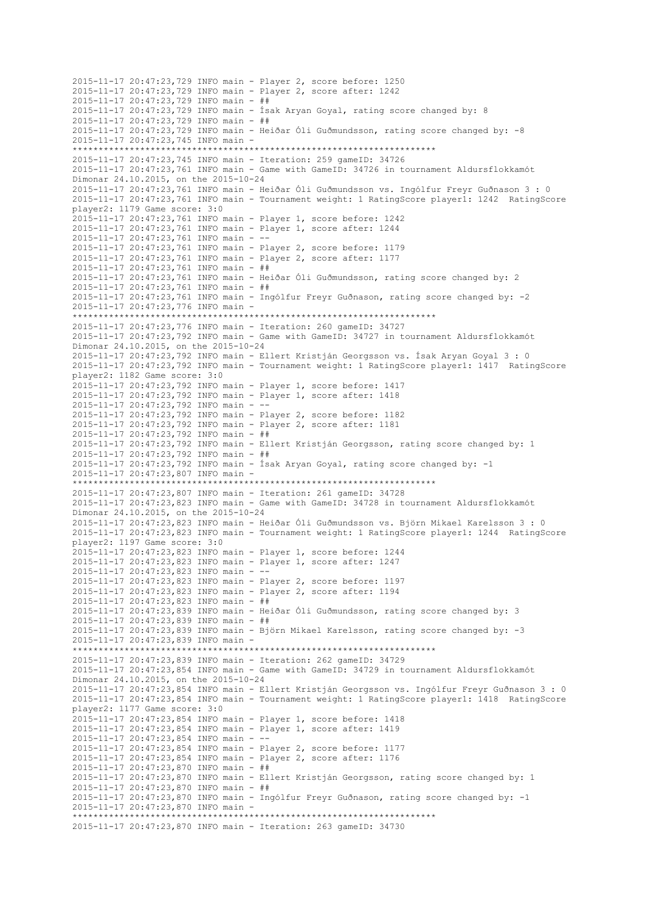```
2015-11-17 20:47:23,729 INFO main - Player 2, score before: 1250
2015-11-17 20:47:23,729 INFO main - Player 2, score after: 1242
2015-11-17 20:47:23,729 INFO main - ##
2015-11-17 20:47:23,729 INFO main - Ísak Aryan Goyal, rating score changed by: 8
2015-11-17 20:47:23,729 INFO main - ##
2015-11-17 20:47:23,729 INFO main - Heiðar Óli Guðmundsson, rating score changed by: -8
2015-11-17 20:47:23,745 INFO main - 
**********************************************************************
2015-11-17 20:47:23,745 INFO main - Iteration: 259 gameID: 34726
2015-11-17 20:47:23,761 INFO main - Game with GameID: 34726 in tournament Aldursflokkamót Dímonar 24.10.2015, on the 2015-10-24
2015-11-17 20:47:23,761 INFO main - Heiðar Óli Guðmundsson vs. Ingólfur Freyr Guðnason 3 : 0
2015-11-17 20:47:23,761 INFO main - Tournament weight: 1 RatingScore player1: 1242  RatingScore player2: 1179 Game score: 3:0
2015-11-17 20:47:23,761 INFO main - Player 1, score before: 1242
2015-11-17 20:47:23,761 INFO main - Player 1, score after: 1244
2015-11-17 20:47:23,761 INFO main - --
2015-11-17 20:47:23,761 INFO main - Player 2, score before: 1179
2015-11-17 20:47:23,761 INFO main - Player 2, score after: 1177
2015-11-17 20:47:23,761 INFO main - ##
2015-11-17 20:47:23,761 INFO main - Heiðar Óli Guðmundsson, rating score changed by: 2
2015-11-17 20:47:23,761 INFO main - ##
2015-11-17 20:47:23,761 INFO main - Ingólfur Freyr Guðnason, rating score changed by: -2
2015-11-17 20:47:23,776 INFO main - 
**********************************************************************
2015-11-17 20:47:23,776 INFO main - Iteration: 260 gameID: 34727
2015-11-17 20:47:23,792 INFO main - Game with GameID: 34727 in tournament Aldursflokkamót Dímonar 24.10.2015, on the 2015-10-24
2015-11-17 20:47:23,792 INFO main - Ellert Kristján Georgsson vs. Ísak Aryan Goyal 3 : 0
2015-11-17 20:47:23,792 INFO main - Tournament weight: 1 RatingScore player1: 1417  RatingScore player2: 1182 Game score: 3:0
2015-11-17 20:47:23,792 INFO main - Player 1, score before: 1417
2015-11-17 20:47:23,792 INFO main - Player 1, score after: 1418
2015-11-17 20:47:23,792 INFO main - --
2015-11-17 20:47:23,792 INFO main - Player 2, score before: 1182
2015-11-17 20:47:23,792 INFO main - Player 2, score after: 1181
2015-11-17 20:47:23,792 INFO main - ##
2015-11-17 20:47:23,792 INFO main - Ellert Kristján Georgsson, rating score changed by: 1
2015-11-17 20:47:23,792 INFO main - ##
2015-11-17 20:47:23,792 INFO main - Ísak Aryan Goyal, rating score changed by: -1
2015-11-17 20:47:23,807 INFO main - 
**********************************************************************
2015-11-17 20:47:23,807 INFO main - Iteration: 261 gameID: 34728
2015-11-17 20:47:23,823 INFO main - Game with GameID: 34728 in tournament Aldursflokkamót Dímonar 24.10.2015, on the 2015-10-24
2015-11-17 20:47:23,823 INFO main - Heiðar Óli Guðmundsson vs. Björn Mikael Karelsson 3 : 0
2015-11-17 20:47:23,823 INFO main - Tournament weight: 1 RatingScore player1: 1244  RatingScore player2: 1197 Game score: 3:0
2015-11-17 20:47:23,823 INFO main - Player 1, score before: 1244
2015-11-17 20:47:23,823 INFO main - Player 1, score after: 1247
2015-11-17 20:47:23,823 INFO main - --
2015-11-17 20:47:23,823 INFO main - Player 2, score before: 1197
2015-11-17 20:47:23,823 INFO main - Player 2, score after: 1194
2015-11-17 20:47:23,823 INFO main - ##
2015-11-17 20:47:23,839 INFO main - Heiðar Óli Guðmundsson, rating score changed by: 3
2015-11-17 20:47:23,839 INFO main - ##
2015-11-17 20:47:23,839 INFO main - Björn Mikael Karelsson, rating score changed by: -3
2015-11-17 20:47:23,839 INFO main - 
**********************************************************************
2015-11-17 20:47:23,839 INFO main - Iteration: 262 gameID: 34729
2015-11-17 20:47:23,854 INFO main - Game with GameID: 34729 in tournament Aldursflokkamót Dímonar 24.10.2015, on the 2015-10-24
2015-11-17 20:47:23,854 INFO main - Ellert Kristján Georgsson vs. Ingólfur Freyr Guðnason 3 : 0
2015-11-17 20:47:23,854 INFO main - Tournament weight: 1 RatingScore player1: 1418  RatingScore player2: 1177 Game score: 3:0
2015-11-17 20:47:23,854 INFO main - Player 1, score before: 1418
2015-11-17 20:47:23,854 INFO main - Player 1, score after: 1419
2015-11-17 20:47:23,854 INFO main - --
2015-11-17 20:47:23,854 INFO main - Player 2, score before: 1177
2015-11-17 20:47:23,854 INFO main - Player 2, score after: 1176
2015-11-17 20:47:23,870 INFO main - ##
2015-11-17 20:47:23,870 INFO main - Ellert Kristján Georgsson, rating score changed by: 1
2015-11-17 20:47:23,870 INFO main - ##
2015-11-17 20:47:23,870 INFO main - Ingólfur Freyr Guðnason, rating score changed by: -1
2015-11-17 20:47:23,870 INFO main - 
**********************************************************************
2015-11-17 20:47:23,870 INFO main - Iteration: 263 gameID: 34730
```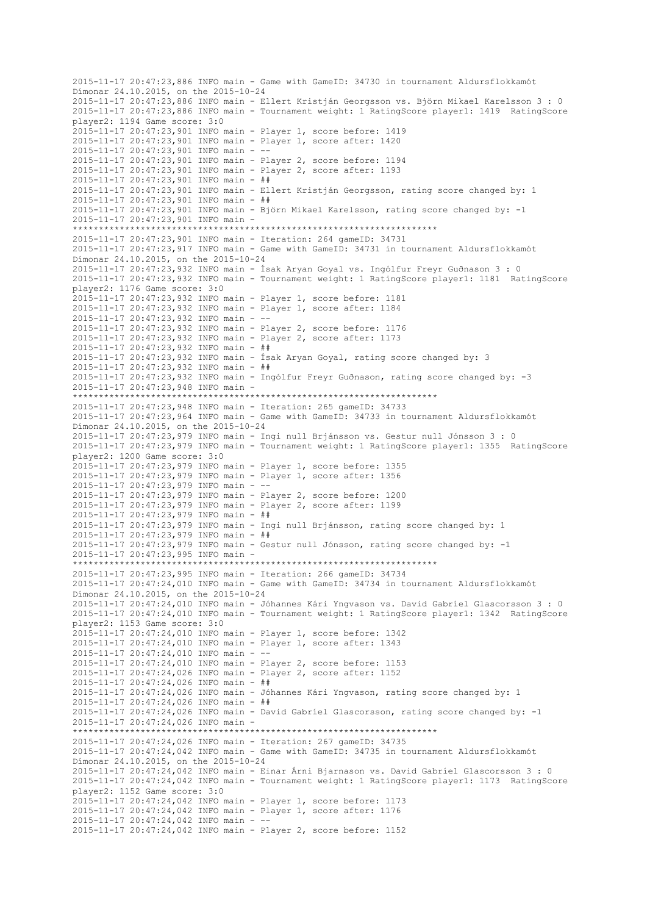```
2015-11-17 20:47:23,886 INFO main - Game with GameID: 34730 in tournament Aldursflokkamót Dímonar 24.10.2015, on the 2015-10-24
2015-11-17 20:47:23,886 INFO main - Ellert Kristján Georgsson vs. Björn Mikael Karelsson 3 : 0
2015-11-17 20:47:23,886 INFO main - Tournament weight: 1 RatingScore player1: 1419  RatingScore player2: 1194 Game score: 3:0
2015-11-17 20:47:23,901 INFO main - Player 1, score before: 1419
2015-11-17 20:47:23,901 INFO main - Player 1, score after: 1420
2015-11-17 20:47:23,901 INFO main - --
2015-11-17 20:47:23,901 INFO main - Player 2, score before: 1194
2015-11-17 20:47:23,901 INFO main - Player 2, score after: 1193
2015-11-17 20:47:23,901 INFO main - ##
2015-11-17 20:47:23,901 INFO main - Ellert Kristján Georgsson, rating score changed by: 1
2015-11-17 20:47:23,901 INFO main - ##
2015-11-17 20:47:23,901 INFO main - Björn Mikael Karelsson, rating score changed by: -1
2015-11-17 20:47:23,901 INFO main - 
**********************************************************************
2015-11-17 20:47:23,901 INFO main - Iteration: 264 gameID: 34731
2015-11-17 20:47:23,917 INFO main - Game with GameID: 34731 in tournament Aldursflokkamót Dímonar 24.10.2015, on the 2015-10-24
2015-11-17 20:47:23,932 INFO main - Ísak Aryan Goyal vs. Ingólfur Freyr Guðnason 3 : 0
2015-11-17 20:47:23,932 INFO main - Tournament weight: 1 RatingScore player1: 1181  RatingScore player2: 1176 Game score: 3:0
2015-11-17 20:47:23,932 INFO main - Player 1, score before: 1181
2015-11-17 20:47:23,932 INFO main - Player 1, score after: 1184
2015-11-17 20:47:23,932 INFO main - --
2015-11-17 20:47:23,932 INFO main - Player 2, score before: 1176
2015-11-17 20:47:23,932 INFO main - Player 2, score after: 1173
2015-11-17 20:47:23,932 INFO main - ##
2015-11-17 20:47:23,932 INFO main - Ísak Aryan Goyal, rating score changed by: 3
2015-11-17 20:47:23,932 INFO main - ##
2015-11-17 20:47:23,932 INFO main - Ingólfur Freyr Guðnason, rating score changed by: -3
2015-11-17 20:47:23,948 INFO main - 
**********************************************************************
2015-11-17 20:47:23,948 INFO main - Iteration: 265 gameID: 34733
2015-11-17 20:47:23,964 INFO main - Game with GameID: 34733 in tournament Aldursflokkamót Dímonar 24.10.2015, on the 2015-10-24
2015-11-17 20:47:23,979 INFO main - Ingi null Brjánsson vs. Gestur null Jónsson 3 : 0
2015-11-17 20:47:23,979 INFO main - Tournament weight: 1 RatingScore player1: 1355  RatingScore player2: 1200 Game score: 3:0
2015-11-17 20:47:23,979 INFO main - Player 1, score before: 1355
2015-11-17 20:47:23,979 INFO main - Player 1, score after: 1356
2015-11-17 20:47:23,979 INFO main - --
2015-11-17 20:47:23,979 INFO main - Player 2, score before: 1200
2015-11-17 20:47:23,979 INFO main - Player 2, score after: 1199
2015-11-17 20:47:23,979 INFO main - ##
2015-11-17 20:47:23,979 INFO main - Ingi null Brjánsson, rating score changed by: 1
2015-11-17 20:47:23,979 INFO main - ##
2015-11-17 20:47:23,979 INFO main - Gestur null Jónsson, rating score changed by: -1
2015-11-17 20:47:23,995 INFO main - 
**********************************************************************
2015-11-17 20:47:23,995 INFO main - Iteration: 266 gameID: 34734
2015-11-17 20:47:24,010 INFO main - Game with GameID: 34734 in tournament Aldursflokkamót Dímonar 24.10.2015, on the 2015-10-24
2015-11-17 20:47:24,010 INFO main - Jóhannes Kári Yngvason vs. David Gabríel Glascorsson 3 : 0
2015-11-17 20:47:24,010 INFO main - Tournament weight: 1 RatingScore player1: 1342  RatingScore player2: 1153 Game score: 3:0
2015-11-17 20:47:24,010 INFO main - Player 1, score before: 1342
2015-11-17 20:47:24,010 INFO main - Player 1, score after: 1343
2015-11-17 20:47:24,010 INFO main - --
2015-11-17 20:47:24,010 INFO main - Player 2, score before: 1153
2015-11-17 20:47:24,026 INFO main - Player 2, score after: 1152
2015-11-17 20:47:24,026 INFO main - ##
2015-11-17 20:47:24,026 INFO main - Jóhannes Kári Yngvason, rating score changed by: 1
2015-11-17 20:47:24,026 INFO main - ##
2015-11-17 20:47:24,026 INFO main - David Gabríel Glascorsson, rating score changed by: -1
2015-11-17 20:47:24,026 INFO main - 
**********************************************************************
2015-11-17 20:47:24,026 INFO main - Iteration: 267 gameID: 34735
2015-11-17 20:47:24,042 INFO main - Game with GameID: 34735 in tournament Aldursflokkamót Dímonar 24.10.2015, on the 2015-10-24
2015-11-17 20:47:24,042 INFO main - Einar Árni Bjarnason vs. David Gabríel Glascorsson 3 : 0
2015-11-17 20:47:24,042 INFO main - Tournament weight: 1 RatingScore player1: 1173  RatingScore player2: 1152 Game score: 3:0
2015-11-17 20:47:24,042 INFO main - Player 1, score before: 1173
2015-11-17 20:47:24,042 INFO main - Player 1, score after: 1176
2015-11-17 20:47:24,042 INFO main - --
2015-11-17 20:47:24,042 INFO main - Player 2, score before: 1152
```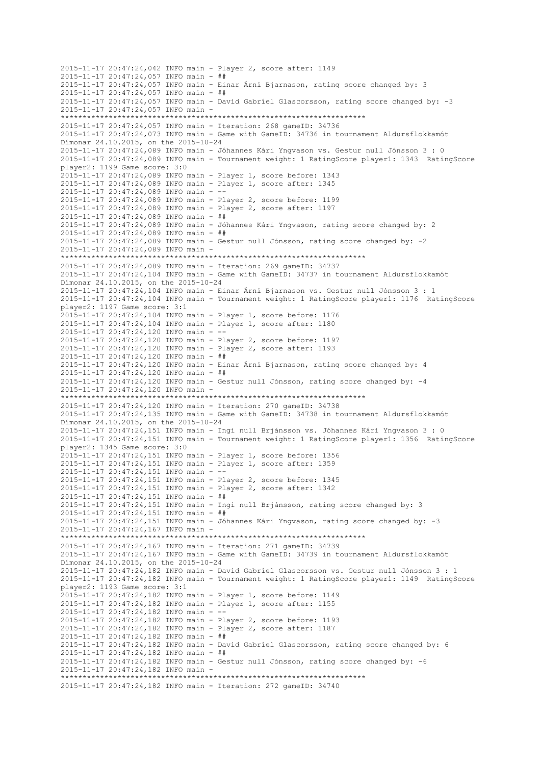```
2015-11-17 20:47:24,042 INFO main - Player 2, score after: 1149
2015-11-17 20:47:24,057 INFO main - ##
2015-11-17 20:47:24,057 INFO main - Einar Árni Bjarnason, rating score changed by: 3
2015-11-17 20:47:24,057 INFO main - ##
2015-11-17 20:47:24,057 INFO main - David Gabríel Glascorsson, rating score changed by: -3
2015-11-17 20:47:24,057 INFO main -
**********************************************************************
2015-11-17 20:47:24,057 INFO main - Iteration: 268 gameID: 34736
2015-11-17 20:47:24,073 INFO main - Game with GameID: 34736 in tournament Aldursflokkamót
Dímonar 24.10.2015, on the 2015-10-24
2015-11-17 20:47:24,089 INFO main - Jóhannes Kári Yngvason vs. Gestur null Jónsson 3 : 0
2015-11-17 20:47:24,089 INFO main - Tournament weight: 1 RatingScore player1: 1343  RatingScore
player2: 1199 Game score: 3:0
2015-11-17 20:47:24,089 INFO main - Player 1, score before: 1343
2015-11-17 20:47:24,089 INFO main - Player 1, score after: 1345
2015-11-17 20:47:24,089 INFO main - --
2015-11-17 20:47:24,089 INFO main - Player 2, score before: 1199
2015-11-17 20:47:24,089 INFO main - Player 2, score after: 1197
2015-11-17 20:47:24,089 INFO main - ##
2015-11-17 20:47:24,089 INFO main - Jóhannes Kári Yngvason, rating score changed by: 2
2015-11-17 20:47:24,089 INFO main - ##
2015-11-17 20:47:24,089 INFO main - Gestur null Jónsson, rating score changed by: -2
2015-11-17 20:47:24,089 INFO main -
**********************************************************************
2015-11-17 20:47:24,089 INFO main - Iteration: 269 gameID: 34737
2015-11-17 20:47:24,104 INFO main - Game with GameID: 34737 in tournament Aldursflokkamót
Dímonar 24.10.2015, on the 2015-10-24
2015-11-17 20:47:24,104 INFO main - Einar Árni Bjarnason vs. Gestur null Jónsson 3 : 1
2015-11-17 20:47:24,104 INFO main - Tournament weight: 1 RatingScore player1: 1176  RatingScore
player2: 1197 Game score: 3:1
2015-11-17 20:47:24,104 INFO main - Player 1, score before: 1176
2015-11-17 20:47:24,104 INFO main - Player 1, score after: 1180
2015-11-17 20:47:24,120 INFO main - --
2015-11-17 20:47:24,120 INFO main - Player 2, score before: 1197
2015-11-17 20:47:24,120 INFO main - Player 2, score after: 1193
2015-11-17 20:47:24,120 INFO main - ##
2015-11-17 20:47:24,120 INFO main - Einar Árni Bjarnason, rating score changed by: 4
2015-11-17 20:47:24,120 INFO main - ##
2015-11-17 20:47:24,120 INFO main - Gestur null Jónsson, rating score changed by: -4
2015-11-17 20:47:24,120 INFO main -
**********************************************************************
2015-11-17 20:47:24,120 INFO main - Iteration: 270 gameID: 34738
2015-11-17 20:47:24,135 INFO main - Game with GameID: 34738 in tournament Aldursflokkamót
Dímonar 24.10.2015, on the 2015-10-24
2015-11-17 20:47:24,151 INFO main - Ingi null Brjánsson vs. Jóhannes Kári Yngvason 3 : 0
2015-11-17 20:47:24,151 INFO main - Tournament weight: 1 RatingScore player1: 1356  RatingScore
player2: 1345 Game score: 3:0
2015-11-17 20:47:24,151 INFO main - Player 1, score before: 1356
2015-11-17 20:47:24,151 INFO main - Player 1, score after: 1359
2015-11-17 20:47:24,151 INFO main - --
2015-11-17 20:47:24,151 INFO main - Player 2, score before: 1345
2015-11-17 20:47:24,151 INFO main - Player 2, score after: 1342
2015-11-17 20:47:24,151 INFO main - ##
2015-11-17 20:47:24,151 INFO main - Ingi null Brjánsson, rating score changed by: 3
2015-11-17 20:47:24,151 INFO main - ##
2015-11-17 20:47:24,151 INFO main - Jóhannes Kári Yngvason, rating score changed by: -3
2015-11-17 20:47:24,167 INFO main -
**********************************************************************
2015-11-17 20:47:24,167 INFO main - Iteration: 271 gameID: 34739
2015-11-17 20:47:24,167 INFO main - Game with GameID: 34739 in tournament Aldursflokkamót
Dímonar 24.10.2015, on the 2015-10-24
2015-11-17 20:47:24,182 INFO main - David Gabríel Glascorsson vs. Gestur null Jónsson 3 : 1
2015-11-17 20:47:24,182 INFO main - Tournament weight: 1 RatingScore player1: 1149  RatingScore
player2: 1193 Game score: 3:1
2015-11-17 20:47:24,182 INFO main - Player 1, score before: 1149
2015-11-17 20:47:24,182 INFO main - Player 1, score after: 1155
2015-11-17 20:47:24,182 INFO main - --
2015-11-17 20:47:24,182 INFO main - Player 2, score before: 1193
2015-11-17 20:47:24,182 INFO main - Player 2, score after: 1187
2015-11-17 20:47:24,182 INFO main - ##
2015-11-17 20:47:24,182 INFO main - David Gabríel Glascorsson, rating score changed by: 6
2015-11-17 20:47:24,182 INFO main - ##
2015-11-17 20:47:24,182 INFO main - Gestur null Jónsson, rating score changed by: -6
2015-11-17 20:47:24,182 INFO main -
**********************************************************************
2015-11-17 20:47:24,182 INFO main - Iteration: 272 gameID: 34740
```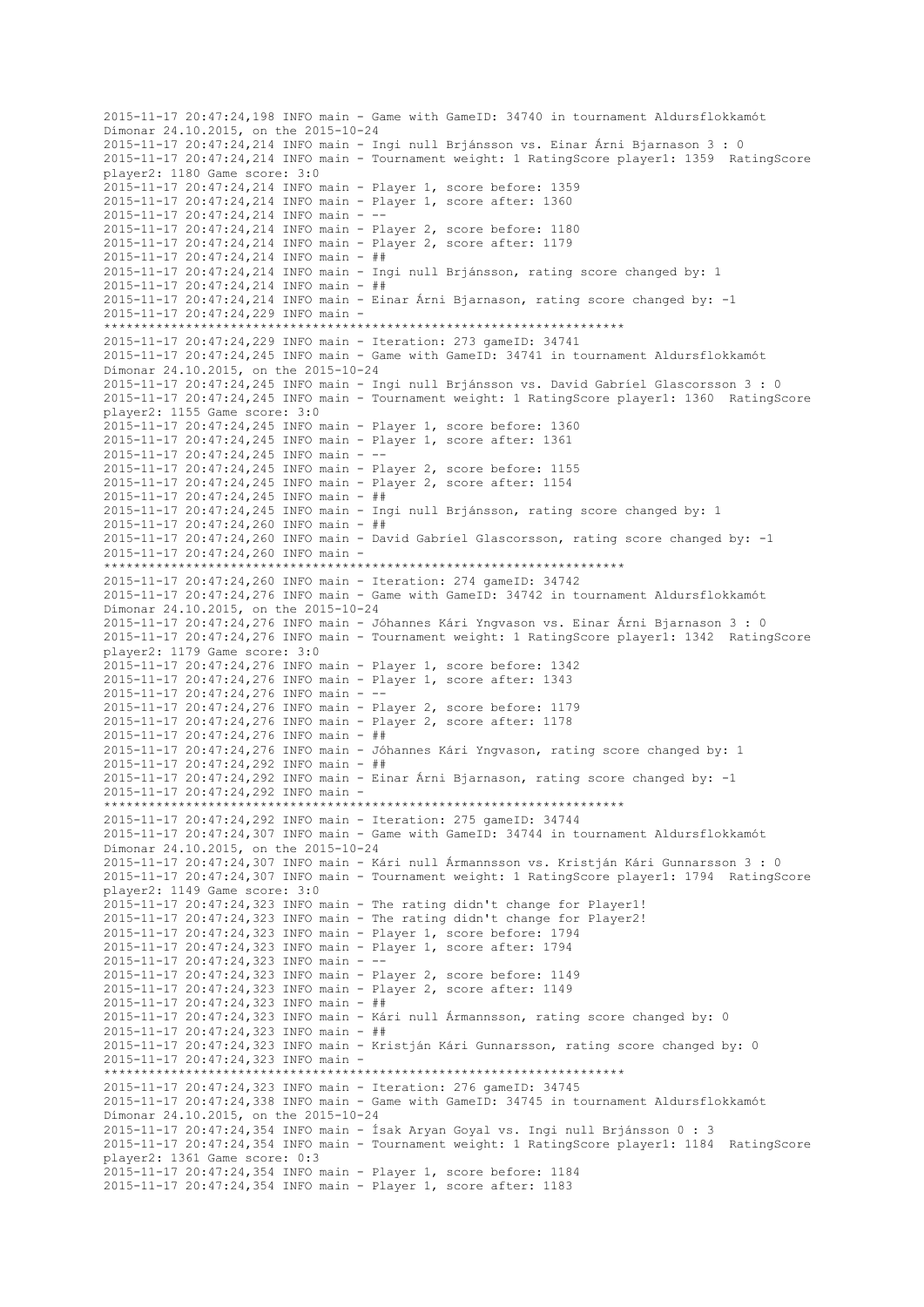```
2015-11-17 20:47:24,198 INFO main - Game with GameID: 34740 in tournament Aldursflokkamót Dímonar 24.10.2015, on the 2015-10-24
2015-11-17 20:47:24,214 INFO main - Ingi null Brjánsson vs. Einar Árni Bjarnason 3 : 0
2015-11-17 20:47:24,214 INFO main - Tournament weight: 1 RatingScore player1: 1359  RatingScore player2: 1180 Game score: 3:0
2015-11-17 20:47:24,214 INFO main - Player 1, score before: 1359
2015-11-17 20:47:24,214 INFO main - Player 1, score after: 1360
2015-11-17 20:47:24,214 INFO main - --
2015-11-17 20:47:24,214 INFO main - Player 2, score before: 1180
2015-11-17 20:47:24,214 INFO main - Player 2, score after: 1179
2015-11-17 20:47:24,214 INFO main - ##
2015-11-17 20:47:24,214 INFO main - Ingi null Brjánsson, rating score changed by: 1
2015-11-17 20:47:24,214 INFO main - ##
2015-11-17 20:47:24,214 INFO main - Einar Árni Bjarnason, rating score changed by: -1
2015-11-17 20:47:24,229 INFO main - 
*********************************************************************
2015-11-17 20:47:24,229 INFO main - Iteration: 273 gameID: 34741
2015-11-17 20:47:24,245 INFO main - Game with GameID: 34741 in tournament Aldursflokkamót Dímonar 24.10.2015, on the 2015-10-24
2015-11-17 20:47:24,245 INFO main - Ingi null Brjánsson vs. David Gabríel Glascorsson 3 : 0
2015-11-17 20:47:24,245 INFO main - Tournament weight: 1 RatingScore player1: 1360  RatingScore player2: 1155 Game score: 3:0
2015-11-17 20:47:24,245 INFO main - Player 1, score before: 1360
2015-11-17 20:47:24,245 INFO main - Player 1, score after: 1361
2015-11-17 20:47:24,245 INFO main - --
2015-11-17 20:47:24,245 INFO main - Player 2, score before: 1155
2015-11-17 20:47:24,245 INFO main - Player 2, score after: 1154
2015-11-17 20:47:24,245 INFO main - ##
2015-11-17 20:47:24,245 INFO main - Ingi null Brjánsson, rating score changed by: 1
2015-11-17 20:47:24,260 INFO main - ##
2015-11-17 20:47:24,260 INFO main - David Gabríel Glascorsson, rating score changed by: -1
2015-11-17 20:47:24,260 INFO main - 
*********************************************************************
2015-11-17 20:47:24,260 INFO main - Iteration: 274 gameID: 34742
2015-11-17 20:47:24,276 INFO main - Game with GameID: 34742 in tournament Aldursflokkamót Dímonar 24.10.2015, on the 2015-10-24
2015-11-17 20:47:24,276 INFO main - Jóhannes Kári Yngvason vs. Einar Árni Bjarnason 3 : 0
2015-11-17 20:47:24,276 INFO main - Tournament weight: 1 RatingScore player1: 1342  RatingScore player2: 1179 Game score: 3:0
2015-11-17 20:47:24,276 INFO main - Player 1, score before: 1342
2015-11-17 20:47:24,276 INFO main - Player 1, score after: 1343
2015-11-17 20:47:24,276 INFO main - --
2015-11-17 20:47:24,276 INFO main - Player 2, score before: 1179
2015-11-17 20:47:24,276 INFO main - Player 2, score after: 1178
2015-11-17 20:47:24,276 INFO main - ##
2015-11-17 20:47:24,276 INFO main - Jóhannes Kári Yngvason, rating score changed by: 1
2015-11-17 20:47:24,292 INFO main - ##
2015-11-17 20:47:24,292 INFO main - Einar Árni Bjarnason, rating score changed by: -1
2015-11-17 20:47:24,292 INFO main - 
*********************************************************************
2015-11-17 20:47:24,292 INFO main - Iteration: 275 gameID: 34744
2015-11-17 20:47:24,307 INFO main - Game with GameID: 34744 in tournament Aldursflokkamót Dímonar 24.10.2015, on the 2015-10-24
2015-11-17 20:47:24,307 INFO main - Kári null Ármannsson vs. Kristján Kári Gunnarsson 3 : 0
2015-11-17 20:47:24,307 INFO main - Tournament weight: 1 RatingScore player1: 1794  RatingScore player2: 1149 Game score: 3:0
2015-11-17 20:47:24,323 INFO main - The rating didn't change for Player1!
2015-11-17 20:47:24,323 INFO main - The rating didn't change for Player2!
2015-11-17 20:47:24,323 INFO main - Player 1, score before: 1794
2015-11-17 20:47:24,323 INFO main - Player 1, score after: 1794
2015-11-17 20:47:24,323 INFO main - --
2015-11-17 20:47:24,323 INFO main - Player 2, score before: 1149
2015-11-17 20:47:24,323 INFO main - Player 2, score after: 1149
2015-11-17 20:47:24,323 INFO main - ##
2015-11-17 20:47:24,323 INFO main - Kári null Ármannsson, rating score changed by: 0
2015-11-17 20:47:24,323 INFO main - ##
2015-11-17 20:47:24,323 INFO main - Kristján Kári Gunnarsson, rating score changed by: 0
2015-11-17 20:47:24,323 INFO main - 
*********************************************************************
2015-11-17 20:47:24,323 INFO main - Iteration: 276 gameID: 34745
2015-11-17 20:47:24,338 INFO main - Game with GameID: 34745 in tournament Aldursflokkamót Dímonar 24.10.2015, on the 2015-10-24
2015-11-17 20:47:24,354 INFO main - Ísak Aryan Goyal vs. Ingi null Brjánsson 0 : 3
2015-11-17 20:47:24,354 INFO main - Tournament weight: 1 RatingScore player1: 1184  RatingScore player2: 1361 Game score: 0:3
2015-11-17 20:47:24,354 INFO main - Player 1, score before: 1184
2015-11-17 20:47:24,354 INFO main - Player 1, score after: 1183
```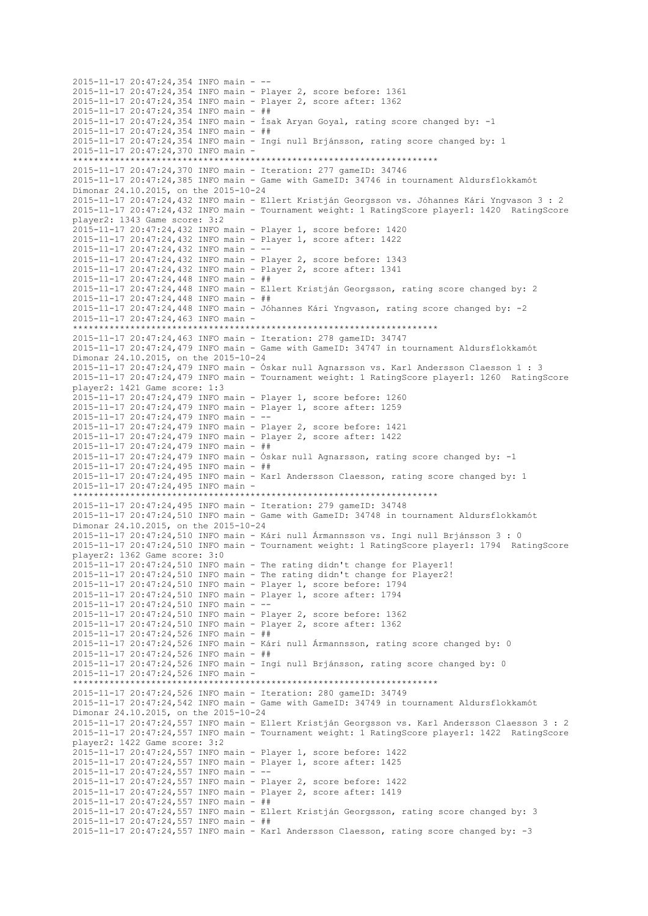```
2015-11-17 20:47:24,354 INFO main - --
2015-11-17 20:47:24,354 INFO main - Player 2, score before: 1361
2015-11-17 20:47:24,354 INFO main - Player 2, score after: 1362
2015-11-17 20:47:24,354 INFO main - ##
2015-11-17 20:47:24,354 INFO main - Ísak Aryan Goyal, rating score changed by: -1
2015-11-17 20:47:24,354 INFO main - ##
2015-11-17 20:47:24,354 INFO main - Ingi null Brjánsson, rating score changed by: 1
2015-11-17 20:47:24,370 INFO main - 
**********************************************************************
2015-11-17 20:47:24,370 INFO main - Iteration: 277 gameID: 34746
2015-11-17 20:47:24,385 INFO main - Game with GameID: 34746 in tournament Aldursflokkamót Dímonar 24.10.2015, on the 2015-10-24
2015-11-17 20:47:24,432 INFO main - Ellert Kristján Georgsson vs. Jóhannes Kári Yngvason 3 : 2
2015-11-17 20:47:24,432 INFO main - Tournament weight: 1 RatingScore player1: 1420  RatingScore player2: 1343 Game score: 3:2
2015-11-17 20:47:24,432 INFO main - Player 1, score before: 1420
2015-11-17 20:47:24,432 INFO main - Player 1, score after: 1422
2015-11-17 20:47:24,432 INFO main - --
2015-11-17 20:47:24,432 INFO main - Player 2, score before: 1343
2015-11-17 20:47:24,432 INFO main - Player 2, score after: 1341
2015-11-17 20:47:24,448 INFO main - ##
2015-11-17 20:47:24,448 INFO main - Ellert Kristján Georgsson, rating score changed by: 2
2015-11-17 20:47:24,448 INFO main - ##
2015-11-17 20:47:24,448 INFO main - Jóhannes Kári Yngvason, rating score changed by: -2
2015-11-17 20:47:24,463 INFO main - 
**********************************************************************
2015-11-17 20:47:24,463 INFO main - Iteration: 278 gameID: 34747
2015-11-17 20:47:24,479 INFO main - Game with GameID: 34747 in tournament Aldursflokkamót Dímonar 24.10.2015, on the 2015-10-24
2015-11-17 20:47:24,479 INFO main - Óskar null Agnarsson vs. Karl Andersson Claesson 1 : 3
2015-11-17 20:47:24,479 INFO main - Tournament weight: 1 RatingScore player1: 1260  RatingScore player2: 1421 Game score: 1:3
2015-11-17 20:47:24,479 INFO main - Player 1, score before: 1260
2015-11-17 20:47:24,479 INFO main - Player 1, score after: 1259
2015-11-17 20:47:24,479 INFO main - --
2015-11-17 20:47:24,479 INFO main - Player 2, score before: 1421
2015-11-17 20:47:24,479 INFO main - Player 2, score after: 1422
2015-11-17 20:47:24,479 INFO main - ##
2015-11-17 20:47:24,479 INFO main - Óskar null Agnarsson, rating score changed by: -1
2015-11-17 20:47:24,495 INFO main - ##
2015-11-17 20:47:24,495 INFO main - Karl Andersson Claesson, rating score changed by: 1
2015-11-17 20:47:24,495 INFO main - 
**********************************************************************
2015-11-17 20:47:24,495 INFO main - Iteration: 279 gameID: 34748
2015-11-17 20:47:24,510 INFO main - Game with GameID: 34748 in tournament Aldursflokkamót Dímonar 24.10.2015, on the 2015-10-24
2015-11-17 20:47:24,510 INFO main - Kári null Ármannsson vs. Ingi null Brjánsson 3 : 0
2015-11-17 20:47:24,510 INFO main - Tournament weight: 1 RatingScore player1: 1794  RatingScore player2: 1362 Game score: 3:0
2015-11-17 20:47:24,510 INFO main - The rating didn't change for Player1!
2015-11-17 20:47:24,510 INFO main - The rating didn't change for Player2!
2015-11-17 20:47:24,510 INFO main - Player 1, score before: 1794
2015-11-17 20:47:24,510 INFO main - Player 1, score after: 1794
2015-11-17 20:47:24,510 INFO main - --
2015-11-17 20:47:24,510 INFO main - Player 2, score before: 1362
2015-11-17 20:47:24,510 INFO main - Player 2, score after: 1362
2015-11-17 20:47:24,526 INFO main - ##
2015-11-17 20:47:24,526 INFO main - Kári null Ármannsson, rating score changed by: 0
2015-11-17 20:47:24,526 INFO main - ##
2015-11-17 20:47:24,526 INFO main - Ingi null Brjánsson, rating score changed by: 0
2015-11-17 20:47:24,526 INFO main - 
**********************************************************************
2015-11-17 20:47:24,526 INFO main - Iteration: 280 gameID: 34749
2015-11-17 20:47:24,542 INFO main - Game with GameID: 34749 in tournament Aldursflokkamót Dímonar 24.10.2015, on the 2015-10-24
2015-11-17 20:47:24,557 INFO main - Ellert Kristján Georgsson vs. Karl Andersson Claesson 3 : 2
2015-11-17 20:47:24,557 INFO main - Tournament weight: 1 RatingScore player1: 1422  RatingScore player2: 1422 Game score: 3:2
2015-11-17 20:47:24,557 INFO main - Player 1, score before: 1422
2015-11-17 20:47:24,557 INFO main - Player 1, score after: 1425
2015-11-17 20:47:24,557 INFO main - --
2015-11-17 20:47:24,557 INFO main - Player 2, score before: 1422
2015-11-17 20:47:24,557 INFO main - Player 2, score after: 1419
2015-11-17 20:47:24,557 INFO main - ##
2015-11-17 20:47:24,557 INFO main - Ellert Kristján Georgsson, rating score changed by: 3
2015-11-17 20:47:24,557 INFO main - ##
2015-11-17 20:47:24,557 INFO main - Karl Andersson Claesson, rating score changed by: -3
```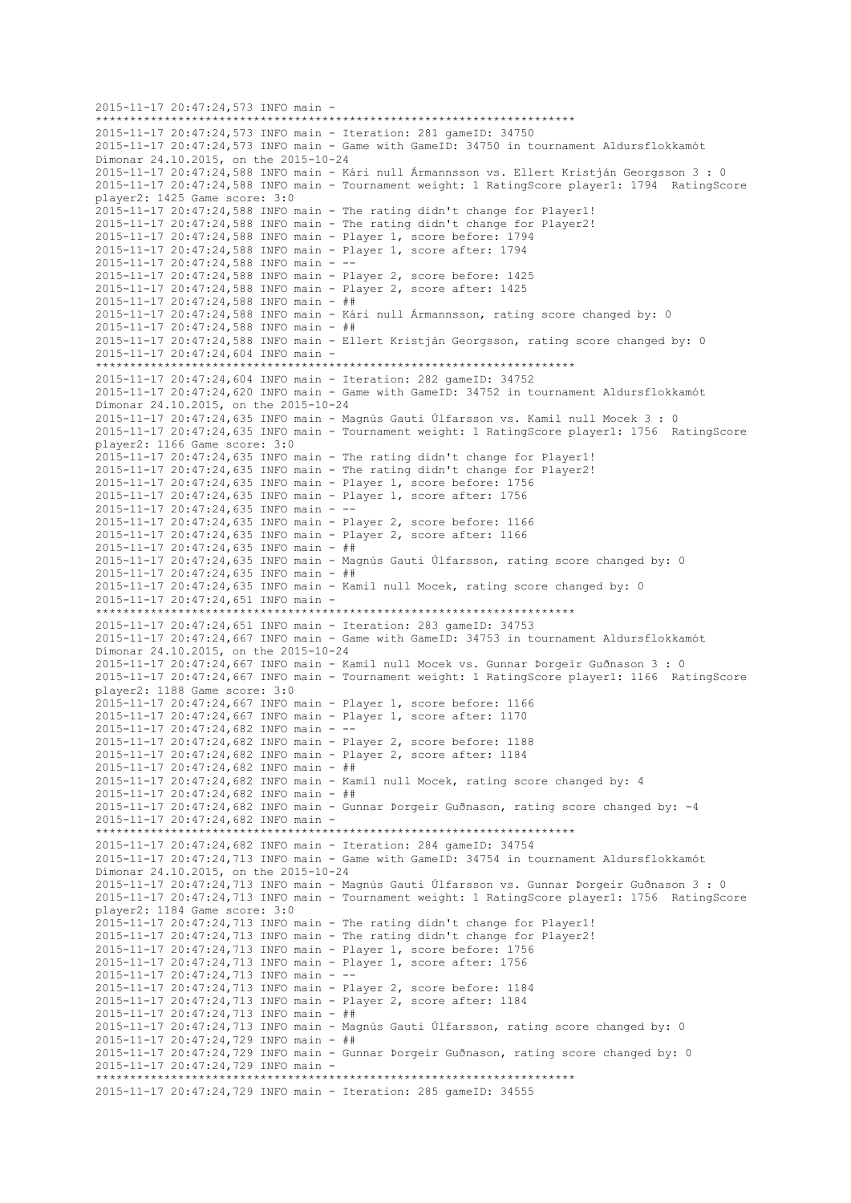```
2015-11-17 20:47:24,573 INFO main - 
**********************************************************************
2015-11-17 20:47:24,573 INFO main - Iteration: 281 gameID: 34750
2015-11-17 20:47:24,573 INFO main - Game with GameID: 34750 in tournament Aldursflokkamót 
Dímonar 24.10.2015, on the 2015-10-24
2015-11-17 20:47:24,588 INFO main - Kári null Ármannsson vs. Ellert Kristján Georgsson 3 : 0
2015-11-17 20:47:24,588 INFO main - Tournament weight: 1 RatingScore player1: 1794  RatingScore 
player2: 1425 Game score: 3:0
2015-11-17 20:47:24,588 INFO main - The rating didn't change for Player1!
2015-11-17 20:47:24,588 INFO main - The rating didn't change for Player2!
2015-11-17 20:47:24,588 INFO main - Player 1, score before: 1794
2015-11-17 20:47:24,588 INFO main - Player 1, score after: 1794
2015-11-17 20:47:24,588 INFO main - --
2015-11-17 20:47:24,588 INFO main - Player 2, score before: 1425
2015-11-17 20:47:24,588 INFO main - Player 2, score after: 1425
2015-11-17 20:47:24,588 INFO main - ##
2015-11-17 20:47:24,588 INFO main - Kári null Ármannsson, rating score changed by: 0
2015-11-17 20:47:24,588 INFO main - ##
2015-11-17 20:47:24,588 INFO main - Ellert Kristján Georgsson, rating score changed by: 0
2015-11-17 20:47:24,604 INFO main - 
**********************************************************************
2015-11-17 20:47:24,604 INFO main - Iteration: 282 gameID: 34752
2015-11-17 20:47:24,620 INFO main - Game with GameID: 34752 in tournament Aldursflokkamót 
Dímonar 24.10.2015, on the 2015-10-24
2015-11-17 20:47:24,635 INFO main - Magnús Gauti Úlfarsson vs. Kamil null Mocek 3 : 0
2015-11-17 20:47:24,635 INFO main - Tournament weight: 1 RatingScore player1: 1756  RatingScore 
player2: 1166 Game score: 3:0
2015-11-17 20:47:24,635 INFO main - The rating didn't change for Player1!
2015-11-17 20:47:24,635 INFO main - The rating didn't change for Player2!
2015-11-17 20:47:24,635 INFO main - Player 1, score before: 1756
2015-11-17 20:47:24,635 INFO main - Player 1, score after: 1756
2015-11-17 20:47:24,635 INFO main - --
2015-11-17 20:47:24,635 INFO main - Player 2, score before: 1166
2015-11-17 20:47:24,635 INFO main - Player 2, score after: 1166
2015-11-17 20:47:24,635 INFO main - ##
2015-11-17 20:47:24,635 INFO main - Magnús Gauti Úlfarsson, rating score changed by: 0
2015-11-17 20:47:24,635 INFO main - ##
2015-11-17 20:47:24,635 INFO main - Kamil null Mocek, rating score changed by: 0
2015-11-17 20:47:24,651 INFO main - 
**********************************************************************
2015-11-17 20:47:24,651 INFO main - Iteration: 283 gameID: 34753
2015-11-17 20:47:24,667 INFO main - Game with GameID: 34753 in tournament Aldursflokkamót 
Dímonar 24.10.2015, on the 2015-10-24
2015-11-17 20:47:24,667 INFO main - Kamil null Mocek vs. Gunnar Þorgeir Guðnason 3 : 0
2015-11-17 20:47:24,667 INFO main - Tournament weight: 1 RatingScore player1: 1166  RatingScore 
player2: 1188 Game score: 3:0
2015-11-17 20:47:24,667 INFO main - Player 1, score before: 1166
2015-11-17 20:47:24,667 INFO main - Player 1, score after: 1170
2015-11-17 20:47:24,682 INFO main - --
2015-11-17 20:47:24,682 INFO main - Player 2, score before: 1188
2015-11-17 20:47:24,682 INFO main - Player 2, score after: 1184
2015-11-17 20:47:24,682 INFO main - ##
2015-11-17 20:47:24,682 INFO main - Kamil null Mocek, rating score changed by: 4
2015-11-17 20:47:24,682 INFO main - ##
2015-11-17 20:47:24,682 INFO main - Gunnar Þorgeir Guðnason, rating score changed by: -4
2015-11-17 20:47:24,682 INFO main - 
**********************************************************************
2015-11-17 20:47:24,682 INFO main - Iteration: 284 gameID: 34754
2015-11-17 20:47:24,713 INFO main - Game with GameID: 34754 in tournament Aldursflokkamót 
Dímonar 24.10.2015, on the 2015-10-24
2015-11-17 20:47:24,713 INFO main - Magnús Gauti Úlfarsson vs. Gunnar Þorgeir Guðnason 3 : 0
2015-11-17 20:47:24,713 INFO main - Tournament weight: 1 RatingScore player1: 1756  RatingScore 
player2: 1184 Game score: 3:0
2015-11-17 20:47:24,713 INFO main - The rating didn't change for Player1!
2015-11-17 20:47:24,713 INFO main - The rating didn't change for Player2!
2015-11-17 20:47:24,713 INFO main - Player 1, score before: 1756
2015-11-17 20:47:24,713 INFO main - Player 1, score after: 1756
2015-11-17 20:47:24,713 INFO main - --
2015-11-17 20:47:24,713 INFO main - Player 2, score before: 1184
2015-11-17 20:47:24,713 INFO main - Player 2, score after: 1184
2015-11-17 20:47:24,713 INFO main - ##
2015-11-17 20:47:24,713 INFO main - Magnús Gauti Úlfarsson, rating score changed by: 0
2015-11-17 20:47:24,729 INFO main - ##
2015-11-17 20:47:24,729 INFO main - Gunnar Þorgeir Guðnason, rating score changed by: 0
2015-11-17 20:47:24,729 INFO main - 
**********************************************************************
2015-11-17 20:47:24,729 INFO main - Iteration: 285 gameID: 34555
```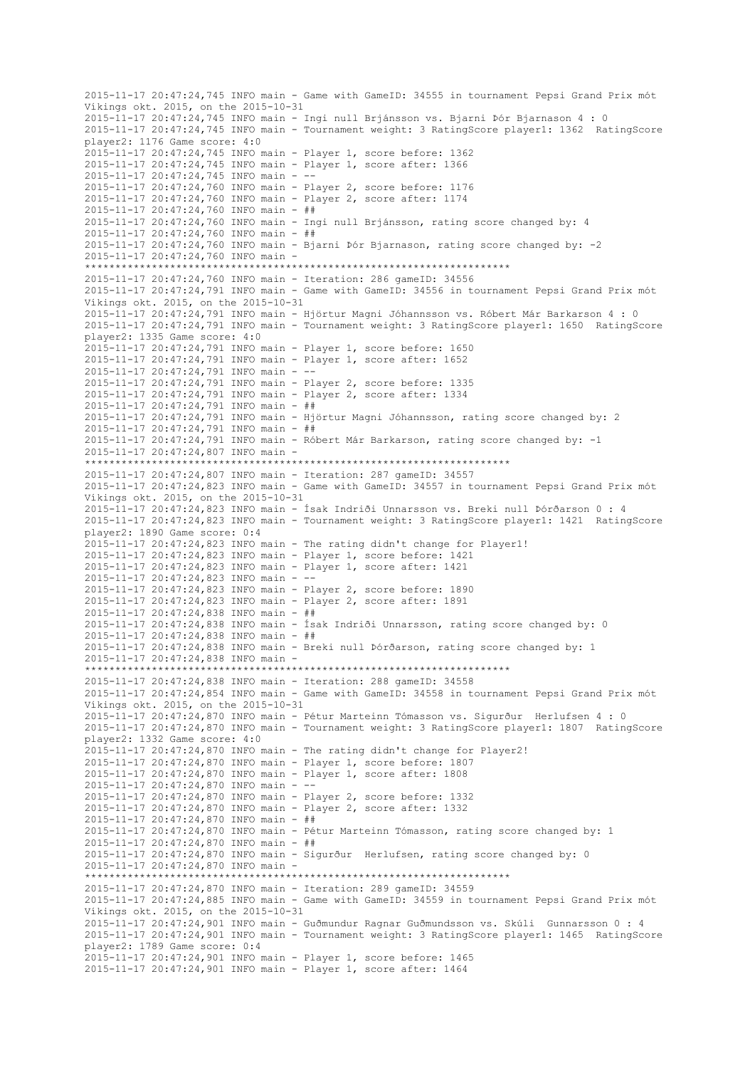```
2015-11-17 20:47:24,745 INFO main - Game with GameID: 34555 in tournament Pepsi Grand Prix mót Víkings okt. 2015, on the 2015-10-31
2015-11-17 20:47:24,745 INFO main - Ingi null Brjánsson vs. Bjarni Þór Bjarnason 4 : 0
2015-11-17 20:47:24,745 INFO main - Tournament weight: 3 RatingScore player1: 1362  RatingScore player2: 1176 Game score: 4:0
2015-11-17 20:47:24,745 INFO main - Player 1, score before: 1362
2015-11-17 20:47:24,745 INFO main - Player 1, score after: 1366
2015-11-17 20:47:24,745 INFO main - --
2015-11-17 20:47:24,760 INFO main - Player 2, score before: 1176
2015-11-17 20:47:24,760 INFO main - Player 2, score after: 1174
2015-11-17 20:47:24,760 INFO main - ##
2015-11-17 20:47:24,760 INFO main - Ingi null Brjánsson, rating score changed by: 4
2015-11-17 20:47:24,760 INFO main - ##
2015-11-17 20:47:24,760 INFO main - Bjarni Þór Bjarnason, rating score changed by: -2
2015-11-17 20:47:24,760 INFO main - 
**********************************************************************
2015-11-17 20:47:24,760 INFO main - Iteration: 286 gameID: 34556
2015-11-17 20:47:24,791 INFO main - Game with GameID: 34556 in tournament Pepsi Grand Prix mót Víkings okt. 2015, on the 2015-10-31
2015-11-17 20:47:24,791 INFO main - Hjörtur Magni Jóhannsson vs. Róbert Már Barkarson 4 : 0
2015-11-17 20:47:24,791 INFO main - Tournament weight: 3 RatingScore player1: 1650  RatingScore player2: 1335 Game score: 4:0
2015-11-17 20:47:24,791 INFO main - Player 1, score before: 1650
2015-11-17 20:47:24,791 INFO main - Player 1, score after: 1652
2015-11-17 20:47:24,791 INFO main - --
2015-11-17 20:47:24,791 INFO main - Player 2, score before: 1335
2015-11-17 20:47:24,791 INFO main - Player 2, score after: 1334
2015-11-17 20:47:24,791 INFO main - ##
2015-11-17 20:47:24,791 INFO main - Hjörtur Magni Jóhannsson, rating score changed by: 2
2015-11-17 20:47:24,791 INFO main - ##
2015-11-17 20:47:24,791 INFO main - Róbert Már Barkarson, rating score changed by: -1
2015-11-17 20:47:24,807 INFO main - 
**********************************************************************
2015-11-17 20:47:24,807 INFO main - Iteration: 287 gameID: 34557
2015-11-17 20:47:24,823 INFO main - Game with GameID: 34557 in tournament Pepsi Grand Prix mót Víkings okt. 2015, on the 2015-10-31
2015-11-17 20:47:24,823 INFO main - Ísak Indriði Unnarsson vs. Breki null Þórðarson 0 : 4
2015-11-17 20:47:24,823 INFO main - Tournament weight: 3 RatingScore player1: 1421  RatingScore player2: 1890 Game score: 0:4
2015-11-17 20:47:24,823 INFO main - The rating didn't change for Player1!
2015-11-17 20:47:24,823 INFO main - Player 1, score before: 1421
2015-11-17 20:47:24,823 INFO main - Player 1, score after: 1421
2015-11-17 20:47:24,823 INFO main - --
2015-11-17 20:47:24,823 INFO main - Player 2, score before: 1890
2015-11-17 20:47:24,823 INFO main - Player 2, score after: 1891
2015-11-17 20:47:24,838 INFO main - ##
2015-11-17 20:47:24,838 INFO main - Ísak Indriði Unnarsson, rating score changed by: 0
2015-11-17 20:47:24,838 INFO main - ##
2015-11-17 20:47:24,838 INFO main - Breki null Þórðarson, rating score changed by: 1
2015-11-17 20:47:24,838 INFO main - 
**********************************************************************
2015-11-17 20:47:24,838 INFO main - Iteration: 288 gameID: 34558
2015-11-17 20:47:24,854 INFO main - Game with GameID: 34558 in tournament Pepsi Grand Prix mót Víkings okt. 2015, on the 2015-10-31
2015-11-17 20:47:24,870 INFO main - Pétur Marteinn Tómasson vs. Sigurður  Herlufsen 4 : 0
2015-11-17 20:47:24,870 INFO main - Tournament weight: 3 RatingScore player1: 1807  RatingScore player2: 1332 Game score: 4:0
2015-11-17 20:47:24,870 INFO main - The rating didn't change for Player2!
2015-11-17 20:47:24,870 INFO main - Player 1, score before: 1807
2015-11-17 20:47:24,870 INFO main - Player 1, score after: 1808
2015-11-17 20:47:24,870 INFO main - --
2015-11-17 20:47:24,870 INFO main - Player 2, score before: 1332
2015-11-17 20:47:24,870 INFO main - Player 2, score after: 1332
2015-11-17 20:47:24,870 INFO main - ##
2015-11-17 20:47:24,870 INFO main - Pétur Marteinn Tómasson, rating score changed by: 1
2015-11-17 20:47:24,870 INFO main - ##
2015-11-17 20:47:24,870 INFO main - Sigurður  Herlufsen, rating score changed by: 0
2015-11-17 20:47:24,870 INFO main - 
**********************************************************************
2015-11-17 20:47:24,870 INFO main - Iteration: 289 gameID: 34559
2015-11-17 20:47:24,885 INFO main - Game with GameID: 34559 in tournament Pepsi Grand Prix mót Víkings okt. 2015, on the 2015-10-31
2015-11-17 20:47:24,901 INFO main - Guðmundur Ragnar Guðmundsson vs. Skúli  Gunnarsson 0 : 4
2015-11-17 20:47:24,901 INFO main - Tournament weight: 3 RatingScore player1: 1465  RatingScore player2: 1789 Game score: 0:4
2015-11-17 20:47:24,901 INFO main - Player 1, score before: 1465
2015-11-17 20:47:24,901 INFO main - Player 1, score after: 1464
```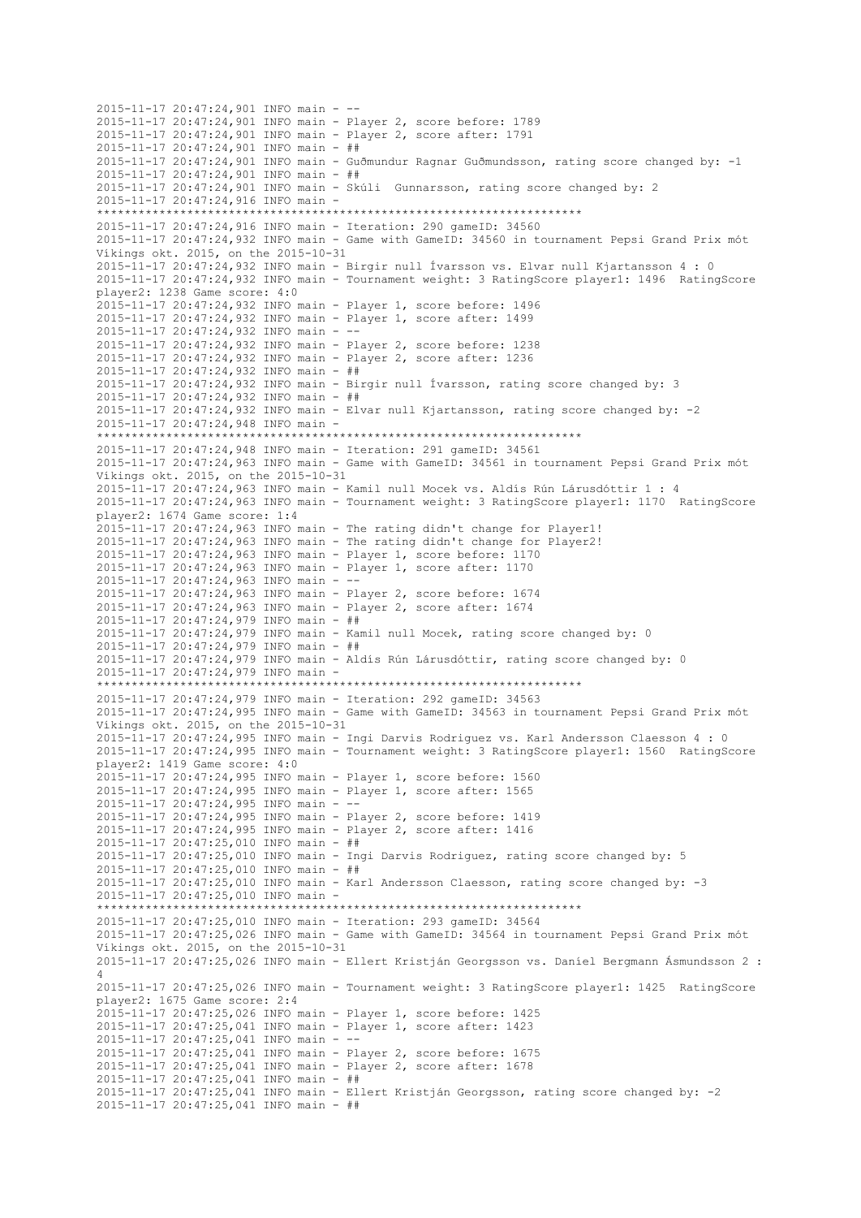```
2015-11-17 20:47:24,901 INFO main - --
2015-11-17 20:47:24,901 INFO main - Player 2, score before: 1789
2015-11-17 20:47:24,901 INFO main - Player 2, score after: 1791
2015-11-17 20:47:24,901 INFO main - ##
2015-11-17 20:47:24,901 INFO main - Guðmundur Ragnar Guðmundsson, rating score changed by: -1
2015-11-17 20:47:24,901 INFO main - ##
2015-11-17 20:47:24,901 INFO main - Skúli  Gunnarsson, rating score changed by: 2
2015-11-17 20:47:24,916 INFO main - 
*********************************************************************
2015-11-17 20:47:24,916 INFO main - Iteration: 290 gameID: 34560
2015-11-17 20:47:24,932 INFO main - Game with GameID: 34560 in tournament Pepsi Grand Prix mót Víkings okt. 2015, on the 2015-10-31
2015-11-17 20:47:24,932 INFO main - Birgir null Ívarsson vs. Elvar null Kjartansson 4 : 0
2015-11-17 20:47:24,932 INFO main - Tournament weight: 3 RatingScore player1: 1496  RatingScore player2: 1238 Game score: 4:0
2015-11-17 20:47:24,932 INFO main - Player 1, score before: 1496
2015-11-17 20:47:24,932 INFO main - Player 1, score after: 1499
2015-11-17 20:47:24,932 INFO main - --
2015-11-17 20:47:24,932 INFO main - Player 2, score before: 1238
2015-11-17 20:47:24,932 INFO main - Player 2, score after: 1236
2015-11-17 20:47:24,932 INFO main - ##
2015-11-17 20:47:24,932 INFO main - Birgir null Ívarsson, rating score changed by: 3
2015-11-17 20:47:24,932 INFO main - ##
2015-11-17 20:47:24,932 INFO main - Elvar null Kjartansson, rating score changed by: -2
2015-11-17 20:47:24,948 INFO main - 
*********************************************************************
2015-11-17 20:47:24,948 INFO main - Iteration: 291 gameID: 34561
2015-11-17 20:47:24,963 INFO main - Game with GameID: 34561 in tournament Pepsi Grand Prix mót Víkings okt. 2015, on the 2015-10-31
2015-11-17 20:47:24,963 INFO main - Kamil null Mocek vs. Aldís Rún Lárusdóttir 1 : 4
2015-11-17 20:47:24,963 INFO main - Tournament weight: 3 RatingScore player1: 1170  RatingScore player2: 1674 Game score: 1:4
2015-11-17 20:47:24,963 INFO main - The rating didn't change for Player1!
2015-11-17 20:47:24,963 INFO main - The rating didn't change for Player2!
2015-11-17 20:47:24,963 INFO main - Player 1, score before: 1170
2015-11-17 20:47:24,963 INFO main - Player 1, score after: 1170
2015-11-17 20:47:24,963 INFO main - --
2015-11-17 20:47:24,963 INFO main - Player 2, score before: 1674
2015-11-17 20:47:24,963 INFO main - Player 2, score after: 1674
2015-11-17 20:47:24,979 INFO main - ##
2015-11-17 20:47:24,979 INFO main - Kamil null Mocek, rating score changed by: 0
2015-11-17 20:47:24,979 INFO main - ##
2015-11-17 20:47:24,979 INFO main - Aldís Rún Lárusdóttir, rating score changed by: 0
2015-11-17 20:47:24,979 INFO main - 
*********************************************************************
2015-11-17 20:47:24,979 INFO main - Iteration: 292 gameID: 34563
2015-11-17 20:47:24,995 INFO main - Game with GameID: 34563 in tournament Pepsi Grand Prix mót Víkings okt. 2015, on the 2015-10-31
2015-11-17 20:47:24,995 INFO main - Ingi Darvis Rodriguez vs. Karl Andersson Claesson 4 : 0
2015-11-17 20:47:24,995 INFO main - Tournament weight: 3 RatingScore player1: 1560  RatingScore player2: 1419 Game score: 4:0
2015-11-17 20:47:24,995 INFO main - Player 1, score before: 1560
2015-11-17 20:47:24,995 INFO main - Player 1, score after: 1565
2015-11-17 20:47:24,995 INFO main - --
2015-11-17 20:47:24,995 INFO main - Player 2, score before: 1419
2015-11-17 20:47:24,995 INFO main - Player 2, score after: 1416
2015-11-17 20:47:25,010 INFO main - ##
2015-11-17 20:47:25,010 INFO main - Ingi Darvis Rodriguez, rating score changed by: 5
2015-11-17 20:47:25,010 INFO main - ##
2015-11-17 20:47:25,010 INFO main - Karl Andersson Claesson, rating score changed by: -3
2015-11-17 20:47:25,010 INFO main - 
*********************************************************************
2015-11-17 20:47:25,010 INFO main - Iteration: 293 gameID: 34564
2015-11-17 20:47:25,026 INFO main - Game with GameID: 34564 in tournament Pepsi Grand Prix mót Víkings okt. 2015, on the 2015-10-31
2015-11-17 20:47:25,026 INFO main - Ellert Kristján Georgsson vs. Daníel Bergmann Ásmundsson 2 : 4
2015-11-17 20:47:25,026 INFO main - Tournament weight: 3 RatingScore player1: 1425  RatingScore player2: 1675 Game score: 2:4
2015-11-17 20:47:25,026 INFO main - Player 1, score before: 1425
2015-11-17 20:47:25,041 INFO main - Player 1, score after: 1423
2015-11-17 20:47:25,041 INFO main - --
2015-11-17 20:47:25,041 INFO main - Player 2, score before: 1675
2015-11-17 20:47:25,041 INFO main - Player 2, score after: 1678
2015-11-17 20:47:25,041 INFO main - ##
2015-11-17 20:47:25,041 INFO main - Ellert Kristján Georgsson, rating score changed by: -2
2015-11-17 20:47:25,041 INFO main - ##
```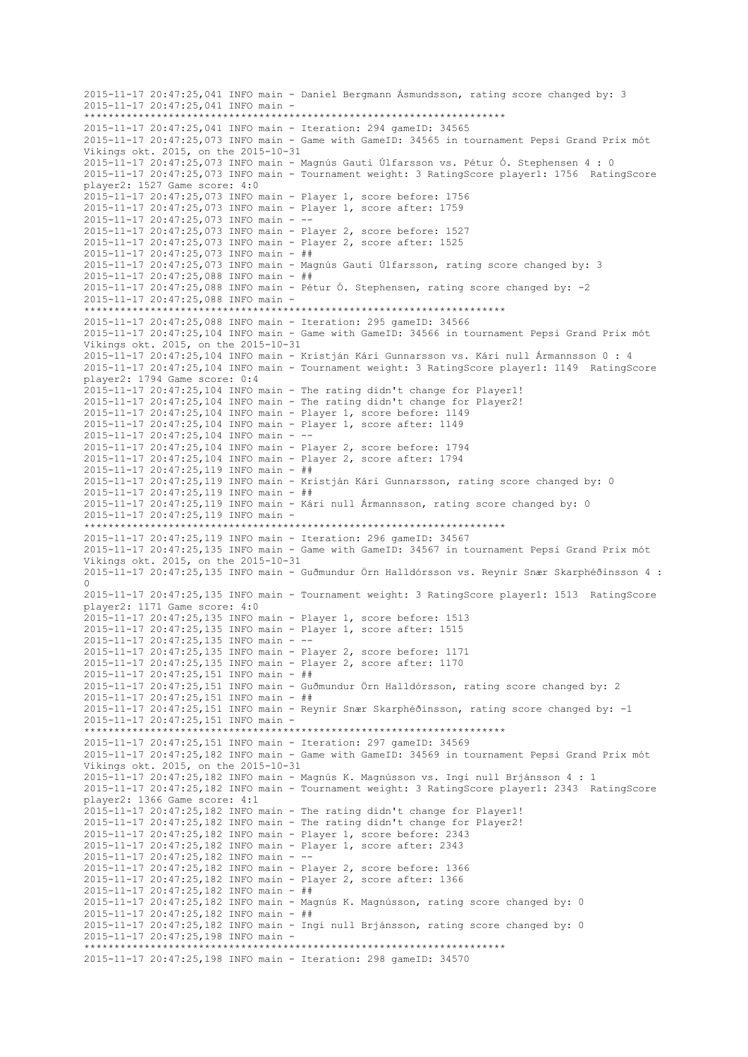```
2015-11-17 20:47:25,041 INFO main - Daníel Bergmann Ásmundsson, rating score changed by: 3
2015-11-17 20:47:25,041 INFO main -
**********************************************************************
2015-11-17 20:47:25,041 INFO main - Iteration: 294 gameID: 34565
2015-11-17 20:47:25,073 INFO main - Game with GameID: 34565 in tournament Pepsi Grand Prix mót
Víkings okt. 2015, on the 2015-10-31
2015-11-17 20:47:25,073 INFO main - Magnús Gauti Úlfarsson vs. Pétur Ó. Stephensen 4 : 0
2015-11-17 20:47:25,073 INFO main - Tournament weight: 3 RatingScore player1: 1756  RatingScore
player2: 1527 Game score: 4:0
2015-11-17 20:47:25,073 INFO main - Player 1, score before: 1756
2015-11-17 20:47:25,073 INFO main - Player 1, score after: 1759
2015-11-17 20:47:25,073 INFO main - --
2015-11-17 20:47:25,073 INFO main - Player 2, score before: 1527
2015-11-17 20:47:25,073 INFO main - Player 2, score after: 1525
2015-11-17 20:47:25,073 INFO main - ##
2015-11-17 20:47:25,073 INFO main - Magnús Gauti Úlfarsson, rating score changed by: 3
2015-11-17 20:47:25,088 INFO main - ##
2015-11-17 20:47:25,088 INFO main - Pétur Ó. Stephensen, rating score changed by: -2
2015-11-17 20:47:25,088 INFO main -
**********************************************************************
2015-11-17 20:47:25,088 INFO main - Iteration: 295 gameID: 34566
2015-11-17 20:47:25,104 INFO main - Game with GameID: 34566 in tournament Pepsi Grand Prix mót
Víkings okt. 2015, on the 2015-10-31
2015-11-17 20:47:25,104 INFO main - Kristján Kári Gunnarsson vs. Kári null Ármannsson 0 : 4
2015-11-17 20:47:25,104 INFO main - Tournament weight: 3 RatingScore player1: 1149  RatingScore
player2: 1794 Game score: 0:4
2015-11-17 20:47:25,104 INFO main - The rating didn't change for Player1!
2015-11-17 20:47:25,104 INFO main - The rating didn't change for Player2!
2015-11-17 20:47:25,104 INFO main - Player 1, score before: 1149
2015-11-17 20:47:25,104 INFO main - Player 1, score after: 1149
2015-11-17 20:47:25,104 INFO main - --
2015-11-17 20:47:25,104 INFO main - Player 2, score before: 1794
2015-11-17 20:47:25,104 INFO main - Player 2, score after: 1794
2015-11-17 20:47:25,119 INFO main - ##
2015-11-17 20:47:25,119 INFO main - Kristján Kári Gunnarsson, rating score changed by: 0
2015-11-17 20:47:25,119 INFO main - ##
2015-11-17 20:47:25,119 INFO main - Kári null Ármannsson, rating score changed by: 0
2015-11-17 20:47:25,119 INFO main -
**********************************************************************
2015-11-17 20:47:25,119 INFO main - Iteration: 296 gameID: 34567
2015-11-17 20:47:25,135 INFO main - Game with GameID: 34567 in tournament Pepsi Grand Prix mót
Víkings okt. 2015, on the 2015-10-31
2015-11-17 20:47:25,135 INFO main - Guðmundur Örn Halldórsson vs. Reynir Snær Skarphéðinsson 4 :
0
2015-11-17 20:47:25,135 INFO main - Tournament weight: 3 RatingScore player1: 1513  RatingScore
player2: 1171 Game score: 4:0
2015-11-17 20:47:25,135 INFO main - Player 1, score before: 1513
2015-11-17 20:47:25,135 INFO main - Player 1, score after: 1515
2015-11-17 20:47:25,135 INFO main - --
2015-11-17 20:47:25,135 INFO main - Player 2, score before: 1171
2015-11-17 20:47:25,135 INFO main - Player 2, score after: 1170
2015-11-17 20:47:25,151 INFO main - ##
2015-11-17 20:47:25,151 INFO main - Guðmundur Örn Halldórsson, rating score changed by: 2
2015-11-17 20:47:25,151 INFO main - ##
2015-11-17 20:47:25,151 INFO main - Reynir Snær Skarphéðinsson, rating score changed by: -1
2015-11-17 20:47:25,151 INFO main -
**********************************************************************
2015-11-17 20:47:25,151 INFO main - Iteration: 297 gameID: 34569
2015-11-17 20:47:25,182 INFO main - Game with GameID: 34569 in tournament Pepsi Grand Prix mót
Víkings okt. 2015, on the 2015-10-31
2015-11-17 20:47:25,182 INFO main - Magnús K. Magnússon vs. Ingi null Brjánsson 4 : 1
2015-11-17 20:47:25,182 INFO main - Tournament weight: 3 RatingScore player1: 2343  RatingScore
player2: 1366 Game score: 4:1
2015-11-17 20:47:25,182 INFO main - The rating didn't change for Player1!
2015-11-17 20:47:25,182 INFO main - The rating didn't change for Player2!
2015-11-17 20:47:25,182 INFO main - Player 1, score before: 2343
2015-11-17 20:47:25,182 INFO main - Player 1, score after: 2343
2015-11-17 20:47:25,182 INFO main - --
2015-11-17 20:47:25,182 INFO main - Player 2, score before: 1366
2015-11-17 20:47:25,182 INFO main - Player 2, score after: 1366
2015-11-17 20:47:25,182 INFO main - ##
2015-11-17 20:47:25,182 INFO main - Magnús K. Magnússon, rating score changed by: 0
2015-11-17 20:47:25,182 INFO main - ##
2015-11-17 20:47:25,182 INFO main - Ingi null Brjánsson, rating score changed by: 0
2015-11-17 20:47:25,198 INFO main -
**********************************************************************
2015-11-17 20:47:25,198 INFO main - Iteration: 298 gameID: 34570
```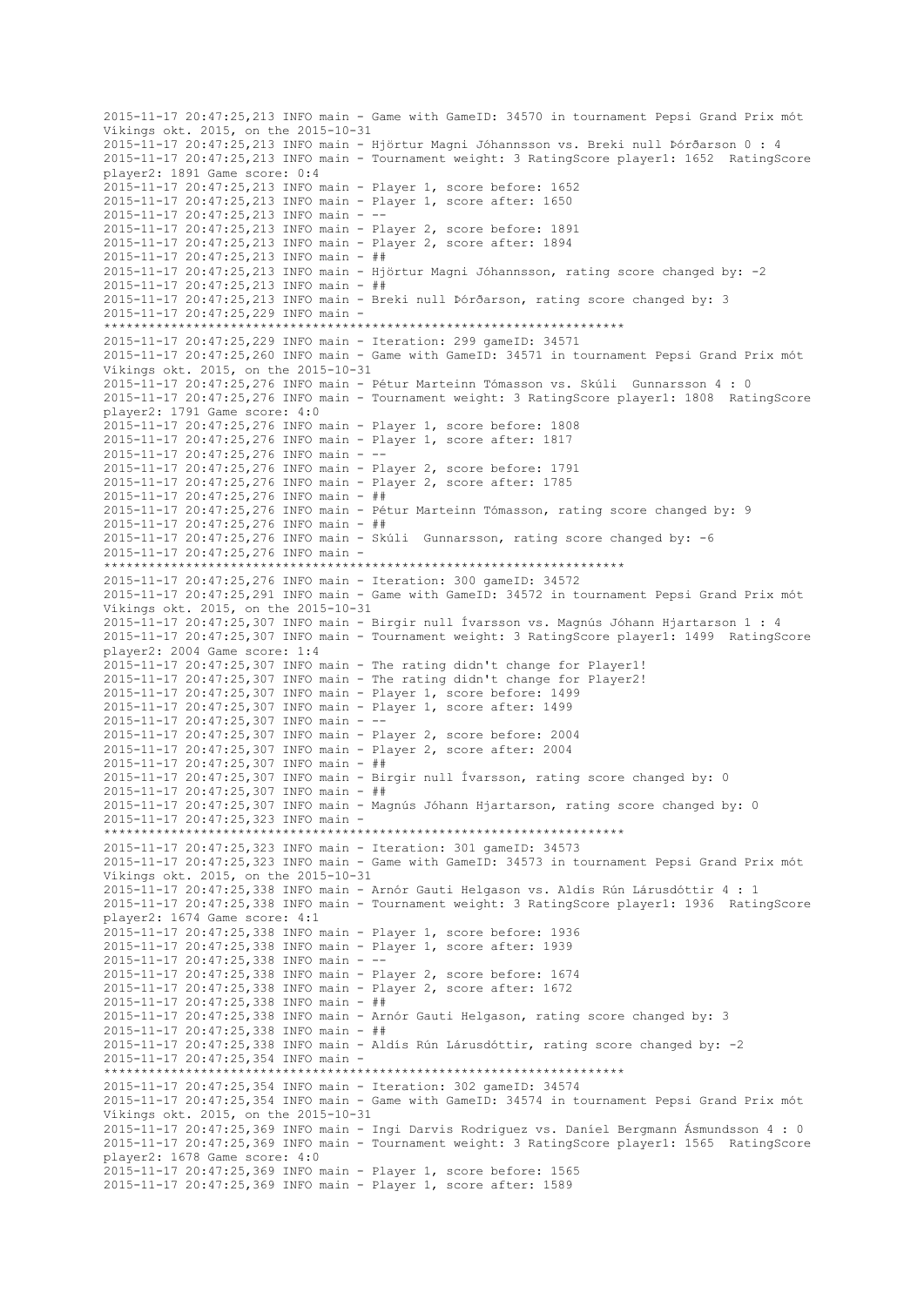```
2015-11-17 20:47:25,213 INFO main - Game with GameID: 34570 in tournament Pepsi Grand Prix mót Víkings okt. 2015, on the 2015-10-31
2015-11-17 20:47:25,213 INFO main - Hjörtur Magni Jóhannsson vs. Breki null Þórðarson 0 : 4
2015-11-17 20:47:25,213 INFO main - Tournament weight: 3 RatingScore player1: 1652  RatingScore player2: 1891 Game score: 0:4
2015-11-17 20:47:25,213 INFO main - Player 1, score before: 1652
2015-11-17 20:47:25,213 INFO main - Player 1, score after: 1650
2015-11-17 20:47:25,213 INFO main - --
2015-11-17 20:47:25,213 INFO main - Player 2, score before: 1891
2015-11-17 20:47:25,213 INFO main - Player 2, score after: 1894
2015-11-17 20:47:25,213 INFO main - ##
2015-11-17 20:47:25,213 INFO main - Hjörtur Magni Jóhannsson, rating score changed by: -2
2015-11-17 20:47:25,213 INFO main - ##
2015-11-17 20:47:25,213 INFO main - Breki null Þórðarson, rating score changed by: 3
2015-11-17 20:47:25,229 INFO main - 
*******************************************************************
2015-11-17 20:47:25,229 INFO main - Iteration: 299 gameID: 34571
2015-11-17 20:47:25,260 INFO main - Game with GameID: 34571 in tournament Pepsi Grand Prix mót Víkings okt. 2015, on the 2015-10-31
2015-11-17 20:47:25,276 INFO main - Pétur Marteinn Tómasson vs. Skúli  Gunnarsson 4 : 0
2015-11-17 20:47:25,276 INFO main - Tournament weight: 3 RatingScore player1: 1808  RatingScore player2: 1791 Game score: 4:0
2015-11-17 20:47:25,276 INFO main - Player 1, score before: 1808
2015-11-17 20:47:25,276 INFO main - Player 1, score after: 1817
2015-11-17 20:47:25,276 INFO main - --
2015-11-17 20:47:25,276 INFO main - Player 2, score before: 1791
2015-11-17 20:47:25,276 INFO main - Player 2, score after: 1785
2015-11-17 20:47:25,276 INFO main - ##
2015-11-17 20:47:25,276 INFO main - Pétur Marteinn Tómasson, rating score changed by: 9
2015-11-17 20:47:25,276 INFO main - ##
2015-11-17 20:47:25,276 INFO main - Skúli  Gunnarsson, rating score changed by: -6
2015-11-17 20:47:25,276 INFO main - 
*******************************************************************
2015-11-17 20:47:25,276 INFO main - Iteration: 300 gameID: 34572
2015-11-17 20:47:25,291 INFO main - Game with GameID: 34572 in tournament Pepsi Grand Prix mót Víkings okt. 2015, on the 2015-10-31
2015-11-17 20:47:25,307 INFO main - Birgir null Ívarsson vs. Magnús Jóhann Hjartarson 1 : 4
2015-11-17 20:47:25,307 INFO main - Tournament weight: 3 RatingScore player1: 1499  RatingScore player2: 2004 Game score: 1:4
2015-11-17 20:47:25,307 INFO main - The rating didn't change for Player1!
2015-11-17 20:47:25,307 INFO main - The rating didn't change for Player2!
2015-11-17 20:47:25,307 INFO main - Player 1, score before: 1499
2015-11-17 20:47:25,307 INFO main - Player 1, score after: 1499
2015-11-17 20:47:25,307 INFO main - --
2015-11-17 20:47:25,307 INFO main - Player 2, score before: 2004
2015-11-17 20:47:25,307 INFO main - Player 2, score after: 2004
2015-11-17 20:47:25,307 INFO main - ##
2015-11-17 20:47:25,307 INFO main - Birgir null Ívarsson, rating score changed by: 0
2015-11-17 20:47:25,307 INFO main - ##
2015-11-17 20:47:25,307 INFO main - Magnús Jóhann Hjartarson, rating score changed by: 0
2015-11-17 20:47:25,323 INFO main - 
*******************************************************************
2015-11-17 20:47:25,323 INFO main - Iteration: 301 gameID: 34573
2015-11-17 20:47:25,323 INFO main - Game with GameID: 34573 in tournament Pepsi Grand Prix mót Víkings okt. 2015, on the 2015-10-31
2015-11-17 20:47:25,338 INFO main - Arnór Gauti Helgason vs. Aldís Rún Lárusdóttir 4 : 1
2015-11-17 20:47:25,338 INFO main - Tournament weight: 3 RatingScore player1: 1936  RatingScore player2: 1674 Game score: 4:1
2015-11-17 20:47:25,338 INFO main - Player 1, score before: 1936
2015-11-17 20:47:25,338 INFO main - Player 1, score after: 1939
2015-11-17 20:47:25,338 INFO main - --
2015-11-17 20:47:25,338 INFO main - Player 2, score before: 1674
2015-11-17 20:47:25,338 INFO main - Player 2, score after: 1672
2015-11-17 20:47:25,338 INFO main - ##
2015-11-17 20:47:25,338 INFO main - Arnór Gauti Helgason, rating score changed by: 3
2015-11-17 20:47:25,338 INFO main - ##
2015-11-17 20:47:25,338 INFO main - Aldís Rún Lárusdóttir, rating score changed by: -2
2015-11-17 20:47:25,354 INFO main - 
*******************************************************************
2015-11-17 20:47:25,354 INFO main - Iteration: 302 gameID: 34574
2015-11-17 20:47:25,354 INFO main - Game with GameID: 34574 in tournament Pepsi Grand Prix mót Víkings okt. 2015, on the 2015-10-31
2015-11-17 20:47:25,369 INFO main - Ingi Darvis Rodriguez vs. Daníel Bergmann Ásmundsson 4 : 0
2015-11-17 20:47:25,369 INFO main - Tournament weight: 3 RatingScore player1: 1565  RatingScore player2: 1678 Game score: 4:0
2015-11-17 20:47:25,369 INFO main - Player 1, score before: 1565
2015-11-17 20:47:25,369 INFO main - Player 1, score after: 1589
```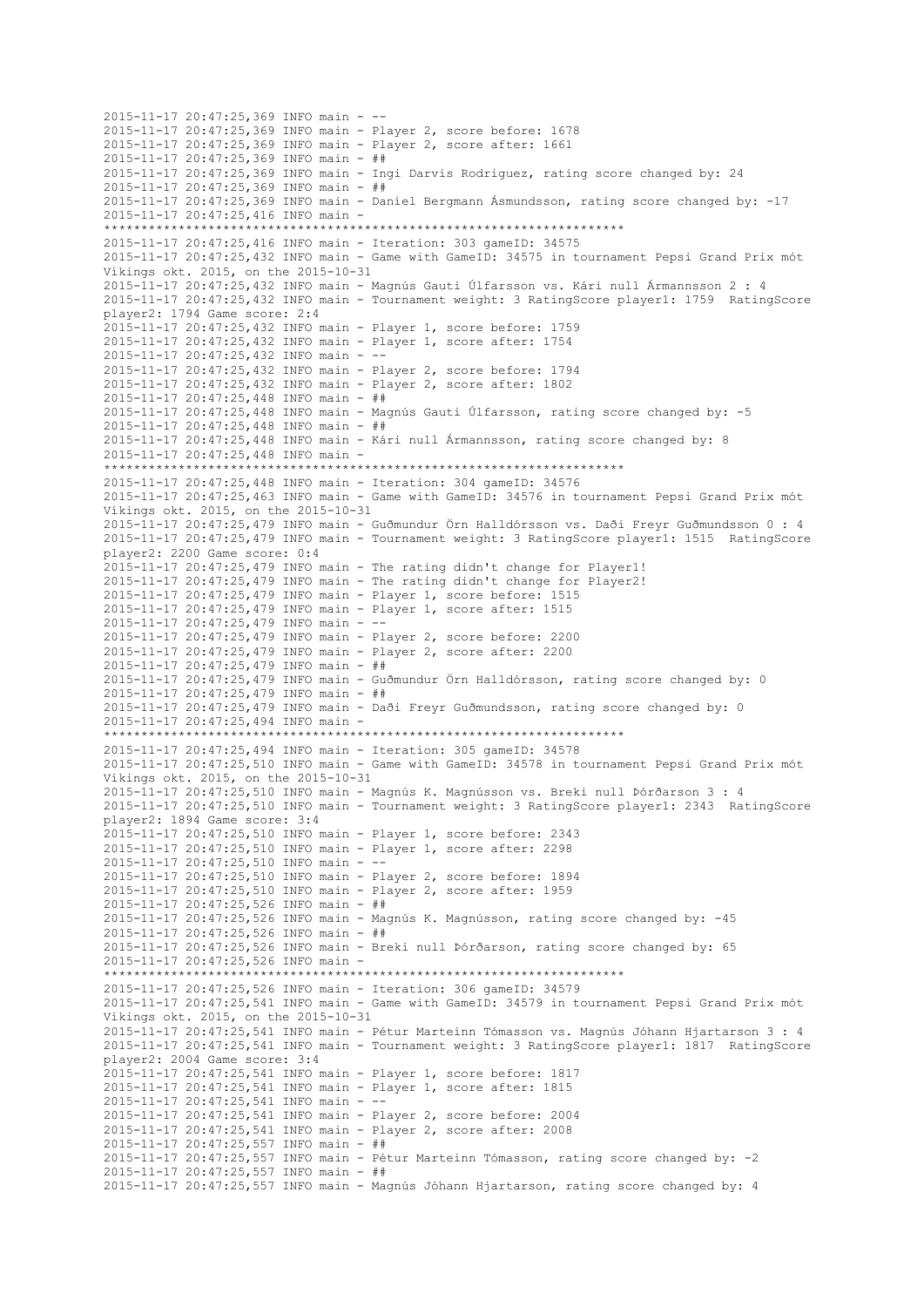```
2015-11-17 20:47:25,369 INFO main - --
2015-11-17 20:47:25,369 INFO main - Player 2, score before: 1678
2015-11-17 20:47:25,369 INFO main - Player 2, score after: 1661
2015-11-17 20:47:25,369 INFO main - ##
2015-11-17 20:47:25,369 INFO main - Ingi Darvis Rodriguez, rating score changed by: 24
2015-11-17 20:47:25,369 INFO main - ##
2015-11-17 20:47:25,369 INFO main - Daníel Bergmann Ásmundsson, rating score changed by: -17
2015-11-17 20:47:25,416 INFO main - 
**********************************************************************
2015-11-17 20:47:25,416 INFO main - Iteration: 303 gameID: 34575
2015-11-17 20:47:25,432 INFO main - Game with GameID: 34575 in tournament Pepsi Grand Prix mót
Víkings okt. 2015, on the 2015-10-31
2015-11-17 20:47:25,432 INFO main - Magnús Gauti Úlfarsson vs. Kári null Ármannsson 2 : 4
2015-11-17 20:47:25,432 INFO main - Tournament weight: 3 RatingScore player1: 1759  RatingScore
player2: 1794 Game score: 2:4
2015-11-17 20:47:25,432 INFO main - Player 1, score before: 1759
2015-11-17 20:47:25,432 INFO main - Player 1, score after: 1754
2015-11-17 20:47:25,432 INFO main - --
2015-11-17 20:47:25,432 INFO main - Player 2, score before: 1794
2015-11-17 20:47:25,432 INFO main - Player 2, score after: 1802
2015-11-17 20:47:25,448 INFO main - ##
2015-11-17 20:47:25,448 INFO main - Magnús Gauti Úlfarsson, rating score changed by: -5
2015-11-17 20:47:25,448 INFO main - ##
2015-11-17 20:47:25,448 INFO main - Kári null Ármannsson, rating score changed by: 8
2015-11-17 20:47:25,448 INFO main - 
**********************************************************************
2015-11-17 20:47:25,448 INFO main - Iteration: 304 gameID: 34576
2015-11-17 20:47:25,463 INFO main - Game with GameID: 34576 in tournament Pepsi Grand Prix mót
Víkings okt. 2015, on the 2015-10-31
2015-11-17 20:47:25,479 INFO main - Guðmundur Örn Halldórsson vs. Daði Freyr Guðmundsson 0 : 4
2015-11-17 20:47:25,479 INFO main - Tournament weight: 3 RatingScore player1: 1515  RatingScore
player2: 2200 Game score: 0:4
2015-11-17 20:47:25,479 INFO main - The rating didn't change for Player1!
2015-11-17 20:47:25,479 INFO main - The rating didn't change for Player2!
2015-11-17 20:47:25,479 INFO main - Player 1, score before: 1515
2015-11-17 20:47:25,479 INFO main - Player 1, score after: 1515
2015-11-17 20:47:25,479 INFO main - --
2015-11-17 20:47:25,479 INFO main - Player 2, score before: 2200
2015-11-17 20:47:25,479 INFO main - Player 2, score after: 2200
2015-11-17 20:47:25,479 INFO main - ##
2015-11-17 20:47:25,479 INFO main - Guðmundur Örn Halldórsson, rating score changed by: 0
2015-11-17 20:47:25,479 INFO main - ##
2015-11-17 20:47:25,479 INFO main - Daði Freyr Guðmundsson, rating score changed by: 0
2015-11-17 20:47:25,494 INFO main - 
**********************************************************************
2015-11-17 20:47:25,494 INFO main - Iteration: 305 gameID: 34578
2015-11-17 20:47:25,510 INFO main - Game with GameID: 34578 in tournament Pepsi Grand Prix mót
Víkings okt. 2015, on the 2015-10-31
2015-11-17 20:47:25,510 INFO main - Magnús K. Magnússon vs. Breki null Þórðarson 3 : 4
2015-11-17 20:47:25,510 INFO main - Tournament weight: 3 RatingScore player1: 2343  RatingScore
player2: 1894 Game score: 3:4
2015-11-17 20:47:25,510 INFO main - Player 1, score before: 2343
2015-11-17 20:47:25,510 INFO main - Player 1, score after: 2298
2015-11-17 20:47:25,510 INFO main - --
2015-11-17 20:47:25,510 INFO main - Player 2, score before: 1894
2015-11-17 20:47:25,510 INFO main - Player 2, score after: 1959
2015-11-17 20:47:25,526 INFO main - ##
2015-11-17 20:47:25,526 INFO main - Magnús K. Magnússon, rating score changed by: -45
2015-11-17 20:47:25,526 INFO main - ##
2015-11-17 20:47:25,526 INFO main - Breki null Þórðarson, rating score changed by: 65
2015-11-17 20:47:25,526 INFO main - 
**********************************************************************
2015-11-17 20:47:25,526 INFO main - Iteration: 306 gameID: 34579
2015-11-17 20:47:25,541 INFO main - Game with GameID: 34579 in tournament Pepsi Grand Prix mót
Víkings okt. 2015, on the 2015-10-31
2015-11-17 20:47:25,541 INFO main - Pétur Marteinn Tómasson vs. Magnús Jóhann Hjartarson 3 : 4
2015-11-17 20:47:25,541 INFO main - Tournament weight: 3 RatingScore player1: 1817  RatingScore
player2: 2004 Game score: 3:4
2015-11-17 20:47:25,541 INFO main - Player 1, score before: 1817
2015-11-17 20:47:25,541 INFO main - Player 1, score after: 1815
2015-11-17 20:47:25,541 INFO main - --
2015-11-17 20:47:25,541 INFO main - Player 2, score before: 2004
2015-11-17 20:47:25,541 INFO main - Player 2, score after: 2008
2015-11-17 20:47:25,557 INFO main - ##
2015-11-17 20:47:25,557 INFO main - Pétur Marteinn Tómasson, rating score changed by: -2
2015-11-17 20:47:25,557 INFO main - ##
2015-11-17 20:47:25,557 INFO main - Magnús Jóhann Hjartarson, rating score changed by: 4
```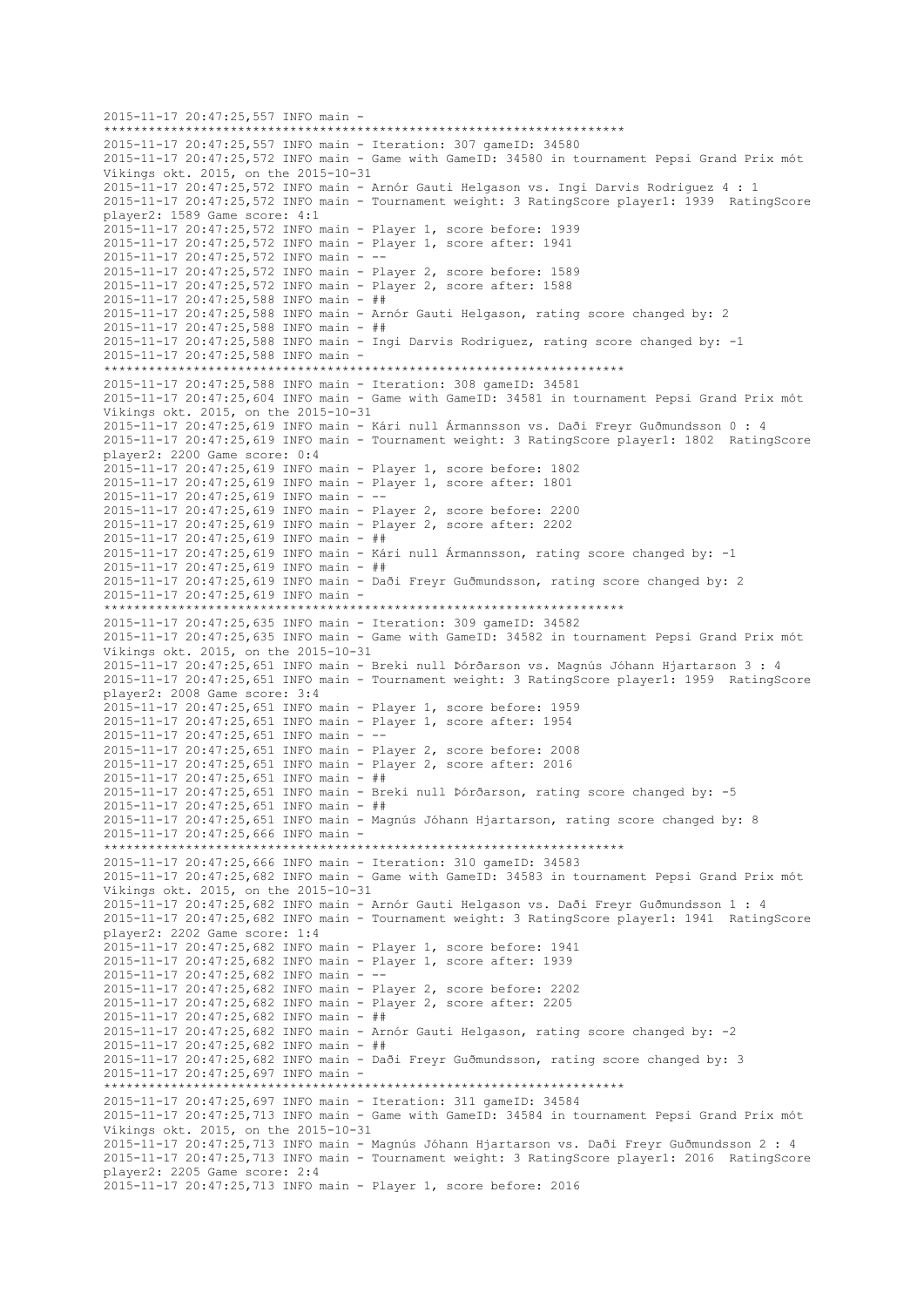```
2015-11-17 20:47:25,557 INFO main - 
**********************************************************************
2015-11-17 20:47:25,557 INFO main - Iteration: 307 gameID: 34580
2015-11-17 20:47:25,572 INFO main - Game with GameID: 34580 in tournament Pepsi Grand Prix mót Víkings okt. 2015, on the 2015-10-31
2015-11-17 20:47:25,572 INFO main - Arnór Gauti Helgason vs. Ingi Darvis Rodriguez 4 : 1
2015-11-17 20:47:25,572 INFO main - Tournament weight: 3 RatingScore player1: 1939  RatingScore player2: 1589 Game score: 4:1
2015-11-17 20:47:25,572 INFO main - Player 1, score before: 1939
2015-11-17 20:47:25,572 INFO main - Player 1, score after: 1941
2015-11-17 20:47:25,572 INFO main - --
2015-11-17 20:47:25,572 INFO main - Player 2, score before: 1589
2015-11-17 20:47:25,572 INFO main - Player 2, score after: 1588
2015-11-17 20:47:25,588 INFO main - ##
2015-11-17 20:47:25,588 INFO main - Arnór Gauti Helgason, rating score changed by: 2
2015-11-17 20:47:25,588 INFO main - ##
2015-11-17 20:47:25,588 INFO main - Ingi Darvis Rodriguez, rating score changed by: -1
2015-11-17 20:47:25,588 INFO main - 
**********************************************************************
2015-11-17 20:47:25,588 INFO main - Iteration: 308 gameID: 34581
2015-11-17 20:47:25,604 INFO main - Game with GameID: 34581 in tournament Pepsi Grand Prix mót Víkings okt. 2015, on the 2015-10-31
2015-11-17 20:47:25,619 INFO main - Kári null Ármannsson vs. Daði Freyr Guðmundsson 0 : 4
2015-11-17 20:47:25,619 INFO main - Tournament weight: 3 RatingScore player1: 1802  RatingScore player2: 2200 Game score: 0:4
2015-11-17 20:47:25,619 INFO main - Player 1, score before: 1802
2015-11-17 20:47:25,619 INFO main - Player 1, score after: 1801
2015-11-17 20:47:25,619 INFO main - --
2015-11-17 20:47:25,619 INFO main - Player 2, score before: 2200
2015-11-17 20:47:25,619 INFO main - Player 2, score after: 2202
2015-11-17 20:47:25,619 INFO main - ##
2015-11-17 20:47:25,619 INFO main - Kári null Ármannsson, rating score changed by: -1
2015-11-17 20:47:25,619 INFO main - ##
2015-11-17 20:47:25,619 INFO main - Daði Freyr Guðmundsson, rating score changed by: 2
2015-11-17 20:47:25,619 INFO main - 
**********************************************************************
2015-11-17 20:47:25,635 INFO main - Iteration: 309 gameID: 34582
2015-11-17 20:47:25,635 INFO main - Game with GameID: 34582 in tournament Pepsi Grand Prix mót Víkings okt. 2015, on the 2015-10-31
2015-11-17 20:47:25,651 INFO main - Breki null Þórðarson vs. Magnús Jóhann Hjartarson 3 : 4
2015-11-17 20:47:25,651 INFO main - Tournament weight: 3 RatingScore player1: 1959  RatingScore player2: 2008 Game score: 3:4
2015-11-17 20:47:25,651 INFO main - Player 1, score before: 1959
2015-11-17 20:47:25,651 INFO main - Player 1, score after: 1954
2015-11-17 20:47:25,651 INFO main - --
2015-11-17 20:47:25,651 INFO main - Player 2, score before: 2008
2015-11-17 20:47:25,651 INFO main - Player 2, score after: 2016
2015-11-17 20:47:25,651 INFO main - ##
2015-11-17 20:47:25,651 INFO main - Breki null Þórðarson, rating score changed by: -5
2015-11-17 20:47:25,651 INFO main - ##
2015-11-17 20:47:25,651 INFO main - Magnús Jóhann Hjartarson, rating score changed by: 8
2015-11-17 20:47:25,666 INFO main - 
**********************************************************************
2015-11-17 20:47:25,666 INFO main - Iteration: 310 gameID: 34583
2015-11-17 20:47:25,682 INFO main - Game with GameID: 34583 in tournament Pepsi Grand Prix mót Víkings okt. 2015, on the 2015-10-31
2015-11-17 20:47:25,682 INFO main - Arnór Gauti Helgason vs. Daði Freyr Guðmundsson 1 : 4
2015-11-17 20:47:25,682 INFO main - Tournament weight: 3 RatingScore player1: 1941  RatingScore player2: 2202 Game score: 1:4
2015-11-17 20:47:25,682 INFO main - Player 1, score before: 1941
2015-11-17 20:47:25,682 INFO main - Player 1, score after: 1939
2015-11-17 20:47:25,682 INFO main - --
2015-11-17 20:47:25,682 INFO main - Player 2, score before: 2202
2015-11-17 20:47:25,682 INFO main - Player 2, score after: 2205
2015-11-17 20:47:25,682 INFO main - ##
2015-11-17 20:47:25,682 INFO main - Arnór Gauti Helgason, rating score changed by: -2
2015-11-17 20:47:25,682 INFO main - ##
2015-11-17 20:47:25,682 INFO main - Daði Freyr Guðmundsson, rating score changed by: 3
2015-11-17 20:47:25,697 INFO main - 
**********************************************************************
2015-11-17 20:47:25,697 INFO main - Iteration: 311 gameID: 34584
2015-11-17 20:47:25,713 INFO main - Game with GameID: 34584 in tournament Pepsi Grand Prix mót Víkings okt. 2015, on the 2015-10-31
2015-11-17 20:47:25,713 INFO main - Magnús Jóhann Hjartarson vs. Daði Freyr Guðmundsson 2 : 4
2015-11-17 20:47:25,713 INFO main - Tournament weight: 3 RatingScore player1: 2016  RatingScore player2: 2205 Game score: 2:4
2015-11-17 20:47:25,713 INFO main - Player 1, score before: 2016
```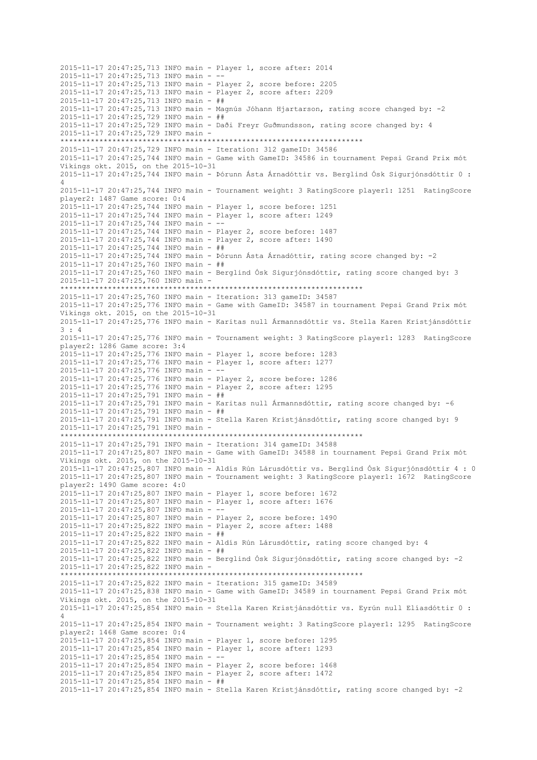```
2015-11-17 20:47:25,713 INFO main - Player 1, score after: 2014
2015-11-17 20:47:25,713 INFO main - --
2015-11-17 20:47:25,713 INFO main - Player 2, score before: 2205
2015-11-17 20:47:25,713 INFO main - Player 2, score after: 2209
2015-11-17 20:47:25,713 INFO main - ##
2015-11-17 20:47:25,713 INFO main - Magnús Jóhann Hjartarson, rating score changed by: -2
2015-11-17 20:47:25,729 INFO main - ##
2015-11-17 20:47:25,729 INFO main - Daði Freyr Guðmundsson, rating score changed by: 4
2015-11-17 20:47:25,729 INFO main - 
**********************************************************************
2015-11-17 20:47:25,729 INFO main - Iteration: 312 gameID: 34586
2015-11-17 20:47:25,744 INFO main - Game with GameID: 34586 in tournament Pepsi Grand Prix mót Víkings okt. 2015, on the 2015-10-31
2015-11-17 20:47:25,744 INFO main - Þórunn Ásta Árnadóttir vs. Berglind Ósk Sigurjónsdóttir 0 : 4
2015-11-17 20:47:25,744 INFO main - Tournament weight: 3 RatingScore player1: 1251  RatingScore player2: 1487 Game score: 0:4
2015-11-17 20:47:25,744 INFO main - Player 1, score before: 1251
2015-11-17 20:47:25,744 INFO main - Player 1, score after: 1249
2015-11-17 20:47:25,744 INFO main - --
2015-11-17 20:47:25,744 INFO main - Player 2, score before: 1487
2015-11-17 20:47:25,744 INFO main - Player 2, score after: 1490
2015-11-17 20:47:25,744 INFO main - ##
2015-11-17 20:47:25,744 INFO main - Þórunn Ásta Árnadóttir, rating score changed by: -2
2015-11-17 20:47:25,760 INFO main - ##
2015-11-17 20:47:25,760 INFO main - Berglind Ósk Sigurjónsdóttir, rating score changed by: 3
2015-11-17 20:47:25,760 INFO main - 
**********************************************************************
2015-11-17 20:47:25,760 INFO main - Iteration: 313 gameID: 34587
2015-11-17 20:47:25,776 INFO main - Game with GameID: 34587 in tournament Pepsi Grand Prix mót Víkings okt. 2015, on the 2015-10-31
2015-11-17 20:47:25,776 INFO main - Karitas null Ármannsdóttir vs. Stella Karen Kristjánsdóttir 3 : 4
2015-11-17 20:47:25,776 INFO main - Tournament weight: 3 RatingScore player1: 1283  RatingScore player2: 1286 Game score: 3:4
2015-11-17 20:47:25,776 INFO main - Player 1, score before: 1283
2015-11-17 20:47:25,776 INFO main - Player 1, score after: 1277
2015-11-17 20:47:25,776 INFO main - --
2015-11-17 20:47:25,776 INFO main - Player 2, score before: 1286
2015-11-17 20:47:25,776 INFO main - Player 2, score after: 1295
2015-11-17 20:47:25,791 INFO main - ##
2015-11-17 20:47:25,791 INFO main - Karitas null Ármannsdóttir, rating score changed by: -6
2015-11-17 20:47:25,791 INFO main - ##
2015-11-17 20:47:25,791 INFO main - Stella Karen Kristjánsdóttir, rating score changed by: 9
2015-11-17 20:47:25,791 INFO main - 
**********************************************************************
2015-11-17 20:47:25,791 INFO main - Iteration: 314 gameID: 34588
2015-11-17 20:47:25,807 INFO main - Game with GameID: 34588 in tournament Pepsi Grand Prix mót Víkings okt. 2015, on the 2015-10-31
2015-11-17 20:47:25,807 INFO main - Aldís Rún Lárusdóttir vs. Berglind Ósk Sigurjónsdóttir 4 : 0
2015-11-17 20:47:25,807 INFO main - Tournament weight: 3 RatingScore player1: 1672  RatingScore player2: 1490 Game score: 4:0
2015-11-17 20:47:25,807 INFO main - Player 1, score before: 1672
2015-11-17 20:47:25,807 INFO main - Player 1, score after: 1676
2015-11-17 20:47:25,807 INFO main - --
2015-11-17 20:47:25,807 INFO main - Player 2, score before: 1490
2015-11-17 20:47:25,822 INFO main - Player 2, score after: 1488
2015-11-17 20:47:25,822 INFO main - ##
2015-11-17 20:47:25,822 INFO main - Aldís Rún Lárusdóttir, rating score changed by: 4
2015-11-17 20:47:25,822 INFO main - ##
2015-11-17 20:47:25,822 INFO main - Berglind Ósk Sigurjónsdóttir, rating score changed by: -2
2015-11-17 20:47:25,822 INFO main - 
**********************************************************************
2015-11-17 20:47:25,822 INFO main - Iteration: 315 gameID: 34589
2015-11-17 20:47:25,838 INFO main - Game with GameID: 34589 in tournament Pepsi Grand Prix mót Víkings okt. 2015, on the 2015-10-31
2015-11-17 20:47:25,854 INFO main - Stella Karen Kristjánsdóttir vs. Eyrún null Elíasdóttir 0 : 4
2015-11-17 20:47:25,854 INFO main - Tournament weight: 3 RatingScore player1: 1295  RatingScore player2: 1468 Game score: 0:4
2015-11-17 20:47:25,854 INFO main - Player 1, score before: 1295
2015-11-17 20:47:25,854 INFO main - Player 1, score after: 1293
2015-11-17 20:47:25,854 INFO main - --
2015-11-17 20:47:25,854 INFO main - Player 2, score before: 1468
2015-11-17 20:47:25,854 INFO main - Player 2, score after: 1472
2015-11-17 20:47:25,854 INFO main - ##
2015-11-17 20:47:25,854 INFO main - Stella Karen Kristjánsdóttir, rating score changed by: -2
```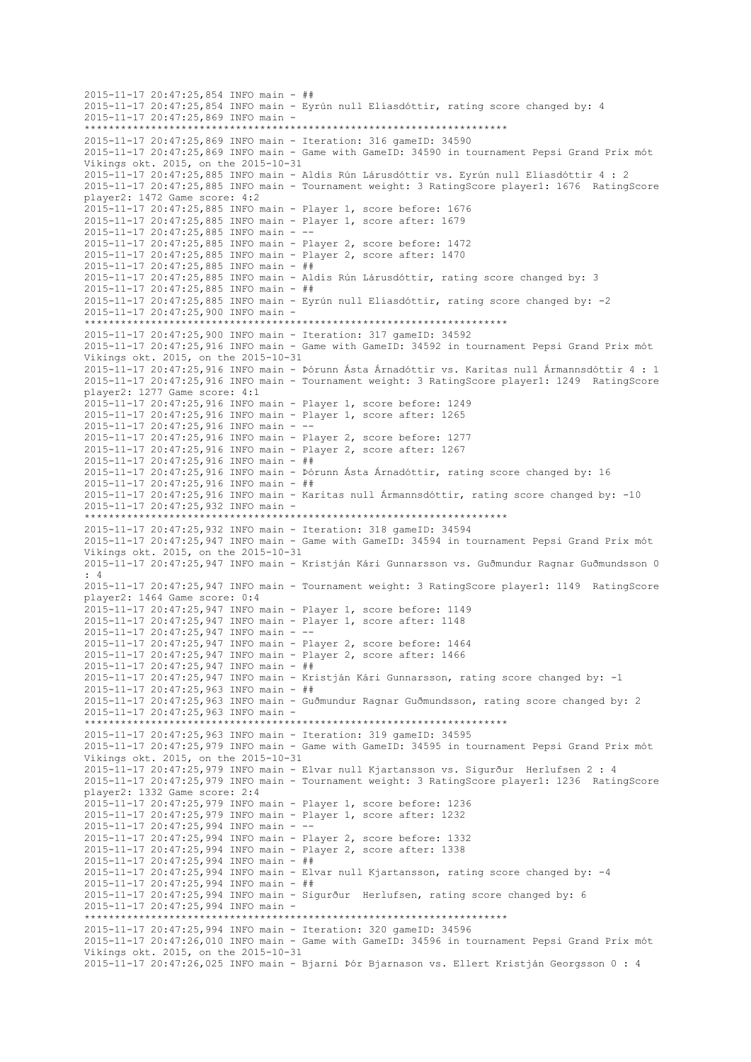```
2015-11-17 20:47:25,854 INFO main - ##
2015-11-17 20:47:25,854 INFO main - Eyrún null Elíasdóttir, rating score changed by: 4
2015-11-17 20:47:25,869 INFO main - 
*********************************************************************
2015-11-17 20:47:25,869 INFO main - Iteration: 316 gameID: 34590
2015-11-17 20:47:25,869 INFO main - Game with GameID: 34590 in tournament Pepsi Grand Prix mót 
Víkings okt. 2015, on the 2015-10-31
2015-11-17 20:47:25,885 INFO main - Aldís Rún Lárusdóttir vs. Eyrún null Elíasdóttir 4 : 2
2015-11-17 20:47:25,885 INFO main - Tournament weight: 3 RatingScore player1: 1676  RatingScore 
player2: 1472 Game score: 4:2
2015-11-17 20:47:25,885 INFO main - Player 1, score before: 1676
2015-11-17 20:47:25,885 INFO main - Player 1, score after: 1679
2015-11-17 20:47:25,885 INFO main - --
2015-11-17 20:47:25,885 INFO main - Player 2, score before: 1472
2015-11-17 20:47:25,885 INFO main - Player 2, score after: 1470
2015-11-17 20:47:25,885 INFO main - ##
2015-11-17 20:47:25,885 INFO main - Aldís Rún Lárusdóttir, rating score changed by: 3
2015-11-17 20:47:25,885 INFO main - ##
2015-11-17 20:47:25,885 INFO main - Eyrún null Elíasdóttir, rating score changed by: -2
2015-11-17 20:47:25,900 INFO main - 
*********************************************************************
2015-11-17 20:47:25,900 INFO main - Iteration: 317 gameID: 34592
2015-11-17 20:47:25,916 INFO main - Game with GameID: 34592 in tournament Pepsi Grand Prix mót 
Víkings okt. 2015, on the 2015-10-31
2015-11-17 20:47:25,916 INFO main - Þórunn Ásta Árnadóttir vs. Karitas null Ármannsdóttir 4 : 1
2015-11-17 20:47:25,916 INFO main - Tournament weight: 3 RatingScore player1: 1249  RatingScore 
player2: 1277 Game score: 4:1
2015-11-17 20:47:25,916 INFO main - Player 1, score before: 1249
2015-11-17 20:47:25,916 INFO main - Player 1, score after: 1265
2015-11-17 20:47:25,916 INFO main - --
2015-11-17 20:47:25,916 INFO main - Player 2, score before: 1277
2015-11-17 20:47:25,916 INFO main - Player 2, score after: 1267
2015-11-17 20:47:25,916 INFO main - ##
2015-11-17 20:47:25,916 INFO main - Þórunn Ásta Árnadóttir, rating score changed by: 16
2015-11-17 20:47:25,916 INFO main - ##
2015-11-17 20:47:25,916 INFO main - Karitas null Ármannsdóttir, rating score changed by: -10
2015-11-17 20:47:25,932 INFO main - 
*********************************************************************
2015-11-17 20:47:25,932 INFO main - Iteration: 318 gameID: 34594
2015-11-17 20:47:25,947 INFO main - Game with GameID: 34594 in tournament Pepsi Grand Prix mót 
Víkings okt. 2015, on the 2015-10-31
2015-11-17 20:47:25,947 INFO main - Kristján Kári Gunnarsson vs. Guðmundur Ragnar Guðmundsson 0 
: 4
2015-11-17 20:47:25,947 INFO main - Tournament weight: 3 RatingScore player1: 1149  RatingScore 
player2: 1464 Game score: 0:4
2015-11-17 20:47:25,947 INFO main - Player 1, score before: 1149
2015-11-17 20:47:25,947 INFO main - Player 1, score after: 1148
2015-11-17 20:47:25,947 INFO main - --
2015-11-17 20:47:25,947 INFO main - Player 2, score before: 1464
2015-11-17 20:47:25,947 INFO main - Player 2, score after: 1466
2015-11-17 20:47:25,947 INFO main - ##
2015-11-17 20:47:25,947 INFO main - Kristján Kári Gunnarsson, rating score changed by: -1
2015-11-17 20:47:25,963 INFO main - ##
2015-11-17 20:47:25,963 INFO main - Guðmundur Ragnar Guðmundsson, rating score changed by: 2
2015-11-17 20:47:25,963 INFO main - 
*********************************************************************
2015-11-17 20:47:25,963 INFO main - Iteration: 319 gameID: 34595
2015-11-17 20:47:25,979 INFO main - Game with GameID: 34595 in tournament Pepsi Grand Prix mót 
Víkings okt. 2015, on the 2015-10-31
2015-11-17 20:47:25,979 INFO main - Elvar null Kjartansson vs. Sigurður  Herlufsen 2 : 4
2015-11-17 20:47:25,979 INFO main - Tournament weight: 3 RatingScore player1: 1236  RatingScore 
player2: 1332 Game score: 2:4
2015-11-17 20:47:25,979 INFO main - Player 1, score before: 1236
2015-11-17 20:47:25,979 INFO main - Player 1, score after: 1232
2015-11-17 20:47:25,994 INFO main - --
2015-11-17 20:47:25,994 INFO main - Player 2, score before: 1332
2015-11-17 20:47:25,994 INFO main - Player 2, score after: 1338
2015-11-17 20:47:25,994 INFO main - ##
2015-11-17 20:47:25,994 INFO main - Elvar null Kjartansson, rating score changed by: -4
2015-11-17 20:47:25,994 INFO main - ##
2015-11-17 20:47:25,994 INFO main - Sigurður  Herlufsen, rating score changed by: 6
2015-11-17 20:47:25,994 INFO main - 
*********************************************************************
2015-11-17 20:47:25,994 INFO main - Iteration: 320 gameID: 34596
2015-11-17 20:47:26,010 INFO main - Game with GameID: 34596 in tournament Pepsi Grand Prix mót 
Víkings okt. 2015, on the 2015-10-31
2015-11-17 20:47:26,025 INFO main - Bjarni Þór Bjarnason vs. Ellert Kristján Georgsson 0 : 4
```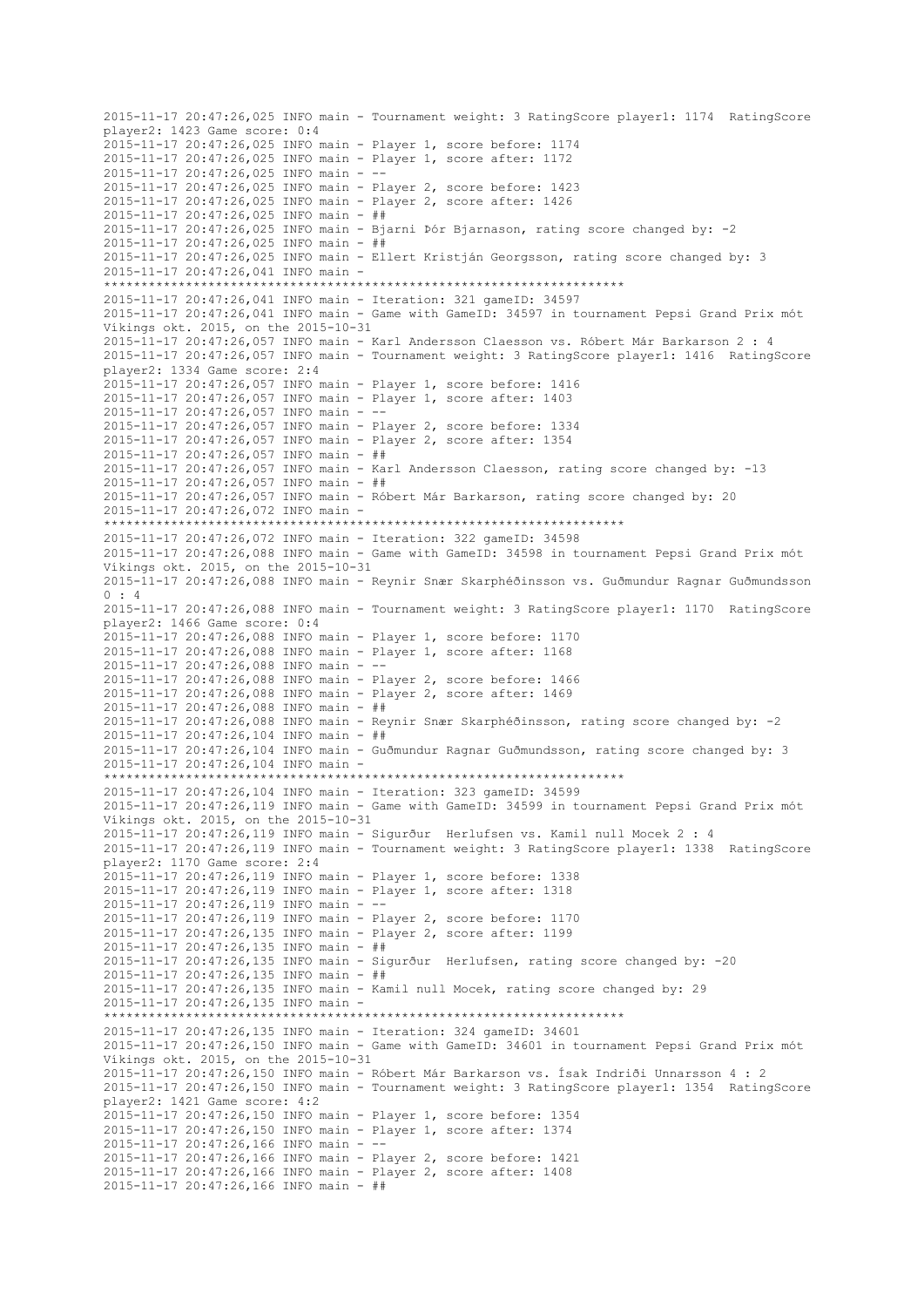```
2015-11-17 20:47:26,025 INFO main - Tournament weight: 3 RatingScore player1: 1174  RatingScore
player2: 1423 Game score: 0:4
2015-11-17 20:47:26,025 INFO main - Player 1, score before: 1174
2015-11-17 20:47:26,025 INFO main - Player 1, score after: 1172
2015-11-17 20:47:26,025 INFO main - --
2015-11-17 20:47:26,025 INFO main - Player 2, score before: 1423
2015-11-17 20:47:26,025 INFO main - Player 2, score after: 1426
2015-11-17 20:47:26,025 INFO main - ##
2015-11-17 20:47:26,025 INFO main - Bjarni Þór Bjarnason, rating score changed by: -2
2015-11-17 20:47:26,025 INFO main - ##
2015-11-17 20:47:26,025 INFO main - Ellert Kristján Georgsson, rating score changed by: 3
2015-11-17 20:47:26,041 INFO main - 
**********************************************************************
2015-11-17 20:47:26,041 INFO main - Iteration: 321 gameID: 34597
2015-11-17 20:47:26,041 INFO main - Game with GameID: 34597 in tournament Pepsi Grand Prix mót
Víkings okt. 2015, on the 2015-10-31
2015-11-17 20:47:26,057 INFO main - Karl Andersson Claesson vs. Róbert Már Barkarson 2 : 4
2015-11-17 20:47:26,057 INFO main - Tournament weight: 3 RatingScore player1: 1416  RatingScore
player2: 1334 Game score: 2:4
2015-11-17 20:47:26,057 INFO main - Player 1, score before: 1416
2015-11-17 20:47:26,057 INFO main - Player 1, score after: 1403
2015-11-17 20:47:26,057 INFO main - --
2015-11-17 20:47:26,057 INFO main - Player 2, score before: 1334
2015-11-17 20:47:26,057 INFO main - Player 2, score after: 1354
2015-11-17 20:47:26,057 INFO main - ##
2015-11-17 20:47:26,057 INFO main - Karl Andersson Claesson, rating score changed by: -13
2015-11-17 20:47:26,057 INFO main - ##
2015-11-17 20:47:26,057 INFO main - Róbert Már Barkarson, rating score changed by: 20
2015-11-17 20:47:26,072 INFO main - 
**********************************************************************
2015-11-17 20:47:26,072 INFO main - Iteration: 322 gameID: 34598
2015-11-17 20:47:26,088 INFO main - Game with GameID: 34598 in tournament Pepsi Grand Prix mót
Víkings okt. 2015, on the 2015-10-31
2015-11-17 20:47:26,088 INFO main - Reynir Snær Skarphéðinsson vs. Guðmundur Ragnar Guðmundsson
0 : 4
2015-11-17 20:47:26,088 INFO main - Tournament weight: 3 RatingScore player1: 1170  RatingScore
player2: 1466 Game score: 0:4
2015-11-17 20:47:26,088 INFO main - Player 1, score before: 1170
2015-11-17 20:47:26,088 INFO main - Player 1, score after: 1168
2015-11-17 20:47:26,088 INFO main - --
2015-11-17 20:47:26,088 INFO main - Player 2, score before: 1466
2015-11-17 20:47:26,088 INFO main - Player 2, score after: 1469
2015-11-17 20:47:26,088 INFO main - ##
2015-11-17 20:47:26,088 INFO main - Reynir Snær Skarphéðinsson, rating score changed by: -2
2015-11-17 20:47:26,104 INFO main - ##
2015-11-17 20:47:26,104 INFO main - Guðmundur Ragnar Guðmundsson, rating score changed by: 3
2015-11-17 20:47:26,104 INFO main - 
**********************************************************************
2015-11-17 20:47:26,104 INFO main - Iteration: 323 gameID: 34599
2015-11-17 20:47:26,119 INFO main - Game with GameID: 34599 in tournament Pepsi Grand Prix mót
Víkings okt. 2015, on the 2015-10-31
2015-11-17 20:47:26,119 INFO main - Sigurður  Herlufsen vs. Kamil null Mocek 2 : 4
2015-11-17 20:47:26,119 INFO main - Tournament weight: 3 RatingScore player1: 1338  RatingScore
player2: 1170 Game score: 2:4
2015-11-17 20:47:26,119 INFO main - Player 1, score before: 1338
2015-11-17 20:47:26,119 INFO main - Player 1, score after: 1318
2015-11-17 20:47:26,119 INFO main - --
2015-11-17 20:47:26,119 INFO main - Player 2, score before: 1170
2015-11-17 20:47:26,135 INFO main - Player 2, score after: 1199
2015-11-17 20:47:26,135 INFO main - ##
2015-11-17 20:47:26,135 INFO main - Sigurður  Herlufsen, rating score changed by: -20
2015-11-17 20:47:26,135 INFO main - ##
2015-11-17 20:47:26,135 INFO main - Kamil null Mocek, rating score changed by: 29
2015-11-17 20:47:26,135 INFO main - 
**********************************************************************
2015-11-17 20:47:26,135 INFO main - Iteration: 324 gameID: 34601
2015-11-17 20:47:26,150 INFO main - Game with GameID: 34601 in tournament Pepsi Grand Prix mót
Víkings okt. 2015, on the 2015-10-31
2015-11-17 20:47:26,150 INFO main - Róbert Már Barkarson vs. Ísak Indriði Unnarsson 4 : 2
2015-11-17 20:47:26,150 INFO main - Tournament weight: 3 RatingScore player1: 1354  RatingScore
player2: 1421 Game score: 4:2
2015-11-17 20:47:26,150 INFO main - Player 1, score before: 1354
2015-11-17 20:47:26,150 INFO main - Player 1, score after: 1374
2015-11-17 20:47:26,166 INFO main - --
2015-11-17 20:47:26,166 INFO main - Player 2, score before: 1421
2015-11-17 20:47:26,166 INFO main - Player 2, score after: 1408
2015-11-17 20:47:26,166 INFO main - ##
```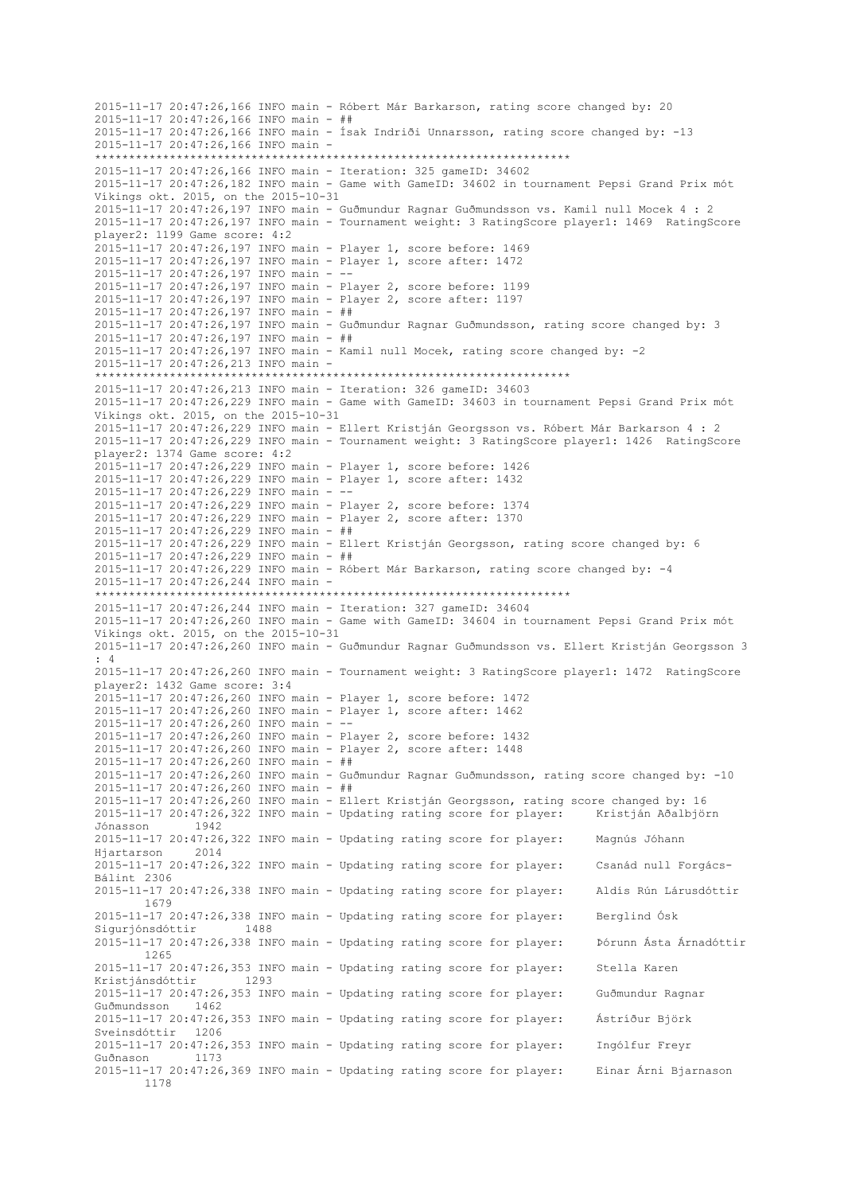```
2015-11-17 20:47:26,166 INFO main - Róbert Már Barkarson, rating score changed by: 20
2015-11-17 20:47:26,166 INFO main - ##
2015-11-17 20:47:26,166 INFO main - Ísak Indriði Unnarsson, rating score changed by: -13
2015-11-17 20:47:26,166 INFO main - 
**********************************************************************
2015-11-17 20:47:26,166 INFO main - Iteration: 325 gameID: 34602
2015-11-17 20:47:26,182 INFO main - Game with GameID: 34602 in tournament Pepsi Grand Prix mót 
Víkings okt. 2015, on the 2015-10-31
2015-11-17 20:47:26,197 INFO main - Guðmundur Ragnar Guðmundsson vs. Kamil null Mocek 4 : 2
2015-11-17 20:47:26,197 INFO main - Tournament weight: 3 RatingScore player1: 1469  RatingScore 
player2: 1199 Game score: 4:2
2015-11-17 20:47:26,197 INFO main - Player 1, score before: 1469
2015-11-17 20:47:26,197 INFO main - Player 1, score after: 1472
2015-11-17 20:47:26,197 INFO main - --
2015-11-17 20:47:26,197 INFO main - Player 2, score before: 1199
2015-11-17 20:47:26,197 INFO main - Player 2, score after: 1197
2015-11-17 20:47:26,197 INFO main - ##
2015-11-17 20:47:26,197 INFO main - Guðmundur Ragnar Guðmundsson, rating score changed by: 3
2015-11-17 20:47:26,197 INFO main - ##
2015-11-17 20:47:26,197 INFO main - Kamil null Mocek, rating score changed by: -2
2015-11-17 20:47:26,213 INFO main - 
**********************************************************************
2015-11-17 20:47:26,213 INFO main - Iteration: 326 gameID: 34603
2015-11-17 20:47:26,229 INFO main - Game with GameID: 34603 in tournament Pepsi Grand Prix mót 
Víkings okt. 2015, on the 2015-10-31
2015-11-17 20:47:26,229 INFO main - Ellert Kristján Georgsson vs. Róbert Már Barkarson 4 : 2
2015-11-17 20:47:26,229 INFO main - Tournament weight: 3 RatingScore player1: 1426  RatingScore 
player2: 1374 Game score: 4:2
2015-11-17 20:47:26,229 INFO main - Player 1, score before: 1426
2015-11-17 20:47:26,229 INFO main - Player 1, score after: 1432
2015-11-17 20:47:26,229 INFO main - --
2015-11-17 20:47:26,229 INFO main - Player 2, score before: 1374
2015-11-17 20:47:26,229 INFO main - Player 2, score after: 1370
2015-11-17 20:47:26,229 INFO main - ##
2015-11-17 20:47:26,229 INFO main - Ellert Kristján Georgsson, rating score changed by: 6
2015-11-17 20:47:26,229 INFO main - ##
2015-11-17 20:47:26,229 INFO main - Róbert Már Barkarson, rating score changed by: -4
2015-11-17 20:47:26,244 INFO main - 
**********************************************************************
2015-11-17 20:47:26,244 INFO main - Iteration: 327 gameID: 34604
2015-11-17 20:47:26,260 INFO main - Game with GameID: 34604 in tournament Pepsi Grand Prix mót 
Víkings okt. 2015, on the 2015-10-31
2015-11-17 20:47:26,260 INFO main - Guðmundur Ragnar Guðmundsson vs. Ellert Kristján Georgsson 3 
: 4
2015-11-17 20:47:26,260 INFO main - Tournament weight: 3 RatingScore player1: 1472  RatingScore 
player2: 1432 Game score: 3:4
2015-11-17 20:47:26,260 INFO main - Player 1, score before: 1472
2015-11-17 20:47:26,260 INFO main - Player 1, score after: 1462
2015-11-17 20:47:26,260 INFO main - --
2015-11-17 20:47:26,260 INFO main - Player 2, score before: 1432
2015-11-17 20:47:26,260 INFO main - Player 2, score after: 1448
2015-11-17 20:47:26,260 INFO main - ##
2015-11-17 20:47:26,260 INFO main - Guðmundur Ragnar Guðmundsson, rating score changed by: -10
2015-11-17 20:47:26,260 INFO main - ##
2015-11-17 20:47:26,260 INFO main - Ellert Kristján Georgsson, rating score changed by: 16
2015-11-17 20:47:26,322 INFO main - Updating rating score for player:     Kristján Aðalbjörn 
Jónasson      1942
2015-11-17 20:47:26,322 INFO main - Updating rating score for player:     Magnús Jóhann 
Hjartarson    2014
2015-11-17 20:47:26,322 INFO main - Updating rating score for player:     Csanád null Forgács-
Bálint 2306
2015-11-17 20:47:26,338 INFO main - Updating rating score for player:     Aldís Rún Lárusdóttir 
      1679
2015-11-17 20:47:26,338 INFO main - Updating rating score for player:     Berglind Ósk 
Sigurjónsdóttir      1488
2015-11-17 20:47:26,338 INFO main - Updating rating score for player:     Þórunn Ásta Árnadóttir 
      1265
2015-11-17 20:47:26,353 INFO main - Updating rating score for player:     Stella Karen 
Kristjánsdóttir      1293
2015-11-17 20:47:26,353 INFO main - Updating rating score for player:     Guðmundur Ragnar 
Guðmundsson   1462
2015-11-17 20:47:26,353 INFO main - Updating rating score for player:     Ástríður Björk 
Sveinsdóttir  1206
2015-11-17 20:47:26,353 INFO main - Updating rating score for player:     Ingólfur Freyr 
Guðnason      1173
2015-11-17 20:47:26,369 INFO main - Updating rating score for player:     Einar Árni Bjarnason 
      1178
```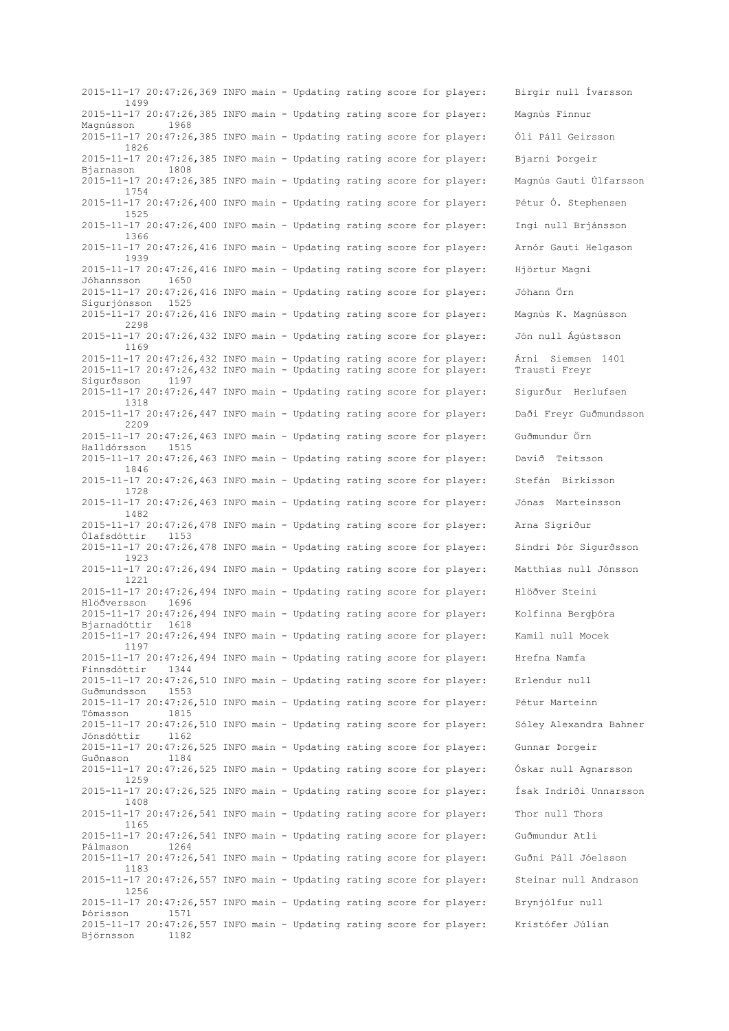```
2015-11-17 20:47:26,369 INFO main - Updating rating score for player:     Birgir null Ívarsson
       1499
2015-11-17 20:47:26,385 INFO main - Updating rating score for player:     Magnús Finnur
Magnússon     1968
2015-11-17 20:47:26,385 INFO main - Updating rating score for player:     Óli Páll Geirsson
       1826
2015-11-17 20:47:26,385 INFO main - Updating rating score for player:     Bjarni Þorgeir
Bjarnason     1808
2015-11-17 20:47:26,385 INFO main - Updating rating score for player:     Magnús Gauti Úlfarsson
       1754
2015-11-17 20:47:26,400 INFO main - Updating rating score for player:     Pétur Ó. Stephensen
       1525
2015-11-17 20:47:26,400 INFO main - Updating rating score for player:     Ingi null Brjánsson
       1366
2015-11-17 20:47:26,416 INFO main - Updating rating score for player:     Arnór Gauti Helgason
       1939
2015-11-17 20:47:26,416 INFO main - Updating rating score for player:     Hjörtur Magni
Jóhannsson    1650
2015-11-17 20:47:26,416 INFO main - Updating rating score for player:     Jóhann Örn
Sigurjónsson  1525
2015-11-17 20:47:26,416 INFO main - Updating rating score for player:     Magnús K. Magnússon
       2298
2015-11-17 20:47:26,432 INFO main - Updating rating score for player:     Jón null Ágústsson
       1169
2015-11-17 20:47:26,432 INFO main - Updating rating score for player:     Árni  Siemsen  1401
2015-11-17 20:47:26,432 INFO main - Updating rating score for player:     Trausti Freyr
Sigurðsson    1197
2015-11-17 20:47:26,447 INFO main - Updating rating score for player:     Sigurður  Herlufsen
       1318
2015-11-17 20:47:26,447 INFO main - Updating rating score for player:     Daði Freyr Guðmundsson
       2209
2015-11-17 20:47:26,463 INFO main - Updating rating score for player:     Guðmundur Örn
Halldórsson   1515
2015-11-17 20:47:26,463 INFO main - Updating rating score for player:     Davíð  Teitsson
       1846
2015-11-17 20:47:26,463 INFO main - Updating rating score for player:     Stefán  Birkisson
       1728
2015-11-17 20:47:26,463 INFO main - Updating rating score for player:     Jónas  Marteinsson
       1482
2015-11-17 20:47:26,478 INFO main - Updating rating score for player:     Arna Sigríður
Ólafsdóttir   1153
2015-11-17 20:47:26,478 INFO main - Updating rating score for player:     Sindri Þór Sigurðsson
       1923
2015-11-17 20:47:26,494 INFO main - Updating rating score for player:     Matthías null Jónsson
       1221
2015-11-17 20:47:26,494 INFO main - Updating rating score for player:     Hlöðver Steini
Hlöðversson   1696
2015-11-17 20:47:26,494 INFO main - Updating rating score for player:     Kolfinna Bergþóra
Bjarnadóttir  1618
2015-11-17 20:47:26,494 INFO main - Updating rating score for player:     Kamil null Mocek
       1197
2015-11-17 20:47:26,494 INFO main - Updating rating score for player:     Hrefna Namfa
Finnsdóttir   1344
2015-11-17 20:47:26,510 INFO main - Updating rating score for player:     Erlendur null
Guðmundsson   1553
2015-11-17 20:47:26,510 INFO main - Updating rating score for player:     Pétur Marteinn
Tómasson      1815
2015-11-17 20:47:26,510 INFO main - Updating rating score for player:     Sóley Alexandra Bahner
Jónsdóttir    1162
2015-11-17 20:47:26,525 INFO main - Updating rating score for player:     Gunnar Þorgeir
Guðnason      1184
2015-11-17 20:47:26,525 INFO main - Updating rating score for player:     Óskar null Agnarsson
       1259
2015-11-17 20:47:26,525 INFO main - Updating rating score for player:     Ísak Indriði Unnarsson
       1408
2015-11-17 20:47:26,541 INFO main - Updating rating score for player:     Thor null Thors
       1165
2015-11-17 20:47:26,541 INFO main - Updating rating score for player:     Guðmundur Atli
Pálmason      1264
2015-11-17 20:47:26,541 INFO main - Updating rating score for player:     Guðni Páll Jóelsson
       1183
2015-11-17 20:47:26,557 INFO main - Updating rating score for player:     Steinar null Andrason
       1256
2015-11-17 20:47:26,557 INFO main - Updating rating score for player:     Brynjólfur null
Þórisson      1571
2015-11-17 20:47:26,557 INFO main - Updating rating score for player:     Kristófer Júlían
Björnsson     1182
```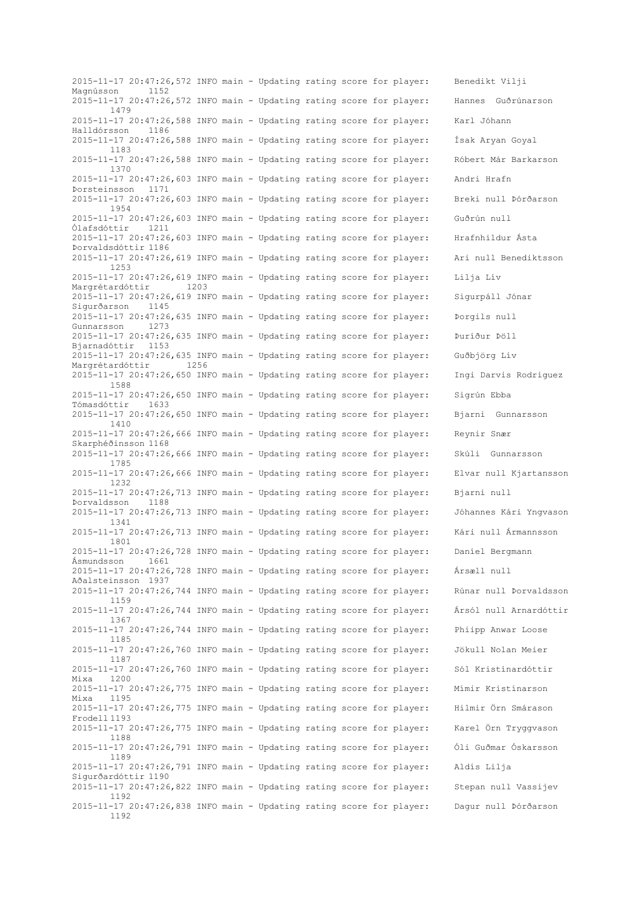```
2015-11-17 20:47:26,572 INFO main - Updating rating score for player:     Benedikt Vilji
Magnússon      1152
2015-11-17 20:47:26,572 INFO main - Updating rating score for player:     Hannes  Guðrúnarson
       1479
2015-11-17 20:47:26,588 INFO main - Updating rating score for player:     Karl Jóhann
Halldórsson    1186
2015-11-17 20:47:26,588 INFO main - Updating rating score for player:     Ísak Aryan Goyal
       1183
2015-11-17 20:47:26,588 INFO main - Updating rating score for player:     Róbert Már Barkarson
       1370
2015-11-17 20:47:26,603 INFO main - Updating rating score for player:     Andri Hrafn
Þorsteinsson   1171
2015-11-17 20:47:26,603 INFO main - Updating rating score for player:     Breki null Þórðarson
       1954
2015-11-17 20:47:26,603 INFO main - Updating rating score for player:     Guðrún null
Ólafsdóttir    1211
2015-11-17 20:47:26,603 INFO main - Updating rating score for player:     Hrafnhildur Ásta
Þorvaldsdóttir 1186
2015-11-17 20:47:26,619 INFO main - Updating rating score for player:     Ari null Benediktsson
       1253
2015-11-17 20:47:26,619 INFO main - Updating rating score for player:     Lilja Lív
Margrétardóttir       1203
2015-11-17 20:47:26,619 INFO main - Updating rating score for player:     Sigurpáll Jónar
Sigurðarson    1145
2015-11-17 20:47:26,635 INFO main - Updating rating score for player:     Þorgils null
Gunnarsson     1273
2015-11-17 20:47:26,635 INFO main - Updating rating score for player:     Þuríður Þöll
Bjarnadóttir   1153
2015-11-17 20:47:26,635 INFO main - Updating rating score for player:     Guðbjörg Lív
Margrétardóttir       1256
2015-11-17 20:47:26,650 INFO main - Updating rating score for player:     Ingi Darvis Rodriguez
       1588
2015-11-17 20:47:26,650 INFO main - Updating rating score for player:     Sigrún Ebba
Tómasdóttir    1633
2015-11-17 20:47:26,650 INFO main - Updating rating score for player:     Bjarni  Gunnarsson
       1410
2015-11-17 20:47:26,666 INFO main - Updating rating score for player:     Reynir Snær
Skarphéðinsson 1168
2015-11-17 20:47:26,666 INFO main - Updating rating score for player:     Skúli  Gunnarsson
       1785
2015-11-17 20:47:26,666 INFO main - Updating rating score for player:     Elvar null Kjartansson
       1232
2015-11-17 20:47:26,713 INFO main - Updating rating score for player:     Bjarni null
Þorvaldsson    1188
2015-11-17 20:47:26,713 INFO main - Updating rating score for player:     Jóhannes Kári Yngvason
       1341
2015-11-17 20:47:26,713 INFO main - Updating rating score for player:     Kári null Ármannsson
       1801
2015-11-17 20:47:26,728 INFO main - Updating rating score for player:     Daníel Bergmann
Ásmundsson     1661
2015-11-17 20:47:26,728 INFO main - Updating rating score for player:     Ársæll null
Aðalsteinsson  1937
2015-11-17 20:47:26,744 INFO main - Updating rating score for player:     Rúnar null Þorvaldsson
       1159
2015-11-17 20:47:26,744 INFO main - Updating rating score for player:     Ársól null Arnardóttir
       1367
2015-11-17 20:47:26,744 INFO main - Updating rating score for player:     Phiipp Anwar Loose
       1185
2015-11-17 20:47:26,760 INFO main - Updating rating score for player:     Jökull Nolan Meier
       1187
2015-11-17 20:47:26,760 INFO main - Updating rating score for player:     Sól Kristínardóttir
Mixa   1200
2015-11-17 20:47:26,775 INFO main - Updating rating score for player:     Mímir Kristínarson
Mixa   1195
2015-11-17 20:47:26,775 INFO main - Updating rating score for player:     Hilmir Örn Smárason
Frodell 1193
2015-11-17 20:47:26,775 INFO main - Updating rating score for player:     Karel Örn Tryggvason
       1188
2015-11-17 20:47:26,791 INFO main - Updating rating score for player:     Óli Guðmar Óskarsson
       1189
2015-11-17 20:47:26,791 INFO main - Updating rating score for player:     Aldís Lilja
Sigurðardóttir 1190
2015-11-17 20:47:26,822 INFO main - Updating rating score for player:     Stepan null Vassijev
       1192
2015-11-17 20:47:26,838 INFO main - Updating rating score for player:     Dagur null Þórðarson
       1192
```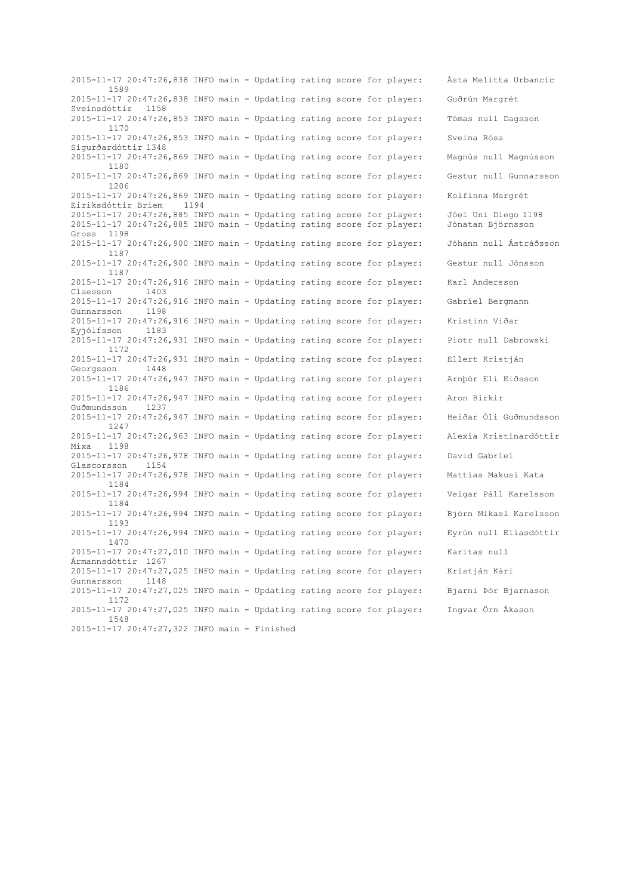```
2015-11-17 20:47:26,838 INFO main - Updating rating score for player:     Ásta Melitta Urbancic
        1589
2015-11-17 20:47:26,838 INFO main - Updating rating score for player:     Guðrún Margrét
Sveinsdóttir   1158
2015-11-17 20:47:26,853 INFO main - Updating rating score for player:     Tómas null Dagsson
        1170
2015-11-17 20:47:26,853 INFO main - Updating rating score for player:     Sveina Rósa
Sigurðardóttir 1348
2015-11-17 20:47:26,869 INFO main - Updating rating score for player:     Magnús null Magnússon
        1180
2015-11-17 20:47:26,869 INFO main - Updating rating score for player:     Gestur null Gunnarsson
        1206
2015-11-17 20:47:26,869 INFO main - Updating rating score for player:     Kolfinna Margrét
Eiríksdóttir Briem    1194
2015-11-17 20:47:26,885 INFO main - Updating rating score for player:     Jóel Uni Diego 1198
2015-11-17 20:47:26,885 INFO main - Updating rating score for player:     Jónatan Björnsson
Gross  1198
2015-11-17 20:47:26,900 INFO main - Updating rating score for player:     Jóhann null Ástráðsson
        1187
2015-11-17 20:47:26,900 INFO main - Updating rating score for player:     Gestur null Jónsson
        1187
2015-11-17 20:47:26,916 INFO main - Updating rating score for player:     Karl Andersson
Claesson       1403
2015-11-17 20:47:26,916 INFO main - Updating rating score for player:     Gabríel Bergmann
Gunnarsson     1198
2015-11-17 20:47:26,916 INFO main - Updating rating score for player:     Kristinn Viðar
Eyjólfsson     1183
2015-11-17 20:47:26,931 INFO main - Updating rating score for player:     Piotr null Dabrowski
        1172
2015-11-17 20:47:26,931 INFO main - Updating rating score for player:     Ellert Kristján
Georgsson      1448
2015-11-17 20:47:26,947 INFO main - Updating rating score for player:     Arnþór Elí Eiðsson
        1186
2015-11-17 20:47:26,947 INFO main - Updating rating score for player:     Aron Birkir
Guðmundsson    1237
2015-11-17 20:47:26,947 INFO main - Updating rating score for player:     Heiðar Óli Guðmundsson
        1247
2015-11-17 20:47:26,963 INFO main - Updating rating score for player:     Alexía Kristínardóttir
Mixa   1198
2015-11-17 20:47:26,978 INFO main - Updating rating score for player:     David Gabríel
Glascorsson    1154
2015-11-17 20:47:26,978 INFO main - Updating rating score for player:     Mattías Makusi Kata
        1184
2015-11-17 20:47:26,994 INFO main - Updating rating score for player:     Veigar Páll Karelsson
        1184
2015-11-17 20:47:26,994 INFO main - Updating rating score for player:     Björn Mikael Karelsson
        1193
2015-11-17 20:47:26,994 INFO main - Updating rating score for player:     Eyrún null Elíasdóttir
        1470
2015-11-17 20:47:27,010 INFO main - Updating rating score for player:     Karitas null
Ármannsdóttir  1267
2015-11-17 20:47:27,025 INFO main - Updating rating score for player:     Kristján Kári
Gunnarsson     1148
2015-11-17 20:47:27,025 INFO main - Updating rating score for player:     Bjarni Þór Bjarnason
        1172
2015-11-17 20:47:27,025 INFO main - Updating rating score for player:     Ingvar Örn Ákason
        1548
2015-11-17 20:47:27,322 INFO main - Finished
```